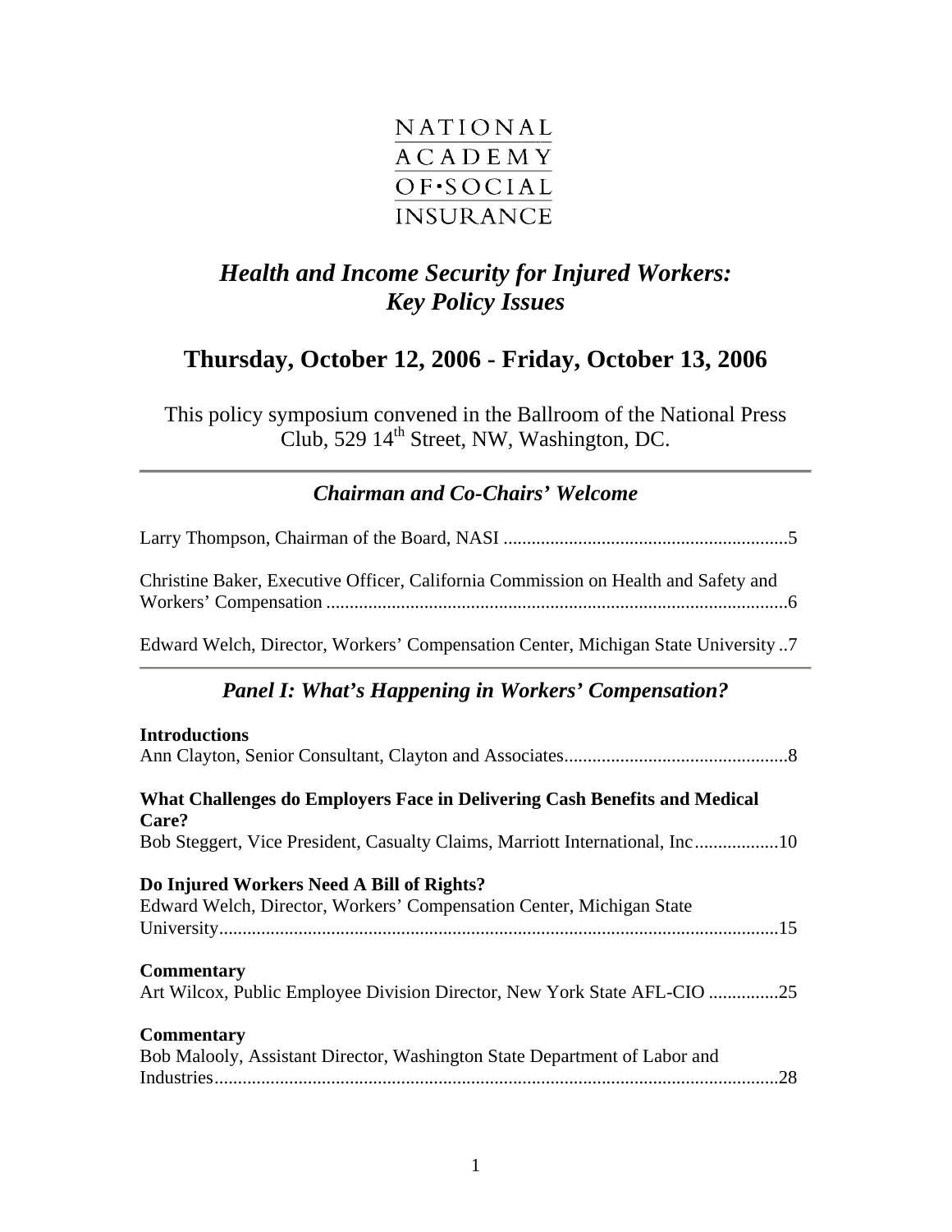NATIONAL
ACADEMY
OF·SOCIAL
INSURANCE

# *Health and Income Security for Injured Workers: Key Policy Issues*

## Thursday, October 12, 2006 - Friday, October 13, 2006

This policy symposium convened in the Ballroom of the National Press Club, 529 14th Street, NW, Washington, DC.

---

### *Chairman and Co-Chairs' Welcome*

Larry Thompson, Chairman of the Board, NASI ............................................................5

Christine Baker, Executive Officer, California Commission on Health and Safety and Workers' Compensation ..................................................................................................6

Edward Welch, Director, Workers' Compensation Center, Michigan State University ..7

---

### *Panel I: What's Happening in Workers' Compensation?*

**Introductions**
Ann Clayton, Senior Consultant, Clayton and Associates................................................8

**What Challenges do Employers Face in Delivering Cash Benefits and Medical Care?**
Bob Steggert, Vice President, Casualty Claims, Marriott International, Inc..................10

**Do Injured Workers Need A Bill of Rights?**
Edward Welch, Director, Workers' Compensation Center, Michigan State University.......................................................................................................................15

**Commentary**
Art Wilcox, Public Employee Division Director, New York State AFL-CIO ...............25

**Commentary**
Bob Malooly, Assistant Director, Washington State Department of Labor and Industries........................................................................................................................28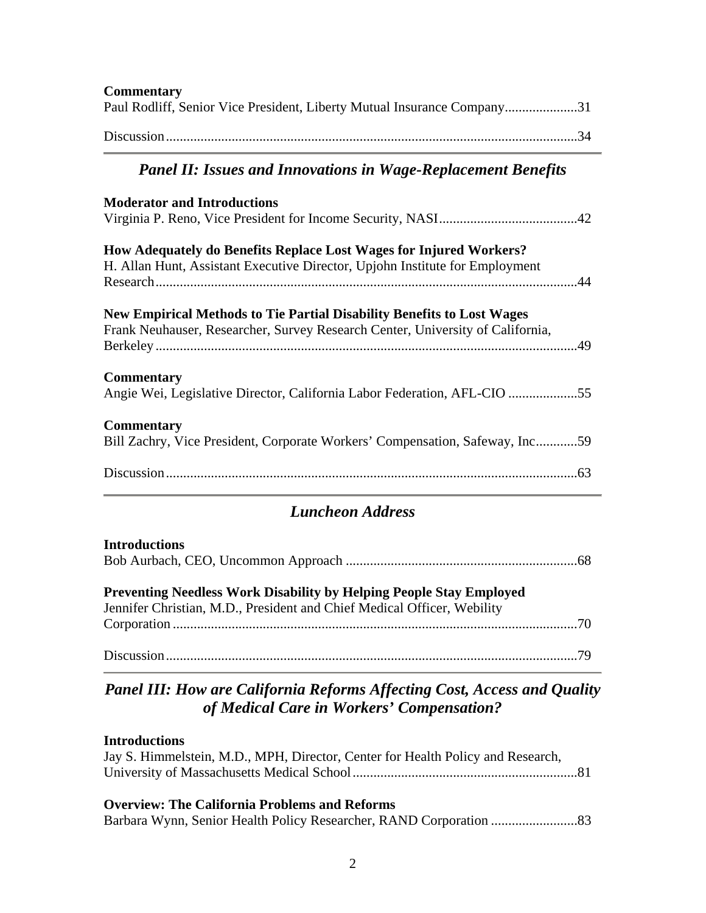**Commentary**
Paul Rodliff, Senior Vice President, Liberty Mutual Insurance Company.....................31

Discussion.......................................................................................................................34

## *Panel II: Issues and Innovations in Wage-Replacement Benefits*

**Moderator and Introductions**
Virginia P. Reno, Vice President for Income Security, NASI........................................42

**How Adequately do Benefits Replace Lost Wages for Injured Workers?**
H. Allan Hunt, Assistant Executive Director, Upjohn Institute for Employment Research..........................................................................................................................44

**New Empirical Methods to Tie Partial Disability Benefits to Lost Wages**
Frank Neuhauser, Researcher, Survey Research Center, University of California, Berkeley...........................................................................................................................49

**Commentary**
Angie Wei, Legislative Director, California Labor Federation, AFL-CIO ....................55

**Commentary**
Bill Zachry, Vice President, Corporate Workers' Compensation, Safeway, Inc............59

Discussion.......................................................................................................................63

## *Luncheon Address*

**Introductions**
Bob Aurbach, CEO, Uncommon Approach ..................................................................68

**Preventing Needless Work Disability by Helping People Stay Employed**
Jennifer Christian, M.D., President and Chief Medical Officer, Webility Corporation.....................................................................................................................70

Discussion.......................................................................................................................79

## *Panel III: How are California Reforms Affecting Cost, Access and Quality of Medical Care in Workers' Compensation?*

**Introductions**
Jay S. Himmelstein, M.D., MPH, Director, Center for Health Policy and Research, University of Massachusetts Medical School.................................................................81

**Overview: The California Problems and Reforms**
Barbara Wynn, Senior Health Policy Researcher, RAND Corporation .........................83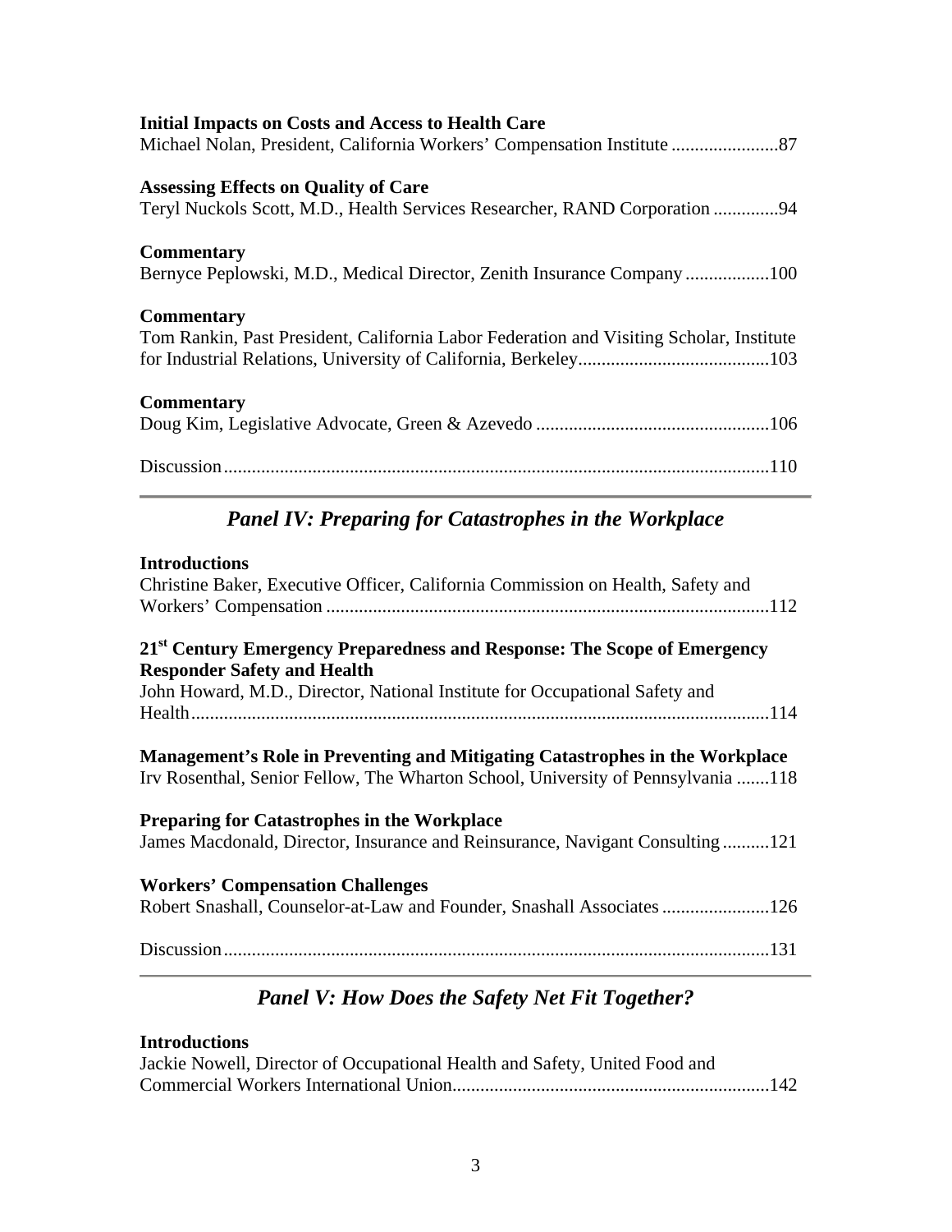**Initial Impacts on Costs and Access to Health Care**
Michael Nolan, President, California Workers' Compensation Institute .......................87

**Assessing Effects on Quality of Care**
Teryl Nuckols Scott, M.D., Health Services Researcher, RAND Corporation ..............94

**Commentary**
Bernyce Peplowski, M.D., Medical Director, Zenith Insurance Company ..................100

**Commentary**
Tom Rankin, Past President, California Labor Federation and Visiting Scholar, Institute for Industrial Relations, University of California, Berkeley.........................................103

**Commentary**
Doug Kim, Legislative Advocate, Green & Azevedo ..................................................106

Discussion.....................................................................................................................110

## *Panel IV: Preparing for Catastrophes in the Workplace*

**Introductions**
Christine Baker, Executive Officer, California Commission on Health, Safety and Workers' Compensation ...............................................................................................112

**21st Century Emergency Preparedness and Response: The Scope of Emergency Responder Safety and Health**
John Howard, M.D., Director, National Institute for Occupational Safety and Health...........................................................................................................................114

**Management's Role in Preventing and Mitigating Catastrophes in the Workplace**
Irv Rosenthal, Senior Fellow, The Wharton School, University of Pennsylvania .......118

**Preparing for Catastrophes in the Workplace**
James Macdonald, Director, Insurance and Reinsurance, Navigant Consulting..........121

**Workers' Compensation Challenges**
Robert Snashall, Counselor-at-Law and Founder, Snashall Associates .......................126

Discussion.....................................................................................................................131

## *Panel V: How Does the Safety Net Fit Together?*

**Introductions**
Jackie Nowell, Director of Occupational Health and Safety, United Food and Commercial Workers International Union...................................................................142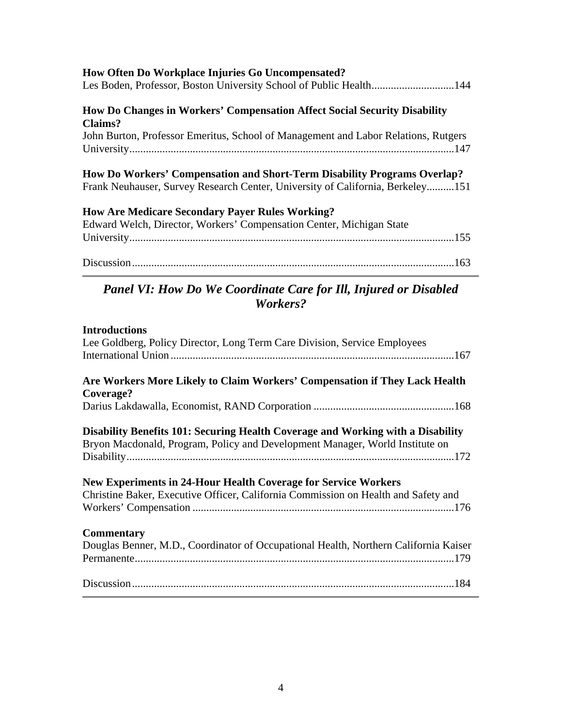**How Often Do Workplace Injuries Go Uncompensated?**
Les Boden, Professor, Boston University School of Public Health..............................144

**How Do Changes in Workers' Compensation Affect Social Security Disability Claims?**
John Burton, Professor Emeritus, School of Management and Labor Relations, Rutgers University......................................................................................................................147

**How Do Workers' Compensation and Short-Term Disability Programs Overlap?**
Frank Neuhauser, Survey Research Center, University of California, Berkeley..........151

**How Are Medicare Secondary Payer Rules Working?**
Edward Welch, Director, Workers' Compensation Center, Michigan State University......................................................................................................................155

Discussion......................................................................................................................163

---

## *Panel VI: How Do We Coordinate Care for Ill, Injured or Disabled Workers?*

**Introductions**
Lee Goldberg, Policy Director, Long Term Care Division, Service Employees International Union.......................................................................................................167

**Are Workers More Likely to Claim Workers' Compensation if They Lack Health Coverage?**
Darius Lakdawalla, Economist, RAND Corporation ...................................................168

**Disability Benefits 101: Securing Health Coverage and Working with a Disability**
Bryon Macdonald, Program, Policy and Development Manager, World Institute on Disability.......................................................................................................................172

**New Experiments in 24-Hour Health Coverage for Service Workers**
Christine Baker, Executive Officer, California Commission on Health and Safety and Workers' Compensation ..............................................................................................176

**Commentary**
Douglas Benner, M.D., Coordinator of Occupational Health, Northern California Kaiser Permanente...................................................................................................................179

Discussion......................................................................................................................184

---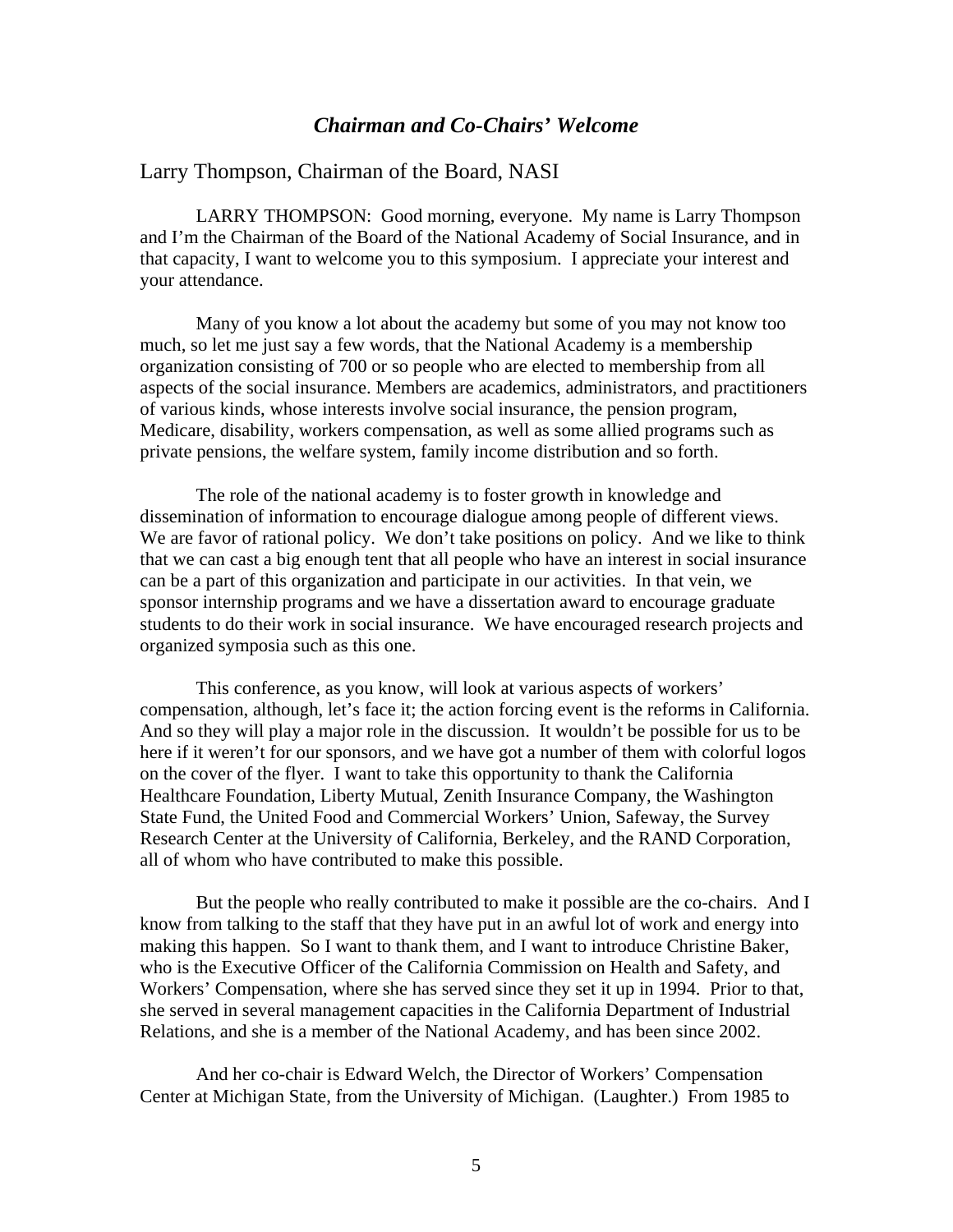## *Chairman and Co-Chairs' Welcome*

### Larry Thompson, Chairman of the Board, NASI

LARRY THOMPSON: Good morning, everyone. My name is Larry Thompson and I'm the Chairman of the Board of the National Academy of Social Insurance, and in that capacity, I want to welcome you to this symposium. I appreciate your interest and your attendance.

Many of you know a lot about the academy but some of you may not know too much, so let me just say a few words, that the National Academy is a membership organization consisting of 700 or so people who are elected to membership from all aspects of the social insurance. Members are academics, administrators, and practitioners of various kinds, whose interests involve social insurance, the pension program, Medicare, disability, workers compensation, as well as some allied programs such as private pensions, the welfare system, family income distribution and so forth.

The role of the national academy is to foster growth in knowledge and dissemination of information to encourage dialogue among people of different views. We are favor of rational policy. We don't take positions on policy. And we like to think that we can cast a big enough tent that all people who have an interest in social insurance can be a part of this organization and participate in our activities. In that vein, we sponsor internship programs and we have a dissertation award to encourage graduate students to do their work in social insurance. We have encouraged research projects and organized symposia such as this one.

This conference, as you know, will look at various aspects of workers' compensation, although, let's face it; the action forcing event is the reforms in California. And so they will play a major role in the discussion. It wouldn't be possible for us to be here if it weren't for our sponsors, and we have got a number of them with colorful logos on the cover of the flyer. I want to take this opportunity to thank the California Healthcare Foundation, Liberty Mutual, Zenith Insurance Company, the Washington State Fund, the United Food and Commercial Workers' Union, Safeway, the Survey Research Center at the University of California, Berkeley, and the RAND Corporation, all of whom who have contributed to make this possible.

But the people who really contributed to make it possible are the co-chairs. And I know from talking to the staff that they have put in an awful lot of work and energy into making this happen. So I want to thank them, and I want to introduce Christine Baker, who is the Executive Officer of the California Commission on Health and Safety, and Workers' Compensation, where she has served since they set it up in 1994. Prior to that, she served in several management capacities in the California Department of Industrial Relations, and she is a member of the National Academy, and has been since 2002.

And her co-chair is Edward Welch, the Director of Workers' Compensation Center at Michigan State, from the University of Michigan. (Laughter.) From 1985 to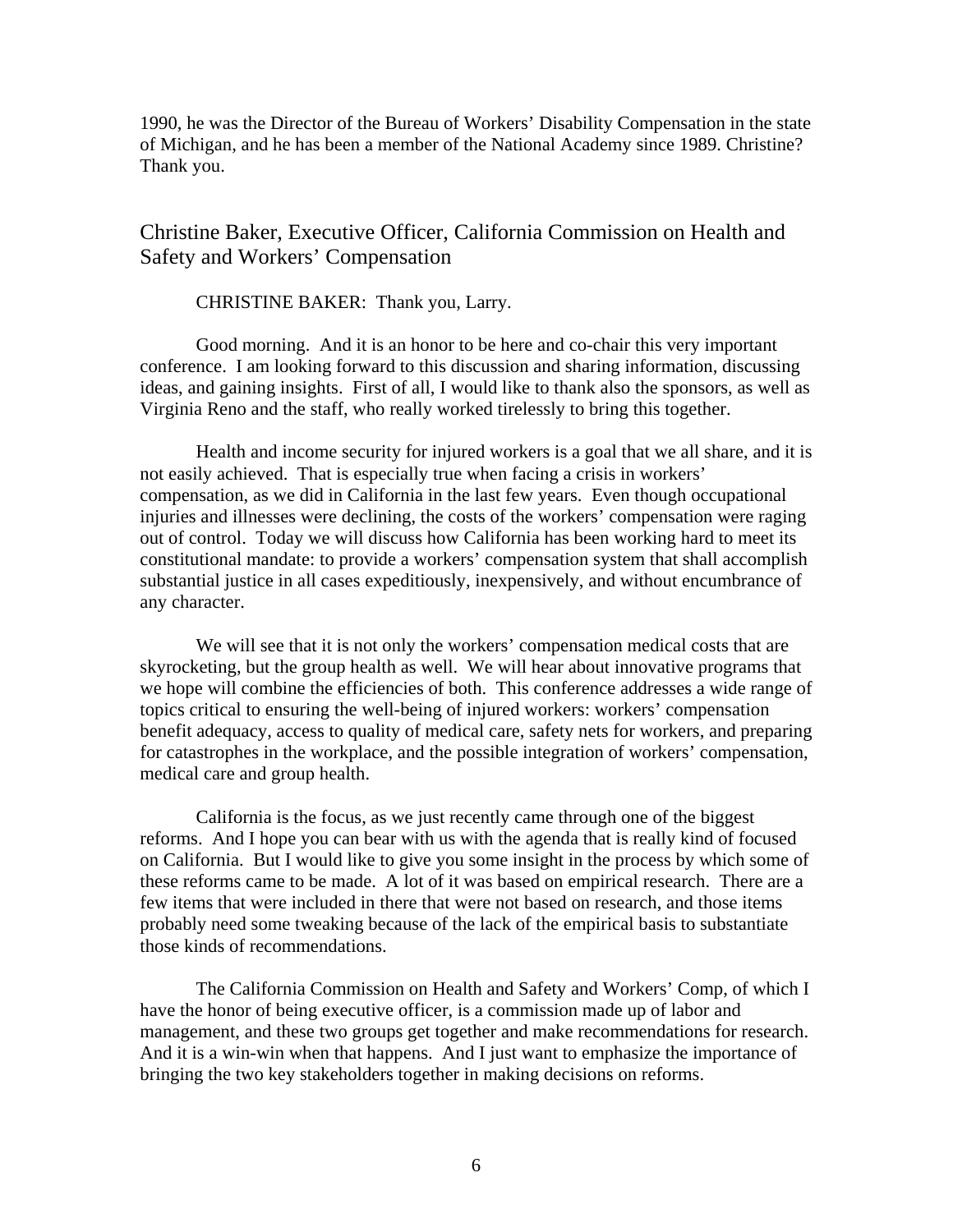1990, he was the Director of the Bureau of Workers' Disability Compensation in the state of Michigan, and he has been a member of the National Academy since 1989. Christine? Thank you.

## Christine Baker, Executive Officer, California Commission on Health and Safety and Workers' Compensation

CHRISTINE BAKER: Thank you, Larry.

Good morning. And it is an honor to be here and co-chair this very important conference. I am looking forward to this discussion and sharing information, discussing ideas, and gaining insights. First of all, I would like to thank also the sponsors, as well as Virginia Reno and the staff, who really worked tirelessly to bring this together.

Health and income security for injured workers is a goal that we all share, and it is not easily achieved. That is especially true when facing a crisis in workers' compensation, as we did in California in the last few years. Even though occupational injuries and illnesses were declining, the costs of the workers' compensation were raging out of control. Today we will discuss how California has been working hard to meet its constitutional mandate: to provide a workers' compensation system that shall accomplish substantial justice in all cases expeditiously, inexpensively, and without encumbrance of any character.

We will see that it is not only the workers' compensation medical costs that are skyrocketing, but the group health as well. We will hear about innovative programs that we hope will combine the efficiencies of both. This conference addresses a wide range of topics critical to ensuring the well-being of injured workers: workers' compensation benefit adequacy, access to quality of medical care, safety nets for workers, and preparing for catastrophes in the workplace, and the possible integration of workers' compensation, medical care and group health.

California is the focus, as we just recently came through one of the biggest reforms. And I hope you can bear with us with the agenda that is really kind of focused on California. But I would like to give you some insight in the process by which some of these reforms came to be made. A lot of it was based on empirical research. There are a few items that were included in there that were not based on research, and those items probably need some tweaking because of the lack of the empirical basis to substantiate those kinds of recommendations.

The California Commission on Health and Safety and Workers' Comp, of which I have the honor of being executive officer, is a commission made up of labor and management, and these two groups get together and make recommendations for research. And it is a win-win when that happens. And I just want to emphasize the importance of bringing the two key stakeholders together in making decisions on reforms.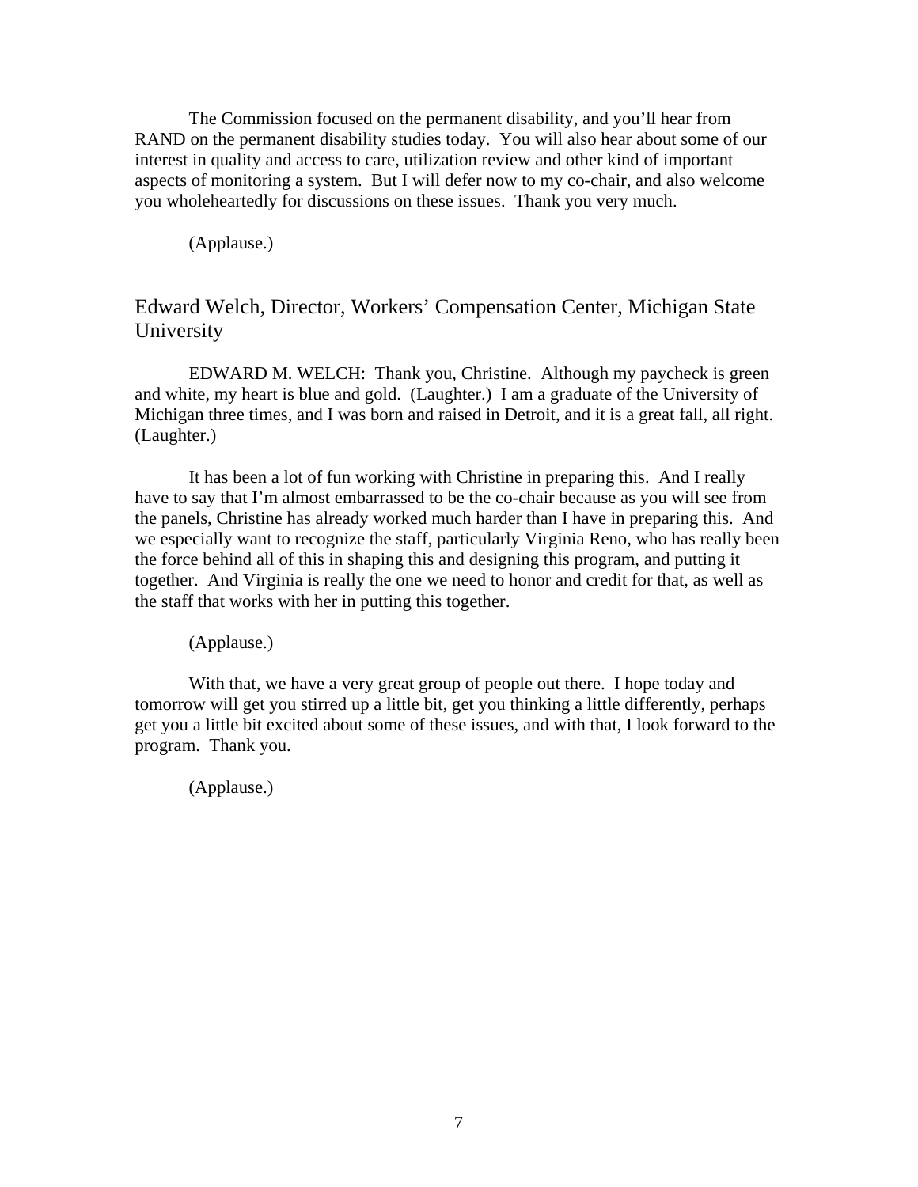The Commission focused on the permanent disability, and you'll hear from RAND on the permanent disability studies today. You will also hear about some of our interest in quality and access to care, utilization review and other kind of important aspects of monitoring a system. But I will defer now to my co-chair, and also welcome you wholeheartedly for discussions on these issues. Thank you very much.

(Applause.)

## Edward Welch, Director, Workers' Compensation Center, Michigan State University

EDWARD M. WELCH: Thank you, Christine. Although my paycheck is green and white, my heart is blue and gold. (Laughter.) I am a graduate of the University of Michigan three times, and I was born and raised in Detroit, and it is a great fall, all right. (Laughter.)

It has been a lot of fun working with Christine in preparing this. And I really have to say that I'm almost embarrassed to be the co-chair because as you will see from the panels, Christine has already worked much harder than I have in preparing this. And we especially want to recognize the staff, particularly Virginia Reno, who has really been the force behind all of this in shaping this and designing this program, and putting it together. And Virginia is really the one we need to honor and credit for that, as well as the staff that works with her in putting this together.

(Applause.)

With that, we have a very great group of people out there. I hope today and tomorrow will get you stirred up a little bit, get you thinking a little differently, perhaps get you a little bit excited about some of these issues, and with that, I look forward to the program. Thank you.

(Applause.)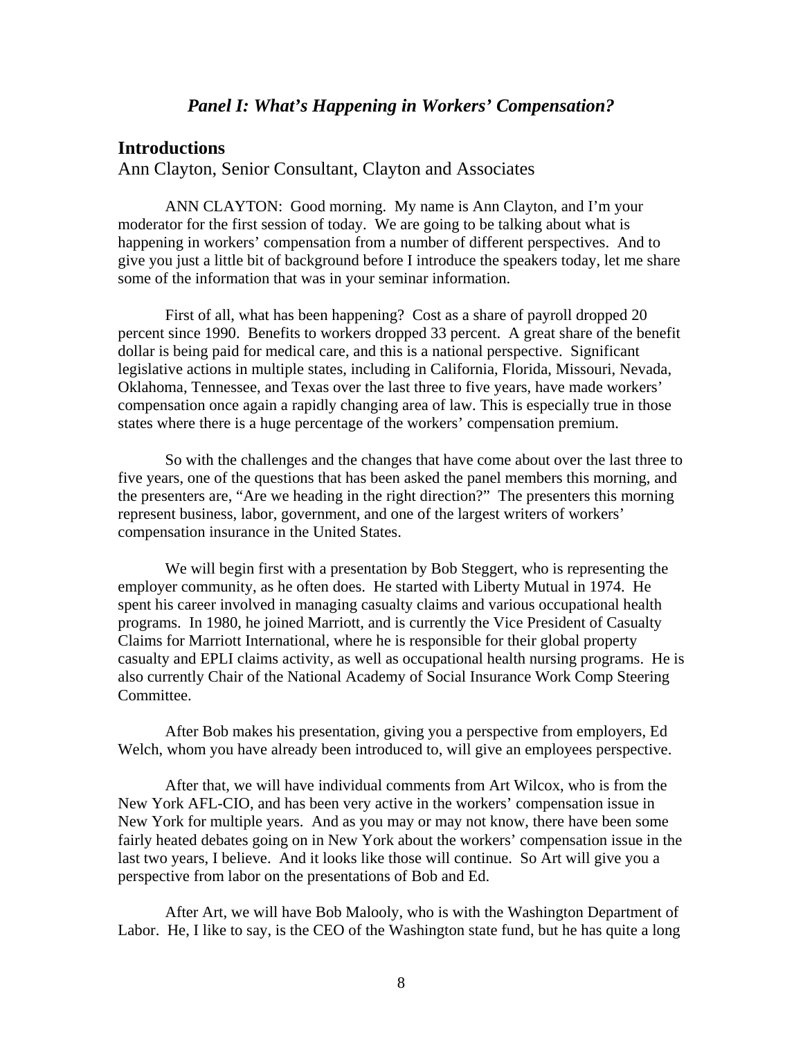## *Panel I: What's Happening in Workers' Compensation?*

### Introductions

Ann Clayton, Senior Consultant, Clayton and Associates

ANN CLAYTON: Good morning. My name is Ann Clayton, and I'm your moderator for the first session of today. We are going to be talking about what is happening in workers' compensation from a number of different perspectives. And to give you just a little bit of background before I introduce the speakers today, let me share some of the information that was in your seminar information.

First of all, what has been happening? Cost as a share of payroll dropped 20 percent since 1990. Benefits to workers dropped 33 percent. A great share of the benefit dollar is being paid for medical care, and this is a national perspective. Significant legislative actions in multiple states, including in California, Florida, Missouri, Nevada, Oklahoma, Tennessee, and Texas over the last three to five years, have made workers' compensation once again a rapidly changing area of law. This is especially true in those states where there is a huge percentage of the workers' compensation premium.

So with the challenges and the changes that have come about over the last three to five years, one of the questions that has been asked the panel members this morning, and the presenters are, "Are we heading in the right direction?" The presenters this morning represent business, labor, government, and one of the largest writers of workers' compensation insurance in the United States.

We will begin first with a presentation by Bob Steggert, who is representing the employer community, as he often does. He started with Liberty Mutual in 1974. He spent his career involved in managing casualty claims and various occupational health programs. In 1980, he joined Marriott, and is currently the Vice President of Casualty Claims for Marriott International, where he is responsible for their global property casualty and EPLI claims activity, as well as occupational health nursing programs. He is also currently Chair of the National Academy of Social Insurance Work Comp Steering Committee.

After Bob makes his presentation, giving you a perspective from employers, Ed Welch, whom you have already been introduced to, will give an employees perspective.

After that, we will have individual comments from Art Wilcox, who is from the New York AFL-CIO, and has been very active in the workers' compensation issue in New York for multiple years. And as you may or may not know, there have been some fairly heated debates going on in New York about the workers' compensation issue in the last two years, I believe. And it looks like those will continue. So Art will give you a perspective from labor on the presentations of Bob and Ed.

After Art, we will have Bob Malooly, who is with the Washington Department of Labor. He, I like to say, is the CEO of the Washington state fund, but he has quite a long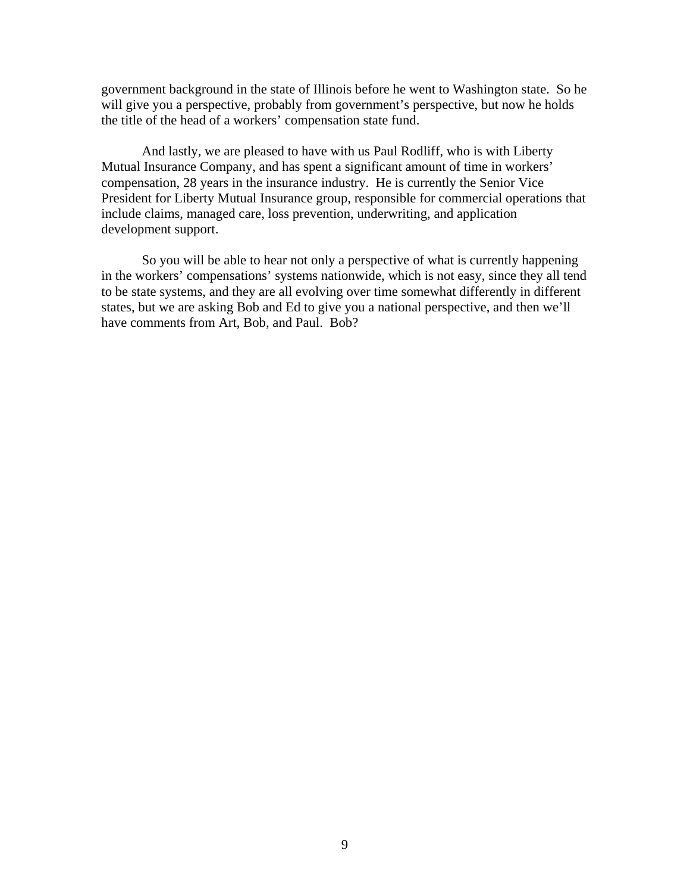government background in the state of Illinois before he went to Washington state. So he will give you a perspective, probably from government's perspective, but now he holds the title of the head of a workers' compensation state fund.

And lastly, we are pleased to have with us Paul Rodliff, who is with Liberty Mutual Insurance Company, and has spent a significant amount of time in workers' compensation, 28 years in the insurance industry. He is currently the Senior Vice President for Liberty Mutual Insurance group, responsible for commercial operations that include claims, managed care, loss prevention, underwriting, and application development support.

So you will be able to hear not only a perspective of what is currently happening in the workers' compensations' systems nationwide, which is not easy, since they all tend to be state systems, and they are all evolving over time somewhat differently in different states, but we are asking Bob and Ed to give you a national perspective, and then we'll have comments from Art, Bob, and Paul. Bob?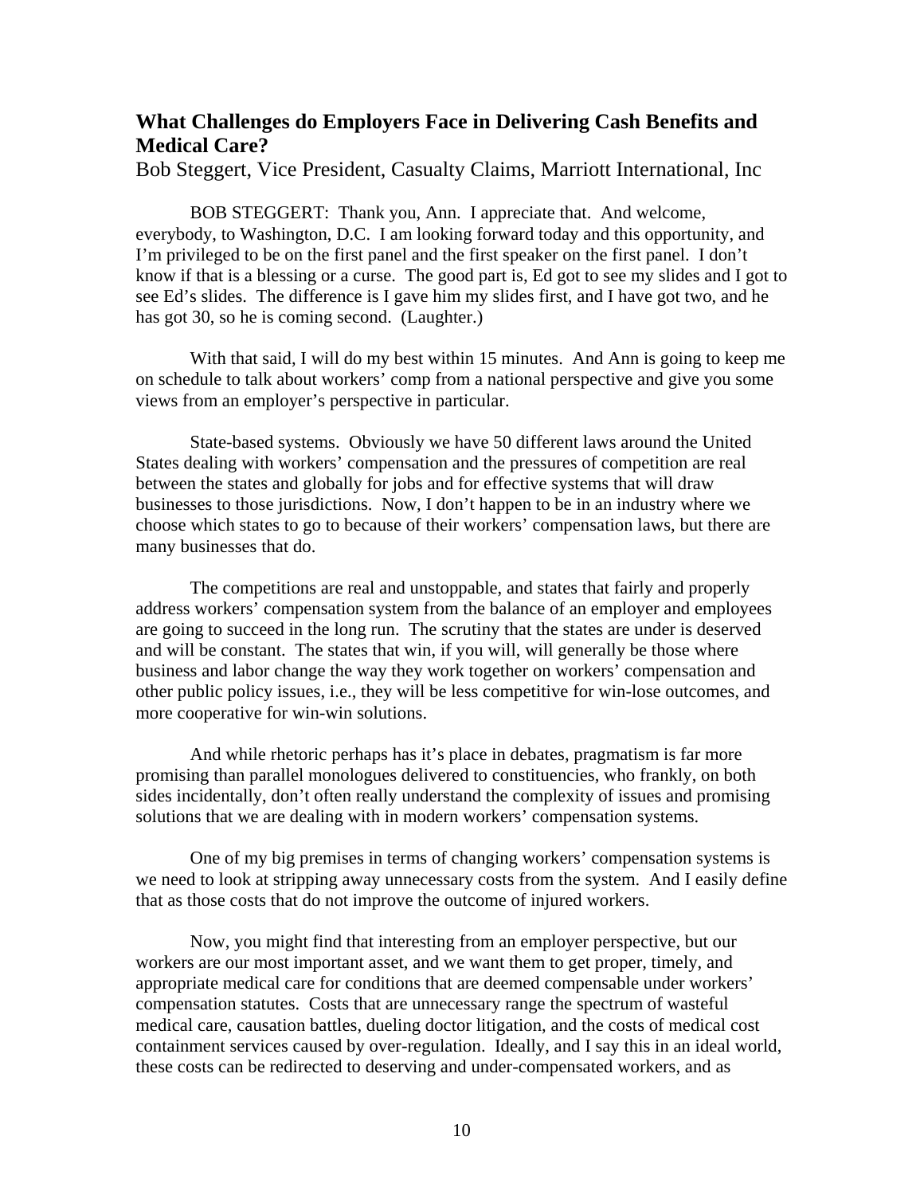## What Challenges do Employers Face in Delivering Cash Benefits and Medical Care?

Bob Steggert, Vice President, Casualty Claims, Marriott International, Inc

BOB STEGGERT: Thank you, Ann. I appreciate that. And welcome, everybody, to Washington, D.C. I am looking forward today and this opportunity, and I'm privileged to be on the first panel and the first speaker on the first panel. I don't know if that is a blessing or a curse. The good part is, Ed got to see my slides and I got to see Ed's slides. The difference is I gave him my slides first, and I have got two, and he has got 30, so he is coming second. (Laughter.)

With that said, I will do my best within 15 minutes. And Ann is going to keep me on schedule to talk about workers' comp from a national perspective and give you some views from an employer's perspective in particular.

State-based systems. Obviously we have 50 different laws around the United States dealing with workers' compensation and the pressures of competition are real between the states and globally for jobs and for effective systems that will draw businesses to those jurisdictions. Now, I don't happen to be in an industry where we choose which states to go to because of their workers' compensation laws, but there are many businesses that do.

The competitions are real and unstoppable, and states that fairly and properly address workers' compensation system from the balance of an employer and employees are going to succeed in the long run. The scrutiny that the states are under is deserved and will be constant. The states that win, if you will, will generally be those where business and labor change the way they work together on workers' compensation and other public policy issues, i.e., they will be less competitive for win-lose outcomes, and more cooperative for win-win solutions.

And while rhetoric perhaps has it's place in debates, pragmatism is far more promising than parallel monologues delivered to constituencies, who frankly, on both sides incidentally, don't often really understand the complexity of issues and promising solutions that we are dealing with in modern workers' compensation systems.

One of my big premises in terms of changing workers' compensation systems is we need to look at stripping away unnecessary costs from the system. And I easily define that as those costs that do not improve the outcome of injured workers.

Now, you might find that interesting from an employer perspective, but our workers are our most important asset, and we want them to get proper, timely, and appropriate medical care for conditions that are deemed compensable under workers' compensation statutes. Costs that are unnecessary range the spectrum of wasteful medical care, causation battles, dueling doctor litigation, and the costs of medical cost containment services caused by over-regulation. Ideally, and I say this in an ideal world, these costs can be redirected to deserving and under-compensated workers, and as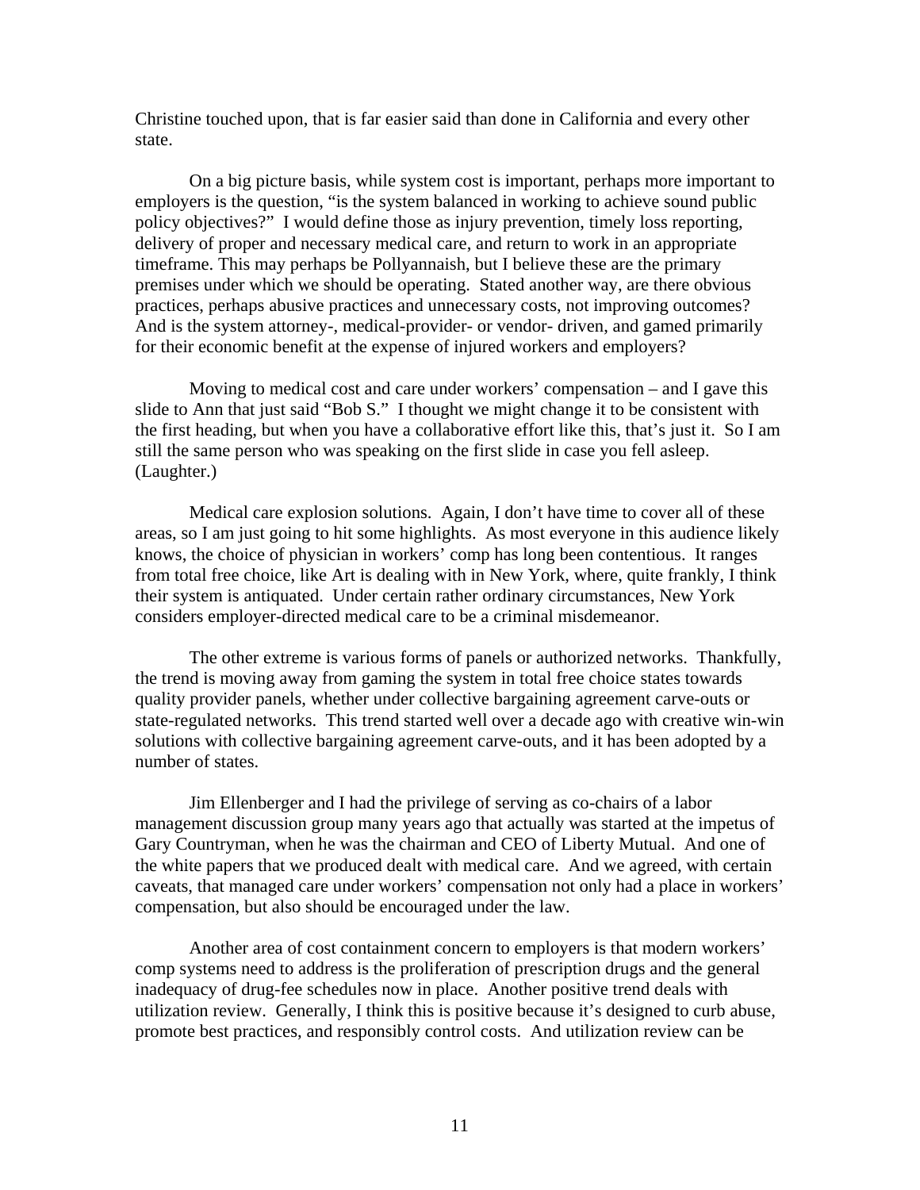Christine touched upon, that is far easier said than done in California and every other state.

On a big picture basis, while system cost is important, perhaps more important to employers is the question, "is the system balanced in working to achieve sound public policy objectives?" I would define those as injury prevention, timely loss reporting, delivery of proper and necessary medical care, and return to work in an appropriate timeframe. This may perhaps be Pollyannaish, but I believe these are the primary premises under which we should be operating. Stated another way, are there obvious practices, perhaps abusive practices and unnecessary costs, not improving outcomes? And is the system attorney-, medical-provider- or vendor- driven, and gamed primarily for their economic benefit at the expense of injured workers and employers?

Moving to medical cost and care under workers' compensation – and I gave this slide to Ann that just said "Bob S." I thought we might change it to be consistent with the first heading, but when you have a collaborative effort like this, that's just it. So I am still the same person who was speaking on the first slide in case you fell asleep. (Laughter.)

Medical care explosion solutions. Again, I don't have time to cover all of these areas, so I am just going to hit some highlights. As most everyone in this audience likely knows, the choice of physician in workers' comp has long been contentious. It ranges from total free choice, like Art is dealing with in New York, where, quite frankly, I think their system is antiquated. Under certain rather ordinary circumstances, New York considers employer-directed medical care to be a criminal misdemeanor.

The other extreme is various forms of panels or authorized networks. Thankfully, the trend is moving away from gaming the system in total free choice states towards quality provider panels, whether under collective bargaining agreement carve-outs or state-regulated networks. This trend started well over a decade ago with creative win-win solutions with collective bargaining agreement carve-outs, and it has been adopted by a number of states.

Jim Ellenberger and I had the privilege of serving as co-chairs of a labor management discussion group many years ago that actually was started at the impetus of Gary Countryman, when he was the chairman and CEO of Liberty Mutual. And one of the white papers that we produced dealt with medical care. And we agreed, with certain caveats, that managed care under workers' compensation not only had a place in workers' compensation, but also should be encouraged under the law.

Another area of cost containment concern to employers is that modern workers' comp systems need to address is the proliferation of prescription drugs and the general inadequacy of drug-fee schedules now in place. Another positive trend deals with utilization review. Generally, I think this is positive because it's designed to curb abuse, promote best practices, and responsibly control costs. And utilization review can be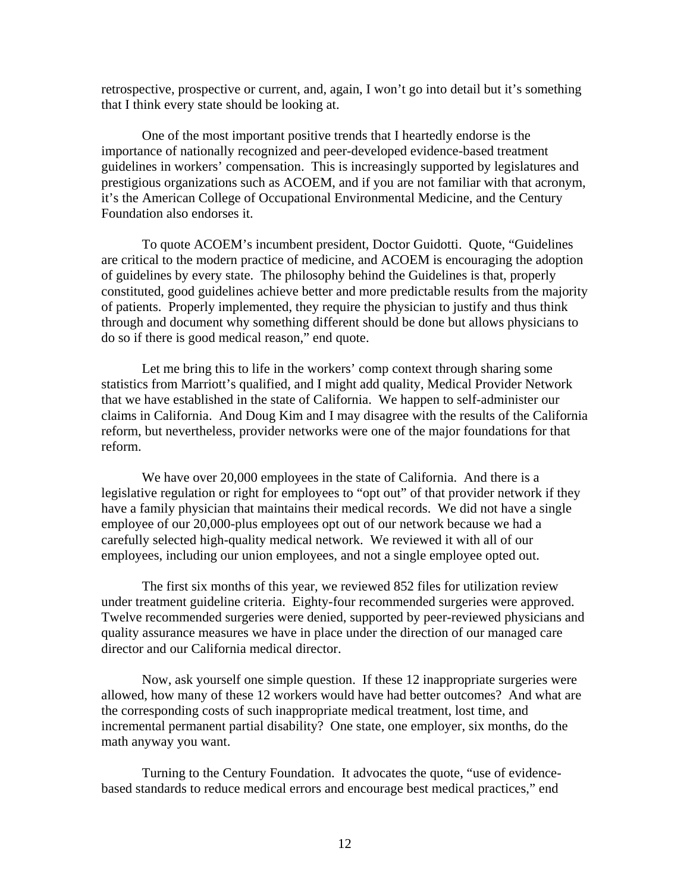retrospective, prospective or current, and, again, I won't go into detail but it's something that I think every state should be looking at.

One of the most important positive trends that I heartedly endorse is the importance of nationally recognized and peer-developed evidence-based treatment guidelines in workers' compensation. This is increasingly supported by legislatures and prestigious organizations such as ACOEM, and if you are not familiar with that acronym, it's the American College of Occupational Environmental Medicine, and the Century Foundation also endorses it.

To quote ACOEM's incumbent president, Doctor Guidotti. Quote, "Guidelines are critical to the modern practice of medicine, and ACOEM is encouraging the adoption of guidelines by every state. The philosophy behind the Guidelines is that, properly constituted, good guidelines achieve better and more predictable results from the majority of patients. Properly implemented, they require the physician to justify and thus think through and document why something different should be done but allows physicians to do so if there is good medical reason," end quote.

Let me bring this to life in the workers' comp context through sharing some statistics from Marriott's qualified, and I might add quality, Medical Provider Network that we have established in the state of California. We happen to self-administer our claims in California. And Doug Kim and I may disagree with the results of the California reform, but nevertheless, provider networks were one of the major foundations for that reform.

We have over 20,000 employees in the state of California. And there is a legislative regulation or right for employees to "opt out" of that provider network if they have a family physician that maintains their medical records. We did not have a single employee of our 20,000-plus employees opt out of our network because we had a carefully selected high-quality medical network. We reviewed it with all of our employees, including our union employees, and not a single employee opted out.

The first six months of this year, we reviewed 852 files for utilization review under treatment guideline criteria. Eighty-four recommended surgeries were approved. Twelve recommended surgeries were denied, supported by peer-reviewed physicians and quality assurance measures we have in place under the direction of our managed care director and our California medical director.

Now, ask yourself one simple question. If these 12 inappropriate surgeries were allowed, how many of these 12 workers would have had better outcomes? And what are the corresponding costs of such inappropriate medical treatment, lost time, and incremental permanent partial disability? One state, one employer, six months, do the math anyway you want.

Turning to the Century Foundation. It advocates the quote, "use of evidence-based standards to reduce medical errors and encourage best medical practices," end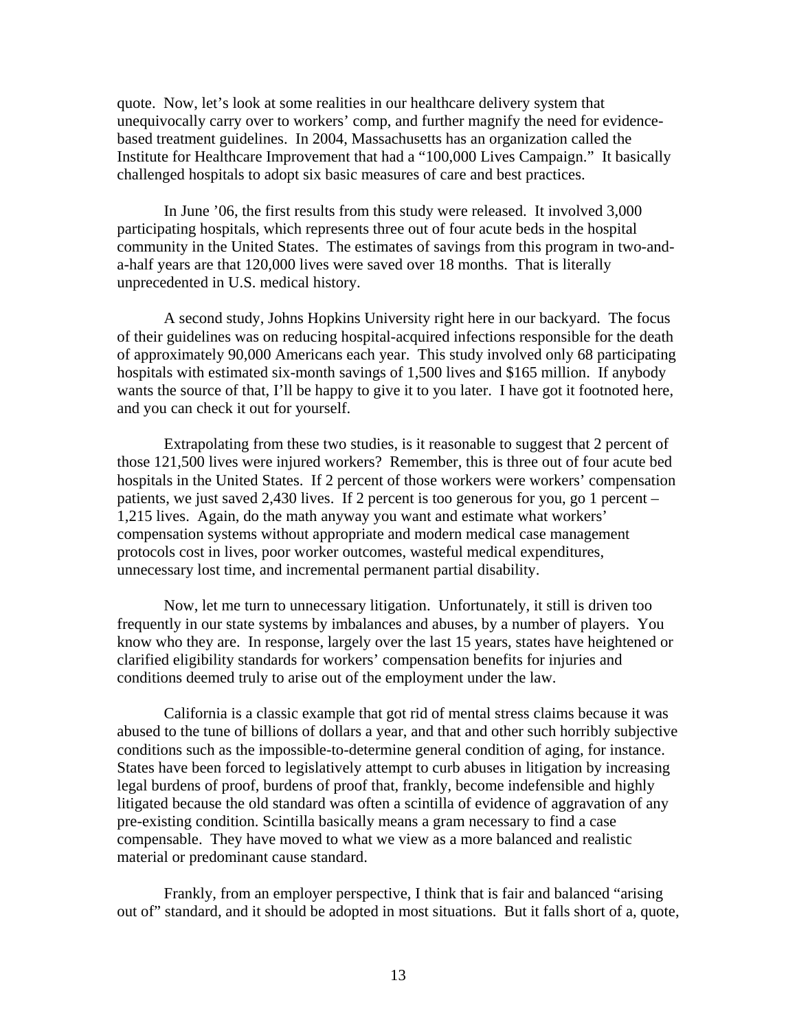quote. Now, let's look at some realities in our healthcare delivery system that unequivocally carry over to workers' comp, and further magnify the need for evidence-based treatment guidelines. In 2004, Massachusetts has an organization called the Institute for Healthcare Improvement that had a "100,000 Lives Campaign." It basically challenged hospitals to adopt six basic measures of care and best practices.

In June '06, the first results from this study were released. It involved 3,000 participating hospitals, which represents three out of four acute beds in the hospital community in the United States. The estimates of savings from this program in two-and-a-half years are that 120,000 lives were saved over 18 months. That is literally unprecedented in U.S. medical history.

A second study, Johns Hopkins University right here in our backyard. The focus of their guidelines was on reducing hospital-acquired infections responsible for the death of approximately 90,000 Americans each year. This study involved only 68 participating hospitals with estimated six-month savings of 1,500 lives and $165 million. If anybody wants the source of that, I'll be happy to give it to you later. I have got it footnoted here, and you can check it out for yourself.

Extrapolating from these two studies, is it reasonable to suggest that 2 percent of those 121,500 lives were injured workers? Remember, this is three out of four acute bed hospitals in the United States. If 2 percent of those workers were workers' compensation patients, we just saved 2,430 lives. If 2 percent is too generous for you, go 1 percent – 1,215 lives. Again, do the math anyway you want and estimate what workers' compensation systems without appropriate and modern medical case management protocols cost in lives, poor worker outcomes, wasteful medical expenditures, unnecessary lost time, and incremental permanent partial disability.

Now, let me turn to unnecessary litigation. Unfortunately, it still is driven too frequently in our state systems by imbalances and abuses, by a number of players. You know who they are. In response, largely over the last 15 years, states have heightened or clarified eligibility standards for workers' compensation benefits for injuries and conditions deemed truly to arise out of the employment under the law.

California is a classic example that got rid of mental stress claims because it was abused to the tune of billions of dollars a year, and that and other such horribly subjective conditions such as the impossible-to-determine general condition of aging, for instance. States have been forced to legislatively attempt to curb abuses in litigation by increasing legal burdens of proof, burdens of proof that, frankly, become indefensible and highly litigated because the old standard was often a scintilla of evidence of aggravation of any pre-existing condition. Scintilla basically means a gram necessary to find a case compensable. They have moved to what we view as a more balanced and realistic material or predominant cause standard.

Frankly, from an employer perspective, I think that is fair and balanced "arising out of" standard, and it should be adopted in most situations. But it falls short of a, quote,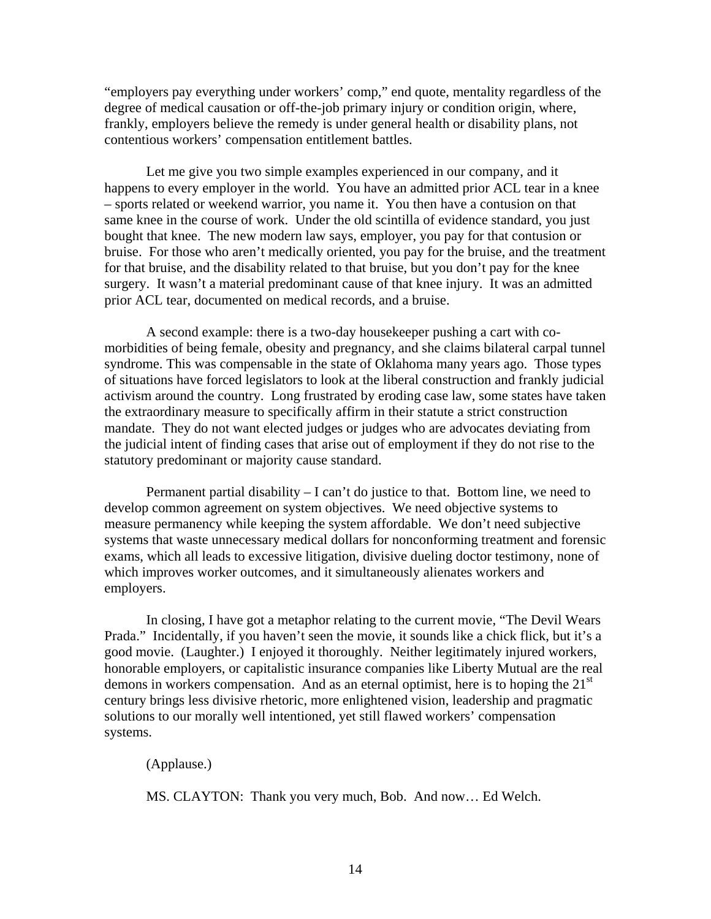"employers pay everything under workers' comp," end quote, mentality regardless of the degree of medical causation or off-the-job primary injury or condition origin, where, frankly, employers believe the remedy is under general health or disability plans, not contentious workers' compensation entitlement battles.

Let me give you two simple examples experienced in our company, and it happens to every employer in the world. You have an admitted prior ACL tear in a knee – sports related or weekend warrior, you name it. You then have a contusion on that same knee in the course of work. Under the old scintilla of evidence standard, you just bought that knee. The new modern law says, employer, you pay for that contusion or bruise. For those who aren't medically oriented, you pay for the bruise, and the treatment for that bruise, and the disability related to that bruise, but you don't pay for the knee surgery. It wasn't a material predominant cause of that knee injury. It was an admitted prior ACL tear, documented on medical records, and a bruise.

A second example: there is a two-day housekeeper pushing a cart with co-morbidities of being female, obesity and pregnancy, and she claims bilateral carpal tunnel syndrome. This was compensable in the state of Oklahoma many years ago. Those types of situations have forced legislators to look at the liberal construction and frankly judicial activism around the country. Long frustrated by eroding case law, some states have taken the extraordinary measure to specifically affirm in their statute a strict construction mandate. They do not want elected judges or judges who are advocates deviating from the judicial intent of finding cases that arise out of employment if they do not rise to the statutory predominant or majority cause standard.

Permanent partial disability – I can't do justice to that. Bottom line, we need to develop common agreement on system objectives. We need objective systems to measure permanency while keeping the system affordable. We don't need subjective systems that waste unnecessary medical dollars for nonconforming treatment and forensic exams, which all leads to excessive litigation, divisive dueling doctor testimony, none of which improves worker outcomes, and it simultaneously alienates workers and employers.

In closing, I have got a metaphor relating to the current movie, "The Devil Wears Prada." Incidentally, if you haven't seen the movie, it sounds like a chick flick, but it's a good movie. (Laughter.) I enjoyed it thoroughly. Neither legitimately injured workers, honorable employers, or capitalistic insurance companies like Liberty Mutual are the real demons in workers compensation. And as an eternal optimist, here is to hoping the 21st century brings less divisive rhetoric, more enlightened vision, leadership and pragmatic solutions to our morally well intentioned, yet still flawed workers' compensation systems.

(Applause.)

MS. CLAYTON: Thank you very much, Bob. And now… Ed Welch.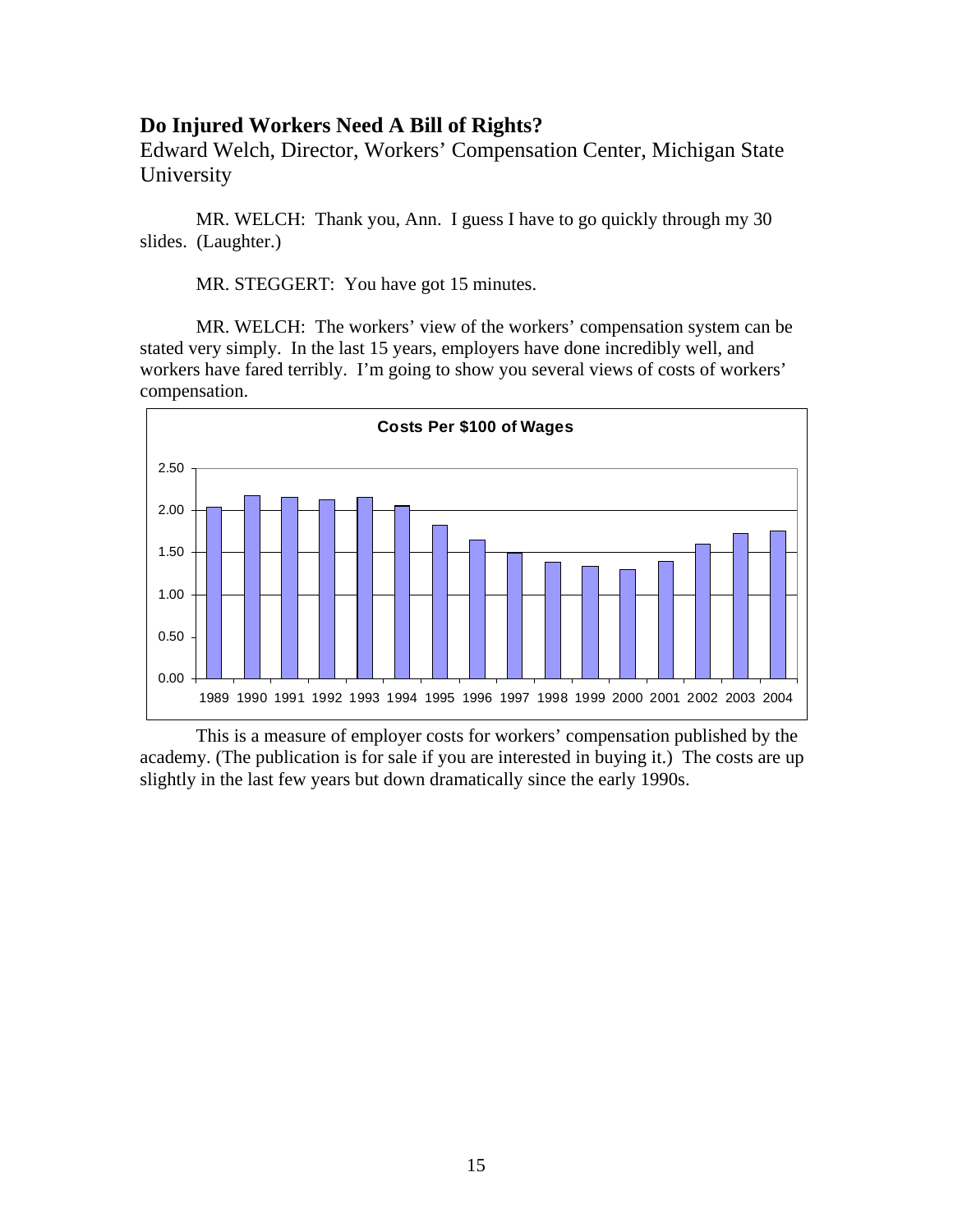## Do Injured Workers Need A Bill of Rights?

Edward Welch, Director, Workers' Compensation Center, Michigan State University

MR. WELCH: Thank you, Ann. I guess I have to go quickly through my 30 slides. (Laughter.)

MR. STEGGERT: You have got 15 minutes.

MR. WELCH: The workers' view of the workers' compensation system can be stated very simply. In the last 15 years, employers have done incredibly well, and workers have fared terribly. I'm going to show you several views of costs of workers' compensation.

This is a measure of employer costs for workers' compensation published by the academy. (The publication is for sale if you are interested in buying it.) The costs are up slightly in the last few years but down dramatically since the early 1990s.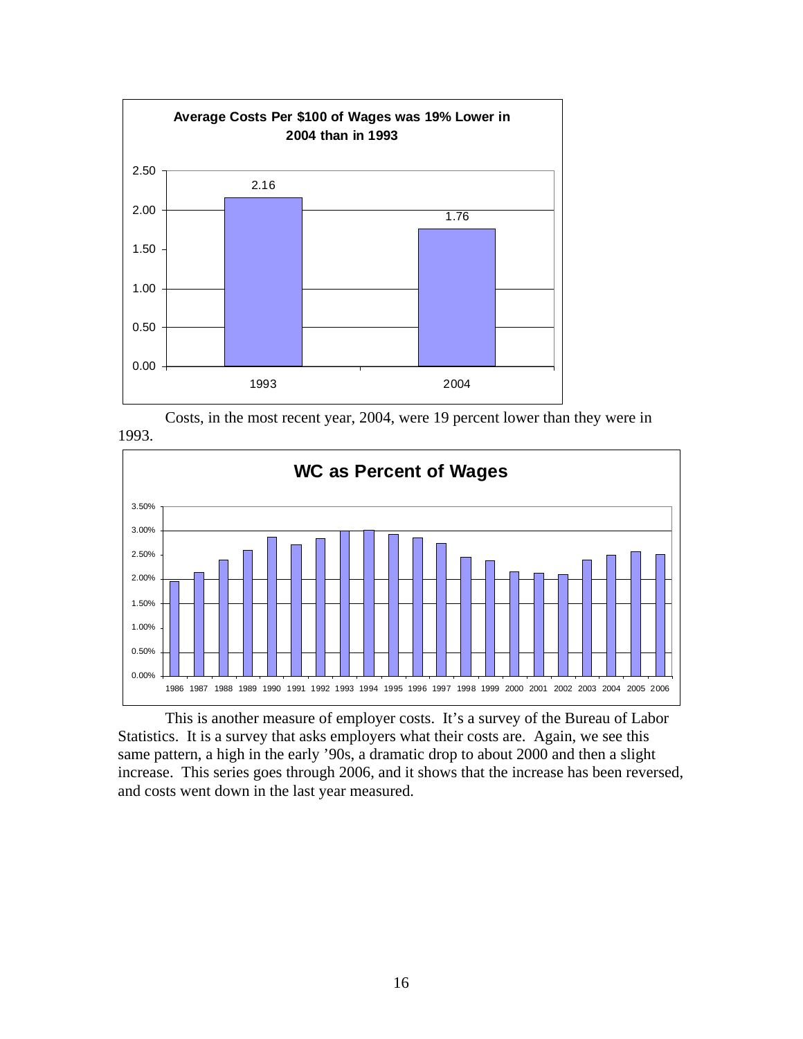**Average Costs Per $100 of Wages was 19% Lower in 2004 than in 1993**

| Year | Cost |
|---|---|
| 1993 | 2.16 |
| 2004 | 1.76 |

Costs, in the most recent year, 2004, were 19 percent lower than they were in 1993.

**WC as Percent of Wages**

This is another measure of employer costs. It's a survey of the Bureau of Labor Statistics. It is a survey that asks employers what their costs are. Again, we see this same pattern, a high in the early '90s, a dramatic drop to about 2000 and then a slight increase. This series goes through 2006, and it shows that the increase has been reversed, and costs went down in the last year measured.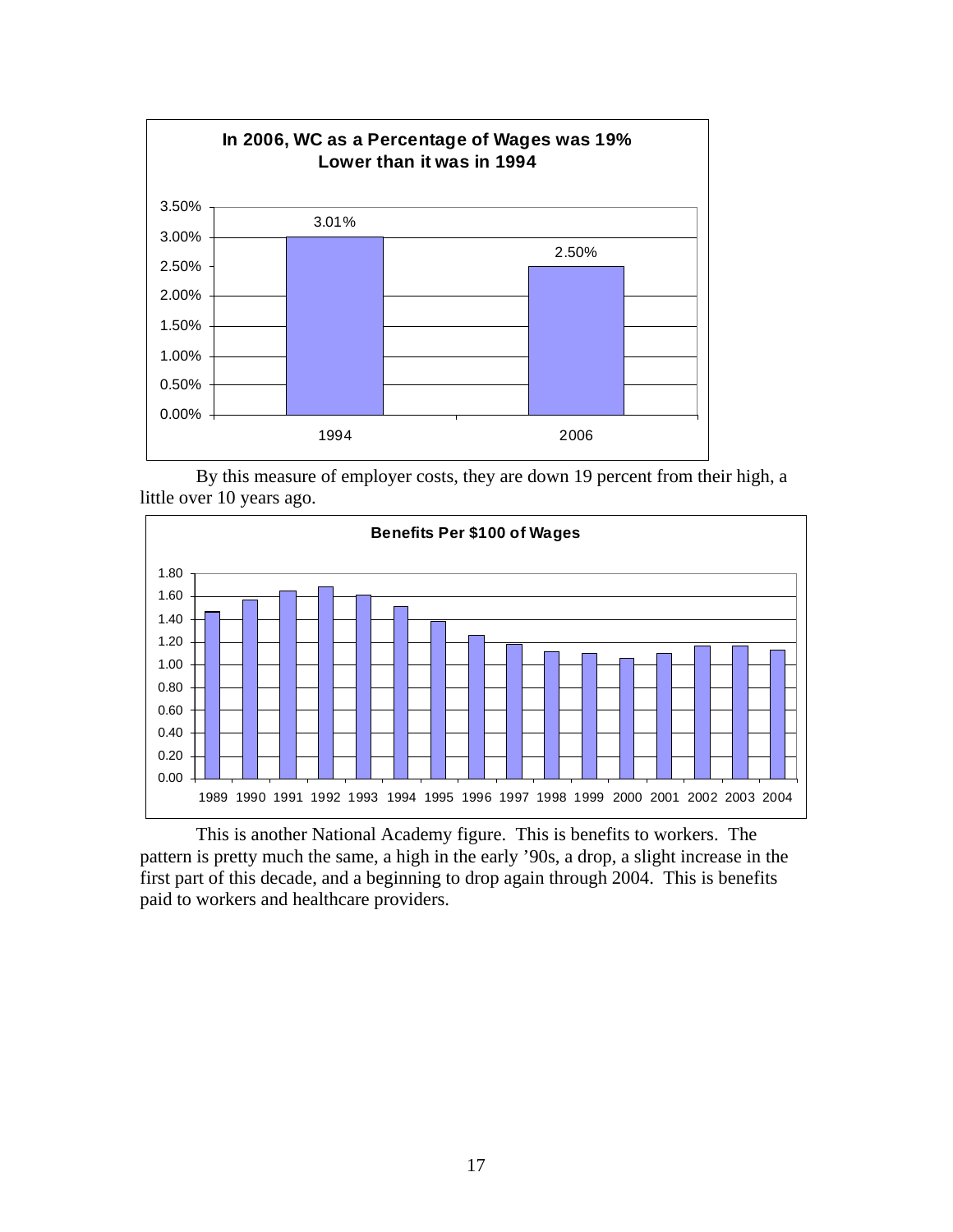**In 2006, WC as a Percentage of Wages was 19% Lower than it was in 1994**

| Year | WC as a Percentage of Wages |
|---|---|
| 1994 | 3.01% |
| 2006 | 2.50% |

By this measure of employer costs, they are down 19 percent from their high, a little over 10 years ago.

**Benefits Per $100 of Wages**

This is another National Academy figure. This is benefits to workers. The pattern is pretty much the same, a high in the early '90s, a drop, a slight increase in the first part of this decade, and a beginning to drop again through 2004. This is benefits paid to workers and healthcare providers.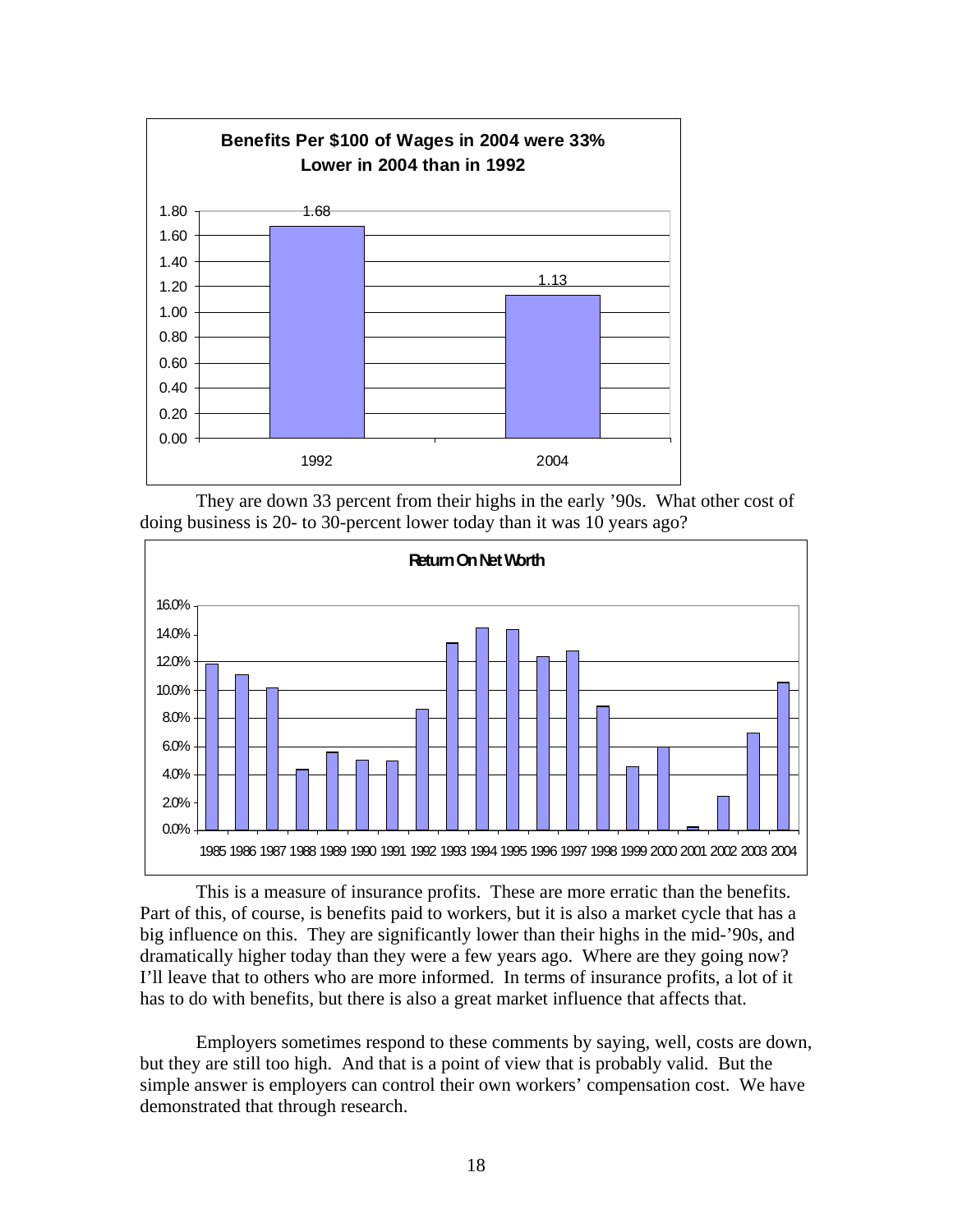**Benefits Per $100 of Wages in 2004 were 33% Lower in 2004 than in 1992**

| Year | Benefits |
|---|---|
| 1992 | 1.68 |
| 2004 | 1.13 |

They are down 33 percent from their highs in the early '90s. What other cost of doing business is 20- to 30-percent lower today than it was 10 years ago?

**Return On Net Worth**

This is a measure of insurance profits. These are more erratic than the benefits. Part of this, of course, is benefits paid to workers, but it is also a market cycle that has a big influence on this. They are significantly lower than their highs in the mid-'90s, and dramatically higher today than they were a few years ago. Where are they going now? I'll leave that to others who are more informed. In terms of insurance profits, a lot of it has to do with benefits, but there is also a great market influence that affects that.

Employers sometimes respond to these comments by saying, well, costs are down, but they are still too high. And that is a point of view that is probably valid. But the simple answer is employers can control their own workers' compensation cost. We have demonstrated that through research.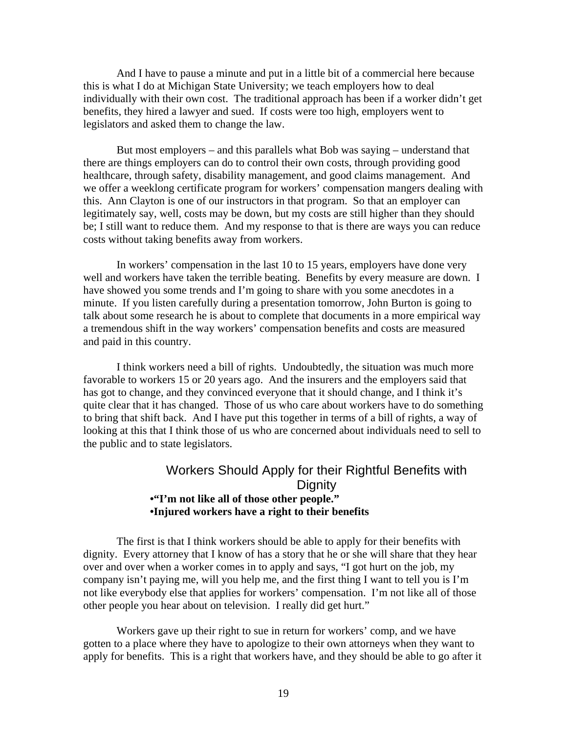And I have to pause a minute and put in a little bit of a commercial here because this is what I do at Michigan State University; we teach employers how to deal individually with their own cost. The traditional approach has been if a worker didn't get benefits, they hired a lawyer and sued. If costs were too high, employers went to legislators and asked them to change the law.

But most employers – and this parallels what Bob was saying – understand that there are things employers can do to control their own costs, through providing good healthcare, through safety, disability management, and good claims management. And we offer a weeklong certificate program for workers' compensation mangers dealing with this. Ann Clayton is one of our instructors in that program. So that an employer can legitimately say, well, costs may be down, but my costs are still higher than they should be; I still want to reduce them. And my response to that is there are ways you can reduce costs without taking benefits away from workers.

In workers' compensation in the last 10 to 15 years, employers have done very well and workers have taken the terrible beating. Benefits by every measure are down. I have showed you some trends and I'm going to share with you some anecdotes in a minute. If you listen carefully during a presentation tomorrow, John Burton is going to talk about some research he is about to complete that documents in a more empirical way a tremendous shift in the way workers' compensation benefits and costs are measured and paid in this country.

I think workers need a bill of rights. Undoubtedly, the situation was much more favorable to workers 15 or 20 years ago. And the insurers and the employers said that has got to change, and they convinced everyone that it should change, and I think it's quite clear that it has changed. Those of us who care about workers have to do something to bring that shift back. And I have put this together in terms of a bill of rights, a way of looking at this that I think those of us who are concerned about individuals need to sell to the public and to state legislators.

### Workers Should Apply for their Rightful Benefits with Dignity

- **"I'm not like all of those other people."**
- **Injured workers have a right to their benefits**

The first is that I think workers should be able to apply for their benefits with dignity. Every attorney that I know of has a story that he or she will share that they hear over and over when a worker comes in to apply and says, "I got hurt on the job, my company isn't paying me, will you help me, and the first thing I want to tell you is I'm not like everybody else that applies for workers' compensation. I'm not like all of those other people you hear about on television. I really did get hurt."

Workers gave up their right to sue in return for workers' comp, and we have gotten to a place where they have to apologize to their own attorneys when they want to apply for benefits. This is a right that workers have, and they should be able to go after it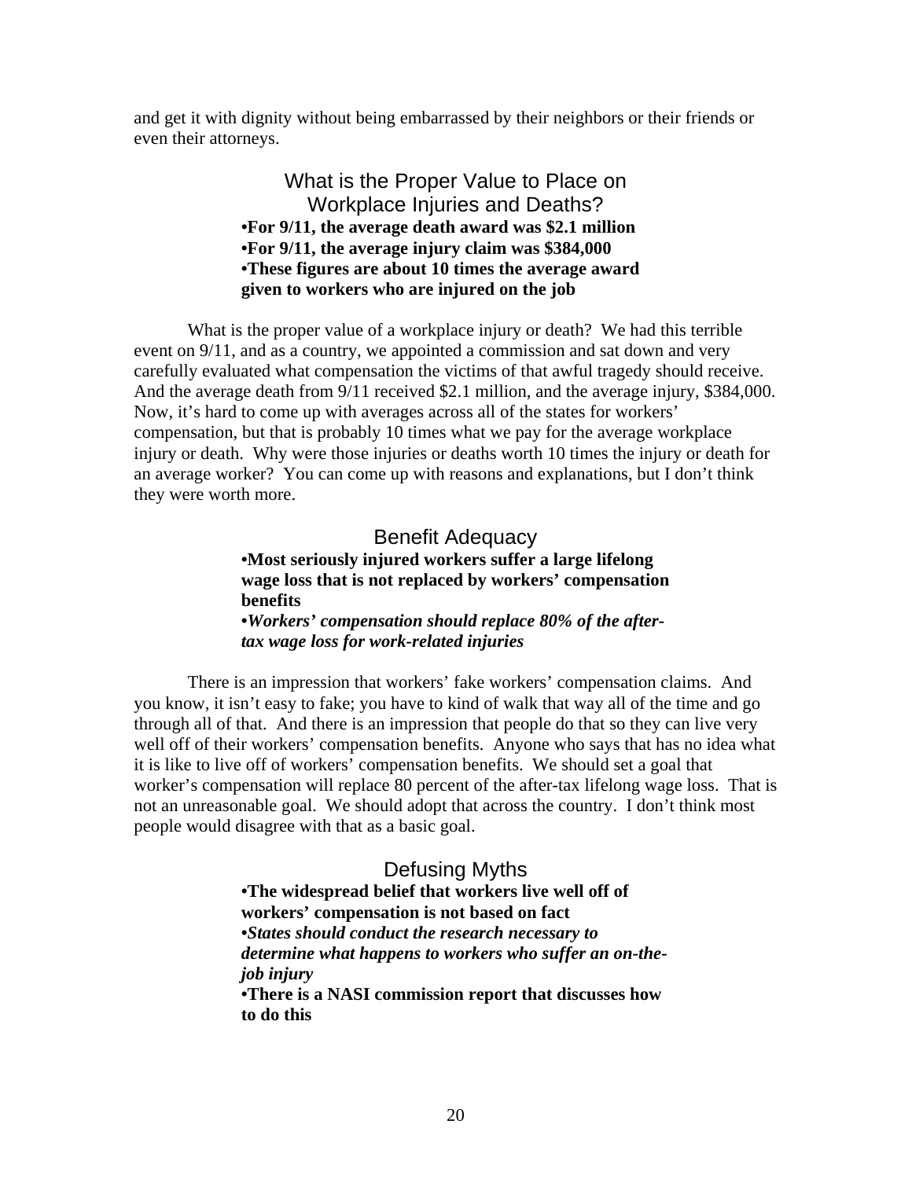and get it with dignity without being embarrassed by their neighbors or their friends or even their attorneys.

### What is the Proper Value to Place on Workplace Injuries and Deaths?

**•For 9/11, the average death award was $2.1 million**
**•For 9/11, the average injury claim was $384,000**
**•These figures are about 10 times the average award given to workers who are injured on the job**

What is the proper value of a workplace injury or death? We had this terrible event on 9/11, and as a country, we appointed a commission and sat down and very carefully evaluated what compensation the victims of that awful tragedy should receive. And the average death from 9/11 received $2.1 million, and the average injury, $384,000. Now, it's hard to come up with averages across all of the states for workers' compensation, but that is probably 10 times what we pay for the average workplace injury or death. Why were those injuries or deaths worth 10 times the injury or death for an average worker? You can come up with reasons and explanations, but I don't think they were worth more.

### Benefit Adequacy

**•Most seriously injured workers suffer a large lifelong wage loss that is not replaced by workers' compensation benefits**
***•Workers' compensation should replace 80% of the after-tax wage loss for work-related injuries***

There is an impression that workers' fake workers' compensation claims. And you know, it isn't easy to fake; you have to kind of walk that way all of the time and go through all of that. And there is an impression that people do that so they can live very well off of their workers' compensation benefits. Anyone who says that has no idea what it is like to live off of workers' compensation benefits. We should set a goal that worker's compensation will replace 80 percent of the after-tax lifelong wage loss. That is not an unreasonable goal. We should adopt that across the country. I don't think most people would disagree with that as a basic goal.

### Defusing Myths

**•The widespread belief that workers live well off of workers' compensation is not based on fact**
***•States should conduct the research necessary to determine what happens to workers who suffer an on-the-job injury***
**•There is a NASI commission report that discusses how to do this**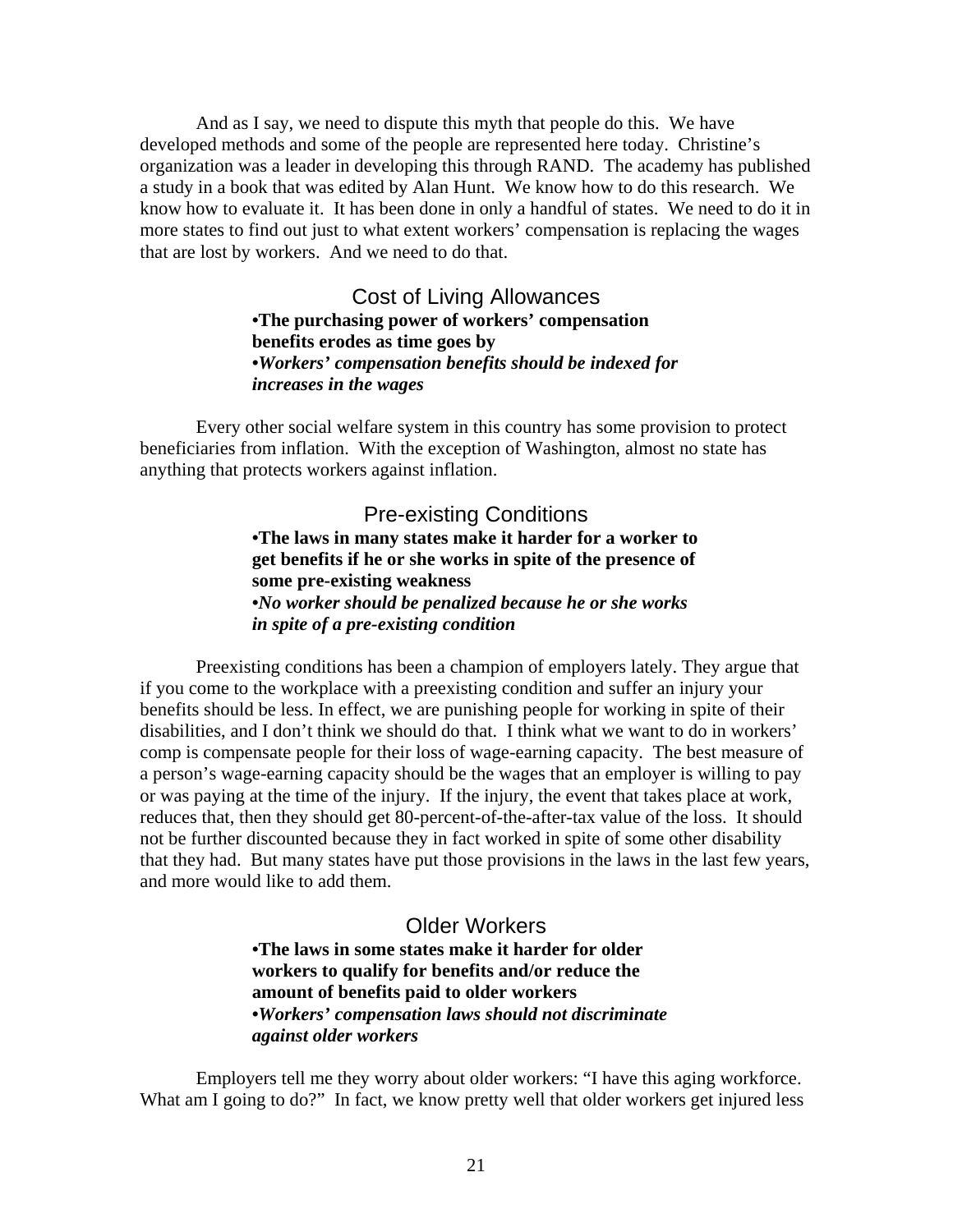And as I say, we need to dispute this myth that people do this. We have developed methods and some of the people are represented here today. Christine's organization was a leader in developing this through RAND. The academy has published a study in a book that was edited by Alan Hunt. We know how to do this research. We know how to evaluate it. It has been done in only a handful of states. We need to do it in more states to find out just to what extent workers' compensation is replacing the wages that are lost by workers. And we need to do that.

## Cost of Living Allowances

**•The purchasing power of workers' compensation benefits erodes as time goes by**
***•Workers' compensation benefits should be indexed for increases in the wages***

Every other social welfare system in this country has some provision to protect beneficiaries from inflation. With the exception of Washington, almost no state has anything that protects workers against inflation.

## Pre-existing Conditions

**•The laws in many states make it harder for a worker to get benefits if he or she works in spite of the presence of some pre-existing weakness**
***•No worker should be penalized because he or she works in spite of a pre-existing condition***

Preexisting conditions has been a champion of employers lately. They argue that if you come to the workplace with a preexisting condition and suffer an injury your benefits should be less. In effect, we are punishing people for working in spite of their disabilities, and I don't think we should do that. I think what we want to do in workers' comp is compensate people for their loss of wage-earning capacity. The best measure of a person's wage-earning capacity should be the wages that an employer is willing to pay or was paying at the time of the injury. If the injury, the event that takes place at work, reduces that, then they should get 80-percent-of-the-after-tax value of the loss. It should not be further discounted because they in fact worked in spite of some other disability that they had. But many states have put those provisions in the laws in the last few years, and more would like to add them.

## Older Workers

**•The laws in some states make it harder for older workers to qualify for benefits and/or reduce the amount of benefits paid to older workers**
***•Workers' compensation laws should not discriminate against older workers***

Employers tell me they worry about older workers: "I have this aging workforce. What am I going to do?" In fact, we know pretty well that older workers get injured less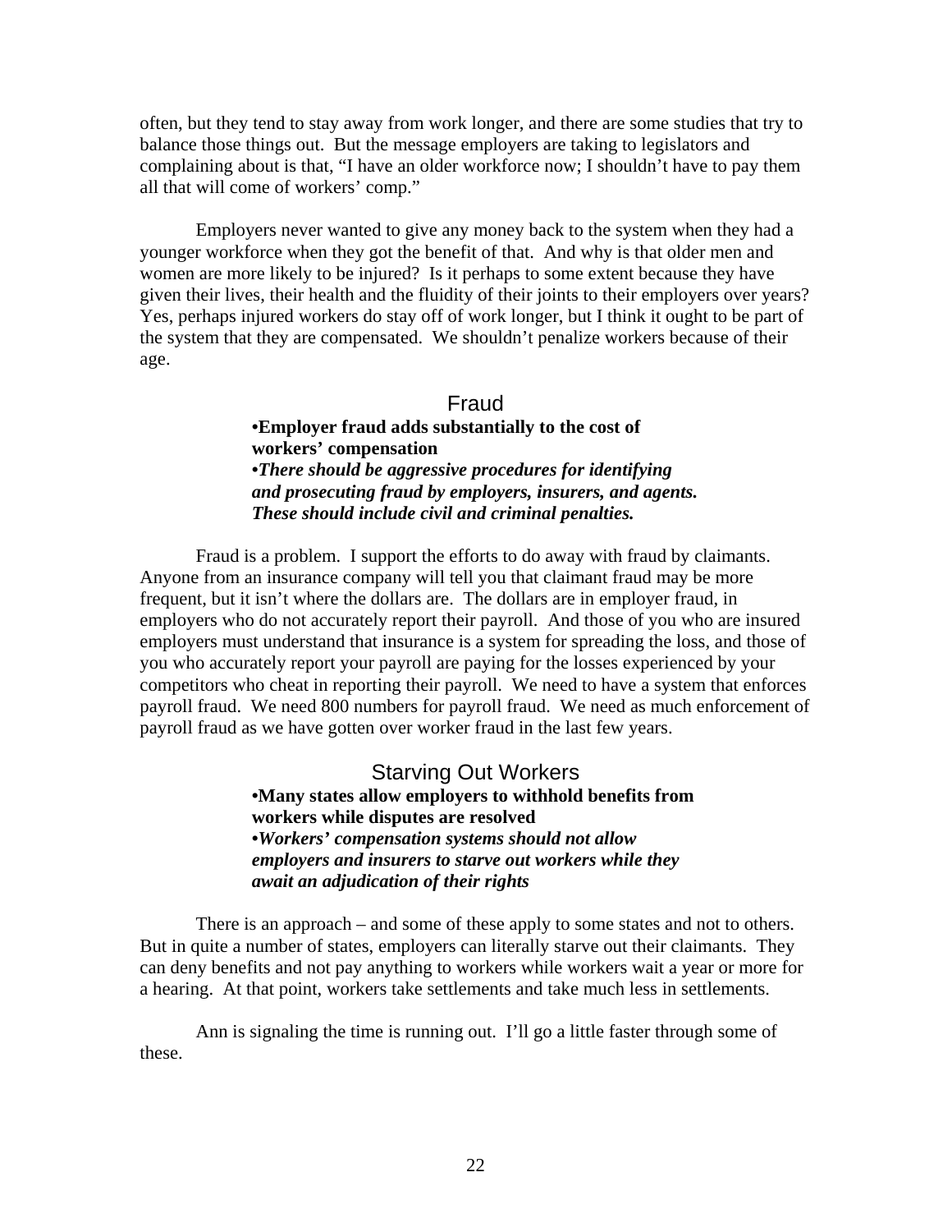often, but they tend to stay away from work longer, and there are some studies that try to balance those things out. But the message employers are taking to legislators and complaining about is that, "I have an older workforce now; I shouldn't have to pay them all that will come of workers' comp."

Employers never wanted to give any money back to the system when they had a younger workforce when they got the benefit of that. And why is that older men and women are more likely to be injured? Is it perhaps to some extent because they have given their lives, their health and the fluidity of their joints to their employers over years? Yes, perhaps injured workers do stay off of work longer, but I think it ought to be part of the system that they are compensated. We shouldn't penalize workers because of their age.

## Fraud

- **Employer fraud adds substantially to the cost of workers' compensation**
- ***There should be aggressive procedures for identifying and prosecuting fraud by employers, insurers, and agents. These should include civil and criminal penalties.***

Fraud is a problem. I support the efforts to do away with fraud by claimants. Anyone from an insurance company will tell you that claimant fraud may be more frequent, but it isn't where the dollars are. The dollars are in employer fraud, in employers who do not accurately report their payroll. And those of you who are insured employers must understand that insurance is a system for spreading the loss, and those of you who accurately report your payroll are paying for the losses experienced by your competitors who cheat in reporting their payroll. We need to have a system that enforces payroll fraud. We need 800 numbers for payroll fraud. We need as much enforcement of payroll fraud as we have gotten over worker fraud in the last few years.

## Starving Out Workers

- **Many states allow employers to withhold benefits from workers while disputes are resolved**
- ***Workers' compensation systems should not allow employers and insurers to starve out workers while they await an adjudication of their rights***

There is an approach – and some of these apply to some states and not to others. But in quite a number of states, employers can literally starve out their claimants. They can deny benefits and not pay anything to workers while workers wait a year or more for a hearing. At that point, workers take settlements and take much less in settlements.

Ann is signaling the time is running out. I'll go a little faster through some of these.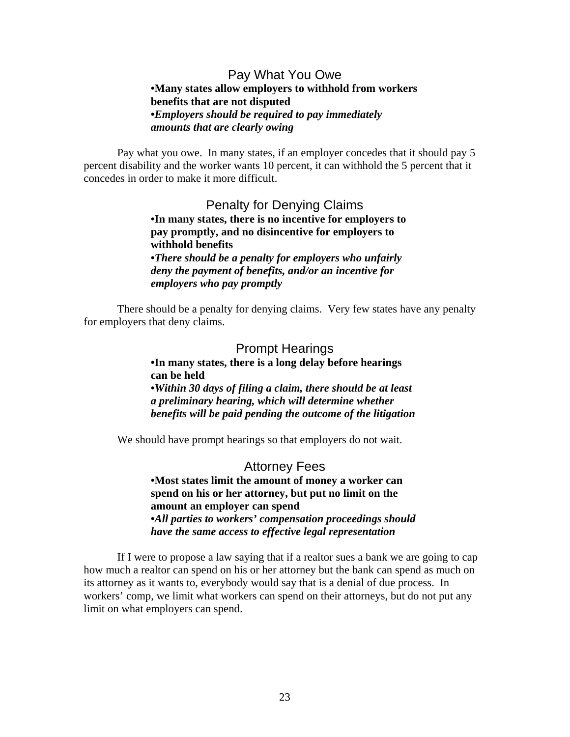## Pay What You Owe

**•Many states allow employers to withhold from workers benefits that are not disputed**

***•Employers should be required to pay immediately amounts that are clearly owing***

Pay what you owe. In many states, if an employer concedes that it should pay 5 percent disability and the worker wants 10 percent, it can withhold the 5 percent that it concedes in order to make it more difficult.

## Penalty for Denying Claims

**•In many states, there is no incentive for employers to pay promptly, and no disincentive for employers to withhold benefits**

***•There should be a penalty for employers who unfairly deny the payment of benefits, and/or an incentive for employers who pay promptly***

There should be a penalty for denying claims. Very few states have any penalty for employers that deny claims.

## Prompt Hearings

**•In many states, there is a long delay before hearings can be held**

***•Within 30 days of filing a claim, there should be at least a preliminary hearing, which will determine whether benefits will be paid pending the outcome of the litigation***

We should have prompt hearings so that employers do not wait.

## Attorney Fees

**•Most states limit the amount of money a worker can spend on his or her attorney, but put no limit on the amount an employer can spend**

***•All parties to workers' compensation proceedings should have the same access to effective legal representation***

If I were to propose a law saying that if a realtor sues a bank we are going to cap how much a realtor can spend on his or her attorney but the bank can spend as much on its attorney as it wants to, everybody would say that is a denial of due process. In workers' comp, we limit what workers can spend on their attorneys, but do not put any limit on what employers can spend.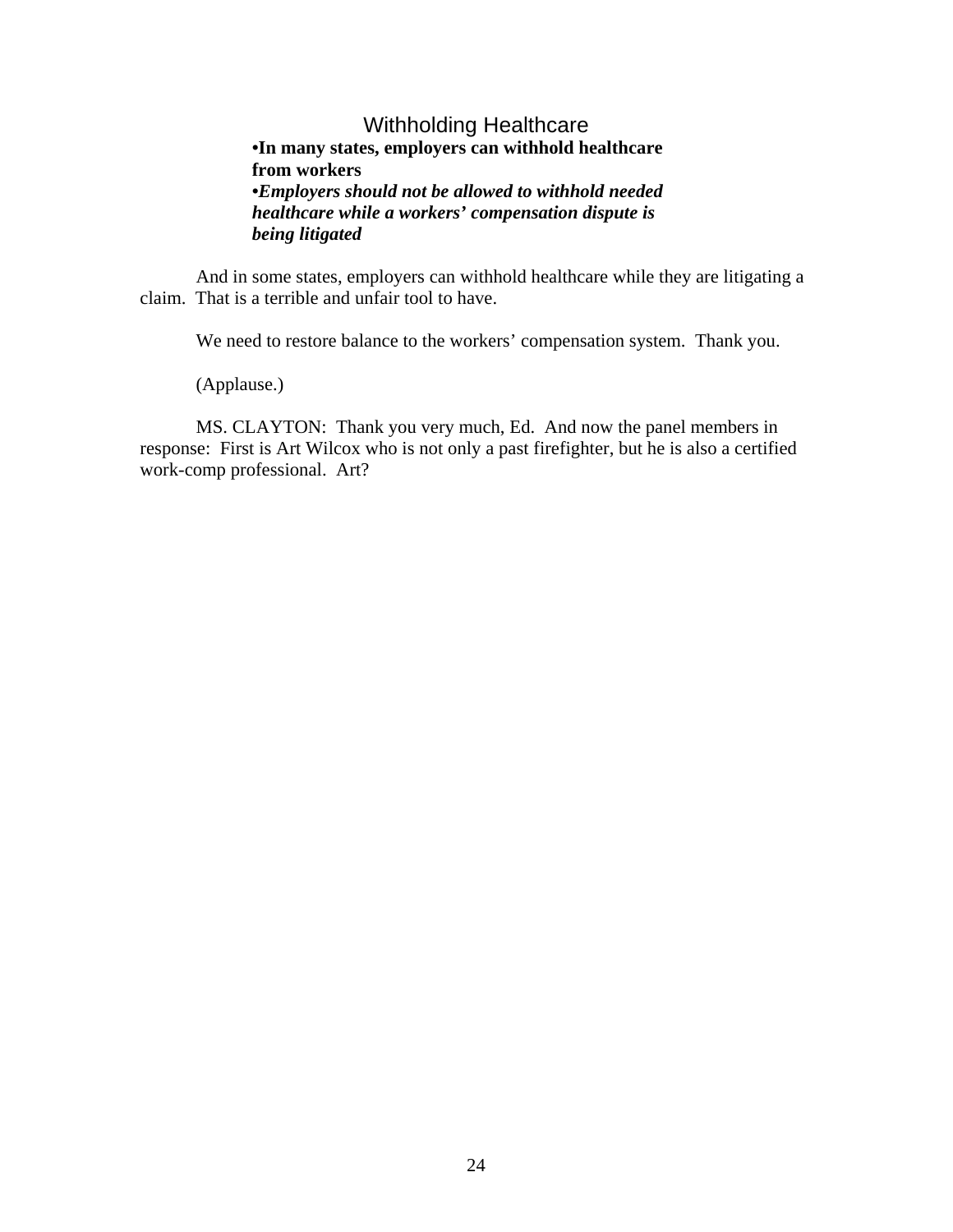### Withholding Healthcare

- **In many states, employers can withhold healthcare from workers**
- ***Employers should not be allowed to withhold needed healthcare while a workers' compensation dispute is being litigated***

And in some states, employers can withhold healthcare while they are litigating a claim. That is a terrible and unfair tool to have.

We need to restore balance to the workers' compensation system. Thank you.

(Applause.)

MS. CLAYTON: Thank you very much, Ed. And now the panel members in response: First is Art Wilcox who is not only a past firefighter, but he is also a certified work-comp professional. Art?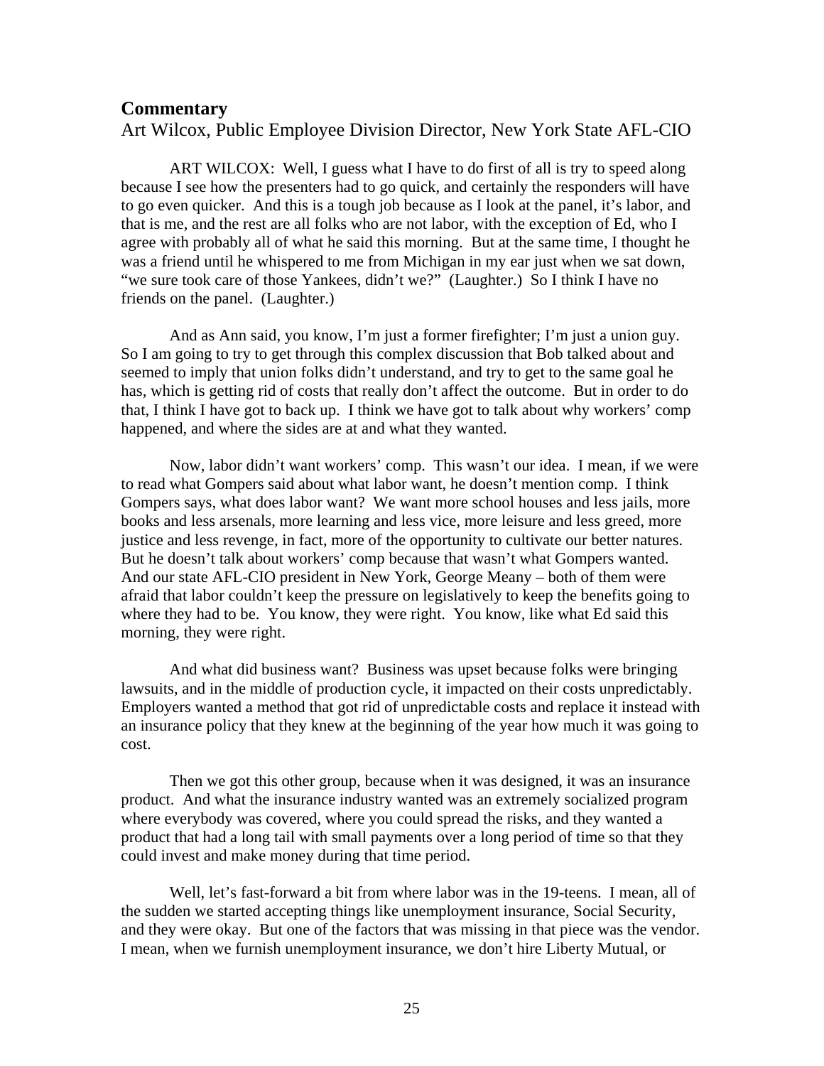## Commentary

Art Wilcox, Public Employee Division Director, New York State AFL-CIO

ART WILCOX: Well, I guess what I have to do first of all is try to speed along because I see how the presenters had to go quick, and certainly the responders will have to go even quicker. And this is a tough job because as I look at the panel, it's labor, and that is me, and the rest are all folks who are not labor, with the exception of Ed, who I agree with probably all of what he said this morning. But at the same time, I thought he was a friend until he whispered to me from Michigan in my ear just when we sat down, "we sure took care of those Yankees, didn't we?" (Laughter.) So I think I have no friends on the panel. (Laughter.)

And as Ann said, you know, I'm just a former firefighter; I'm just a union guy. So I am going to try to get through this complex discussion that Bob talked about and seemed to imply that union folks didn't understand, and try to get to the same goal he has, which is getting rid of costs that really don't affect the outcome. But in order to do that, I think I have got to back up. I think we have got to talk about why workers' comp happened, and where the sides are at and what they wanted.

Now, labor didn't want workers' comp. This wasn't our idea. I mean, if we were to read what Gompers said about what labor want, he doesn't mention comp. I think Gompers says, what does labor want? We want more school houses and less jails, more books and less arsenals, more learning and less vice, more leisure and less greed, more justice and less revenge, in fact, more of the opportunity to cultivate our better natures. But he doesn't talk about workers' comp because that wasn't what Gompers wanted. And our state AFL-CIO president in New York, George Meany – both of them were afraid that labor couldn't keep the pressure on legislatively to keep the benefits going to where they had to be. You know, they were right. You know, like what Ed said this morning, they were right.

And what did business want? Business was upset because folks were bringing lawsuits, and in the middle of production cycle, it impacted on their costs unpredictably. Employers wanted a method that got rid of unpredictable costs and replace it instead with an insurance policy that they knew at the beginning of the year how much it was going to cost.

Then we got this other group, because when it was designed, it was an insurance product. And what the insurance industry wanted was an extremely socialized program where everybody was covered, where you could spread the risks, and they wanted a product that had a long tail with small payments over a long period of time so that they could invest and make money during that time period.

Well, let's fast-forward a bit from where labor was in the 19-teens. I mean, all of the sudden we started accepting things like unemployment insurance, Social Security, and they were okay. But one of the factors that was missing in that piece was the vendor. I mean, when we furnish unemployment insurance, we don't hire Liberty Mutual, or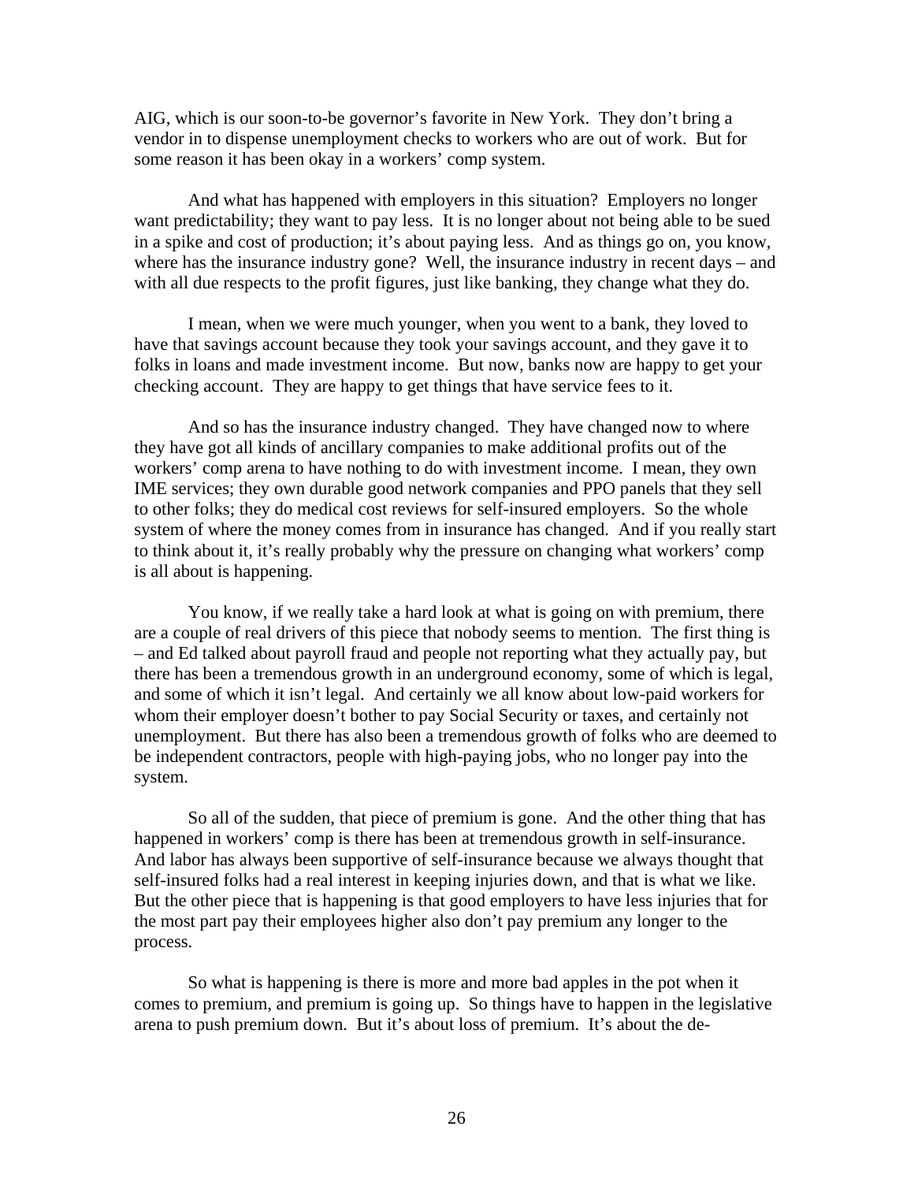AIG, which is our soon-to-be governor's favorite in New York. They don't bring a vendor in to dispense unemployment checks to workers who are out of work. But for some reason it has been okay in a workers' comp system.

And what has happened with employers in this situation? Employers no longer want predictability; they want to pay less. It is no longer about not being able to be sued in a spike and cost of production; it's about paying less. And as things go on, you know, where has the insurance industry gone? Well, the insurance industry in recent days – and with all due respects to the profit figures, just like banking, they change what they do.

I mean, when we were much younger, when you went to a bank, they loved to have that savings account because they took your savings account, and they gave it to folks in loans and made investment income. But now, banks now are happy to get your checking account. They are happy to get things that have service fees to it.

And so has the insurance industry changed. They have changed now to where they have got all kinds of ancillary companies to make additional profits out of the workers' comp arena to have nothing to do with investment income. I mean, they own IME services; they own durable good network companies and PPO panels that they sell to other folks; they do medical cost reviews for self-insured employers. So the whole system of where the money comes from in insurance has changed. And if you really start to think about it, it's really probably why the pressure on changing what workers' comp is all about is happening.

You know, if we really take a hard look at what is going on with premium, there are a couple of real drivers of this piece that nobody seems to mention. The first thing is – and Ed talked about payroll fraud and people not reporting what they actually pay, but there has been a tremendous growth in an underground economy, some of which is legal, and some of which it isn't legal. And certainly we all know about low-paid workers for whom their employer doesn't bother to pay Social Security or taxes, and certainly not unemployment. But there has also been a tremendous growth of folks who are deemed to be independent contractors, people with high-paying jobs, who no longer pay into the system.

So all of the sudden, that piece of premium is gone. And the other thing that has happened in workers' comp is there has been at tremendous growth in self-insurance. And labor has always been supportive of self-insurance because we always thought that self-insured folks had a real interest in keeping injuries down, and that is what we like. But the other piece that is happening is that good employers to have less injuries that for the most part pay their employees higher also don't pay premium any longer to the process.

So what is happening is there is more and more bad apples in the pot when it comes to premium, and premium is going up. So things have to happen in the legislative arena to push premium down. But it's about loss of premium. It's about the de-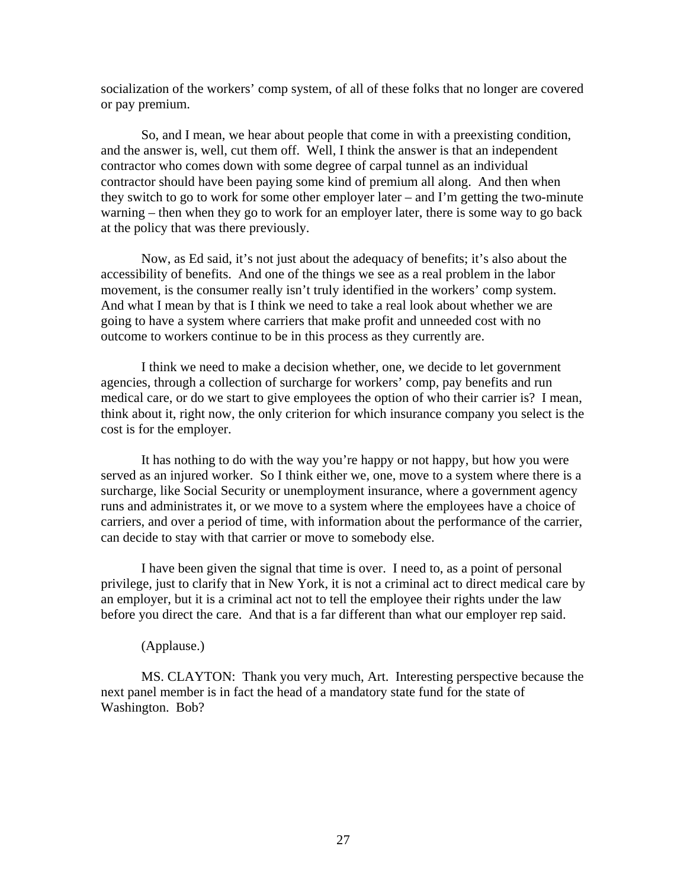socialization of the workers' comp system, of all of these folks that no longer are covered or pay premium.

So, and I mean, we hear about people that come in with a preexisting condition, and the answer is, well, cut them off. Well, I think the answer is that an independent contractor who comes down with some degree of carpal tunnel as an individual contractor should have been paying some kind of premium all along. And then when they switch to go to work for some other employer later – and I'm getting the two-minute warning – then when they go to work for an employer later, there is some way to go back at the policy that was there previously.

Now, as Ed said, it's not just about the adequacy of benefits; it's also about the accessibility of benefits. And one of the things we see as a real problem in the labor movement, is the consumer really isn't truly identified in the workers' comp system. And what I mean by that is I think we need to take a real look about whether we are going to have a system where carriers that make profit and unneeded cost with no outcome to workers continue to be in this process as they currently are.

I think we need to make a decision whether, one, we decide to let government agencies, through a collection of surcharge for workers' comp, pay benefits and run medical care, or do we start to give employees the option of who their carrier is? I mean, think about it, right now, the only criterion for which insurance company you select is the cost is for the employer.

It has nothing to do with the way you're happy or not happy, but how you were served as an injured worker. So I think either we, one, move to a system where there is a surcharge, like Social Security or unemployment insurance, where a government agency runs and administrates it, or we move to a system where the employees have a choice of carriers, and over a period of time, with information about the performance of the carrier, can decide to stay with that carrier or move to somebody else.

I have been given the signal that time is over. I need to, as a point of personal privilege, just to clarify that in New York, it is not a criminal act to direct medical care by an employer, but it is a criminal act not to tell the employee their rights under the law before you direct the care. And that is a far different than what our employer rep said.

(Applause.)

MS. CLAYTON: Thank you very much, Art. Interesting perspective because the next panel member is in fact the head of a mandatory state fund for the state of Washington. Bob?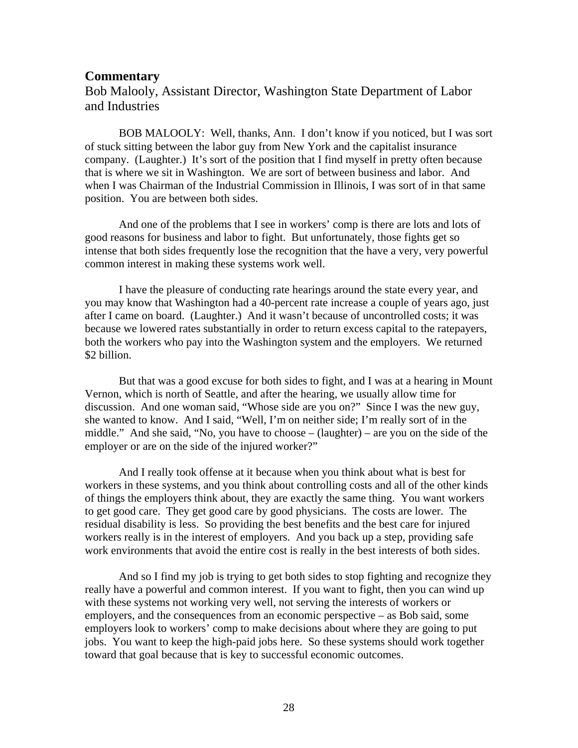## Commentary

Bob Malooly, Assistant Director, Washington State Department of Labor and Industries

BOB MALOOLY: Well, thanks, Ann. I don't know if you noticed, but I was sort of stuck sitting between the labor guy from New York and the capitalist insurance company. (Laughter.) It's sort of the position that I find myself in pretty often because that is where we sit in Washington. We are sort of between business and labor. And when I was Chairman of the Industrial Commission in Illinois, I was sort of in that same position. You are between both sides.

And one of the problems that I see in workers' comp is there are lots and lots of good reasons for business and labor to fight. But unfortunately, those fights get so intense that both sides frequently lose the recognition that the have a very, very powerful common interest in making these systems work well.

I have the pleasure of conducting rate hearings around the state every year, and you may know that Washington had a 40-percent rate increase a couple of years ago, just after I came on board. (Laughter.) And it wasn't because of uncontrolled costs; it was because we lowered rates substantially in order to return excess capital to the ratepayers, both the workers who pay into the Washington system and the employers. We returned \$2 billion.

But that was a good excuse for both sides to fight, and I was at a hearing in Mount Vernon, which is north of Seattle, and after the hearing, we usually allow time for discussion. And one woman said, "Whose side are you on?" Since I was the new guy, she wanted to know. And I said, "Well, I'm on neither side; I'm really sort of in the middle." And she said, "No, you have to choose – (laughter) – are you on the side of the employer or are on the side of the injured worker?"

And I really took offense at it because when you think about what is best for workers in these systems, and you think about controlling costs and all of the other kinds of things the employers think about, they are exactly the same thing. You want workers to get good care. They get good care by good physicians. The costs are lower. The residual disability is less. So providing the best benefits and the best care for injured workers really is in the interest of employers. And you back up a step, providing safe work environments that avoid the entire cost is really in the best interests of both sides.

And so I find my job is trying to get both sides to stop fighting and recognize they really have a powerful and common interest. If you want to fight, then you can wind up with these systems not working very well, not serving the interests of workers or employers, and the consequences from an economic perspective – as Bob said, some employers look to workers' comp to make decisions about where they are going to put jobs. You want to keep the high-paid jobs here. So these systems should work together toward that goal because that is key to successful economic outcomes.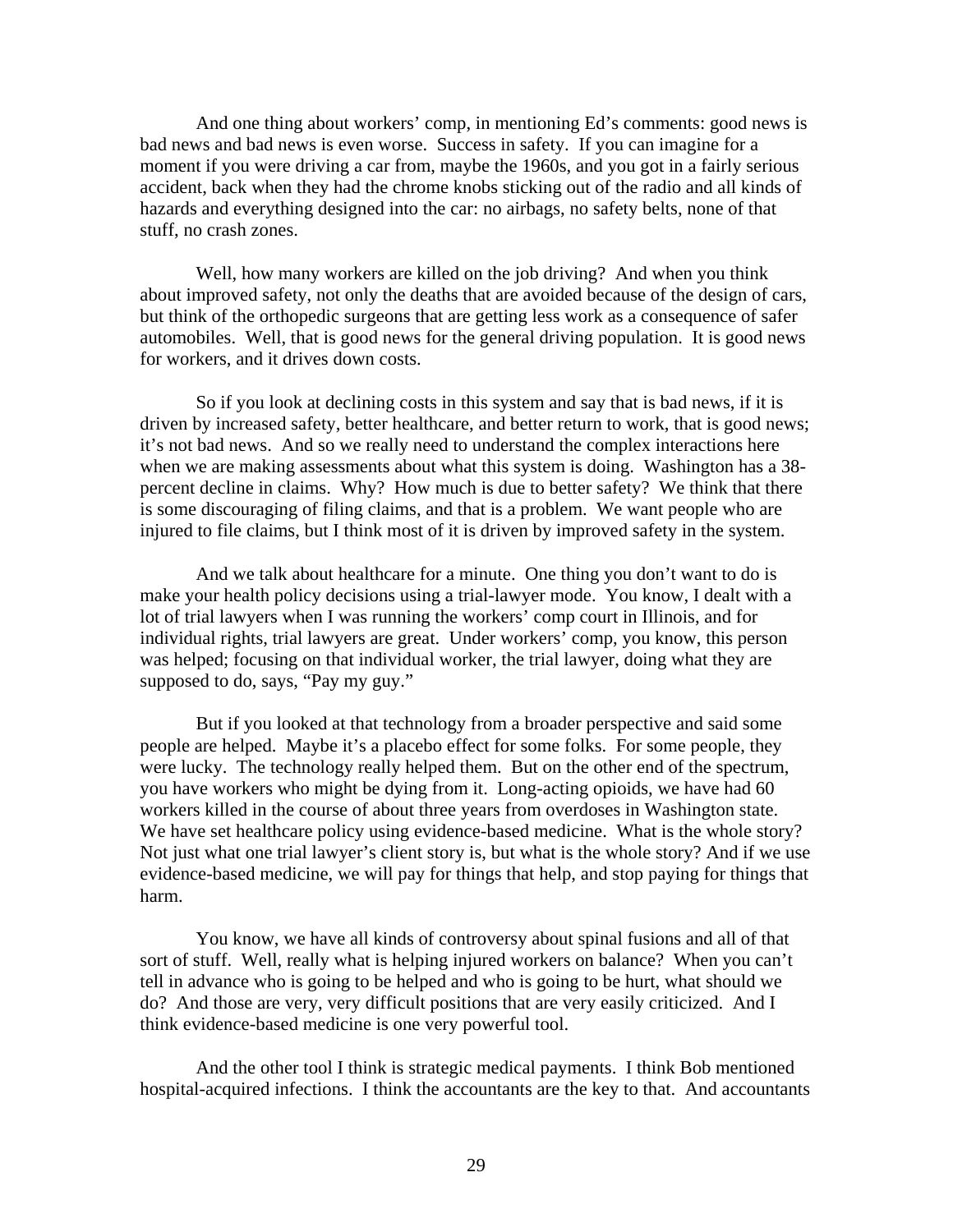And one thing about workers' comp, in mentioning Ed's comments: good news is bad news and bad news is even worse. Success in safety. If you can imagine for a moment if you were driving a car from, maybe the 1960s, and you got in a fairly serious accident, back when they had the chrome knobs sticking out of the radio and all kinds of hazards and everything designed into the car: no airbags, no safety belts, none of that stuff, no crash zones.

Well, how many workers are killed on the job driving? And when you think about improved safety, not only the deaths that are avoided because of the design of cars, but think of the orthopedic surgeons that are getting less work as a consequence of safer automobiles. Well, that is good news for the general driving population. It is good news for workers, and it drives down costs.

So if you look at declining costs in this system and say that is bad news, if it is driven by increased safety, better healthcare, and better return to work, that is good news; it's not bad news. And so we really need to understand the complex interactions here when we are making assessments about what this system is doing. Washington has a 38-percent decline in claims. Why? How much is due to better safety? We think that there is some discouraging of filing claims, and that is a problem. We want people who are injured to file claims, but I think most of it is driven by improved safety in the system.

And we talk about healthcare for a minute. One thing you don't want to do is make your health policy decisions using a trial-lawyer mode. You know, I dealt with a lot of trial lawyers when I was running the workers' comp court in Illinois, and for individual rights, trial lawyers are great. Under workers' comp, you know, this person was helped; focusing on that individual worker, the trial lawyer, doing what they are supposed to do, says, "Pay my guy."

But if you looked at that technology from a broader perspective and said some people are helped. Maybe it's a placebo effect for some folks. For some people, they were lucky. The technology really helped them. But on the other end of the spectrum, you have workers who might be dying from it. Long-acting opioids, we have had 60 workers killed in the course of about three years from overdoses in Washington state. We have set healthcare policy using evidence-based medicine. What is the whole story? Not just what one trial lawyer's client story is, but what is the whole story? And if we use evidence-based medicine, we will pay for things that help, and stop paying for things that harm.

You know, we have all kinds of controversy about spinal fusions and all of that sort of stuff. Well, really what is helping injured workers on balance? When you can't tell in advance who is going to be helped and who is going to be hurt, what should we do? And those are very, very difficult positions that are very easily criticized. And I think evidence-based medicine is one very powerful tool.

And the other tool I think is strategic medical payments. I think Bob mentioned hospital-acquired infections. I think the accountants are the key to that. And accountants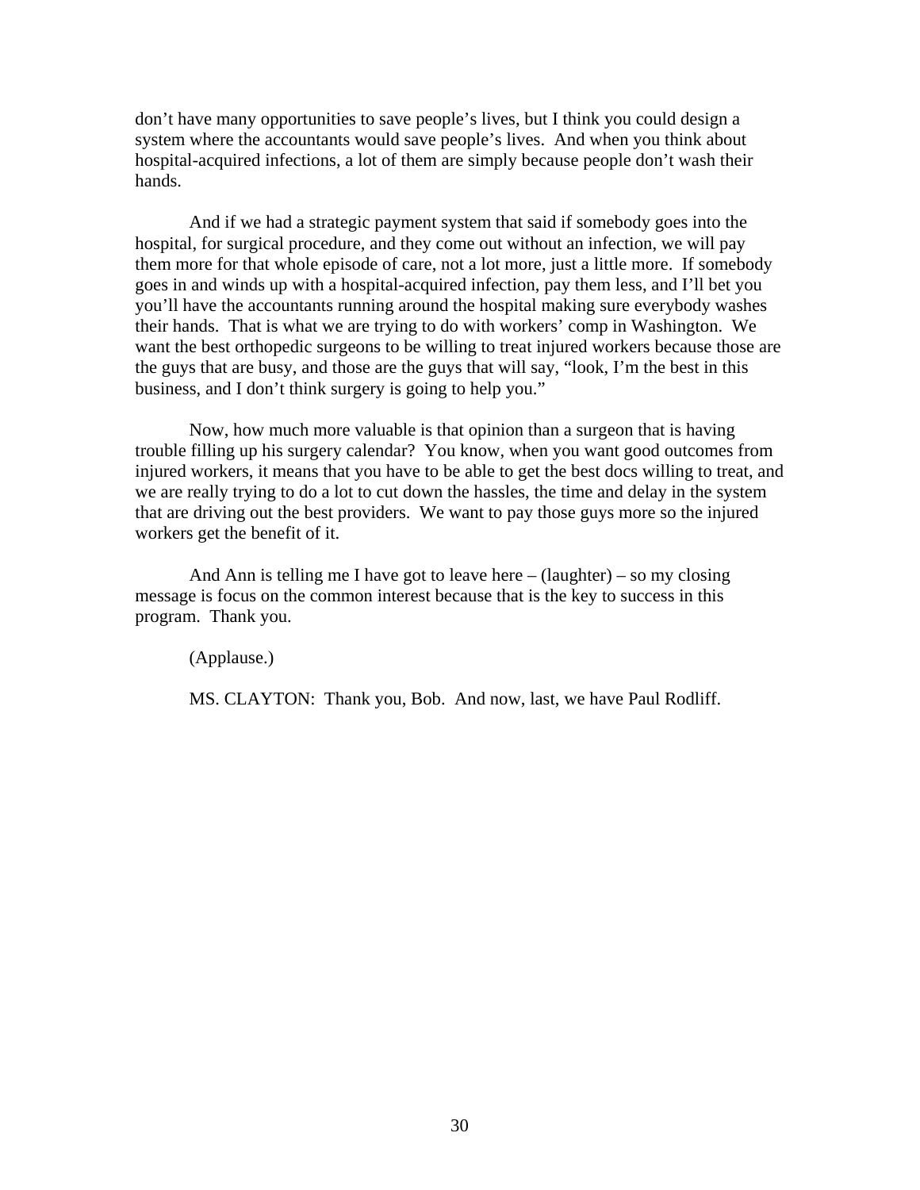don't have many opportunities to save people's lives, but I think you could design a system where the accountants would save people's lives. And when you think about hospital-acquired infections, a lot of them are simply because people don't wash their hands.

And if we had a strategic payment system that said if somebody goes into the hospital, for surgical procedure, and they come out without an infection, we will pay them more for that whole episode of care, not a lot more, just a little more. If somebody goes in and winds up with a hospital-acquired infection, pay them less, and I'll bet you you'll have the accountants running around the hospital making sure everybody washes their hands. That is what we are trying to do with workers' comp in Washington. We want the best orthopedic surgeons to be willing to treat injured workers because those are the guys that are busy, and those are the guys that will say, "look, I'm the best in this business, and I don't think surgery is going to help you."

Now, how much more valuable is that opinion than a surgeon that is having trouble filling up his surgery calendar? You know, when you want good outcomes from injured workers, it means that you have to be able to get the best docs willing to treat, and we are really trying to do a lot to cut down the hassles, the time and delay in the system that are driving out the best providers. We want to pay those guys more so the injured workers get the benefit of it.

And Ann is telling me I have got to leave here – (laughter) – so my closing message is focus on the common interest because that is the key to success in this program. Thank you.

(Applause.)

MS. CLAYTON: Thank you, Bob. And now, last, we have Paul Rodliff.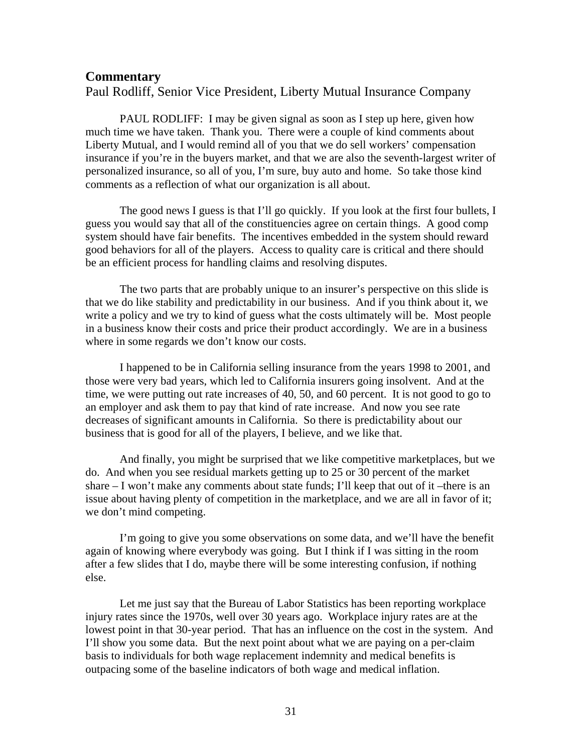## Commentary

Paul Rodliff, Senior Vice President, Liberty Mutual Insurance Company

PAUL RODLIFF: I may be given signal as soon as I step up here, given how much time we have taken. Thank you. There were a couple of kind comments about Liberty Mutual, and I would remind all of you that we do sell workers' compensation insurance if you're in the buyers market, and that we are also the seventh-largest writer of personalized insurance, so all of you, I'm sure, buy auto and home. So take those kind comments as a reflection of what our organization is all about.

The good news I guess is that I'll go quickly. If you look at the first four bullets, I guess you would say that all of the constituencies agree on certain things. A good comp system should have fair benefits. The incentives embedded in the system should reward good behaviors for all of the players. Access to quality care is critical and there should be an efficient process for handling claims and resolving disputes.

The two parts that are probably unique to an insurer's perspective on this slide is that we do like stability and predictability in our business. And if you think about it, we write a policy and we try to kind of guess what the costs ultimately will be. Most people in a business know their costs and price their product accordingly. We are in a business where in some regards we don't know our costs.

I happened to be in California selling insurance from the years 1998 to 2001, and those were very bad years, which led to California insurers going insolvent. And at the time, we were putting out rate increases of 40, 50, and 60 percent. It is not good to go to an employer and ask them to pay that kind of rate increase. And now you see rate decreases of significant amounts in California. So there is predictability about our business that is good for all of the players, I believe, and we like that.

And finally, you might be surprised that we like competitive marketplaces, but we do. And when you see residual markets getting up to 25 or 30 percent of the market share – I won't make any comments about state funds; I'll keep that out of it –there is an issue about having plenty of competition in the marketplace, and we are all in favor of it; we don't mind competing.

I'm going to give you some observations on some data, and we'll have the benefit again of knowing where everybody was going. But I think if I was sitting in the room after a few slides that I do, maybe there will be some interesting confusion, if nothing else.

Let me just say that the Bureau of Labor Statistics has been reporting workplace injury rates since the 1970s, well over 30 years ago. Workplace injury rates are at the lowest point in that 30-year period. That has an influence on the cost in the system. And I'll show you some data. But the next point about what we are paying on a per-claim basis to individuals for both wage replacement indemnity and medical benefits is outpacing some of the baseline indicators of both wage and medical inflation.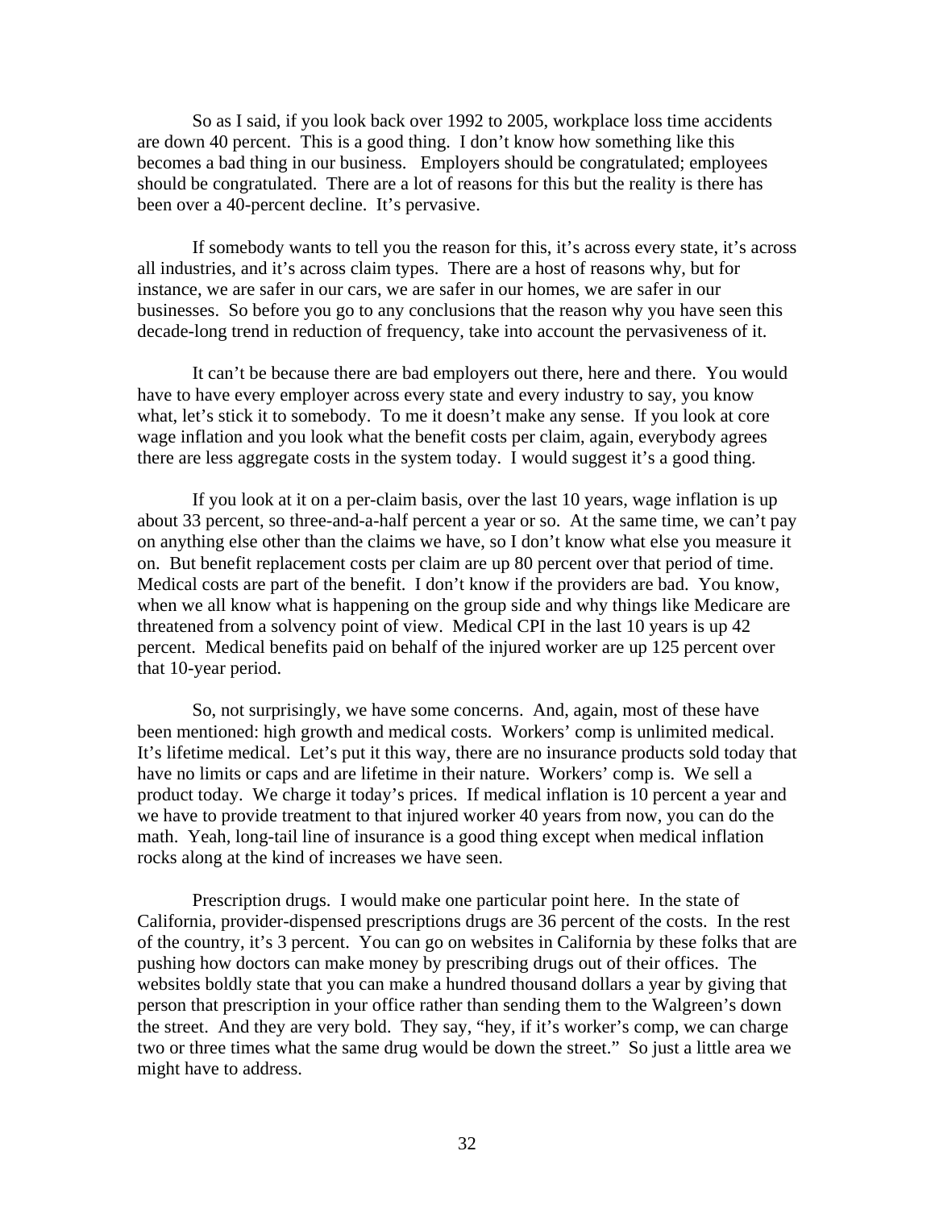So as I said, if you look back over 1992 to 2005, workplace loss time accidents are down 40 percent. This is a good thing. I don't know how something like this becomes a bad thing in our business. Employers should be congratulated; employees should be congratulated. There are a lot of reasons for this but the reality is there has been over a 40-percent decline. It's pervasive.

If somebody wants to tell you the reason for this, it's across every state, it's across all industries, and it's across claim types. There are a host of reasons why, but for instance, we are safer in our cars, we are safer in our homes, we are safer in our businesses. So before you go to any conclusions that the reason why you have seen this decade-long trend in reduction of frequency, take into account the pervasiveness of it.

It can't be because there are bad employers out there, here and there. You would have to have every employer across every state and every industry to say, you know what, let's stick it to somebody. To me it doesn't make any sense. If you look at core wage inflation and you look what the benefit costs per claim, again, everybody agrees there are less aggregate costs in the system today. I would suggest it's a good thing.

If you look at it on a per-claim basis, over the last 10 years, wage inflation is up about 33 percent, so three-and-a-half percent a year or so. At the same time, we can't pay on anything else other than the claims we have, so I don't know what else you measure it on. But benefit replacement costs per claim are up 80 percent over that period of time. Medical costs are part of the benefit. I don't know if the providers are bad. You know, when we all know what is happening on the group side and why things like Medicare are threatened from a solvency point of view. Medical CPI in the last 10 years is up 42 percent. Medical benefits paid on behalf of the injured worker are up 125 percent over that 10-year period.

So, not surprisingly, we have some concerns. And, again, most of these have been mentioned: high growth and medical costs. Workers' comp is unlimited medical. It's lifetime medical. Let's put it this way, there are no insurance products sold today that have no limits or caps and are lifetime in their nature. Workers' comp is. We sell a product today. We charge it today's prices. If medical inflation is 10 percent a year and we have to provide treatment to that injured worker 40 years from now, you can do the math. Yeah, long-tail line of insurance is a good thing except when medical inflation rocks along at the kind of increases we have seen.

Prescription drugs. I would make one particular point here. In the state of California, provider-dispensed prescriptions drugs are 36 percent of the costs. In the rest of the country, it's 3 percent. You can go on websites in California by these folks that are pushing how doctors can make money by prescribing drugs out of their offices. The websites boldly state that you can make a hundred thousand dollars a year by giving that person that prescription in your office rather than sending them to the Walgreen's down the street. And they are very bold. They say, "hey, if it's worker's comp, we can charge two or three times what the same drug would be down the street." So just a little area we might have to address.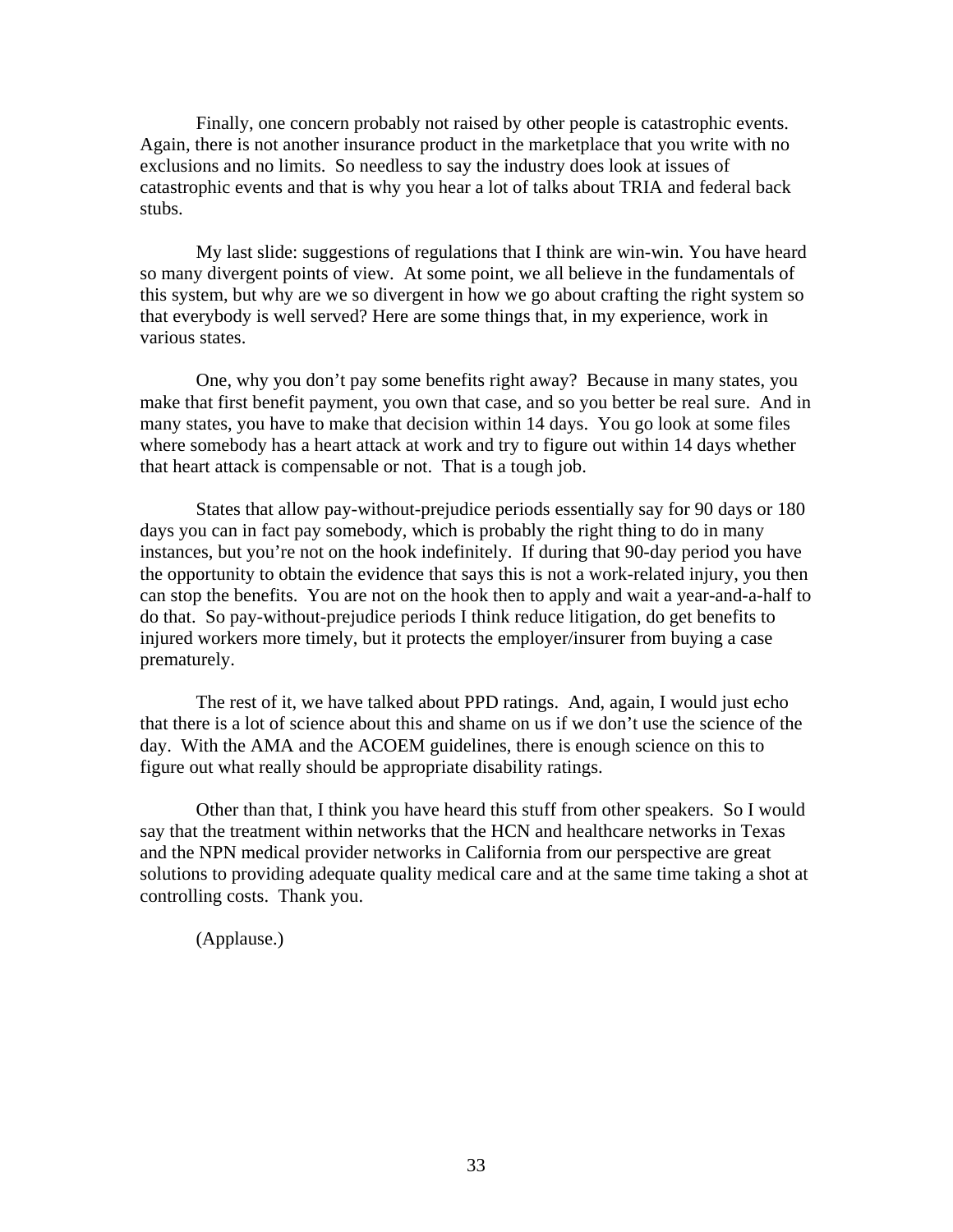Finally, one concern probably not raised by other people is catastrophic events. Again, there is not another insurance product in the marketplace that you write with no exclusions and no limits. So needless to say the industry does look at issues of catastrophic events and that is why you hear a lot of talks about TRIA and federal back stubs.

My last slide: suggestions of regulations that I think are win-win. You have heard so many divergent points of view. At some point, we all believe in the fundamentals of this system, but why are we so divergent in how we go about crafting the right system so that everybody is well served? Here are some things that, in my experience, work in various states.

One, why you don't pay some benefits right away? Because in many states, you make that first benefit payment, you own that case, and so you better be real sure. And in many states, you have to make that decision within 14 days. You go look at some files where somebody has a heart attack at work and try to figure out within 14 days whether that heart attack is compensable or not. That is a tough job.

States that allow pay-without-prejudice periods essentially say for 90 days or 180 days you can in fact pay somebody, which is probably the right thing to do in many instances, but you're not on the hook indefinitely. If during that 90-day period you have the opportunity to obtain the evidence that says this is not a work-related injury, you then can stop the benefits. You are not on the hook then to apply and wait a year-and-a-half to do that. So pay-without-prejudice periods I think reduce litigation, do get benefits to injured workers more timely, but it protects the employer/insurer from buying a case prematurely.

The rest of it, we have talked about PPD ratings. And, again, I would just echo that there is a lot of science about this and shame on us if we don't use the science of the day. With the AMA and the ACOEM guidelines, there is enough science on this to figure out what really should be appropriate disability ratings.

Other than that, I think you have heard this stuff from other speakers. So I would say that the treatment within networks that the HCN and healthcare networks in Texas and the NPN medical provider networks in California from our perspective are great solutions to providing adequate quality medical care and at the same time taking a shot at controlling costs. Thank you.

(Applause.)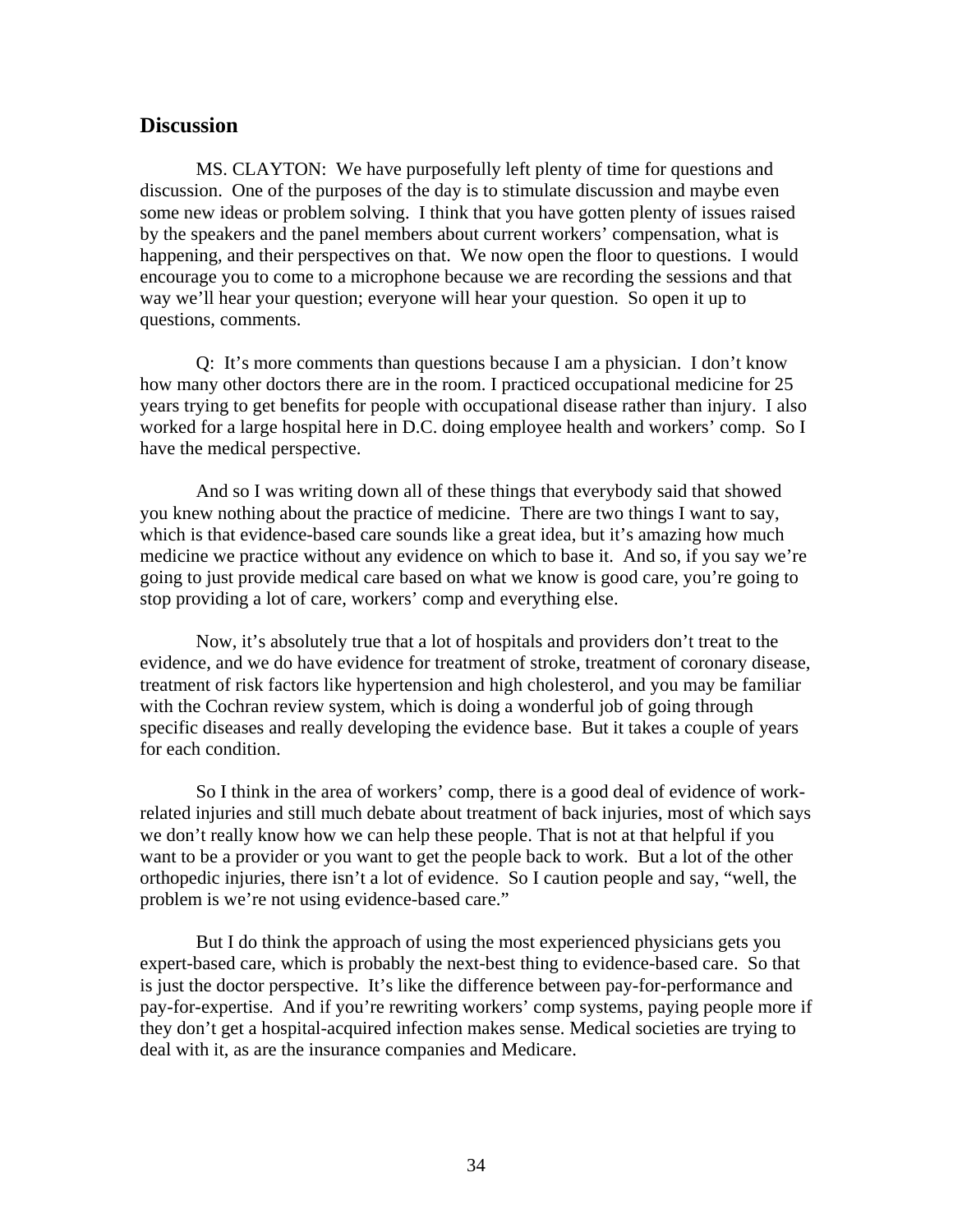## Discussion

MS. CLAYTON: We have purposefully left plenty of time for questions and discussion. One of the purposes of the day is to stimulate discussion and maybe even some new ideas or problem solving. I think that you have gotten plenty of issues raised by the speakers and the panel members about current workers' compensation, what is happening, and their perspectives on that. We now open the floor to questions. I would encourage you to come to a microphone because we are recording the sessions and that way we'll hear your question; everyone will hear your question. So open it up to questions, comments.

Q: It's more comments than questions because I am a physician. I don't know how many other doctors there are in the room. I practiced occupational medicine for 25 years trying to get benefits for people with occupational disease rather than injury. I also worked for a large hospital here in D.C. doing employee health and workers' comp. So I have the medical perspective.

And so I was writing down all of these things that everybody said that showed you knew nothing about the practice of medicine. There are two things I want to say, which is that evidence-based care sounds like a great idea, but it's amazing how much medicine we practice without any evidence on which to base it. And so, if you say we're going to just provide medical care based on what we know is good care, you're going to stop providing a lot of care, workers' comp and everything else.

Now, it's absolutely true that a lot of hospitals and providers don't treat to the evidence, and we do have evidence for treatment of stroke, treatment of coronary disease, treatment of risk factors like hypertension and high cholesterol, and you may be familiar with the Cochran review system, which is doing a wonderful job of going through specific diseases and really developing the evidence base. But it takes a couple of years for each condition.

So I think in the area of workers' comp, there is a good deal of evidence of work-related injuries and still much debate about treatment of back injuries, most of which says we don't really know how we can help these people. That is not at that helpful if you want to be a provider or you want to get the people back to work. But a lot of the other orthopedic injuries, there isn't a lot of evidence. So I caution people and say, "well, the problem is we're not using evidence-based care."

But I do think the approach of using the most experienced physicians gets you expert-based care, which is probably the next-best thing to evidence-based care. So that is just the doctor perspective. It's like the difference between pay-for-performance and pay-for-expertise. And if you're rewriting workers' comp systems, paying people more if they don't get a hospital-acquired infection makes sense. Medical societies are trying to deal with it, as are the insurance companies and Medicare.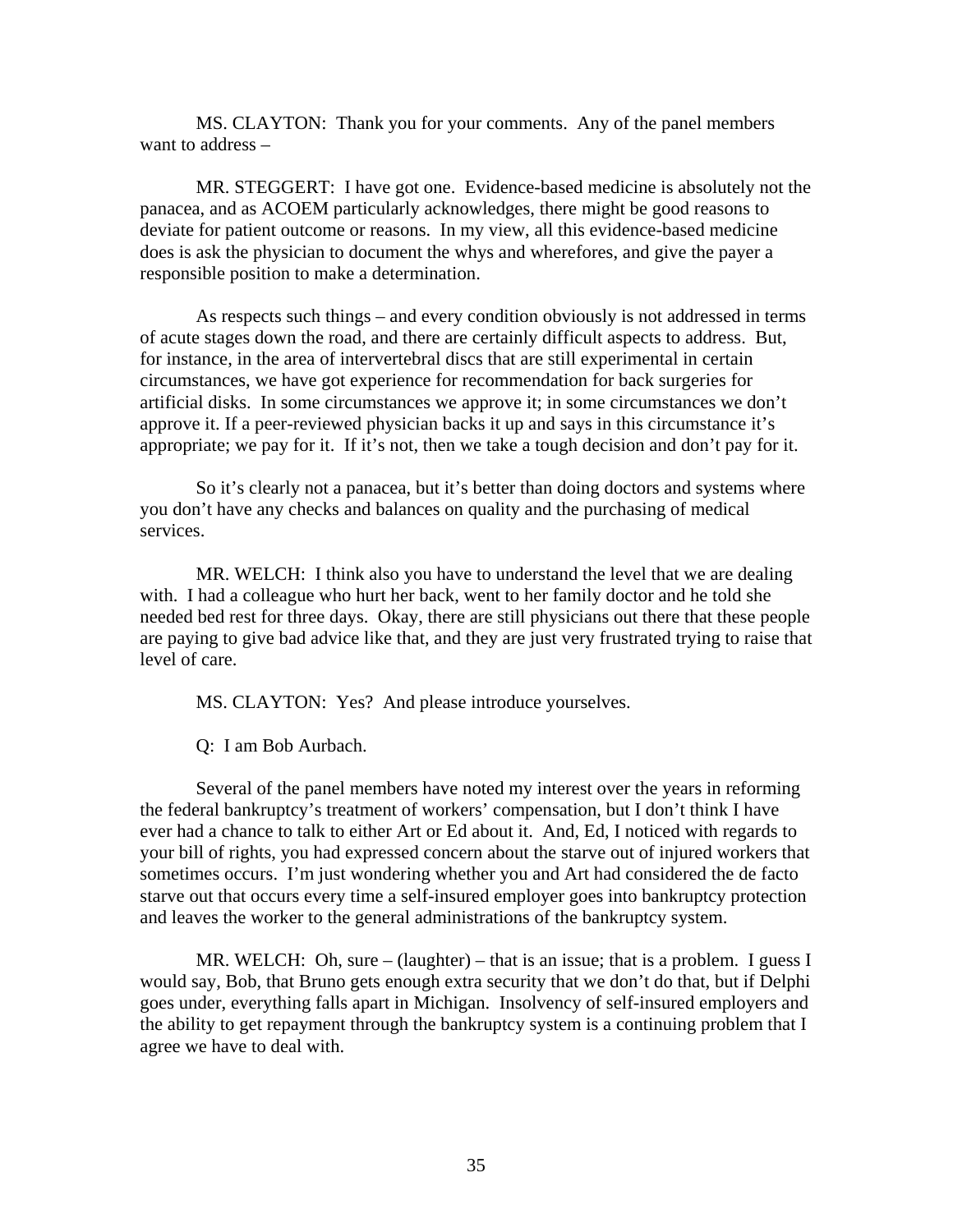MS. CLAYTON: Thank you for your comments. Any of the panel members want to address –

MR. STEGGERT: I have got one. Evidence-based medicine is absolutely not the panacea, and as ACOEM particularly acknowledges, there might be good reasons to deviate for patient outcome or reasons. In my view, all this evidence-based medicine does is ask the physician to document the whys and wherefores, and give the payer a responsible position to make a determination.

As respects such things – and every condition obviously is not addressed in terms of acute stages down the road, and there are certainly difficult aspects to address. But, for instance, in the area of intervertebral discs that are still experimental in certain circumstances, we have got experience for recommendation for back surgeries for artificial disks. In some circumstances we approve it; in some circumstances we don't approve it. If a peer-reviewed physician backs it up and says in this circumstance it's appropriate; we pay for it. If it's not, then we take a tough decision and don't pay for it.

So it's clearly not a panacea, but it's better than doing doctors and systems where you don't have any checks and balances on quality and the purchasing of medical services.

MR. WELCH: I think also you have to understand the level that we are dealing with. I had a colleague who hurt her back, went to her family doctor and he told she needed bed rest for three days. Okay, there are still physicians out there that these people are paying to give bad advice like that, and they are just very frustrated trying to raise that level of care.

MS. CLAYTON: Yes? And please introduce yourselves.

Q: I am Bob Aurbach.

Several of the panel members have noted my interest over the years in reforming the federal bankruptcy's treatment of workers' compensation, but I don't think I have ever had a chance to talk to either Art or Ed about it. And, Ed, I noticed with regards to your bill of rights, you had expressed concern about the starve out of injured workers that sometimes occurs. I'm just wondering whether you and Art had considered the de facto starve out that occurs every time a self-insured employer goes into bankruptcy protection and leaves the worker to the general administrations of the bankruptcy system.

MR. WELCH: Oh, sure – (laughter) – that is an issue; that is a problem. I guess I would say, Bob, that Bruno gets enough extra security that we don't do that, but if Delphi goes under, everything falls apart in Michigan. Insolvency of self-insured employers and the ability to get repayment through the bankruptcy system is a continuing problem that I agree we have to deal with.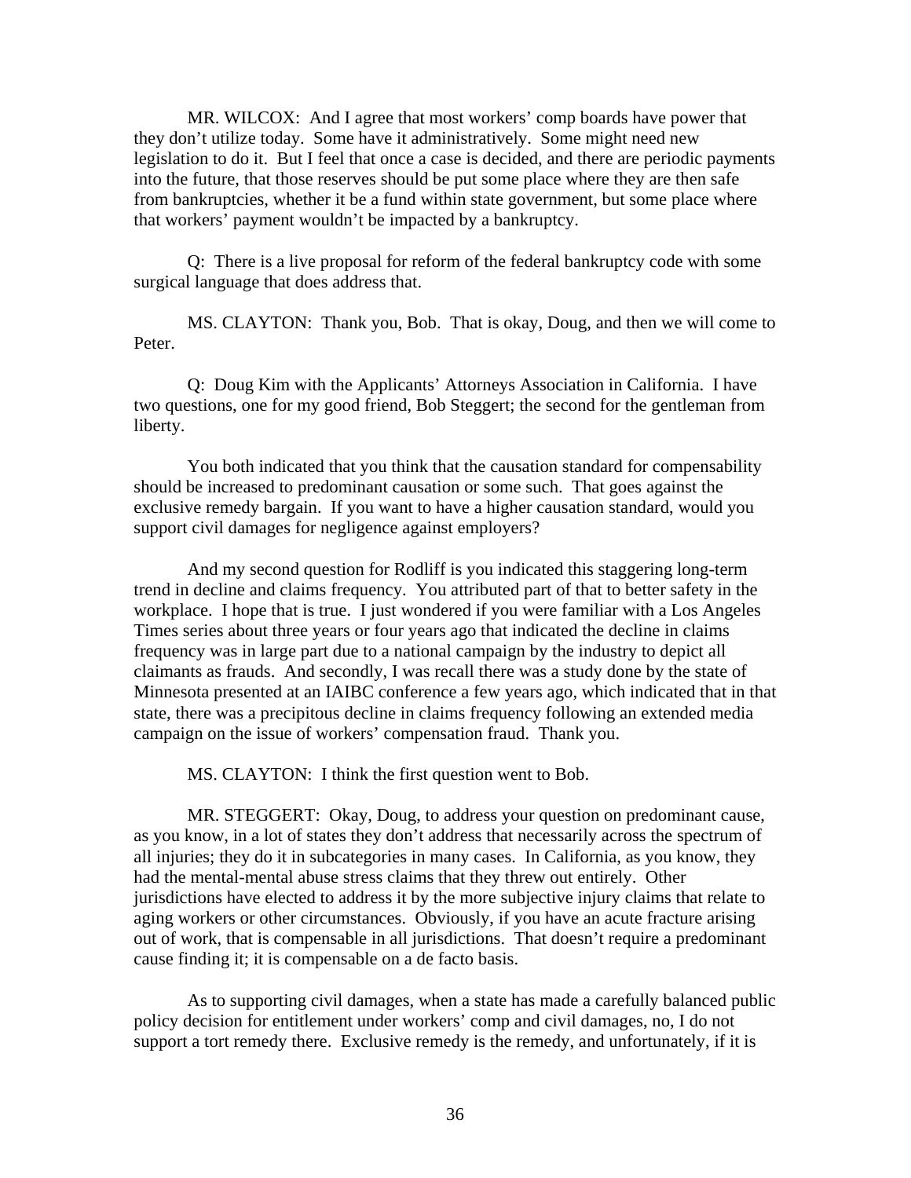MR. WILCOX: And I agree that most workers' comp boards have power that they don't utilize today. Some have it administratively. Some might need new legislation to do it. But I feel that once a case is decided, and there are periodic payments into the future, that those reserves should be put some place where they are then safe from bankruptcies, whether it be a fund within state government, but some place where that workers' payment wouldn't be impacted by a bankruptcy.

Q: There is a live proposal for reform of the federal bankruptcy code with some surgical language that does address that.

MS. CLAYTON: Thank you, Bob. That is okay, Doug, and then we will come to Peter.

Q: Doug Kim with the Applicants' Attorneys Association in California. I have two questions, one for my good friend, Bob Steggert; the second for the gentleman from liberty.

You both indicated that you think that the causation standard for compensability should be increased to predominant causation or some such. That goes against the exclusive remedy bargain. If you want to have a higher causation standard, would you support civil damages for negligence against employers?

And my second question for Rodliff is you indicated this staggering long-term trend in decline and claims frequency. You attributed part of that to better safety in the workplace. I hope that is true. I just wondered if you were familiar with a Los Angeles Times series about three years or four years ago that indicated the decline in claims frequency was in large part due to a national campaign by the industry to depict all claimants as frauds. And secondly, I was recall there was a study done by the state of Minnesota presented at an IAIBC conference a few years ago, which indicated that in that state, there was a precipitous decline in claims frequency following an extended media campaign on the issue of workers' compensation fraud. Thank you.

MS. CLAYTON: I think the first question went to Bob.

MR. STEGGERT: Okay, Doug, to address your question on predominant cause, as you know, in a lot of states they don't address that necessarily across the spectrum of all injuries; they do it in subcategories in many cases. In California, as you know, they had the mental-mental abuse stress claims that they threw out entirely. Other jurisdictions have elected to address it by the more subjective injury claims that relate to aging workers or other circumstances. Obviously, if you have an acute fracture arising out of work, that is compensable in all jurisdictions. That doesn't require a predominant cause finding it; it is compensable on a de facto basis.

As to supporting civil damages, when a state has made a carefully balanced public policy decision for entitlement under workers' comp and civil damages, no, I do not support a tort remedy there. Exclusive remedy is the remedy, and unfortunately, if it is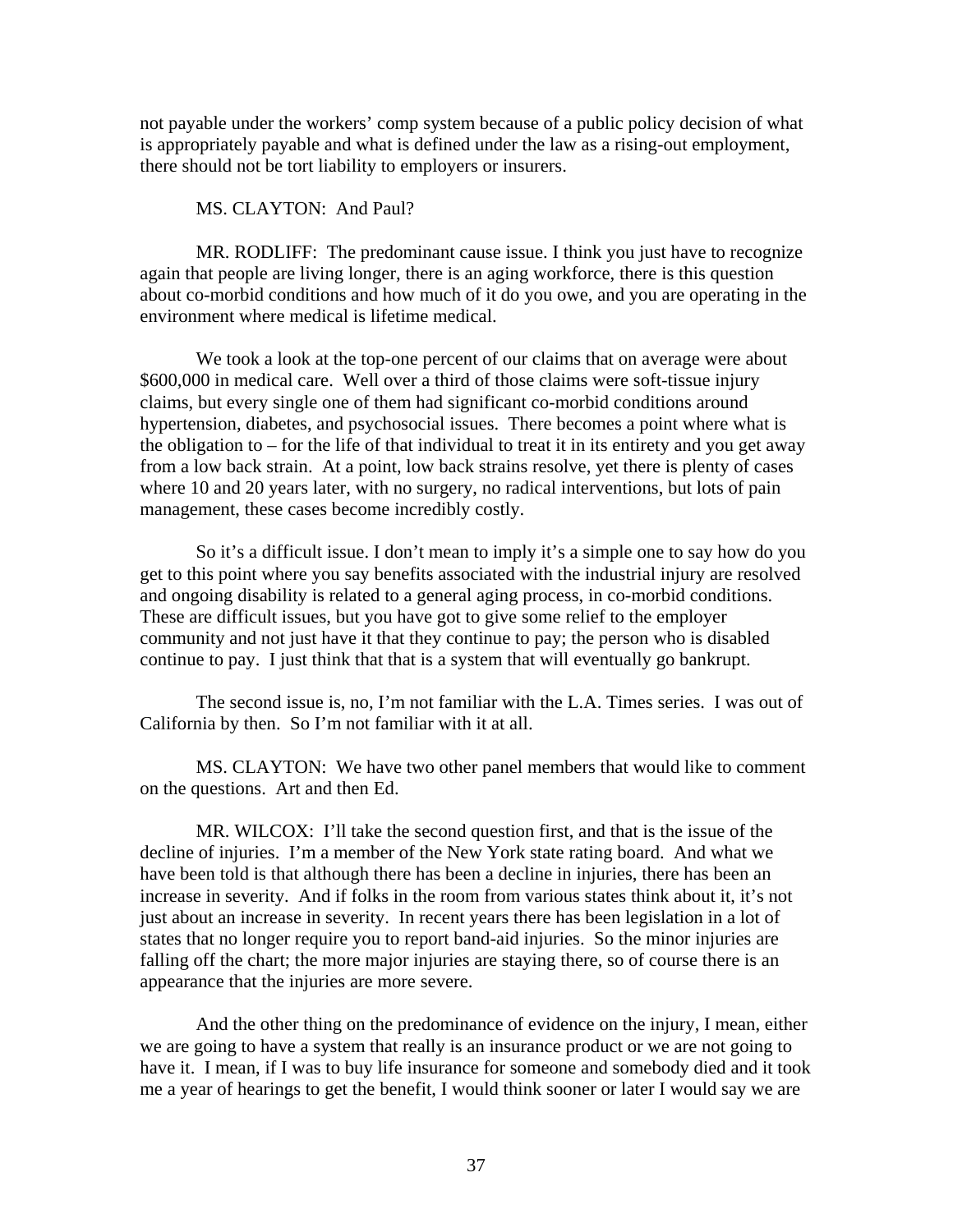not payable under the workers' comp system because of a public policy decision of what is appropriately payable and what is defined under the law as a rising-out employment, there should not be tort liability to employers or insurers.

MS. CLAYTON: And Paul?

MR. RODLIFF: The predominant cause issue. I think you just have to recognize again that people are living longer, there is an aging workforce, there is this question about co-morbid conditions and how much of it do you owe, and you are operating in the environment where medical is lifetime medical.

We took a look at the top-one percent of our claims that on average were about $600,000 in medical care. Well over a third of those claims were soft-tissue injury claims, but every single one of them had significant co-morbid conditions around hypertension, diabetes, and psychosocial issues. There becomes a point where what is the obligation to – for the life of that individual to treat it in its entirety and you get away from a low back strain. At a point, low back strains resolve, yet there is plenty of cases where 10 and 20 years later, with no surgery, no radical interventions, but lots of pain management, these cases become incredibly costly.

So it's a difficult issue. I don't mean to imply it's a simple one to say how do you get to this point where you say benefits associated with the industrial injury are resolved and ongoing disability is related to a general aging process, in co-morbid conditions. These are difficult issues, but you have got to give some relief to the employer community and not just have it that they continue to pay; the person who is disabled continue to pay. I just think that that is a system that will eventually go bankrupt.

The second issue is, no, I'm not familiar with the L.A. Times series. I was out of California by then. So I'm not familiar with it at all.

MS. CLAYTON: We have two other panel members that would like to comment on the questions. Art and then Ed.

MR. WILCOX: I'll take the second question first, and that is the issue of the decline of injuries. I'm a member of the New York state rating board. And what we have been told is that although there has been a decline in injuries, there has been an increase in severity. And if folks in the room from various states think about it, it's not just about an increase in severity. In recent years there has been legislation in a lot of states that no longer require you to report band-aid injuries. So the minor injuries are falling off the chart; the more major injuries are staying there, so of course there is an appearance that the injuries are more severe.

And the other thing on the predominance of evidence on the injury, I mean, either we are going to have a system that really is an insurance product or we are not going to have it. I mean, if I was to buy life insurance for someone and somebody died and it took me a year of hearings to get the benefit, I would think sooner or later I would say we are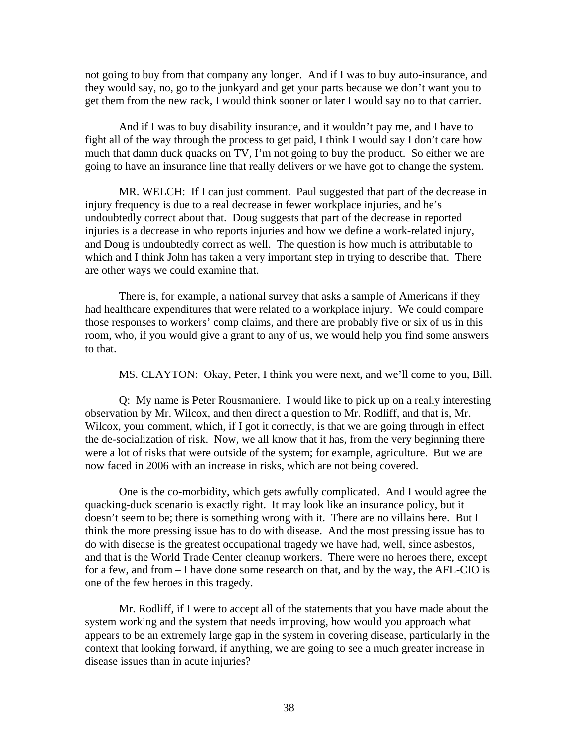not going to buy from that company any longer. And if I was to buy auto-insurance, and they would say, no, go to the junkyard and get your parts because we don't want you to get them from the new rack, I would think sooner or later I would say no to that carrier.

And if I was to buy disability insurance, and it wouldn't pay me, and I have to fight all of the way through the process to get paid, I think I would say I don't care how much that damn duck quacks on TV, I'm not going to buy the product. So either we are going to have an insurance line that really delivers or we have got to change the system.

MR. WELCH: If I can just comment. Paul suggested that part of the decrease in injury frequency is due to a real decrease in fewer workplace injuries, and he's undoubtedly correct about that. Doug suggests that part of the decrease in reported injuries is a decrease in who reports injuries and how we define a work-related injury, and Doug is undoubtedly correct as well. The question is how much is attributable to which and I think John has taken a very important step in trying to describe that. There are other ways we could examine that.

There is, for example, a national survey that asks a sample of Americans if they had healthcare expenditures that were related to a workplace injury. We could compare those responses to workers' comp claims, and there are probably five or six of us in this room, who, if you would give a grant to any of us, we would help you find some answers to that.

MS. CLAYTON: Okay, Peter, I think you were next, and we'll come to you, Bill.

Q: My name is Peter Rousmaniere. I would like to pick up on a really interesting observation by Mr. Wilcox, and then direct a question to Mr. Rodliff, and that is, Mr. Wilcox, your comment, which, if I got it correctly, is that we are going through in effect the de-socialization of risk. Now, we all know that it has, from the very beginning there were a lot of risks that were outside of the system; for example, agriculture. But we are now faced in 2006 with an increase in risks, which are not being covered.

One is the co-morbidity, which gets awfully complicated. And I would agree the quacking-duck scenario is exactly right. It may look like an insurance policy, but it doesn't seem to be; there is something wrong with it. There are no villains here. But I think the more pressing issue has to do with disease. And the most pressing issue has to do with disease is the greatest occupational tragedy we have had, well, since asbestos, and that is the World Trade Center cleanup workers. There were no heroes there, except for a few, and from – I have done some research on that, and by the way, the AFL-CIO is one of the few heroes in this tragedy.

Mr. Rodliff, if I were to accept all of the statements that you have made about the system working and the system that needs improving, how would you approach what appears to be an extremely large gap in the system in covering disease, particularly in the context that looking forward, if anything, we are going to see a much greater increase in disease issues than in acute injuries?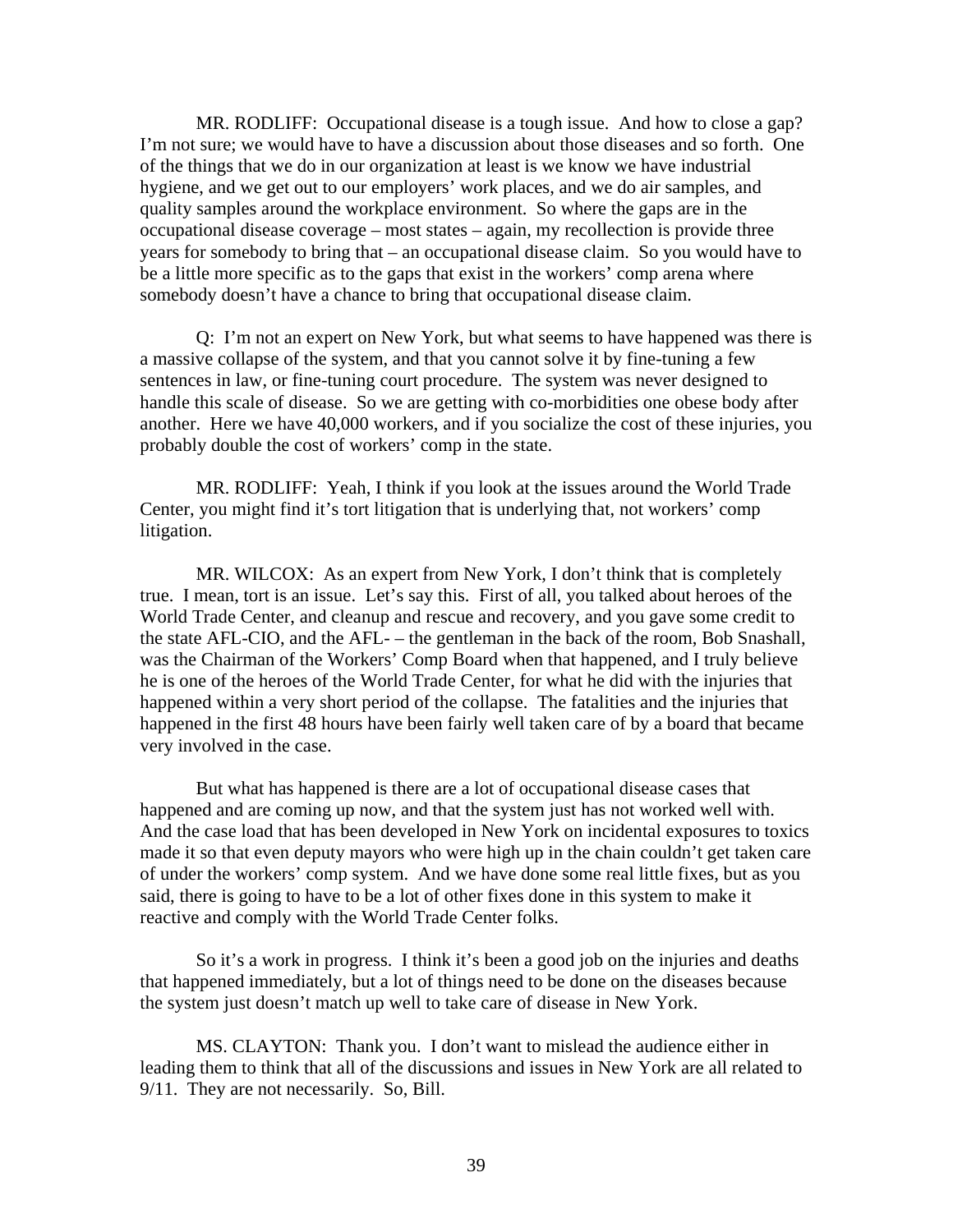MR. RODLIFF: Occupational disease is a tough issue. And how to close a gap? I'm not sure; we would have to have a discussion about those diseases and so forth. One of the things that we do in our organization at least is we know we have industrial hygiene, and we get out to our employers' work places, and we do air samples, and quality samples around the workplace environment. So where the gaps are in the occupational disease coverage – most states – again, my recollection is provide three years for somebody to bring that – an occupational disease claim. So you would have to be a little more specific as to the gaps that exist in the workers' comp arena where somebody doesn't have a chance to bring that occupational disease claim.

Q: I'm not an expert on New York, but what seems to have happened was there is a massive collapse of the system, and that you cannot solve it by fine-tuning a few sentences in law, or fine-tuning court procedure. The system was never designed to handle this scale of disease. So we are getting with co-morbidities one obese body after another. Here we have 40,000 workers, and if you socialize the cost of these injuries, you probably double the cost of workers' comp in the state.

MR. RODLIFF: Yeah, I think if you look at the issues around the World Trade Center, you might find it's tort litigation that is underlying that, not workers' comp litigation.

MR. WILCOX: As an expert from New York, I don't think that is completely true. I mean, tort is an issue. Let's say this. First of all, you talked about heroes of the World Trade Center, and cleanup and rescue and recovery, and you gave some credit to the state AFL-CIO, and the AFL- – the gentleman in the back of the room, Bob Snashall, was the Chairman of the Workers' Comp Board when that happened, and I truly believe he is one of the heroes of the World Trade Center, for what he did with the injuries that happened within a very short period of the collapse. The fatalities and the injuries that happened in the first 48 hours have been fairly well taken care of by a board that became very involved in the case.

But what has happened is there are a lot of occupational disease cases that happened and are coming up now, and that the system just has not worked well with. And the case load that has been developed in New York on incidental exposures to toxics made it so that even deputy mayors who were high up in the chain couldn't get taken care of under the workers' comp system. And we have done some real little fixes, but as you said, there is going to have to be a lot of other fixes done in this system to make it reactive and comply with the World Trade Center folks.

So it's a work in progress. I think it's been a good job on the injuries and deaths that happened immediately, but a lot of things need to be done on the diseases because the system just doesn't match up well to take care of disease in New York.

MS. CLAYTON: Thank you. I don't want to mislead the audience either in leading them to think that all of the discussions and issues in New York are all related to 9/11. They are not necessarily. So, Bill.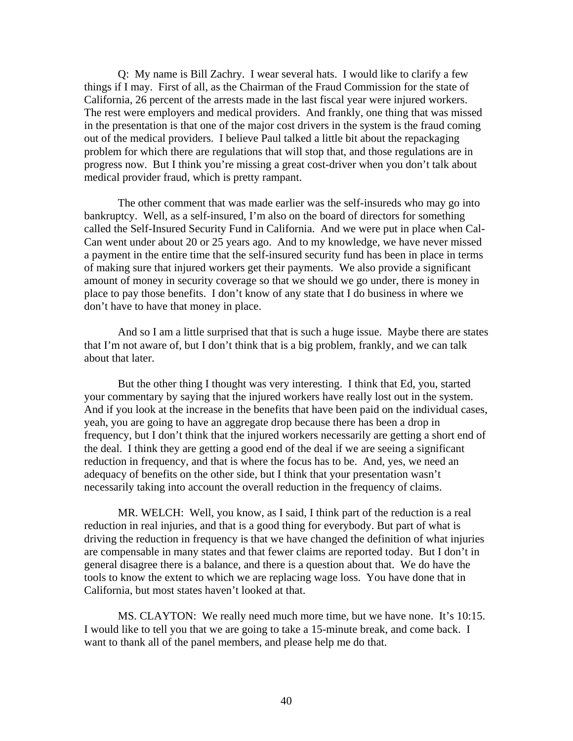Q: My name is Bill Zachry. I wear several hats. I would like to clarify a few things if I may. First of all, as the Chairman of the Fraud Commission for the state of California, 26 percent of the arrests made in the last fiscal year were injured workers. The rest were employers and medical providers. And frankly, one thing that was missed in the presentation is that one of the major cost drivers in the system is the fraud coming out of the medical providers. I believe Paul talked a little bit about the repackaging problem for which there are regulations that will stop that, and those regulations are in progress now. But I think you're missing a great cost-driver when you don't talk about medical provider fraud, which is pretty rampant.

The other comment that was made earlier was the self-insureds who may go into bankruptcy. Well, as a self-insured, I'm also on the board of directors for something called the Self-Insured Security Fund in California. And we were put in place when Cal-Can went under about 20 or 25 years ago. And to my knowledge, we have never missed a payment in the entire time that the self-insured security fund has been in place in terms of making sure that injured workers get their payments. We also provide a significant amount of money in security coverage so that we should we go under, there is money in place to pay those benefits. I don't know of any state that I do business in where we don't have to have that money in place.

And so I am a little surprised that that is such a huge issue. Maybe there are states that I'm not aware of, but I don't think that is a big problem, frankly, and we can talk about that later.

But the other thing I thought was very interesting. I think that Ed, you, started your commentary by saying that the injured workers have really lost out in the system. And if you look at the increase in the benefits that have been paid on the individual cases, yeah, you are going to have an aggregate drop because there has been a drop in frequency, but I don't think that the injured workers necessarily are getting a short end of the deal. I think they are getting a good end of the deal if we are seeing a significant reduction in frequency, and that is where the focus has to be. And, yes, we need an adequacy of benefits on the other side, but I think that your presentation wasn't necessarily taking into account the overall reduction in the frequency of claims.

MR. WELCH: Well, you know, as I said, I think part of the reduction is a real reduction in real injuries, and that is a good thing for everybody. But part of what is driving the reduction in frequency is that we have changed the definition of what injuries are compensable in many states and that fewer claims are reported today. But I don't in general disagree there is a balance, and there is a question about that. We do have the tools to know the extent to which we are replacing wage loss. You have done that in California, but most states haven't looked at that.

MS. CLAYTON: We really need much more time, but we have none. It's 10:15. I would like to tell you that we are going to take a 15-minute break, and come back. I want to thank all of the panel members, and please help me do that.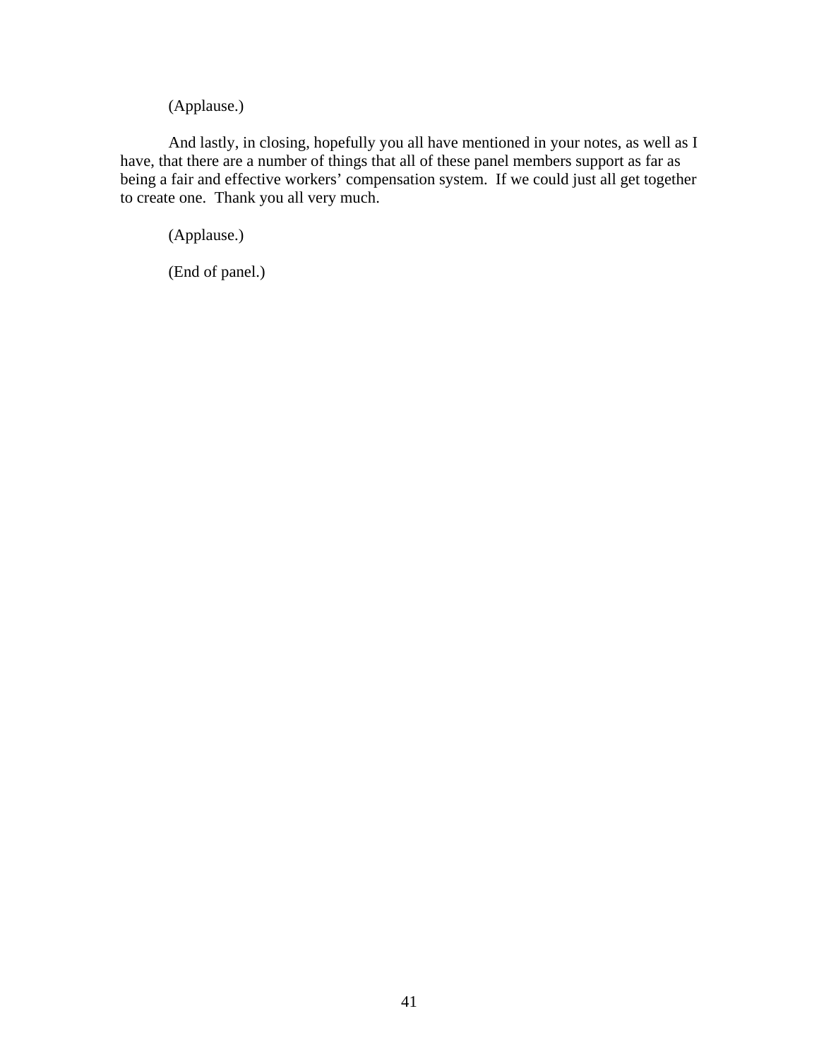(Applause.)

And lastly, in closing, hopefully you all have mentioned in your notes, as well as I have, that there are a number of things that all of these panel members support as far as being a fair and effective workers' compensation system. If we could just all get together to create one. Thank you all very much.

(Applause.)

(End of panel.)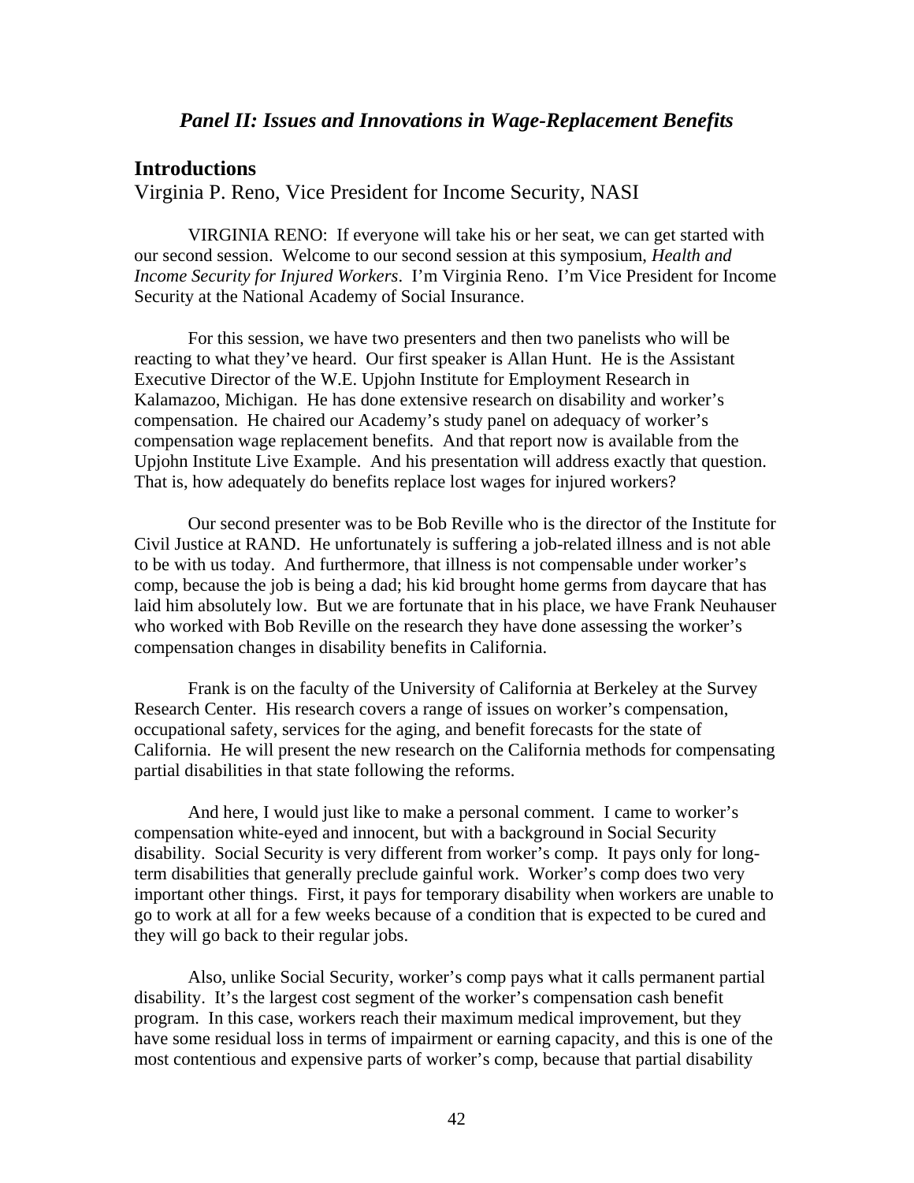## *Panel II: Issues and Innovations in Wage-Replacement Benefits*

### Introductions

Virginia P. Reno, Vice President for Income Security, NASI

VIRGINIA RENO: If everyone will take his or her seat, we can get started with our second session. Welcome to our second session at this symposium, *Health and Income Security for Injured Workers*. I'm Virginia Reno. I'm Vice President for Income Security at the National Academy of Social Insurance.

For this session, we have two presenters and then two panelists who will be reacting to what they've heard. Our first speaker is Allan Hunt. He is the Assistant Executive Director of the W.E. Upjohn Institute for Employment Research in Kalamazoo, Michigan. He has done extensive research on disability and worker's compensation. He chaired our Academy's study panel on adequacy of worker's compensation wage replacement benefits. And that report now is available from the Upjohn Institute Live Example. And his presentation will address exactly that question. That is, how adequately do benefits replace lost wages for injured workers?

Our second presenter was to be Bob Reville who is the director of the Institute for Civil Justice at RAND. He unfortunately is suffering a job-related illness and is not able to be with us today. And furthermore, that illness is not compensable under worker's comp, because the job is being a dad; his kid brought home germs from daycare that has laid him absolutely low. But we are fortunate that in his place, we have Frank Neuhauser who worked with Bob Reville on the research they have done assessing the worker's compensation changes in disability benefits in California.

Frank is on the faculty of the University of California at Berkeley at the Survey Research Center. His research covers a range of issues on worker's compensation, occupational safety, services for the aging, and benefit forecasts for the state of California. He will present the new research on the California methods for compensating partial disabilities in that state following the reforms.

And here, I would just like to make a personal comment. I came to worker's compensation white-eyed and innocent, but with a background in Social Security disability. Social Security is very different from worker's comp. It pays only for long-term disabilities that generally preclude gainful work. Worker's comp does two very important other things. First, it pays for temporary disability when workers are unable to go to work at all for a few weeks because of a condition that is expected to be cured and they will go back to their regular jobs.

Also, unlike Social Security, worker's comp pays what it calls permanent partial disability. It's the largest cost segment of the worker's compensation cash benefit program. In this case, workers reach their maximum medical improvement, but they have some residual loss in terms of impairment or earning capacity, and this is one of the most contentious and expensive parts of worker's comp, because that partial disability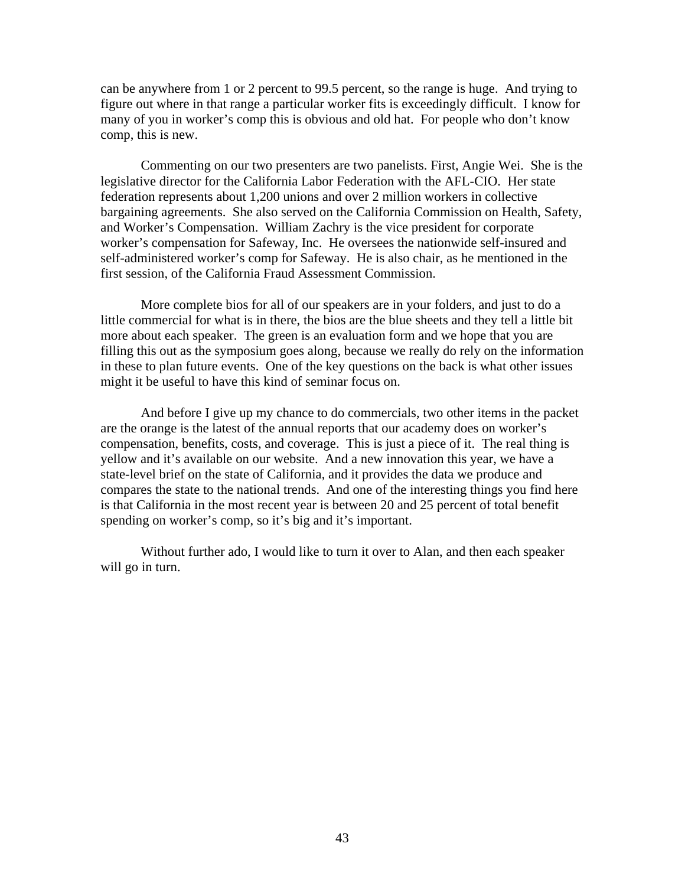can be anywhere from 1 or 2 percent to 99.5 percent, so the range is huge. And trying to figure out where in that range a particular worker fits is exceedingly difficult. I know for many of you in worker's comp this is obvious and old hat. For people who don't know comp, this is new.

Commenting on our two presenters are two panelists. First, Angie Wei. She is the legislative director for the California Labor Federation with the AFL-CIO. Her state federation represents about 1,200 unions and over 2 million workers in collective bargaining agreements. She also served on the California Commission on Health, Safety, and Worker's Compensation. William Zachry is the vice president for corporate worker's compensation for Safeway, Inc. He oversees the nationwide self-insured and self-administered worker's comp for Safeway. He is also chair, as he mentioned in the first session, of the California Fraud Assessment Commission.

More complete bios for all of our speakers are in your folders, and just to do a little commercial for what is in there, the bios are the blue sheets and they tell a little bit more about each speaker. The green is an evaluation form and we hope that you are filling this out as the symposium goes along, because we really do rely on the information in these to plan future events. One of the key questions on the back is what other issues might it be useful to have this kind of seminar focus on.

And before I give up my chance to do commercials, two other items in the packet are the orange is the latest of the annual reports that our academy does on worker's compensation, benefits, costs, and coverage. This is just a piece of it. The real thing is yellow and it's available on our website. And a new innovation this year, we have a state-level brief on the state of California, and it provides the data we produce and compares the state to the national trends. And one of the interesting things you find here is that California in the most recent year is between 20 and 25 percent of total benefit spending on worker's comp, so it's big and it's important.

Without further ado, I would like to turn it over to Alan, and then each speaker will go in turn.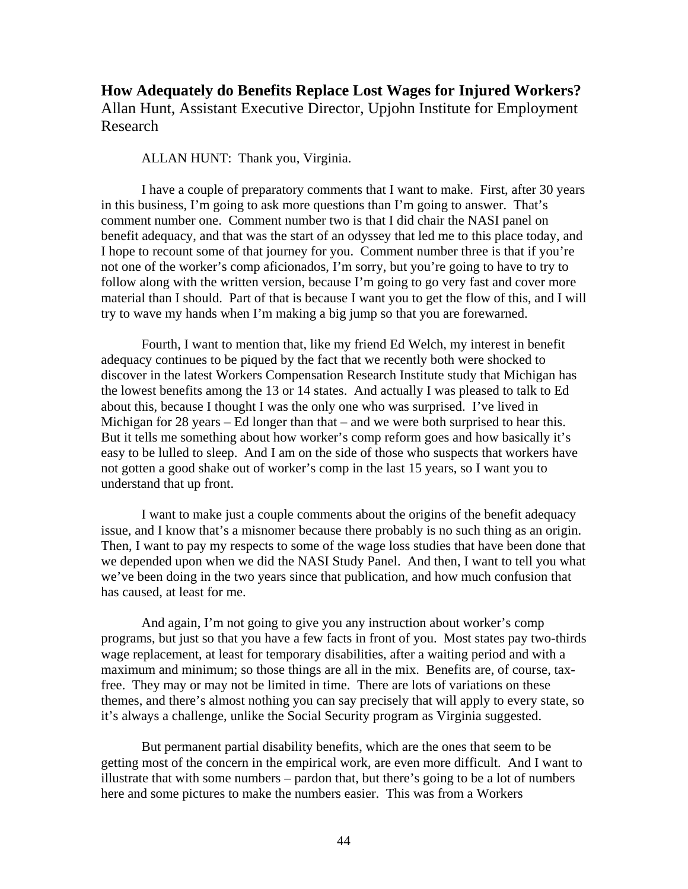## How Adequately do Benefits Replace Lost Wages for Injured Workers?

Allan Hunt, Assistant Executive Director, Upjohn Institute for Employment Research

ALLAN HUNT: Thank you, Virginia.

I have a couple of preparatory comments that I want to make. First, after 30 years in this business, I'm going to ask more questions than I'm going to answer. That's comment number one. Comment number two is that I did chair the NASI panel on benefit adequacy, and that was the start of an odyssey that led me to this place today, and I hope to recount some of that journey for you. Comment number three is that if you're not one of the worker's comp aficionados, I'm sorry, but you're going to have to try to follow along with the written version, because I'm going to go very fast and cover more material than I should. Part of that is because I want you to get the flow of this, and I will try to wave my hands when I'm making a big jump so that you are forewarned.

Fourth, I want to mention that, like my friend Ed Welch, my interest in benefit adequacy continues to be piqued by the fact that we recently both were shocked to discover in the latest Workers Compensation Research Institute study that Michigan has the lowest benefits among the 13 or 14 states. And actually I was pleased to talk to Ed about this, because I thought I was the only one who was surprised. I've lived in Michigan for 28 years – Ed longer than that – and we were both surprised to hear this. But it tells me something about how worker's comp reform goes and how basically it's easy to be lulled to sleep. And I am on the side of those who suspects that workers have not gotten a good shake out of worker's comp in the last 15 years, so I want you to understand that up front.

I want to make just a couple comments about the origins of the benefit adequacy issue, and I know that's a misnomer because there probably is no such thing as an origin. Then, I want to pay my respects to some of the wage loss studies that have been done that we depended upon when we did the NASI Study Panel. And then, I want to tell you what we've been doing in the two years since that publication, and how much confusion that has caused, at least for me.

And again, I'm not going to give you any instruction about worker's comp programs, but just so that you have a few facts in front of you. Most states pay two-thirds wage replacement, at least for temporary disabilities, after a waiting period and with a maximum and minimum; so those things are all in the mix. Benefits are, of course, tax-free. They may or may not be limited in time. There are lots of variations on these themes, and there's almost nothing you can say precisely that will apply to every state, so it's always a challenge, unlike the Social Security program as Virginia suggested.

But permanent partial disability benefits, which are the ones that seem to be getting most of the concern in the empirical work, are even more difficult. And I want to illustrate that with some numbers – pardon that, but there's going to be a lot of numbers here and some pictures to make the numbers easier. This was from a Workers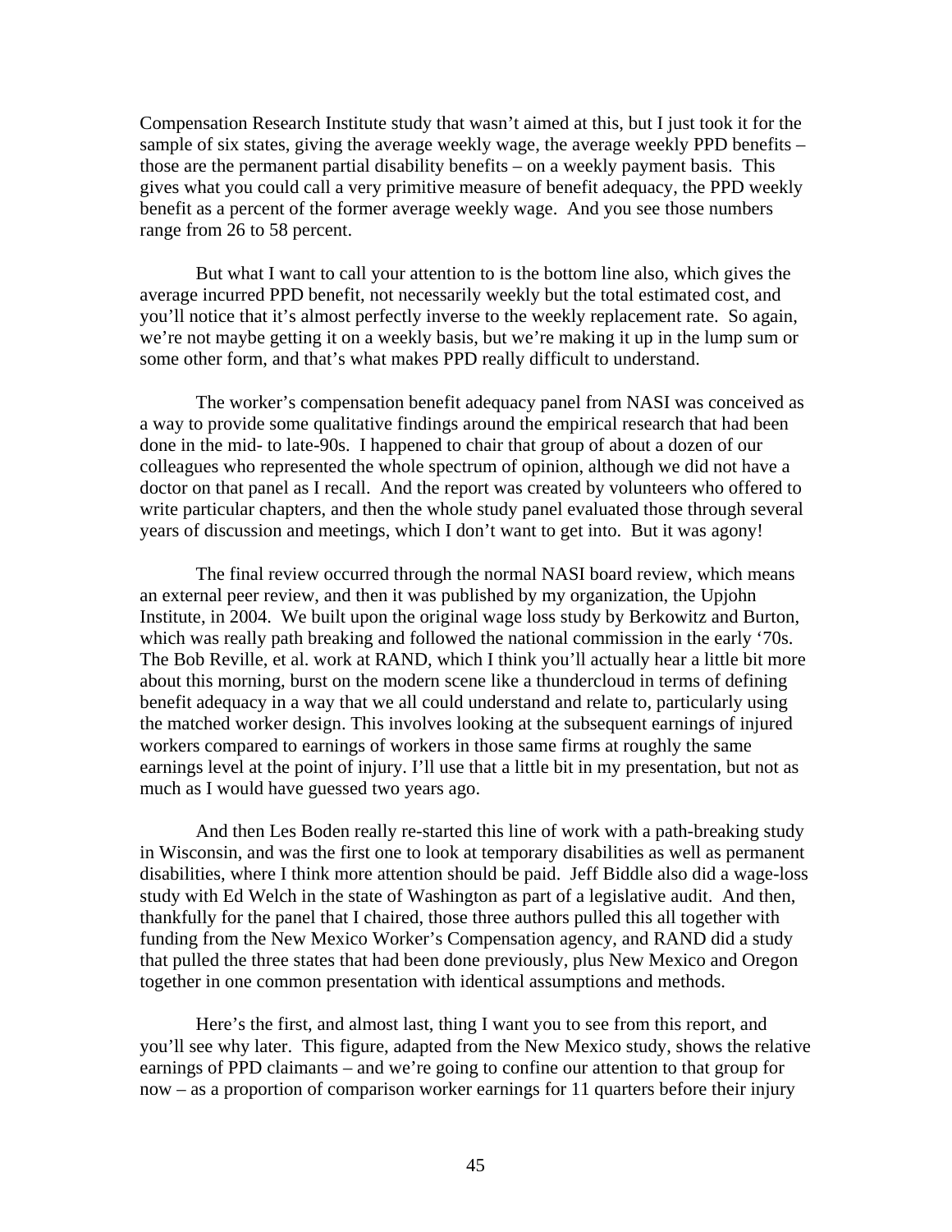Compensation Research Institute study that wasn't aimed at this, but I just took it for the sample of six states, giving the average weekly wage, the average weekly PPD benefits – those are the permanent partial disability benefits – on a weekly payment basis. This gives what you could call a very primitive measure of benefit adequacy, the PPD weekly benefit as a percent of the former average weekly wage. And you see those numbers range from 26 to 58 percent.

But what I want to call your attention to is the bottom line also, which gives the average incurred PPD benefit, not necessarily weekly but the total estimated cost, and you'll notice that it's almost perfectly inverse to the weekly replacement rate. So again, we're not maybe getting it on a weekly basis, but we're making it up in the lump sum or some other form, and that's what makes PPD really difficult to understand.

The worker's compensation benefit adequacy panel from NASI was conceived as a way to provide some qualitative findings around the empirical research that had been done in the mid- to late-90s. I happened to chair that group of about a dozen of our colleagues who represented the whole spectrum of opinion, although we did not have a doctor on that panel as I recall. And the report was created by volunteers who offered to write particular chapters, and then the whole study panel evaluated those through several years of discussion and meetings, which I don't want to get into. But it was agony!

The final review occurred through the normal NASI board review, which means an external peer review, and then it was published by my organization, the Upjohn Institute, in 2004. We built upon the original wage loss study by Berkowitz and Burton, which was really path breaking and followed the national commission in the early '70s. The Bob Reville, et al. work at RAND, which I think you'll actually hear a little bit more about this morning, burst on the modern scene like a thundercloud in terms of defining benefit adequacy in a way that we all could understand and relate to, particularly using the matched worker design. This involves looking at the subsequent earnings of injured workers compared to earnings of workers in those same firms at roughly the same earnings level at the point of injury. I'll use that a little bit in my presentation, but not as much as I would have guessed two years ago.

And then Les Boden really re-started this line of work with a path-breaking study in Wisconsin, and was the first one to look at temporary disabilities as well as permanent disabilities, where I think more attention should be paid. Jeff Biddle also did a wage-loss study with Ed Welch in the state of Washington as part of a legislative audit. And then, thankfully for the panel that I chaired, those three authors pulled this all together with funding from the New Mexico Worker's Compensation agency, and RAND did a study that pulled the three states that had been done previously, plus New Mexico and Oregon together in one common presentation with identical assumptions and methods.

Here's the first, and almost last, thing I want you to see from this report, and you'll see why later. This figure, adapted from the New Mexico study, shows the relative earnings of PPD claimants – and we're going to confine our attention to that group for now – as a proportion of comparison worker earnings for 11 quarters before their injury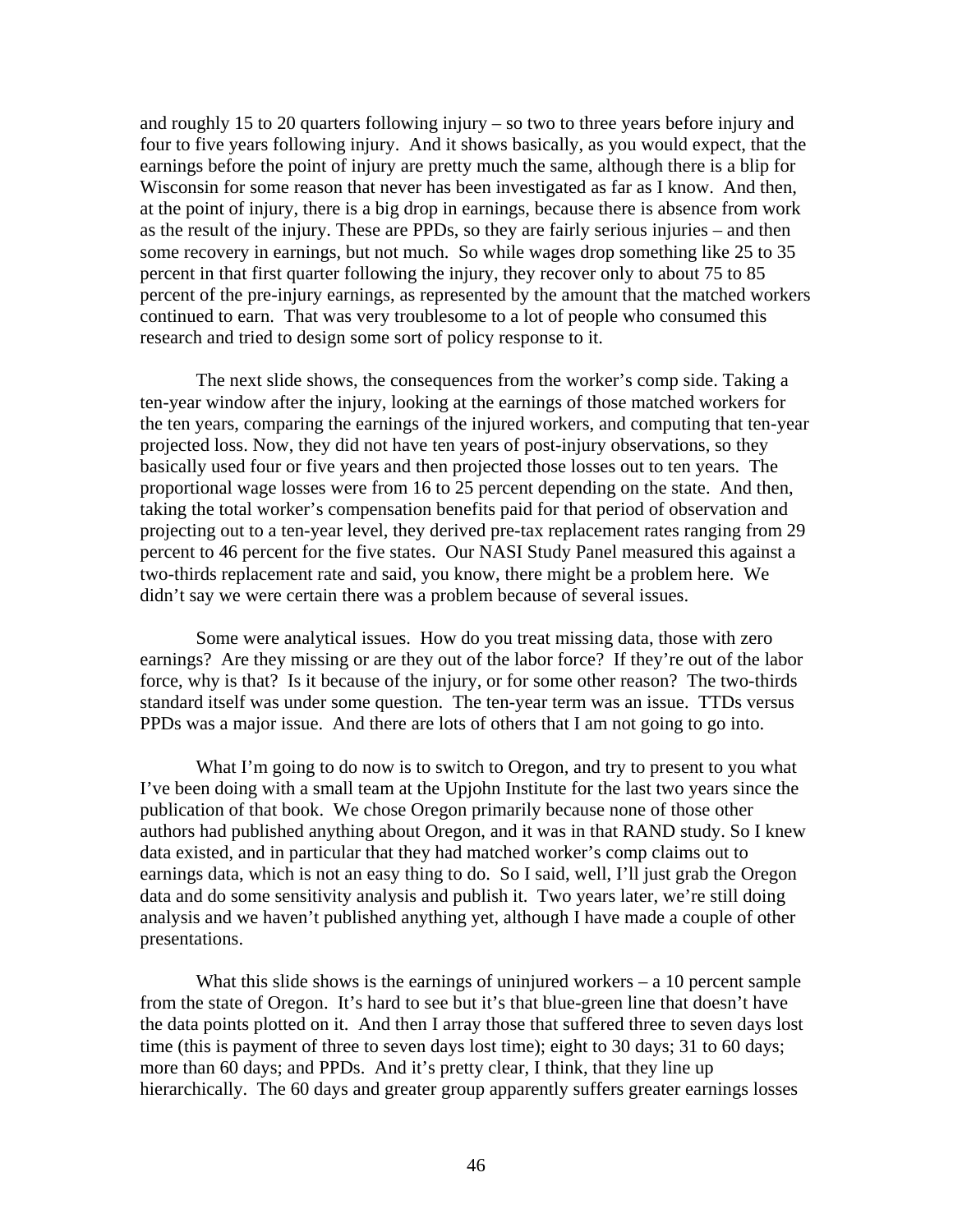and roughly 15 to 20 quarters following injury – so two to three years before injury and four to five years following injury. And it shows basically, as you would expect, that the earnings before the point of injury are pretty much the same, although there is a blip for Wisconsin for some reason that never has been investigated as far as I know. And then, at the point of injury, there is a big drop in earnings, because there is absence from work as the result of the injury. These are PPDs, so they are fairly serious injuries – and then some recovery in earnings, but not much. So while wages drop something like 25 to 35 percent in that first quarter following the injury, they recover only to about 75 to 85 percent of the pre-injury earnings, as represented by the amount that the matched workers continued to earn. That was very troublesome to a lot of people who consumed this research and tried to design some sort of policy response to it.

The next slide shows, the consequences from the worker's comp side. Taking a ten-year window after the injury, looking at the earnings of those matched workers for the ten years, comparing the earnings of the injured workers, and computing that ten-year projected loss. Now, they did not have ten years of post-injury observations, so they basically used four or five years and then projected those losses out to ten years. The proportional wage losses were from 16 to 25 percent depending on the state. And then, taking the total worker's compensation benefits paid for that period of observation and projecting out to a ten-year level, they derived pre-tax replacement rates ranging from 29 percent to 46 percent for the five states. Our NASI Study Panel measured this against a two-thirds replacement rate and said, you know, there might be a problem here. We didn't say we were certain there was a problem because of several issues.

Some were analytical issues. How do you treat missing data, those with zero earnings? Are they missing or are they out of the labor force? If they're out of the labor force, why is that? Is it because of the injury, or for some other reason? The two-thirds standard itself was under some question. The ten-year term was an issue. TTDs versus PPDs was a major issue. And there are lots of others that I am not going to go into.

What I'm going to do now is to switch to Oregon, and try to present to you what I've been doing with a small team at the Upjohn Institute for the last two years since the publication of that book. We chose Oregon primarily because none of those other authors had published anything about Oregon, and it was in that RAND study. So I knew data existed, and in particular that they had matched worker's comp claims out to earnings data, which is not an easy thing to do. So I said, well, I'll just grab the Oregon data and do some sensitivity analysis and publish it. Two years later, we're still doing analysis and we haven't published anything yet, although I have made a couple of other presentations.

What this slide shows is the earnings of uninjured workers – a 10 percent sample from the state of Oregon. It's hard to see but it's that blue-green line that doesn't have the data points plotted on it. And then I array those that suffered three to seven days lost time (this is payment of three to seven days lost time); eight to 30 days; 31 to 60 days; more than 60 days; and PPDs. And it's pretty clear, I think, that they line up hierarchically. The 60 days and greater group apparently suffers greater earnings losses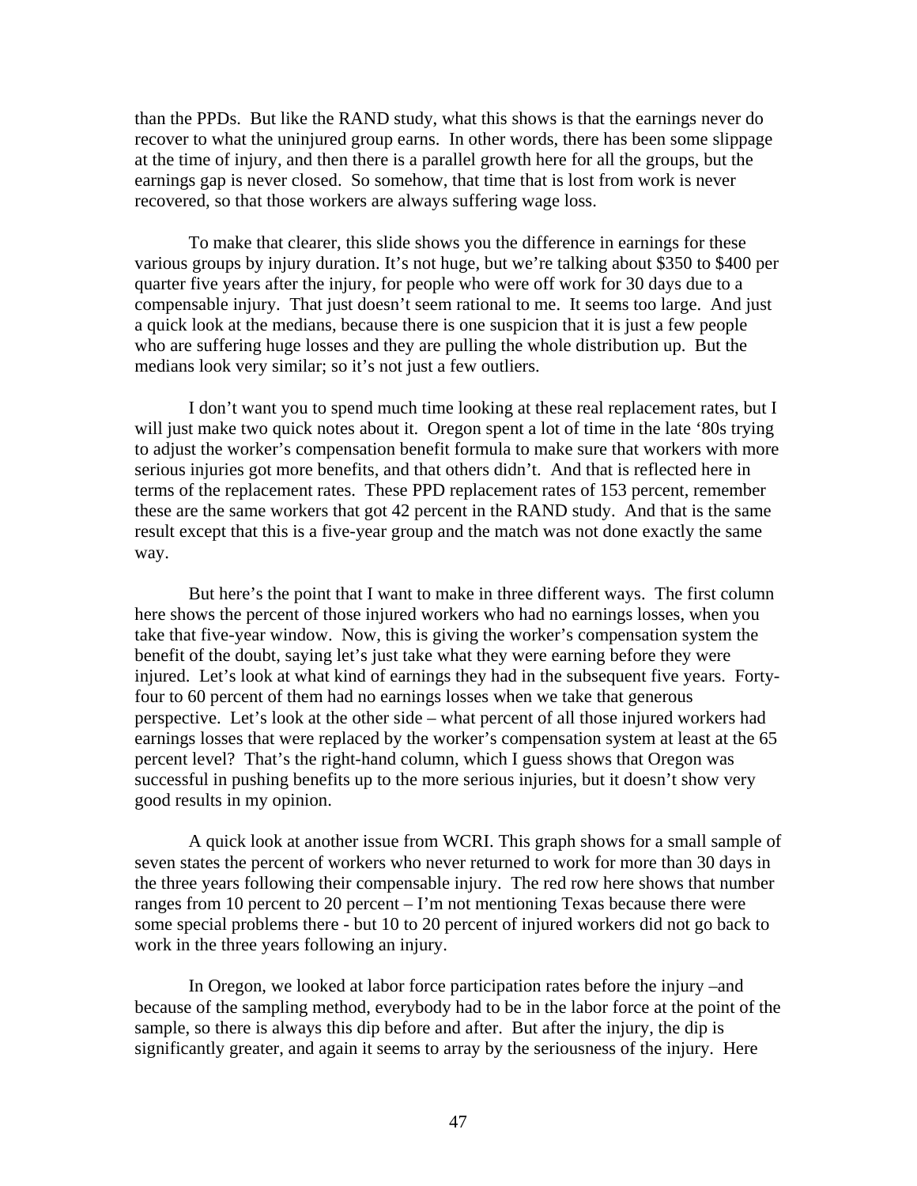than the PPDs. But like the RAND study, what this shows is that the earnings never do recover to what the uninjured group earns. In other words, there has been some slippage at the time of injury, and then there is a parallel growth here for all the groups, but the earnings gap is never closed. So somehow, that time that is lost from work is never recovered, so that those workers are always suffering wage loss.

To make that clearer, this slide shows you the difference in earnings for these various groups by injury duration. It's not huge, but we're talking about $350 to $400 per quarter five years after the injury, for people who were off work for 30 days due to a compensable injury. That just doesn't seem rational to me. It seems too large. And just a quick look at the medians, because there is one suspicion that it is just a few people who are suffering huge losses and they are pulling the whole distribution up. But the medians look very similar; so it's not just a few outliers.

I don't want you to spend much time looking at these real replacement rates, but I will just make two quick notes about it. Oregon spent a lot of time in the late '80s trying to adjust the worker's compensation benefit formula to make sure that workers with more serious injuries got more benefits, and that others didn't. And that is reflected here in terms of the replacement rates. These PPD replacement rates of 153 percent, remember these are the same workers that got 42 percent in the RAND study. And that is the same result except that this is a five-year group and the match was not done exactly the same way.

But here's the point that I want to make in three different ways. The first column here shows the percent of those injured workers who had no earnings losses, when you take that five-year window. Now, this is giving the worker's compensation system the benefit of the doubt, saying let's just take what they were earning before they were injured. Let's look at what kind of earnings they had in the subsequent five years. Forty-four to 60 percent of them had no earnings losses when we take that generous perspective. Let's look at the other side – what percent of all those injured workers had earnings losses that were replaced by the worker's compensation system at least at the 65 percent level? That's the right-hand column, which I guess shows that Oregon was successful in pushing benefits up to the more serious injuries, but it doesn't show very good results in my opinion.

A quick look at another issue from WCRI. This graph shows for a small sample of seven states the percent of workers who never returned to work for more than 30 days in the three years following their compensable injury. The red row here shows that number ranges from 10 percent to 20 percent – I'm not mentioning Texas because there were some special problems there - but 10 to 20 percent of injured workers did not go back to work in the three years following an injury.

In Oregon, we looked at labor force participation rates before the injury –and because of the sampling method, everybody had to be in the labor force at the point of the sample, so there is always this dip before and after. But after the injury, the dip is significantly greater, and again it seems to array by the seriousness of the injury. Here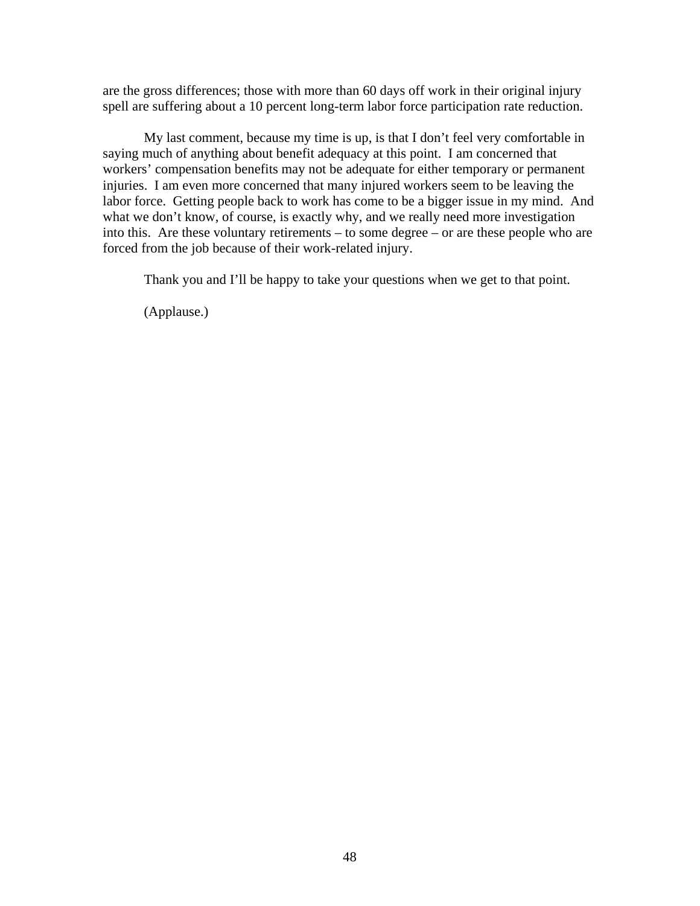are the gross differences; those with more than 60 days off work in their original injury spell are suffering about a 10 percent long-term labor force participation rate reduction.

My last comment, because my time is up, is that I don't feel very comfortable in saying much of anything about benefit adequacy at this point. I am concerned that workers' compensation benefits may not be adequate for either temporary or permanent injuries. I am even more concerned that many injured workers seem to be leaving the labor force. Getting people back to work has come to be a bigger issue in my mind. And what we don't know, of course, is exactly why, and we really need more investigation into this. Are these voluntary retirements – to some degree – or are these people who are forced from the job because of their work-related injury.

Thank you and I'll be happy to take your questions when we get to that point.

(Applause.)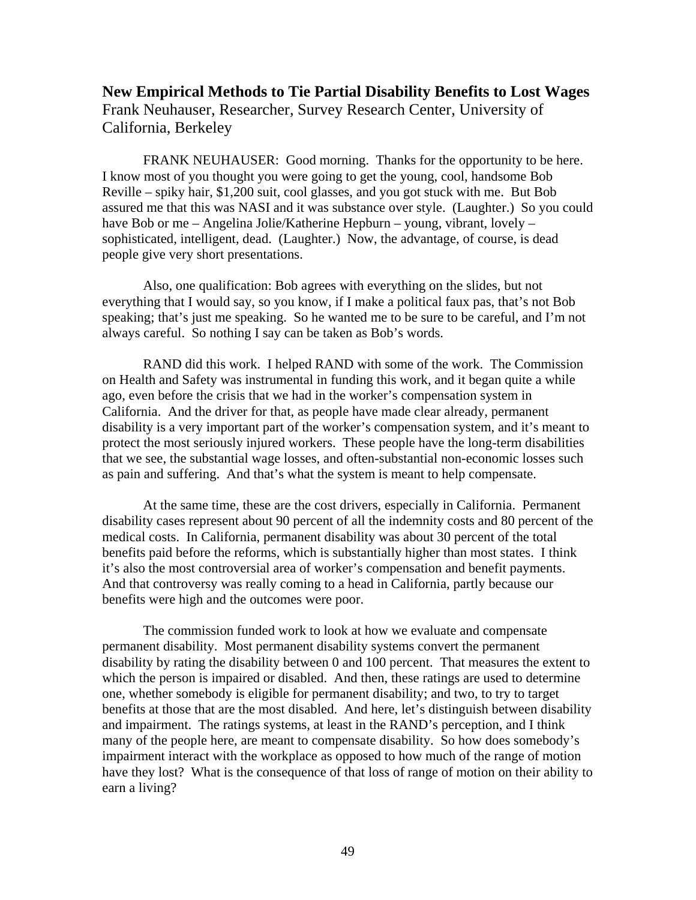## New Empirical Methods to Tie Partial Disability Benefits to Lost Wages

Frank Neuhauser, Researcher, Survey Research Center, University of California, Berkeley

FRANK NEUHAUSER: Good morning. Thanks for the opportunity to be here. I know most of you thought you were going to get the young, cool, handsome Bob Reville – spiky hair, $1,200 suit, cool glasses, and you got stuck with me. But Bob assured me that this was NASI and it was substance over style. (Laughter.) So you could have Bob or me – Angelina Jolie/Katherine Hepburn – young, vibrant, lovely – sophisticated, intelligent, dead. (Laughter.) Now, the advantage, of course, is dead people give very short presentations.

Also, one qualification: Bob agrees with everything on the slides, but not everything that I would say, so you know, if I make a political faux pas, that's not Bob speaking; that's just me speaking. So he wanted me to be sure to be careful, and I'm not always careful. So nothing I say can be taken as Bob's words.

RAND did this work. I helped RAND with some of the work. The Commission on Health and Safety was instrumental in funding this work, and it began quite a while ago, even before the crisis that we had in the worker's compensation system in California. And the driver for that, as people have made clear already, permanent disability is a very important part of the worker's compensation system, and it's meant to protect the most seriously injured workers. These people have the long-term disabilities that we see, the substantial wage losses, and often-substantial non-economic losses such as pain and suffering. And that's what the system is meant to help compensate.

At the same time, these are the cost drivers, especially in California. Permanent disability cases represent about 90 percent of all the indemnity costs and 80 percent of the medical costs. In California, permanent disability was about 30 percent of the total benefits paid before the reforms, which is substantially higher than most states. I think it's also the most controversial area of worker's compensation and benefit payments. And that controversy was really coming to a head in California, partly because our benefits were high and the outcomes were poor.

The commission funded work to look at how we evaluate and compensate permanent disability. Most permanent disability systems convert the permanent disability by rating the disability between 0 and 100 percent. That measures the extent to which the person is impaired or disabled. And then, these ratings are used to determine one, whether somebody is eligible for permanent disability; and two, to try to target benefits at those that are the most disabled. And here, let's distinguish between disability and impairment. The ratings systems, at least in the RAND's perception, and I think many of the people here, are meant to compensate disability. So how does somebody's impairment interact with the workplace as opposed to how much of the range of motion have they lost? What is the consequence of that loss of range of motion on their ability to earn a living?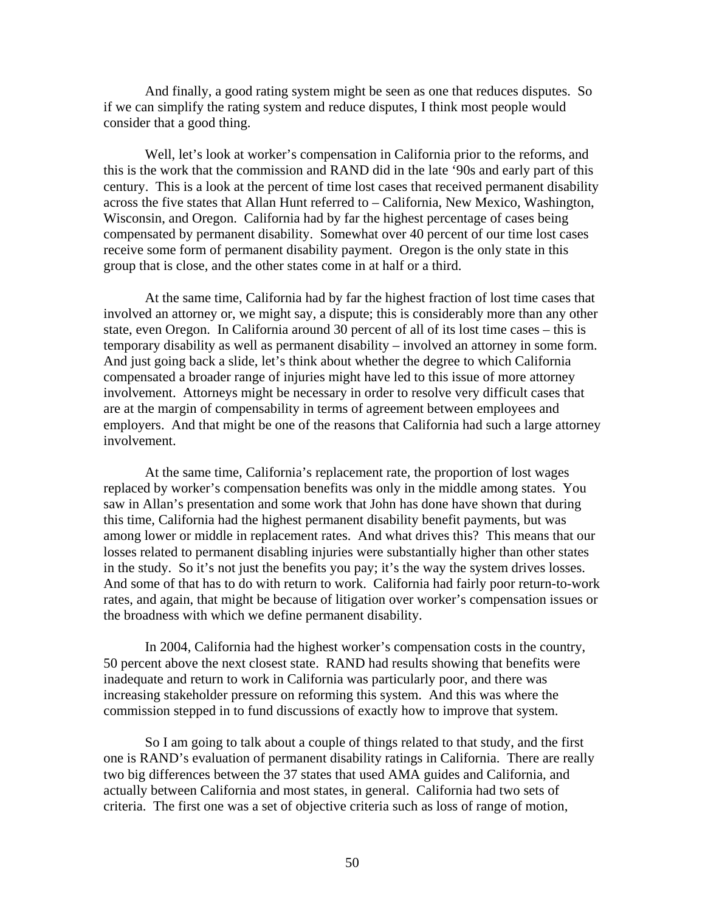And finally, a good rating system might be seen as one that reduces disputes. So if we can simplify the rating system and reduce disputes, I think most people would consider that a good thing.

Well, let's look at worker's compensation in California prior to the reforms, and this is the work that the commission and RAND did in the late '90s and early part of this century. This is a look at the percent of time lost cases that received permanent disability across the five states that Allan Hunt referred to – California, New Mexico, Washington, Wisconsin, and Oregon. California had by far the highest percentage of cases being compensated by permanent disability. Somewhat over 40 percent of our time lost cases receive some form of permanent disability payment. Oregon is the only state in this group that is close, and the other states come in at half or a third.

At the same time, California had by far the highest fraction of lost time cases that involved an attorney or, we might say, a dispute; this is considerably more than any other state, even Oregon. In California around 30 percent of all of its lost time cases – this is temporary disability as well as permanent disability – involved an attorney in some form. And just going back a slide, let's think about whether the degree to which California compensated a broader range of injuries might have led to this issue of more attorney involvement. Attorneys might be necessary in order to resolve very difficult cases that are at the margin of compensability in terms of agreement between employees and employers. And that might be one of the reasons that California had such a large attorney involvement.

At the same time, California's replacement rate, the proportion of lost wages replaced by worker's compensation benefits was only in the middle among states. You saw in Allan's presentation and some work that John has done have shown that during this time, California had the highest permanent disability benefit payments, but was among lower or middle in replacement rates. And what drives this? This means that our losses related to permanent disabling injuries were substantially higher than other states in the study. So it's not just the benefits you pay; it's the way the system drives losses. And some of that has to do with return to work. California had fairly poor return-to-work rates, and again, that might be because of litigation over worker's compensation issues or the broadness with which we define permanent disability.

In 2004, California had the highest worker's compensation costs in the country, 50 percent above the next closest state. RAND had results showing that benefits were inadequate and return to work in California was particularly poor, and there was increasing stakeholder pressure on reforming this system. And this was where the commission stepped in to fund discussions of exactly how to improve that system.

So I am going to talk about a couple of things related to that study, and the first one is RAND's evaluation of permanent disability ratings in California. There are really two big differences between the 37 states that used AMA guides and California, and actually between California and most states, in general. California had two sets of criteria. The first one was a set of objective criteria such as loss of range of motion,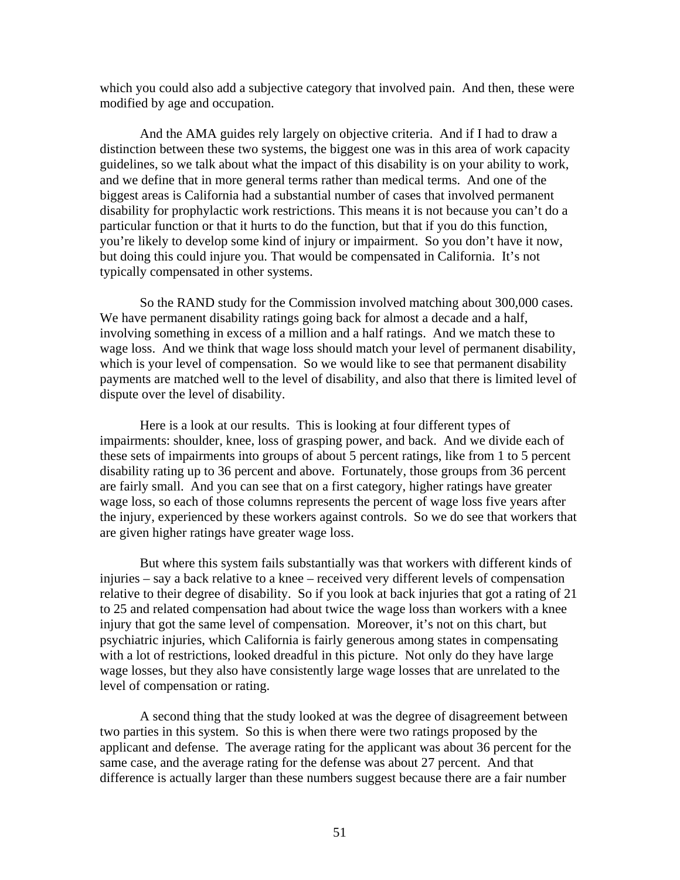which you could also add a subjective category that involved pain. And then, these were modified by age and occupation.

And the AMA guides rely largely on objective criteria. And if I had to draw a distinction between these two systems, the biggest one was in this area of work capacity guidelines, so we talk about what the impact of this disability is on your ability to work, and we define that in more general terms rather than medical terms. And one of the biggest areas is California had a substantial number of cases that involved permanent disability for prophylactic work restrictions. This means it is not because you can't do a particular function or that it hurts to do the function, but that if you do this function, you're likely to develop some kind of injury or impairment. So you don't have it now, but doing this could injure you. That would be compensated in California. It's not typically compensated in other systems.

So the RAND study for the Commission involved matching about 300,000 cases. We have permanent disability ratings going back for almost a decade and a half, involving something in excess of a million and a half ratings. And we match these to wage loss. And we think that wage loss should match your level of permanent disability, which is your level of compensation. So we would like to see that permanent disability payments are matched well to the level of disability, and also that there is limited level of dispute over the level of disability.

Here is a look at our results. This is looking at four different types of impairments: shoulder, knee, loss of grasping power, and back. And we divide each of these sets of impairments into groups of about 5 percent ratings, like from 1 to 5 percent disability rating up to 36 percent and above. Fortunately, those groups from 36 percent are fairly small. And you can see that on a first category, higher ratings have greater wage loss, so each of those columns represents the percent of wage loss five years after the injury, experienced by these workers against controls. So we do see that workers that are given higher ratings have greater wage loss.

But where this system fails substantially was that workers with different kinds of injuries – say a back relative to a knee – received very different levels of compensation relative to their degree of disability. So if you look at back injuries that got a rating of 21 to 25 and related compensation had about twice the wage loss than workers with a knee injury that got the same level of compensation. Moreover, it's not on this chart, but psychiatric injuries, which California is fairly generous among states in compensating with a lot of restrictions, looked dreadful in this picture. Not only do they have large wage losses, but they also have consistently large wage losses that are unrelated to the level of compensation or rating.

A second thing that the study looked at was the degree of disagreement between two parties in this system. So this is when there were two ratings proposed by the applicant and defense. The average rating for the applicant was about 36 percent for the same case, and the average rating for the defense was about 27 percent. And that difference is actually larger than these numbers suggest because there are a fair number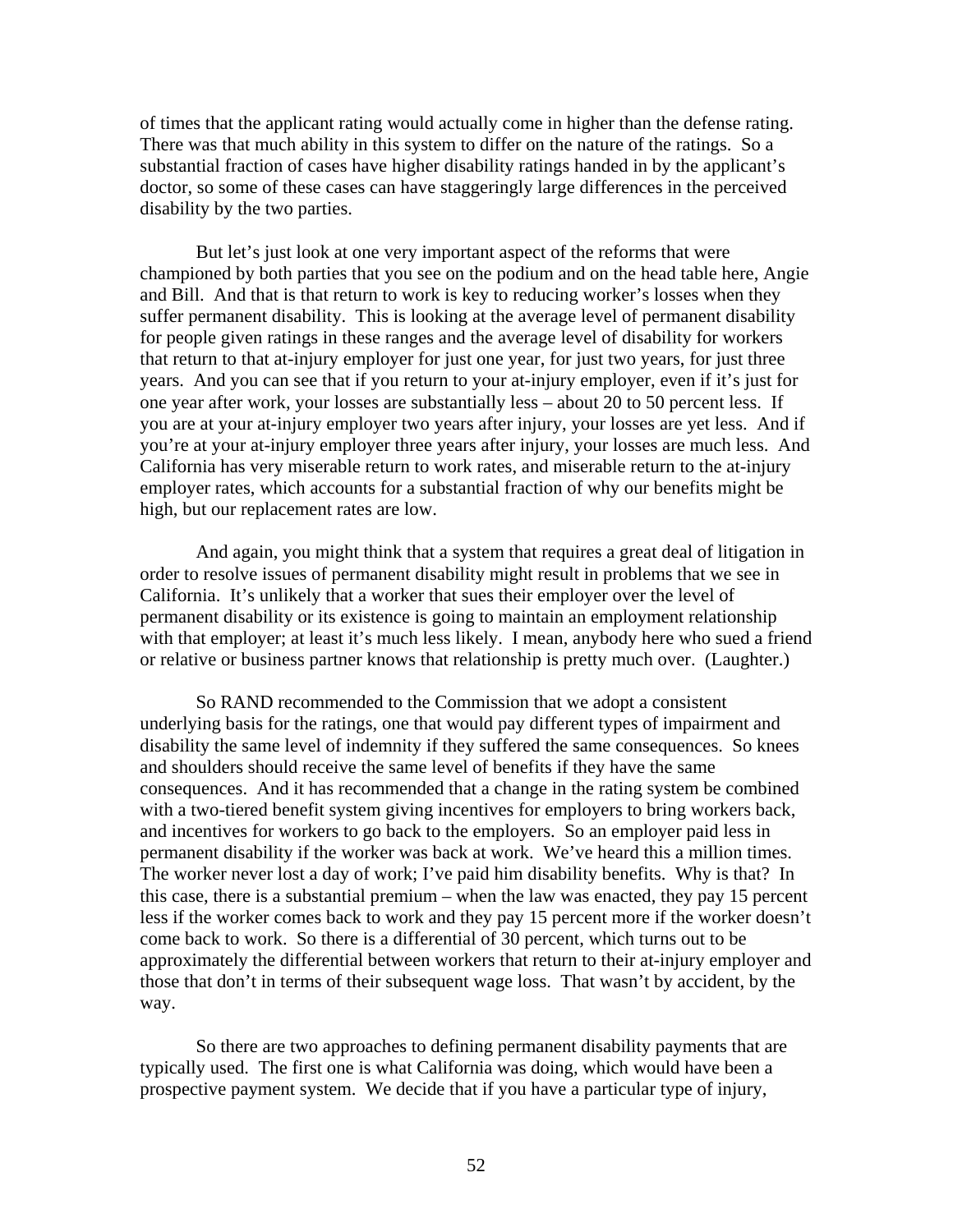of times that the applicant rating would actually come in higher than the defense rating. There was that much ability in this system to differ on the nature of the ratings. So a substantial fraction of cases have higher disability ratings handed in by the applicant's doctor, so some of these cases can have staggeringly large differences in the perceived disability by the two parties.

But let's just look at one very important aspect of the reforms that were championed by both parties that you see on the podium and on the head table here, Angie and Bill. And that is that return to work is key to reducing worker's losses when they suffer permanent disability. This is looking at the average level of permanent disability for people given ratings in these ranges and the average level of disability for workers that return to that at-injury employer for just one year, for just two years, for just three years. And you can see that if you return to your at-injury employer, even if it's just for one year after work, your losses are substantially less – about 20 to 50 percent less. If you are at your at-injury employer two years after injury, your losses are yet less. And if you're at your at-injury employer three years after injury, your losses are much less. And California has very miserable return to work rates, and miserable return to the at-injury employer rates, which accounts for a substantial fraction of why our benefits might be high, but our replacement rates are low.

And again, you might think that a system that requires a great deal of litigation in order to resolve issues of permanent disability might result in problems that we see in California. It's unlikely that a worker that sues their employer over the level of permanent disability or its existence is going to maintain an employment relationship with that employer; at least it's much less likely. I mean, anybody here who sued a friend or relative or business partner knows that relationship is pretty much over. (Laughter.)

So RAND recommended to the Commission that we adopt a consistent underlying basis for the ratings, one that would pay different types of impairment and disability the same level of indemnity if they suffered the same consequences. So knees and shoulders should receive the same level of benefits if they have the same consequences. And it has recommended that a change in the rating system be combined with a two-tiered benefit system giving incentives for employers to bring workers back, and incentives for workers to go back to the employers. So an employer paid less in permanent disability if the worker was back at work. We've heard this a million times. The worker never lost a day of work; I've paid him disability benefits. Why is that? In this case, there is a substantial premium – when the law was enacted, they pay 15 percent less if the worker comes back to work and they pay 15 percent more if the worker doesn't come back to work. So there is a differential of 30 percent, which turns out to be approximately the differential between workers that return to their at-injury employer and those that don't in terms of their subsequent wage loss. That wasn't by accident, by the way.

So there are two approaches to defining permanent disability payments that are typically used. The first one is what California was doing, which would have been a prospective payment system. We decide that if you have a particular type of injury,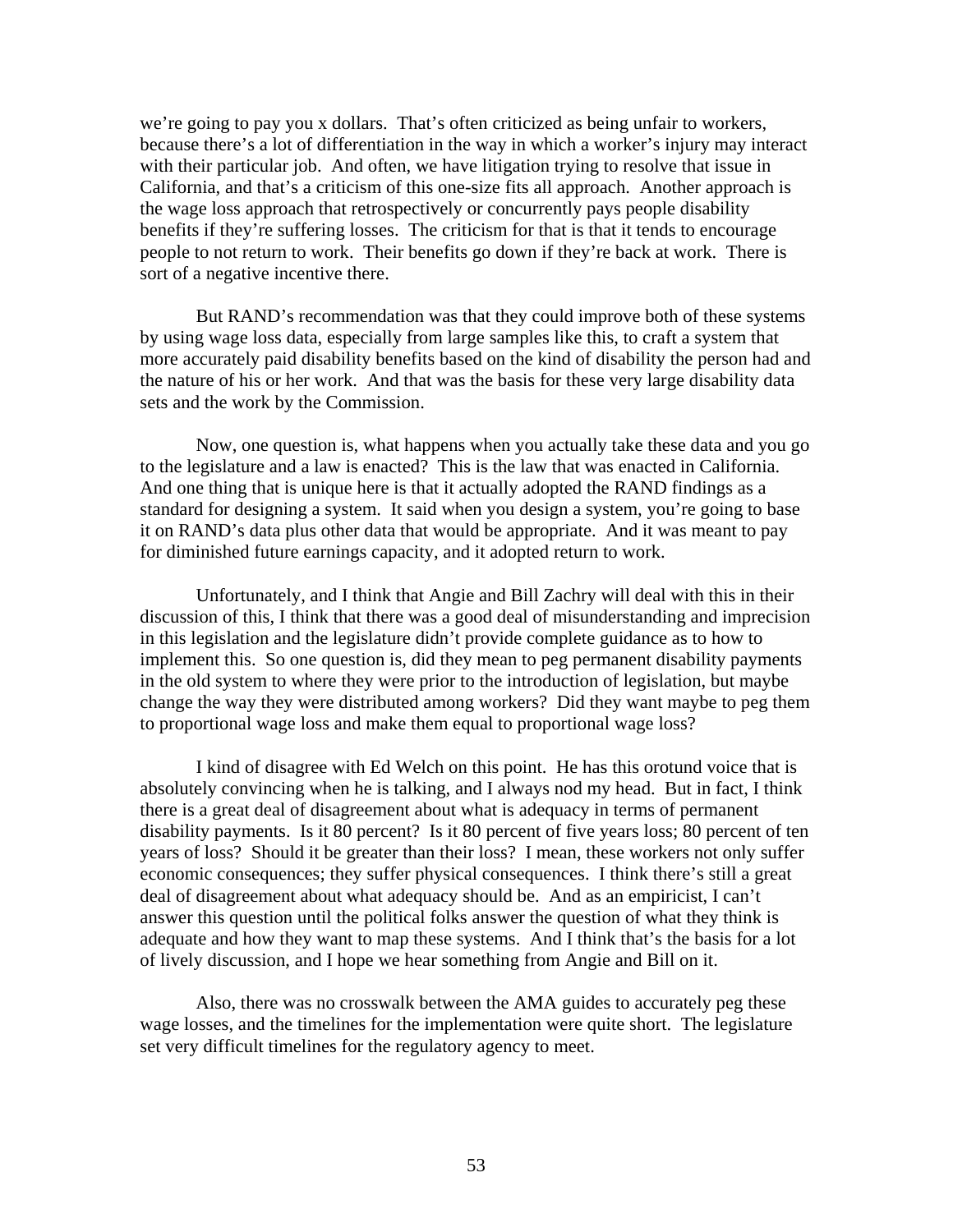we're going to pay you x dollars. That's often criticized as being unfair to workers, because there's a lot of differentiation in the way in which a worker's injury may interact with their particular job. And often, we have litigation trying to resolve that issue in California, and that's a criticism of this one-size fits all approach. Another approach is the wage loss approach that retrospectively or concurrently pays people disability benefits if they're suffering losses. The criticism for that is that it tends to encourage people to not return to work. Their benefits go down if they're back at work. There is sort of a negative incentive there.

But RAND's recommendation was that they could improve both of these systems by using wage loss data, especially from large samples like this, to craft a system that more accurately paid disability benefits based on the kind of disability the person had and the nature of his or her work. And that was the basis for these very large disability data sets and the work by the Commission.

Now, one question is, what happens when you actually take these data and you go to the legislature and a law is enacted? This is the law that was enacted in California. And one thing that is unique here is that it actually adopted the RAND findings as a standard for designing a system. It said when you design a system, you're going to base it on RAND's data plus other data that would be appropriate. And it was meant to pay for diminished future earnings capacity, and it adopted return to work.

Unfortunately, and I think that Angie and Bill Zachry will deal with this in their discussion of this, I think that there was a good deal of misunderstanding and imprecision in this legislation and the legislature didn't provide complete guidance as to how to implement this. So one question is, did they mean to peg permanent disability payments in the old system to where they were prior to the introduction of legislation, but maybe change the way they were distributed among workers? Did they want maybe to peg them to proportional wage loss and make them equal to proportional wage loss?

I kind of disagree with Ed Welch on this point. He has this orotund voice that is absolutely convincing when he is talking, and I always nod my head. But in fact, I think there is a great deal of disagreement about what is adequacy in terms of permanent disability payments. Is it 80 percent? Is it 80 percent of five years loss; 80 percent of ten years of loss? Should it be greater than their loss? I mean, these workers not only suffer economic consequences; they suffer physical consequences. I think there's still a great deal of disagreement about what adequacy should be. And as an empiricist, I can't answer this question until the political folks answer the question of what they think is adequate and how they want to map these systems. And I think that's the basis for a lot of lively discussion, and I hope we hear something from Angie and Bill on it.

Also, there was no crosswalk between the AMA guides to accurately peg these wage losses, and the timelines for the implementation were quite short. The legislature set very difficult timelines for the regulatory agency to meet.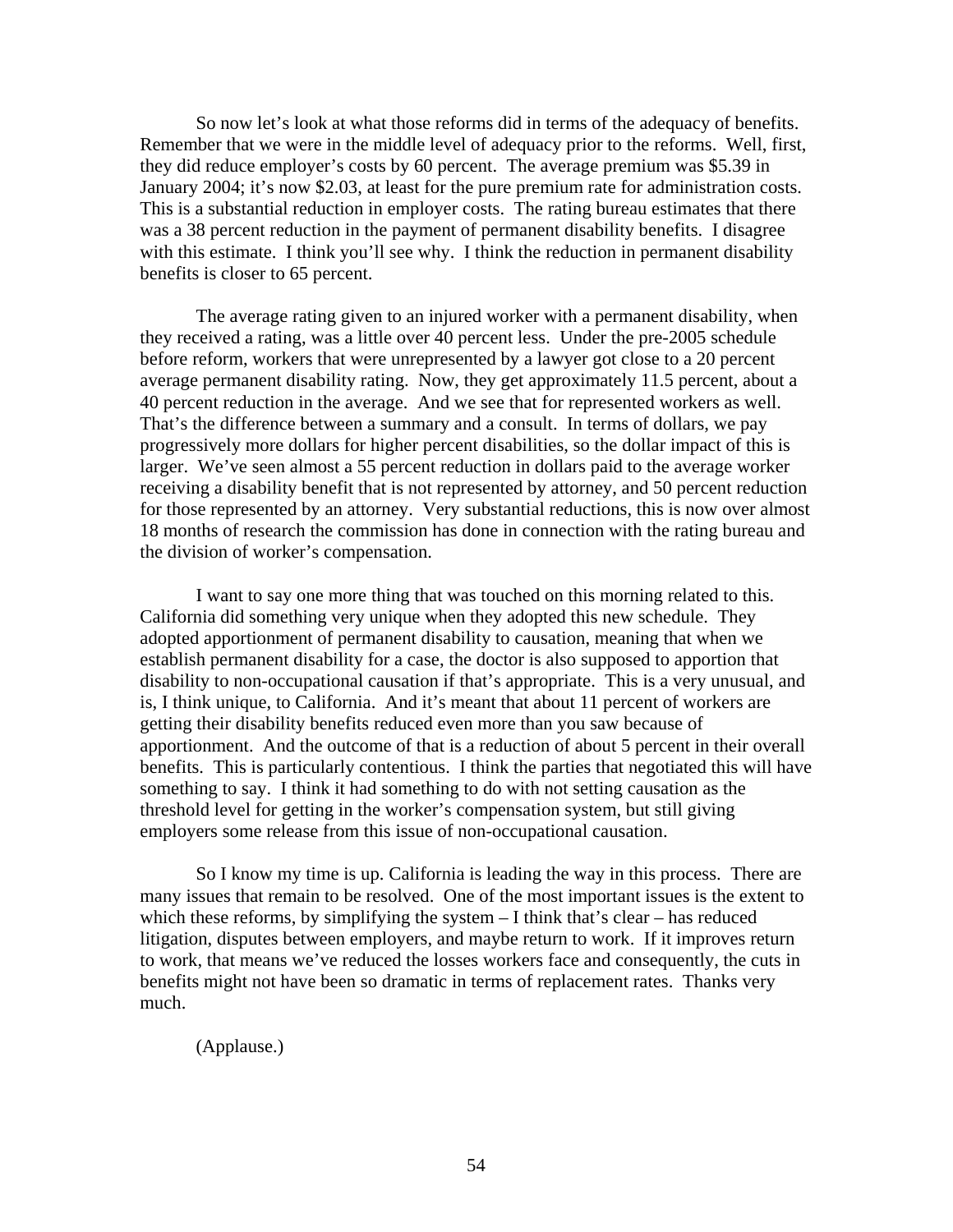So now let's look at what those reforms did in terms of the adequacy of benefits. Remember that we were in the middle level of adequacy prior to the reforms. Well, first, they did reduce employer's costs by 60 percent. The average premium was $5.39 in January 2004; it's now $2.03, at least for the pure premium rate for administration costs. This is a substantial reduction in employer costs. The rating bureau estimates that there was a 38 percent reduction in the payment of permanent disability benefits. I disagree with this estimate. I think you'll see why. I think the reduction in permanent disability benefits is closer to 65 percent.

The average rating given to an injured worker with a permanent disability, when they received a rating, was a little over 40 percent less. Under the pre-2005 schedule before reform, workers that were unrepresented by a lawyer got close to a 20 percent average permanent disability rating. Now, they get approximately 11.5 percent, about a 40 percent reduction in the average. And we see that for represented workers as well. That's the difference between a summary and a consult. In terms of dollars, we pay progressively more dollars for higher percent disabilities, so the dollar impact of this is larger. We've seen almost a 55 percent reduction in dollars paid to the average worker receiving a disability benefit that is not represented by attorney, and 50 percent reduction for those represented by an attorney. Very substantial reductions, this is now over almost 18 months of research the commission has done in connection with the rating bureau and the division of worker's compensation.

I want to say one more thing that was touched on this morning related to this. California did something very unique when they adopted this new schedule. They adopted apportionment of permanent disability to causation, meaning that when we establish permanent disability for a case, the doctor is also supposed to apportion that disability to non-occupational causation if that's appropriate. This is a very unusual, and is, I think unique, to California. And it's meant that about 11 percent of workers are getting their disability benefits reduced even more than you saw because of apportionment. And the outcome of that is a reduction of about 5 percent in their overall benefits. This is particularly contentious. I think the parties that negotiated this will have something to say. I think it had something to do with not setting causation as the threshold level for getting in the worker's compensation system, but still giving employers some release from this issue of non-occupational causation.

So I know my time is up. California is leading the way in this process. There are many issues that remain to be resolved. One of the most important issues is the extent to which these reforms, by simplifying the system – I think that's clear – has reduced litigation, disputes between employers, and maybe return to work. If it improves return to work, that means we've reduced the losses workers face and consequently, the cuts in benefits might not have been so dramatic in terms of replacement rates. Thanks very much.

(Applause.)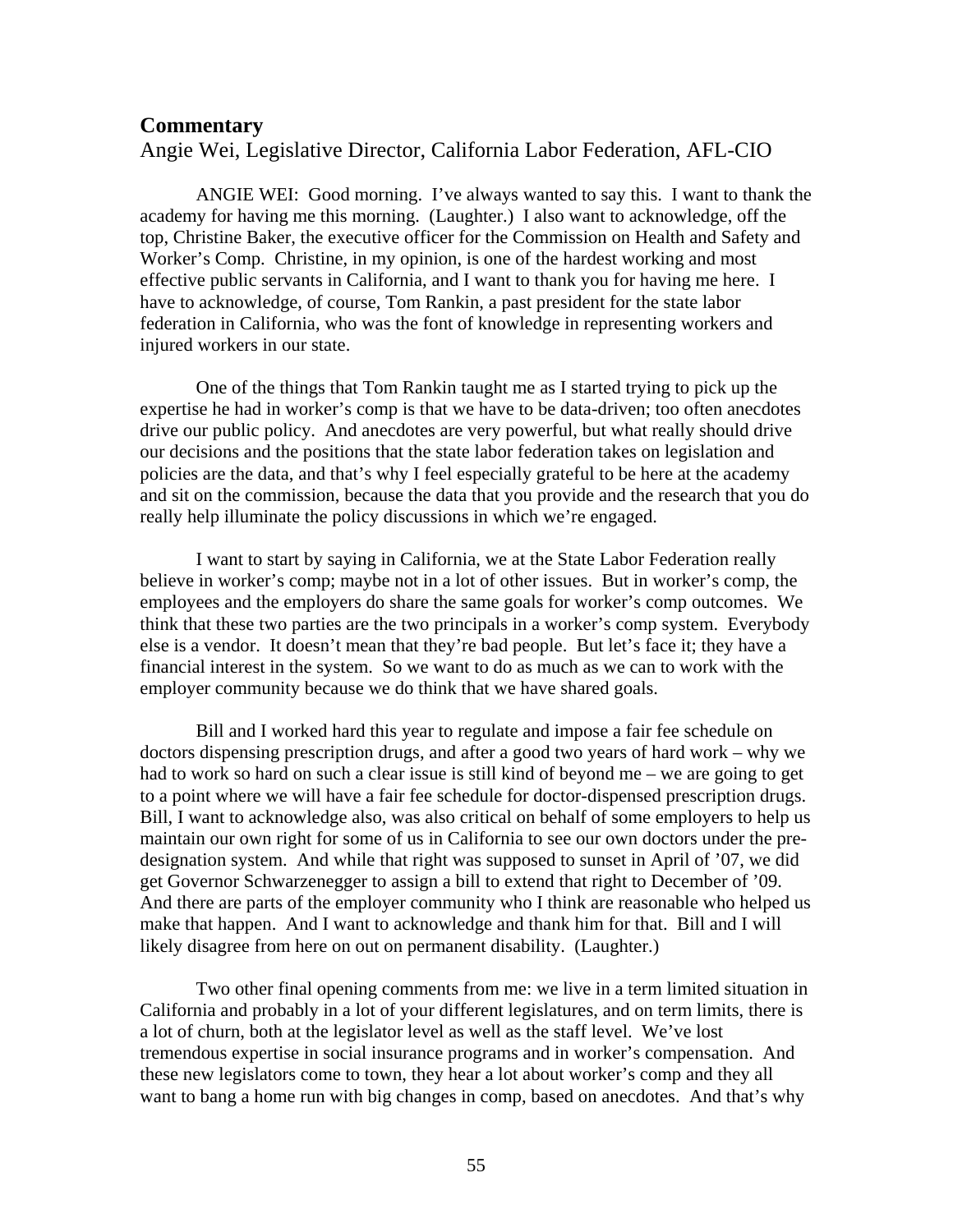## Commentary

Angie Wei, Legislative Director, California Labor Federation, AFL-CIO

ANGIE WEI: Good morning. I've always wanted to say this. I want to thank the academy for having me this morning. (Laughter.) I also want to acknowledge, off the top, Christine Baker, the executive officer for the Commission on Health and Safety and Worker's Comp. Christine, in my opinion, is one of the hardest working and most effective public servants in California, and I want to thank you for having me here. I have to acknowledge, of course, Tom Rankin, a past president for the state labor federation in California, who was the font of knowledge in representing workers and injured workers in our state.

One of the things that Tom Rankin taught me as I started trying to pick up the expertise he had in worker's comp is that we have to be data-driven; too often anecdotes drive our public policy. And anecdotes are very powerful, but what really should drive our decisions and the positions that the state labor federation takes on legislation and policies are the data, and that's why I feel especially grateful to be here at the academy and sit on the commission, because the data that you provide and the research that you do really help illuminate the policy discussions in which we're engaged.

I want to start by saying in California, we at the State Labor Federation really believe in worker's comp; maybe not in a lot of other issues. But in worker's comp, the employees and the employers do share the same goals for worker's comp outcomes. We think that these two parties are the two principals in a worker's comp system. Everybody else is a vendor. It doesn't mean that they're bad people. But let's face it; they have a financial interest in the system. So we want to do as much as we can to work with the employer community because we do think that we have shared goals.

Bill and I worked hard this year to regulate and impose a fair fee schedule on doctors dispensing prescription drugs, and after a good two years of hard work – why we had to work so hard on such a clear issue is still kind of beyond me – we are going to get to a point where we will have a fair fee schedule for doctor-dispensed prescription drugs. Bill, I want to acknowledge also, was also critical on behalf of some employers to help us maintain our own right for some of us in California to see our own doctors under the pre-designation system. And while that right was supposed to sunset in April of '07, we did get Governor Schwarzenegger to assign a bill to extend that right to December of '09. And there are parts of the employer community who I think are reasonable who helped us make that happen. And I want to acknowledge and thank him for that. Bill and I will likely disagree from here on out on permanent disability. (Laughter.)

Two other final opening comments from me: we live in a term limited situation in California and probably in a lot of your different legislatures, and on term limits, there is a lot of churn, both at the legislator level as well as the staff level. We've lost tremendous expertise in social insurance programs and in worker's compensation. And these new legislators come to town, they hear a lot about worker's comp and they all want to bang a home run with big changes in comp, based on anecdotes. And that's why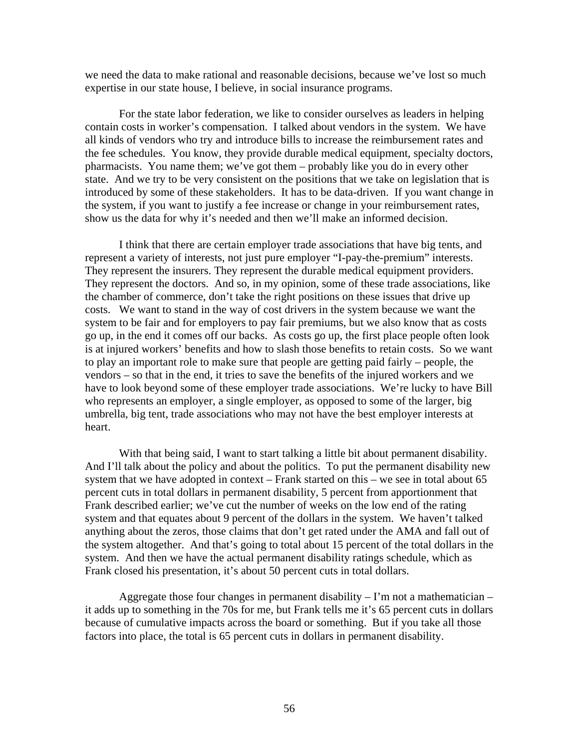we need the data to make rational and reasonable decisions, because we've lost so much expertise in our state house, I believe, in social insurance programs.

For the state labor federation, we like to consider ourselves as leaders in helping contain costs in worker's compensation. I talked about vendors in the system. We have all kinds of vendors who try and introduce bills to increase the reimbursement rates and the fee schedules. You know, they provide durable medical equipment, specialty doctors, pharmacists. You name them; we've got them – probably like you do in every other state. And we try to be very consistent on the positions that we take on legislation that is introduced by some of these stakeholders. It has to be data-driven. If you want change in the system, if you want to justify a fee increase or change in your reimbursement rates, show us the data for why it's needed and then we'll make an informed decision.

I think that there are certain employer trade associations that have big tents, and represent a variety of interests, not just pure employer "I-pay-the-premium" interests. They represent the insurers. They represent the durable medical equipment providers. They represent the doctors. And so, in my opinion, some of these trade associations, like the chamber of commerce, don't take the right positions on these issues that drive up costs. We want to stand in the way of cost drivers in the system because we want the system to be fair and for employers to pay fair premiums, but we also know that as costs go up, in the end it comes off our backs. As costs go up, the first place people often look is at injured workers' benefits and how to slash those benefits to retain costs. So we want to play an important role to make sure that people are getting paid fairly – people, the vendors – so that in the end, it tries to save the benefits of the injured workers and we have to look beyond some of these employer trade associations. We're lucky to have Bill who represents an employer, a single employer, as opposed to some of the larger, big umbrella, big tent, trade associations who may not have the best employer interests at heart.

With that being said, I want to start talking a little bit about permanent disability. And I'll talk about the policy and about the politics. To put the permanent disability new system that we have adopted in context – Frank started on this – we see in total about 65 percent cuts in total dollars in permanent disability, 5 percent from apportionment that Frank described earlier; we've cut the number of weeks on the low end of the rating system and that equates about 9 percent of the dollars in the system. We haven't talked anything about the zeros, those claims that don't get rated under the AMA and fall out of the system altogether. And that's going to total about 15 percent of the total dollars in the system. And then we have the actual permanent disability ratings schedule, which as Frank closed his presentation, it's about 50 percent cuts in total dollars.

Aggregate those four changes in permanent disability – I'm not a mathematician – it adds up to something in the 70s for me, but Frank tells me it's 65 percent cuts in dollars because of cumulative impacts across the board or something. But if you take all those factors into place, the total is 65 percent cuts in dollars in permanent disability.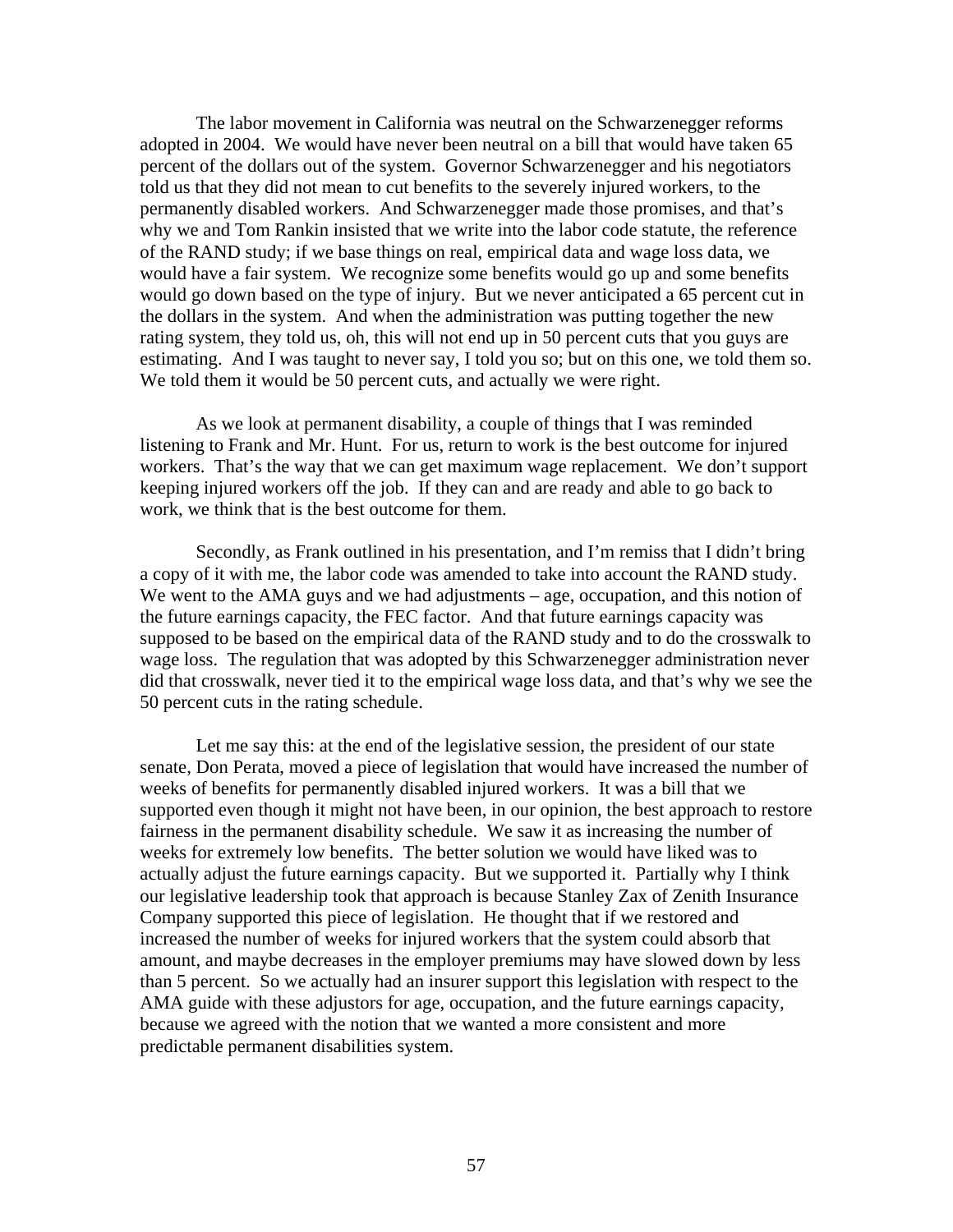The labor movement in California was neutral on the Schwarzenegger reforms adopted in 2004. We would have never been neutral on a bill that would have taken 65 percent of the dollars out of the system. Governor Schwarzenegger and his negotiators told us that they did not mean to cut benefits to the severely injured workers, to the permanently disabled workers. And Schwarzenegger made those promises, and that's why we and Tom Rankin insisted that we write into the labor code statute, the reference of the RAND study; if we base things on real, empirical data and wage loss data, we would have a fair system. We recognize some benefits would go up and some benefits would go down based on the type of injury. But we never anticipated a 65 percent cut in the dollars in the system. And when the administration was putting together the new rating system, they told us, oh, this will not end up in 50 percent cuts that you guys are estimating. And I was taught to never say, I told you so; but on this one, we told them so. We told them it would be 50 percent cuts, and actually we were right.

As we look at permanent disability, a couple of things that I was reminded listening to Frank and Mr. Hunt. For us, return to work is the best outcome for injured workers. That's the way that we can get maximum wage replacement. We don't support keeping injured workers off the job. If they can and are ready and able to go back to work, we think that is the best outcome for them.

Secondly, as Frank outlined in his presentation, and I'm remiss that I didn't bring a copy of it with me, the labor code was amended to take into account the RAND study. We went to the AMA guys and we had adjustments – age, occupation, and this notion of the future earnings capacity, the FEC factor. And that future earnings capacity was supposed to be based on the empirical data of the RAND study and to do the crosswalk to wage loss. The regulation that was adopted by this Schwarzenegger administration never did that crosswalk, never tied it to the empirical wage loss data, and that's why we see the 50 percent cuts in the rating schedule.

Let me say this: at the end of the legislative session, the president of our state senate, Don Perata, moved a piece of legislation that would have increased the number of weeks of benefits for permanently disabled injured workers. It was a bill that we supported even though it might not have been, in our opinion, the best approach to restore fairness in the permanent disability schedule. We saw it as increasing the number of weeks for extremely low benefits. The better solution we would have liked was to actually adjust the future earnings capacity. But we supported it. Partially why I think our legislative leadership took that approach is because Stanley Zax of Zenith Insurance Company supported this piece of legislation. He thought that if we restored and increased the number of weeks for injured workers that the system could absorb that amount, and maybe decreases in the employer premiums may have slowed down by less than 5 percent. So we actually had an insurer support this legislation with respect to the AMA guide with these adjustors for age, occupation, and the future earnings capacity, because we agreed with the notion that we wanted a more consistent and more predictable permanent disabilities system.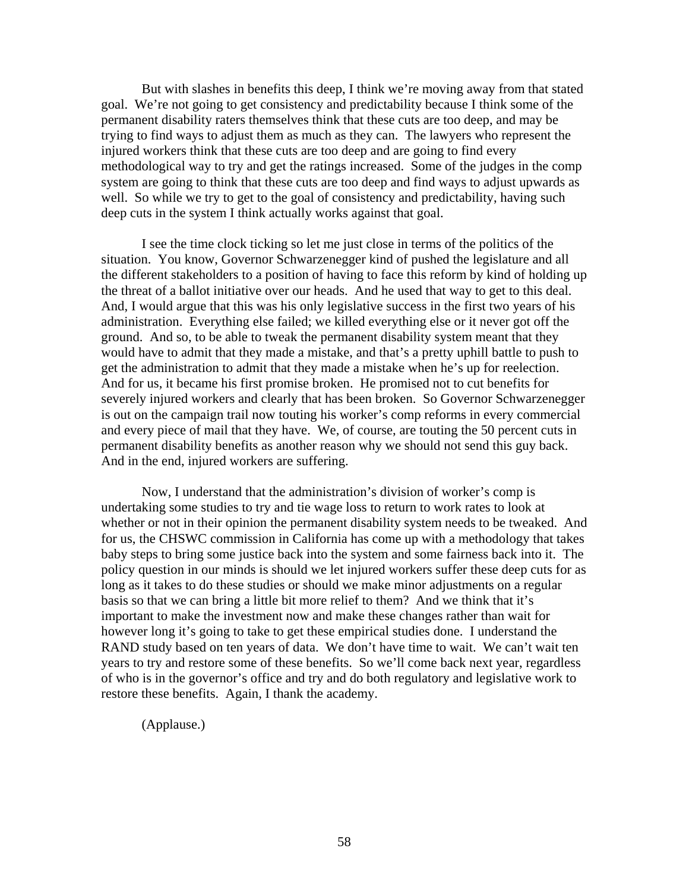But with slashes in benefits this deep, I think we're moving away from that stated goal. We're not going to get consistency and predictability because I think some of the permanent disability raters themselves think that these cuts are too deep, and may be trying to find ways to adjust them as much as they can. The lawyers who represent the injured workers think that these cuts are too deep and are going to find every methodological way to try and get the ratings increased. Some of the judges in the comp system are going to think that these cuts are too deep and find ways to adjust upwards as well. So while we try to get to the goal of consistency and predictability, having such deep cuts in the system I think actually works against that goal.

I see the time clock ticking so let me just close in terms of the politics of the situation. You know, Governor Schwarzenegger kind of pushed the legislature and all the different stakeholders to a position of having to face this reform by kind of holding up the threat of a ballot initiative over our heads. And he used that way to get to this deal. And, I would argue that this was his only legislative success in the first two years of his administration. Everything else failed; we killed everything else or it never got off the ground. And so, to be able to tweak the permanent disability system meant that they would have to admit that they made a mistake, and that's a pretty uphill battle to push to get the administration to admit that they made a mistake when he's up for reelection. And for us, it became his first promise broken. He promised not to cut benefits for severely injured workers and clearly that has been broken. So Governor Schwarzenegger is out on the campaign trail now touting his worker's comp reforms in every commercial and every piece of mail that they have. We, of course, are touting the 50 percent cuts in permanent disability benefits as another reason why we should not send this guy back. And in the end, injured workers are suffering.

Now, I understand that the administration's division of worker's comp is undertaking some studies to try and tie wage loss to return to work rates to look at whether or not in their opinion the permanent disability system needs to be tweaked. And for us, the CHSWC commission in California has come up with a methodology that takes baby steps to bring some justice back into the system and some fairness back into it. The policy question in our minds is should we let injured workers suffer these deep cuts for as long as it takes to do these studies or should we make minor adjustments on a regular basis so that we can bring a little bit more relief to them? And we think that it's important to make the investment now and make these changes rather than wait for however long it's going to take to get these empirical studies done. I understand the RAND study based on ten years of data. We don't have time to wait. We can't wait ten years to try and restore some of these benefits. So we'll come back next year, regardless of who is in the governor's office and try and do both regulatory and legislative work to restore these benefits. Again, I thank the academy.

(Applause.)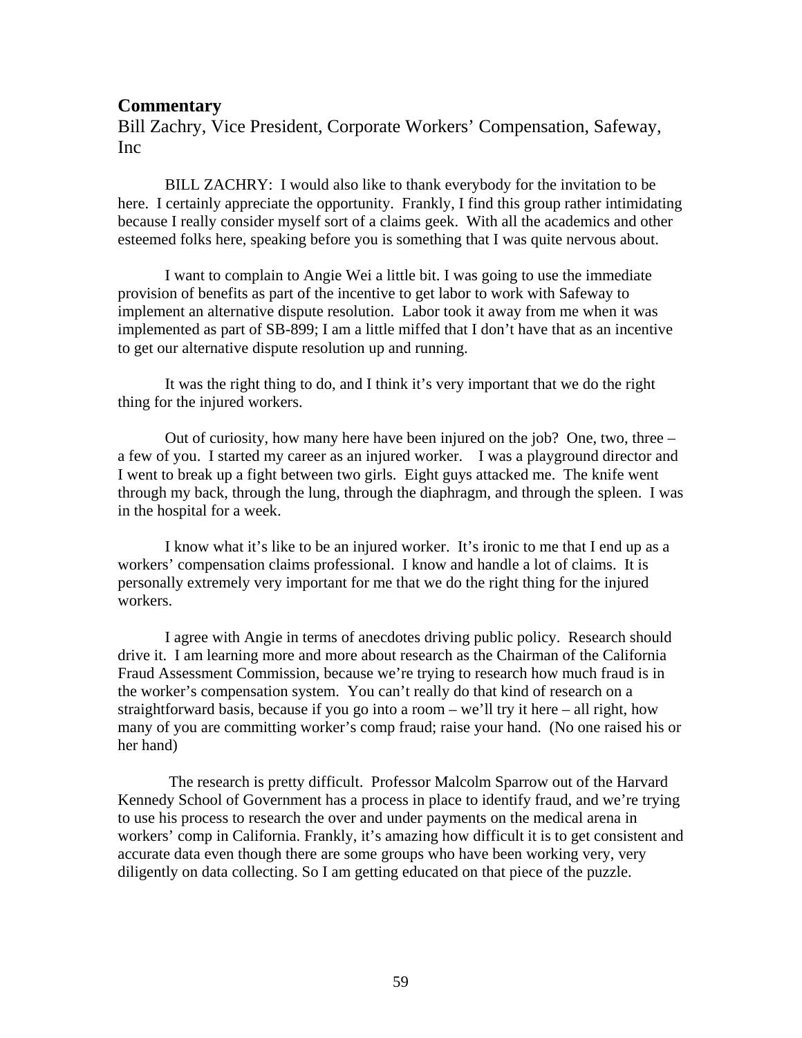## Commentary

Bill Zachry, Vice President, Corporate Workers' Compensation, Safeway, Inc

BILL ZACHRY: I would also like to thank everybody for the invitation to be here. I certainly appreciate the opportunity. Frankly, I find this group rather intimidating because I really consider myself sort of a claims geek. With all the academics and other esteemed folks here, speaking before you is something that I was quite nervous about.

I want to complain to Angie Wei a little bit. I was going to use the immediate provision of benefits as part of the incentive to get labor to work with Safeway to implement an alternative dispute resolution. Labor took it away from me when it was implemented as part of SB-899; I am a little miffed that I don't have that as an incentive to get our alternative dispute resolution up and running.

It was the right thing to do, and I think it's very important that we do the right thing for the injured workers.

Out of curiosity, how many here have been injured on the job? One, two, three – a few of you. I started my career as an injured worker. I was a playground director and I went to break up a fight between two girls. Eight guys attacked me. The knife went through my back, through the lung, through the diaphragm, and through the spleen. I was in the hospital for a week.

I know what it's like to be an injured worker. It's ironic to me that I end up as a workers' compensation claims professional. I know and handle a lot of claims. It is personally extremely very important for me that we do the right thing for the injured workers.

I agree with Angie in terms of anecdotes driving public policy. Research should drive it. I am learning more and more about research as the Chairman of the California Fraud Assessment Commission, because we're trying to research how much fraud is in the worker's compensation system. You can't really do that kind of research on a straightforward basis, because if you go into a room – we'll try it here – all right, how many of you are committing worker's comp fraud; raise your hand. (No one raised his or her hand)

The research is pretty difficult. Professor Malcolm Sparrow out of the Harvard Kennedy School of Government has a process in place to identify fraud, and we're trying to use his process to research the over and under payments on the medical arena in workers' comp in California. Frankly, it's amazing how difficult it is to get consistent and accurate data even though there are some groups who have been working very, very diligently on data collecting. So I am getting educated on that piece of the puzzle.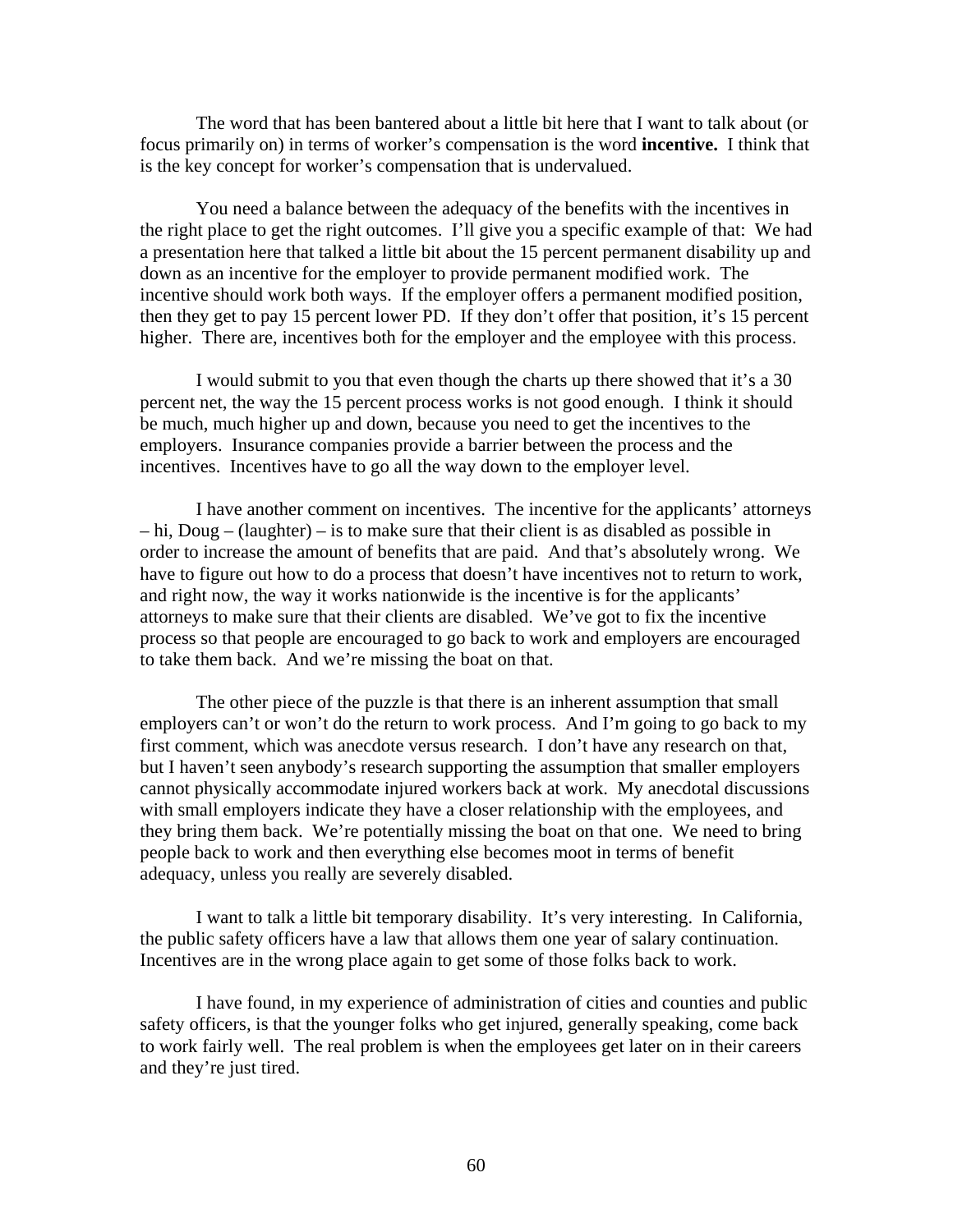The word that has been bantered about a little bit here that I want to talk about (or focus primarily on) in terms of worker's compensation is the word **incentive.** I think that is the key concept for worker's compensation that is undervalued.

You need a balance between the adequacy of the benefits with the incentives in the right place to get the right outcomes. I'll give you a specific example of that: We had a presentation here that talked a little bit about the 15 percent permanent disability up and down as an incentive for the employer to provide permanent modified work. The incentive should work both ways. If the employer offers a permanent modified position, then they get to pay 15 percent lower PD. If they don't offer that position, it's 15 percent higher. There are, incentives both for the employer and the employee with this process.

I would submit to you that even though the charts up there showed that it's a 30 percent net, the way the 15 percent process works is not good enough. I think it should be much, much higher up and down, because you need to get the incentives to the employers. Insurance companies provide a barrier between the process and the incentives. Incentives have to go all the way down to the employer level.

I have another comment on incentives. The incentive for the applicants' attorneys – hi, Doug – (laughter) – is to make sure that their client is as disabled as possible in order to increase the amount of benefits that are paid. And that's absolutely wrong. We have to figure out how to do a process that doesn't have incentives not to return to work, and right now, the way it works nationwide is the incentive is for the applicants' attorneys to make sure that their clients are disabled. We've got to fix the incentive process so that people are encouraged to go back to work and employers are encouraged to take them back. And we're missing the boat on that.

The other piece of the puzzle is that there is an inherent assumption that small employers can't or won't do the return to work process. And I'm going to go back to my first comment, which was anecdote versus research. I don't have any research on that, but I haven't seen anybody's research supporting the assumption that smaller employers cannot physically accommodate injured workers back at work. My anecdotal discussions with small employers indicate they have a closer relationship with the employees, and they bring them back. We're potentially missing the boat on that one. We need to bring people back to work and then everything else becomes moot in terms of benefit adequacy, unless you really are severely disabled.

I want to talk a little bit temporary disability. It's very interesting. In California, the public safety officers have a law that allows them one year of salary continuation. Incentives are in the wrong place again to get some of those folks back to work.

I have found, in my experience of administration of cities and counties and public safety officers, is that the younger folks who get injured, generally speaking, come back to work fairly well. The real problem is when the employees get later on in their careers and they're just tired.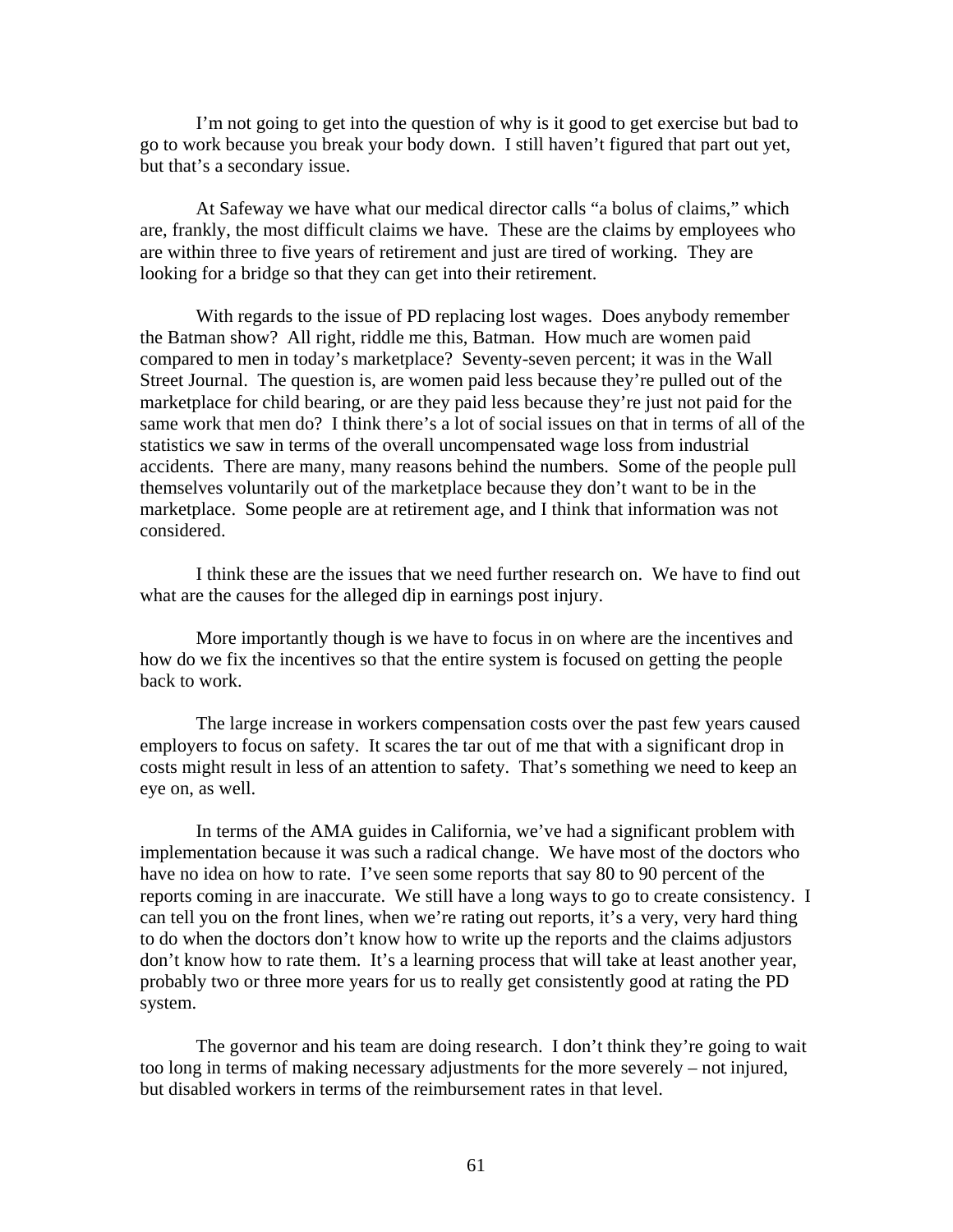I'm not going to get into the question of why is it good to get exercise but bad to go to work because you break your body down. I still haven't figured that part out yet, but that's a secondary issue.

At Safeway we have what our medical director calls "a bolus of claims," which are, frankly, the most difficult claims we have. These are the claims by employees who are within three to five years of retirement and just are tired of working. They are looking for a bridge so that they can get into their retirement.

With regards to the issue of PD replacing lost wages. Does anybody remember the Batman show? All right, riddle me this, Batman. How much are women paid compared to men in today's marketplace? Seventy-seven percent; it was in the Wall Street Journal. The question is, are women paid less because they're pulled out of the marketplace for child bearing, or are they paid less because they're just not paid for the same work that men do? I think there's a lot of social issues on that in terms of all of the statistics we saw in terms of the overall uncompensated wage loss from industrial accidents. There are many, many reasons behind the numbers. Some of the people pull themselves voluntarily out of the marketplace because they don't want to be in the marketplace. Some people are at retirement age, and I think that information was not considered.

I think these are the issues that we need further research on. We have to find out what are the causes for the alleged dip in earnings post injury.

More importantly though is we have to focus in on where are the incentives and how do we fix the incentives so that the entire system is focused on getting the people back to work.

The large increase in workers compensation costs over the past few years caused employers to focus on safety. It scares the tar out of me that with a significant drop in costs might result in less of an attention to safety. That's something we need to keep an eye on, as well.

In terms of the AMA guides in California, we've had a significant problem with implementation because it was such a radical change. We have most of the doctors who have no idea on how to rate. I've seen some reports that say 80 to 90 percent of the reports coming in are inaccurate. We still have a long ways to go to create consistency. I can tell you on the front lines, when we're rating out reports, it's a very, very hard thing to do when the doctors don't know how to write up the reports and the claims adjustors don't know how to rate them. It's a learning process that will take at least another year, probably two or three more years for us to really get consistently good at rating the PD system.

The governor and his team are doing research. I don't think they're going to wait too long in terms of making necessary adjustments for the more severely – not injured, but disabled workers in terms of the reimbursement rates in that level.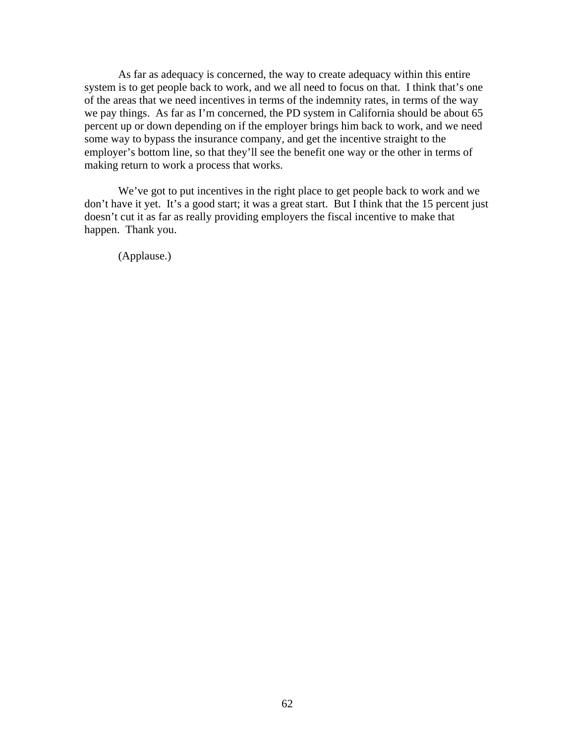As far as adequacy is concerned, the way to create adequacy within this entire system is to get people back to work, and we all need to focus on that. I think that's one of the areas that we need incentives in terms of the indemnity rates, in terms of the way we pay things. As far as I'm concerned, the PD system in California should be about 65 percent up or down depending on if the employer brings him back to work, and we need some way to bypass the insurance company, and get the incentive straight to the employer's bottom line, so that they'll see the benefit one way or the other in terms of making return to work a process that works.

We've got to put incentives in the right place to get people back to work and we don't have it yet. It's a good start; it was a great start. But I think that the 15 percent just doesn't cut it as far as really providing employers the fiscal incentive to make that happen. Thank you.

(Applause.)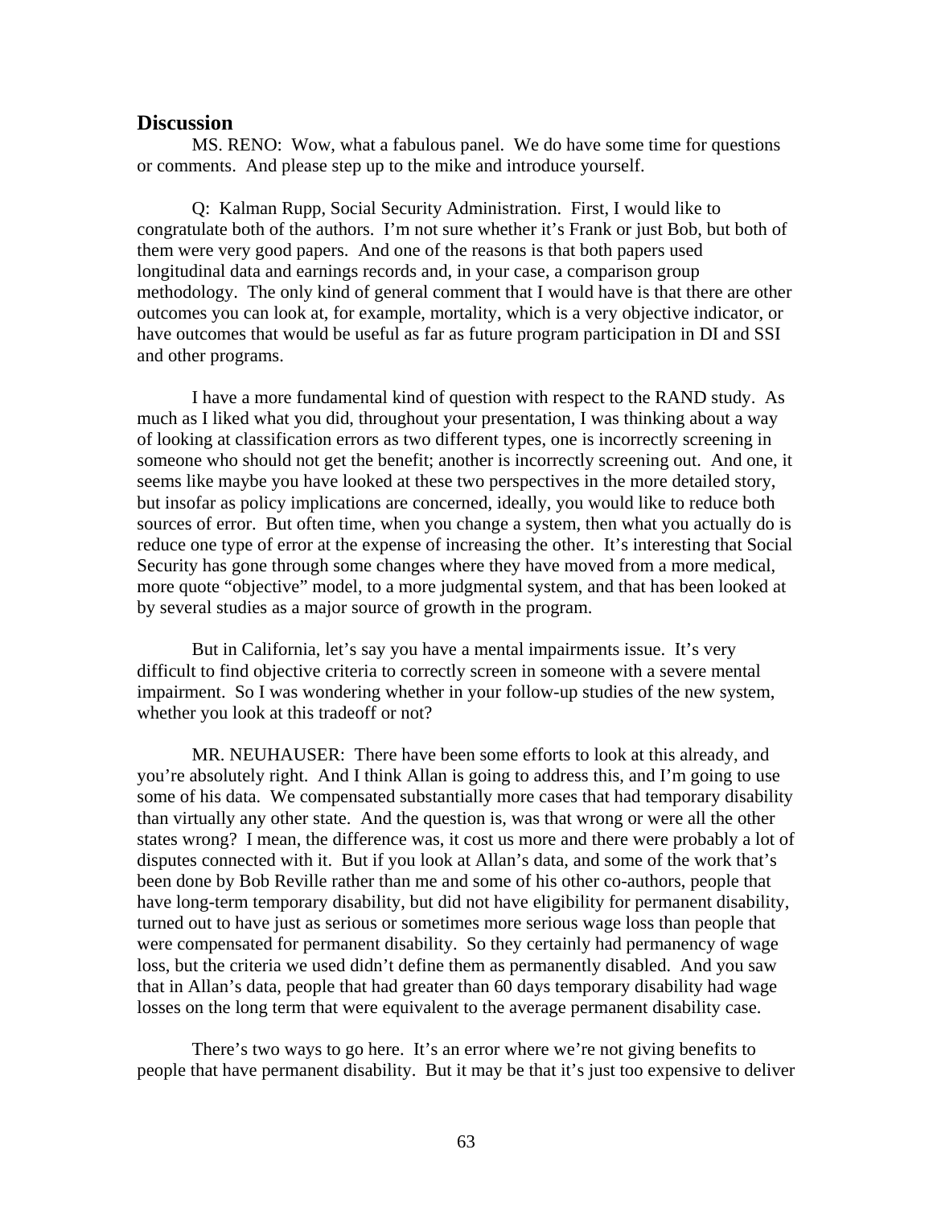## Discussion

MS. RENO: Wow, what a fabulous panel. We do have some time for questions or comments. And please step up to the mike and introduce yourself.

Q: Kalman Rupp, Social Security Administration. First, I would like to congratulate both of the authors. I'm not sure whether it's Frank or just Bob, but both of them were very good papers. And one of the reasons is that both papers used longitudinal data and earnings records and, in your case, a comparison group methodology. The only kind of general comment that I would have is that there are other outcomes you can look at, for example, mortality, which is a very objective indicator, or have outcomes that would be useful as far as future program participation in DI and SSI and other programs.

I have a more fundamental kind of question with respect to the RAND study. As much as I liked what you did, throughout your presentation, I was thinking about a way of looking at classification errors as two different types, one is incorrectly screening in someone who should not get the benefit; another is incorrectly screening out. And one, it seems like maybe you have looked at these two perspectives in the more detailed story, but insofar as policy implications are concerned, ideally, you would like to reduce both sources of error. But often time, when you change a system, then what you actually do is reduce one type of error at the expense of increasing the other. It's interesting that Social Security has gone through some changes where they have moved from a more medical, more quote "objective" model, to a more judgmental system, and that has been looked at by several studies as a major source of growth in the program.

But in California, let's say you have a mental impairments issue. It's very difficult to find objective criteria to correctly screen in someone with a severe mental impairment. So I was wondering whether in your follow-up studies of the new system, whether you look at this tradeoff or not?

MR. NEUHAUSER: There have been some efforts to look at this already, and you're absolutely right. And I think Allan is going to address this, and I'm going to use some of his data. We compensated substantially more cases that had temporary disability than virtually any other state. And the question is, was that wrong or were all the other states wrong? I mean, the difference was, it cost us more and there were probably a lot of disputes connected with it. But if you look at Allan's data, and some of the work that's been done by Bob Reville rather than me and some of his other co-authors, people that have long-term temporary disability, but did not have eligibility for permanent disability, turned out to have just as serious or sometimes more serious wage loss than people that were compensated for permanent disability. So they certainly had permanency of wage loss, but the criteria we used didn't define them as permanently disabled. And you saw that in Allan's data, people that had greater than 60 days temporary disability had wage losses on the long term that were equivalent to the average permanent disability case.

There's two ways to go here. It's an error where we're not giving benefits to people that have permanent disability. But it may be that it's just too expensive to deliver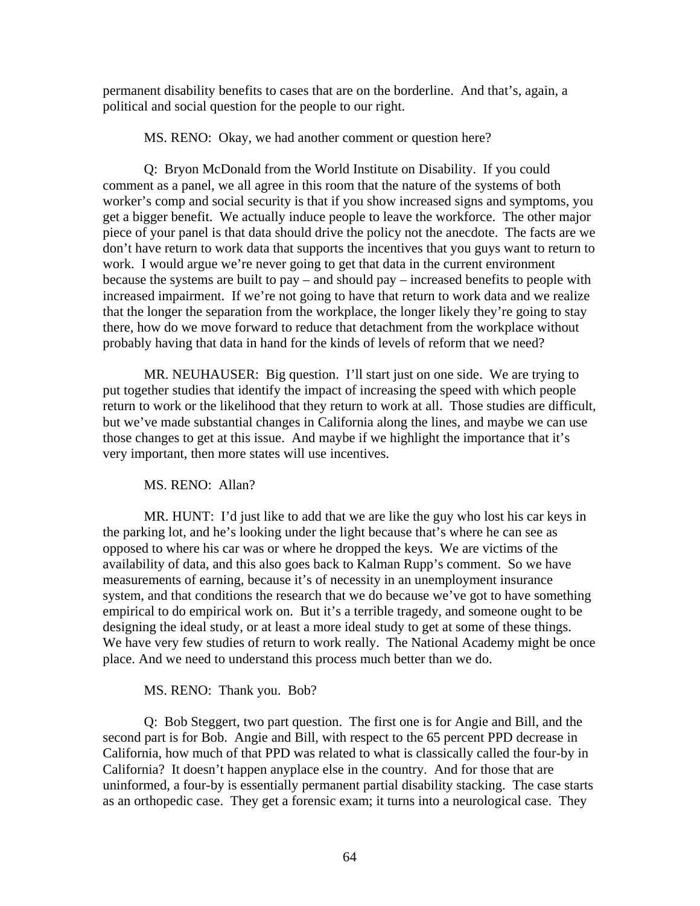permanent disability benefits to cases that are on the borderline. And that's, again, a political and social question for the people to our right.

MS. RENO: Okay, we had another comment or question here?

Q: Bryon McDonald from the World Institute on Disability. If you could comment as a panel, we all agree in this room that the nature of the systems of both worker's comp and social security is that if you show increased signs and symptoms, you get a bigger benefit. We actually induce people to leave the workforce. The other major piece of your panel is that data should drive the policy not the anecdote. The facts are we don't have return to work data that supports the incentives that you guys want to return to work. I would argue we're never going to get that data in the current environment because the systems are built to pay – and should pay – increased benefits to people with increased impairment. If we're not going to have that return to work data and we realize that the longer the separation from the workplace, the longer likely they're going to stay there, how do we move forward to reduce that detachment from the workplace without probably having that data in hand for the kinds of levels of reform that we need?

MR. NEUHAUSER: Big question. I'll start just on one side. We are trying to put together studies that identify the impact of increasing the speed with which people return to work or the likelihood that they return to work at all. Those studies are difficult, but we've made substantial changes in California along the lines, and maybe we can use those changes to get at this issue. And maybe if we highlight the importance that it's very important, then more states will use incentives.

MS. RENO: Allan?

MR. HUNT: I'd just like to add that we are like the guy who lost his car keys in the parking lot, and he's looking under the light because that's where he can see as opposed to where his car was or where he dropped the keys. We are victims of the availability of data, and this also goes back to Kalman Rupp's comment. So we have measurements of earning, because it's of necessity in an unemployment insurance system, and that conditions the research that we do because we've got to have something empirical to do empirical work on. But it's a terrible tragedy, and someone ought to be designing the ideal study, or at least a more ideal study to get at some of these things. We have very few studies of return to work really. The National Academy might be once place. And we need to understand this process much better than we do.

MS. RENO: Thank you. Bob?

Q: Bob Steggert, two part question. The first one is for Angie and Bill, and the second part is for Bob. Angie and Bill, with respect to the 65 percent PPD decrease in California, how much of that PPD was related to what is classically called the four-by in California? It doesn't happen anyplace else in the country. And for those that are uninformed, a four-by is essentially permanent partial disability stacking. The case starts as an orthopedic case. They get a forensic exam; it turns into a neurological case. They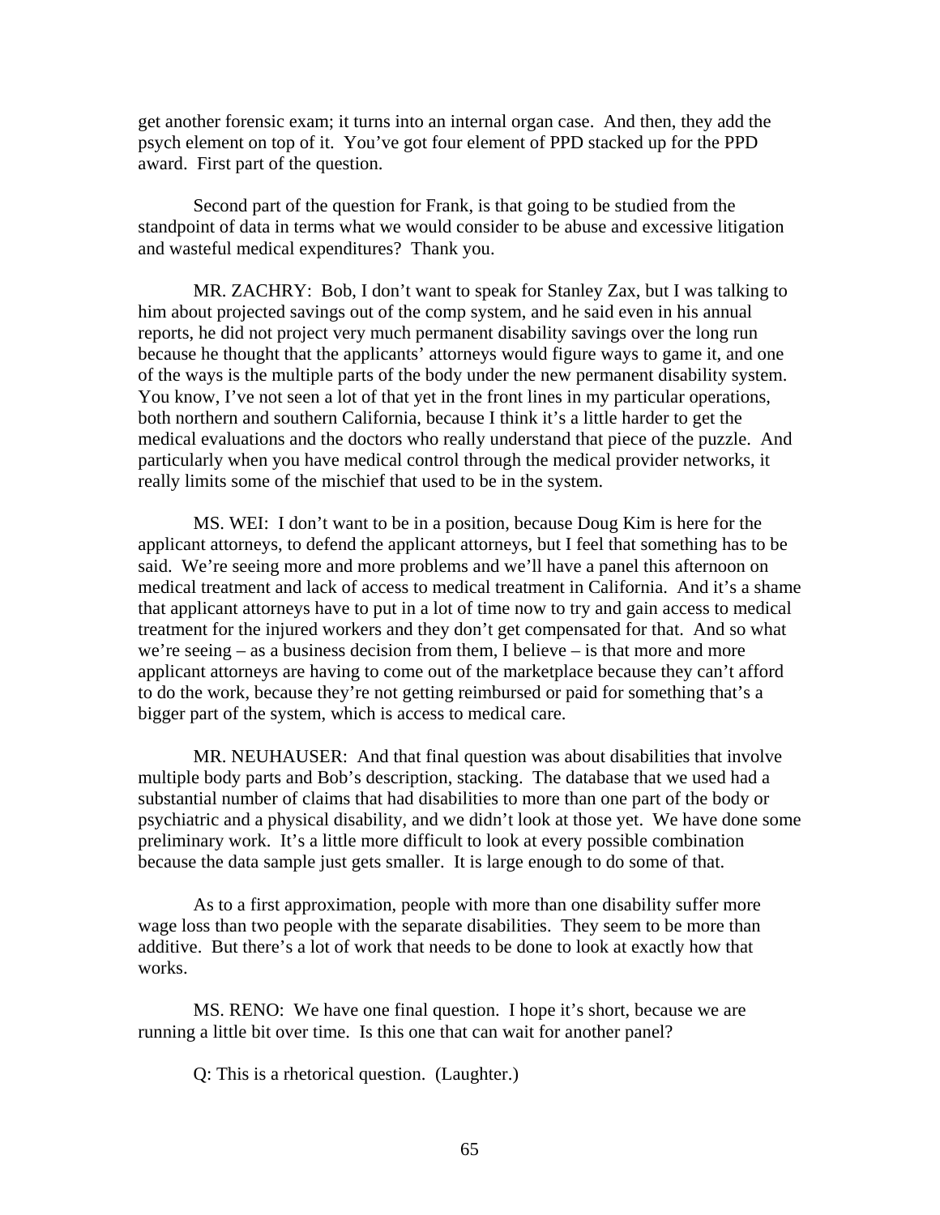get another forensic exam; it turns into an internal organ case. And then, they add the psych element on top of it. You've got four element of PPD stacked up for the PPD award. First part of the question.

Second part of the question for Frank, is that going to be studied from the standpoint of data in terms what we would consider to be abuse and excessive litigation and wasteful medical expenditures? Thank you.

MR. ZACHRY: Bob, I don't want to speak for Stanley Zax, but I was talking to him about projected savings out of the comp system, and he said even in his annual reports, he did not project very much permanent disability savings over the long run because he thought that the applicants' attorneys would figure ways to game it, and one of the ways is the multiple parts of the body under the new permanent disability system. You know, I've not seen a lot of that yet in the front lines in my particular operations, both northern and southern California, because I think it's a little harder to get the medical evaluations and the doctors who really understand that piece of the puzzle. And particularly when you have medical control through the medical provider networks, it really limits some of the mischief that used to be in the system.

MS. WEI: I don't want to be in a position, because Doug Kim is here for the applicant attorneys, to defend the applicant attorneys, but I feel that something has to be said. We're seeing more and more problems and we'll have a panel this afternoon on medical treatment and lack of access to medical treatment in California. And it's a shame that applicant attorneys have to put in a lot of time now to try and gain access to medical treatment for the injured workers and they don't get compensated for that. And so what we're seeing – as a business decision from them, I believe – is that more and more applicant attorneys are having to come out of the marketplace because they can't afford to do the work, because they're not getting reimbursed or paid for something that's a bigger part of the system, which is access to medical care.

MR. NEUHAUSER: And that final question was about disabilities that involve multiple body parts and Bob's description, stacking. The database that we used had a substantial number of claims that had disabilities to more than one part of the body or psychiatric and a physical disability, and we didn't look at those yet. We have done some preliminary work. It's a little more difficult to look at every possible combination because the data sample just gets smaller. It is large enough to do some of that.

As to a first approximation, people with more than one disability suffer more wage loss than two people with the separate disabilities. They seem to be more than additive. But there's a lot of work that needs to be done to look at exactly how that works.

MS. RENO: We have one final question. I hope it's short, because we are running a little bit over time. Is this one that can wait for another panel?

Q: This is a rhetorical question. (Laughter.)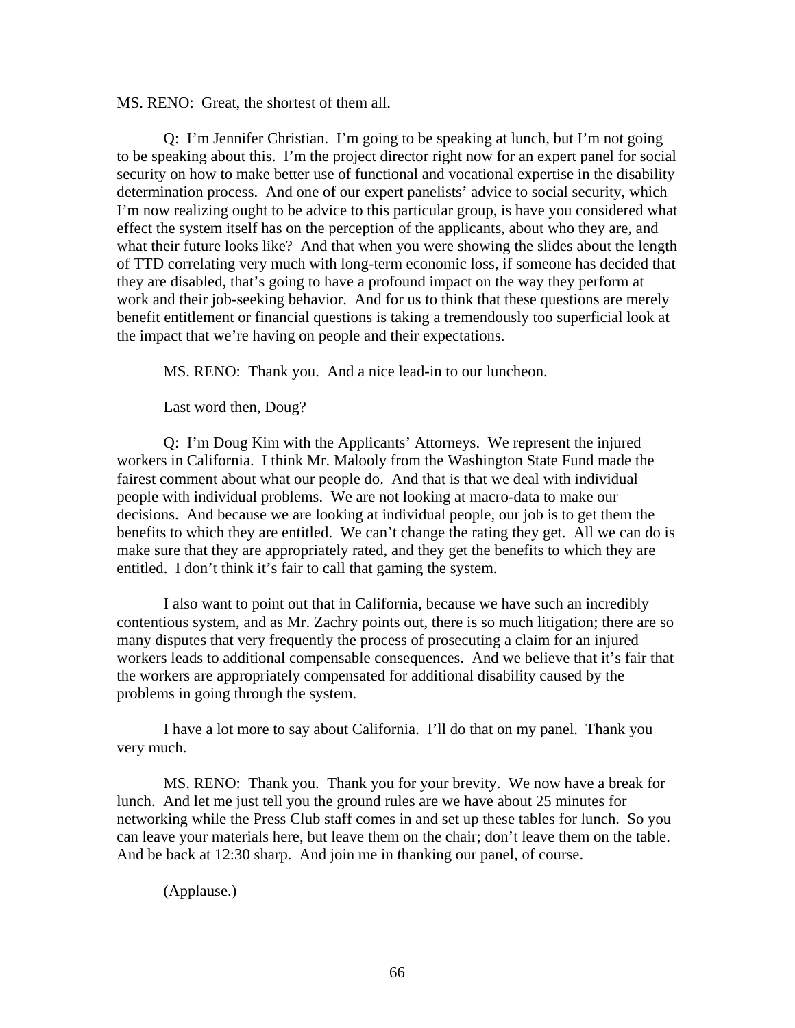MS. RENO: Great, the shortest of them all.

Q: I'm Jennifer Christian. I'm going to be speaking at lunch, but I'm not going to be speaking about this. I'm the project director right now for an expert panel for social security on how to make better use of functional and vocational expertise in the disability determination process. And one of our expert panelists' advice to social security, which I'm now realizing ought to be advice to this particular group, is have you considered what effect the system itself has on the perception of the applicants, about who they are, and what their future looks like? And that when you were showing the slides about the length of TTD correlating very much with long-term economic loss, if someone has decided that they are disabled, that's going to have a profound impact on the way they perform at work and their job-seeking behavior. And for us to think that these questions are merely benefit entitlement or financial questions is taking a tremendously too superficial look at the impact that we're having on people and their expectations.

MS. RENO: Thank you. And a nice lead-in to our luncheon.

Last word then, Doug?

Q: I'm Doug Kim with the Applicants' Attorneys. We represent the injured workers in California. I think Mr. Malooly from the Washington State Fund made the fairest comment about what our people do. And that is that we deal with individual people with individual problems. We are not looking at macro-data to make our decisions. And because we are looking at individual people, our job is to get them the benefits to which they are entitled. We can't change the rating they get. All we can do is make sure that they are appropriately rated, and they get the benefits to which they are entitled. I don't think it's fair to call that gaming the system.

I also want to point out that in California, because we have such an incredibly contentious system, and as Mr. Zachry points out, there is so much litigation; there are so many disputes that very frequently the process of prosecuting a claim for an injured workers leads to additional compensable consequences. And we believe that it's fair that the workers are appropriately compensated for additional disability caused by the problems in going through the system.

I have a lot more to say about California. I'll do that on my panel. Thank you very much.

MS. RENO: Thank you. Thank you for your brevity. We now have a break for lunch. And let me just tell you the ground rules are we have about 25 minutes for networking while the Press Club staff comes in and set up these tables for lunch. So you can leave your materials here, but leave them on the chair; don't leave them on the table. And be back at 12:30 sharp. And join me in thanking our panel, of course.

(Applause.)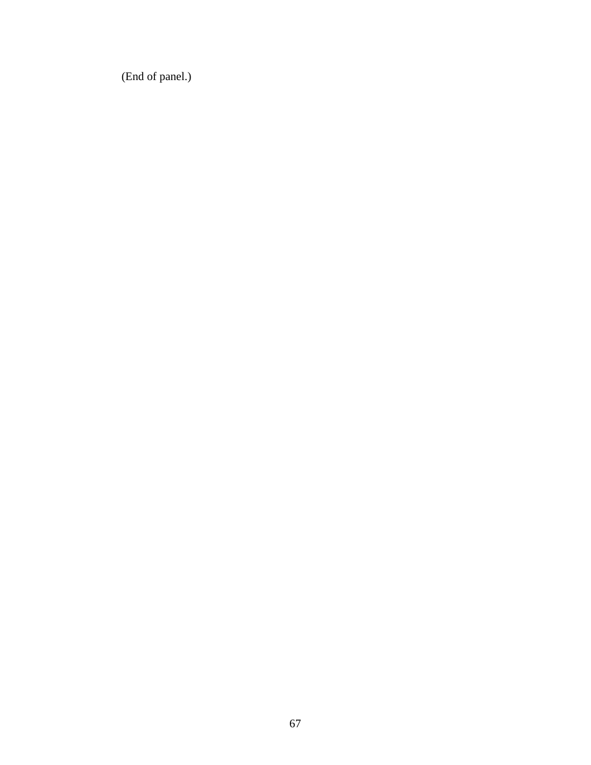(End of panel.)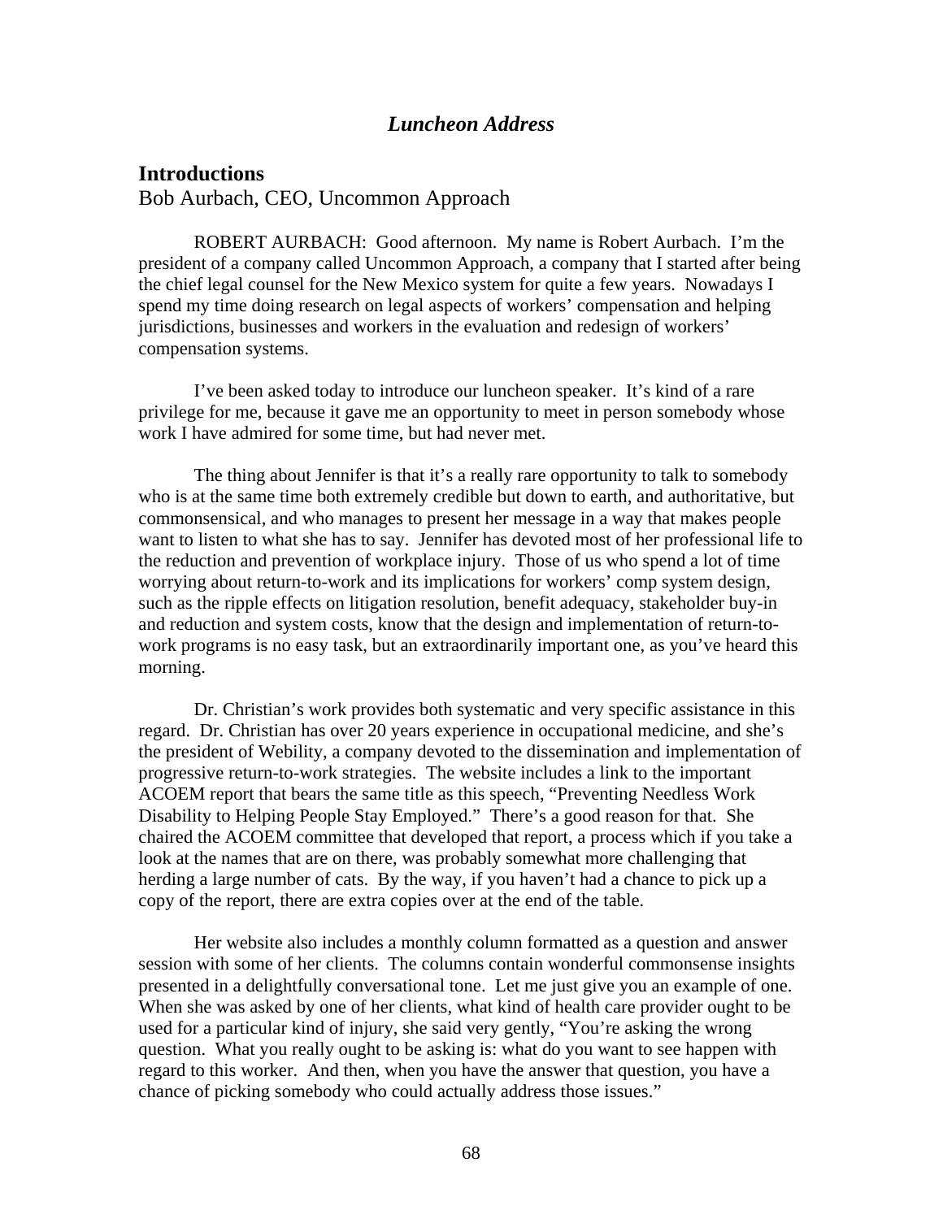# *Luncheon Address*

## Introductions

Bob Aurbach, CEO, Uncommon Approach

ROBERT AURBACH: Good afternoon. My name is Robert Aurbach. I'm the president of a company called Uncommon Approach, a company that I started after being the chief legal counsel for the New Mexico system for quite a few years. Nowadays I spend my time doing research on legal aspects of workers' compensation and helping jurisdictions, businesses and workers in the evaluation and redesign of workers' compensation systems.

I've been asked today to introduce our luncheon speaker. It's kind of a rare privilege for me, because it gave me an opportunity to meet in person somebody whose work I have admired for some time, but had never met.

The thing about Jennifer is that it's a really rare opportunity to talk to somebody who is at the same time both extremely credible but down to earth, and authoritative, but commonsensical, and who manages to present her message in a way that makes people want to listen to what she has to say. Jennifer has devoted most of her professional life to the reduction and prevention of workplace injury. Those of us who spend a lot of time worrying about return-to-work and its implications for workers' comp system design, such as the ripple effects on litigation resolution, benefit adequacy, stakeholder buy-in and reduction and system costs, know that the design and implementation of return-to-work programs is no easy task, but an extraordinarily important one, as you've heard this morning.

Dr. Christian's work provides both systematic and very specific assistance in this regard. Dr. Christian has over 20 years experience in occupational medicine, and she's the president of Webility, a company devoted to the dissemination and implementation of progressive return-to-work strategies. The website includes a link to the important ACOEM report that bears the same title as this speech, "Preventing Needless Work Disability to Helping People Stay Employed." There's a good reason for that. She chaired the ACOEM committee that developed that report, a process which if you take a look at the names that are on there, was probably somewhat more challenging that herding a large number of cats. By the way, if you haven't had a chance to pick up a copy of the report, there are extra copies over at the end of the table.

Her website also includes a monthly column formatted as a question and answer session with some of her clients. The columns contain wonderful commonsense insights presented in a delightfully conversational tone. Let me just give you an example of one. When she was asked by one of her clients, what kind of health care provider ought to be used for a particular kind of injury, she said very gently, "You're asking the wrong question. What you really ought to be asking is: what do you want to see happen with regard to this worker. And then, when you have the answer that question, you have a chance of picking somebody who could actually address those issues."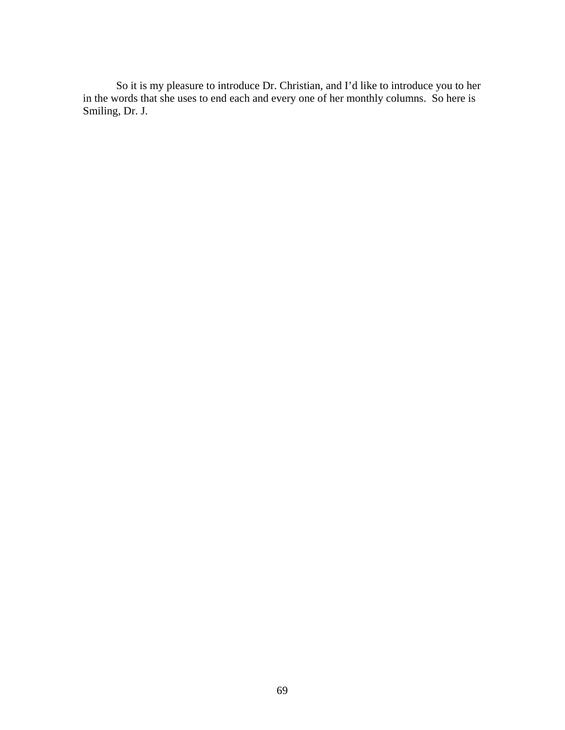So it is my pleasure to introduce Dr. Christian, and I'd like to introduce you to her in the words that she uses to end each and every one of her monthly columns. So here is Smiling, Dr. J.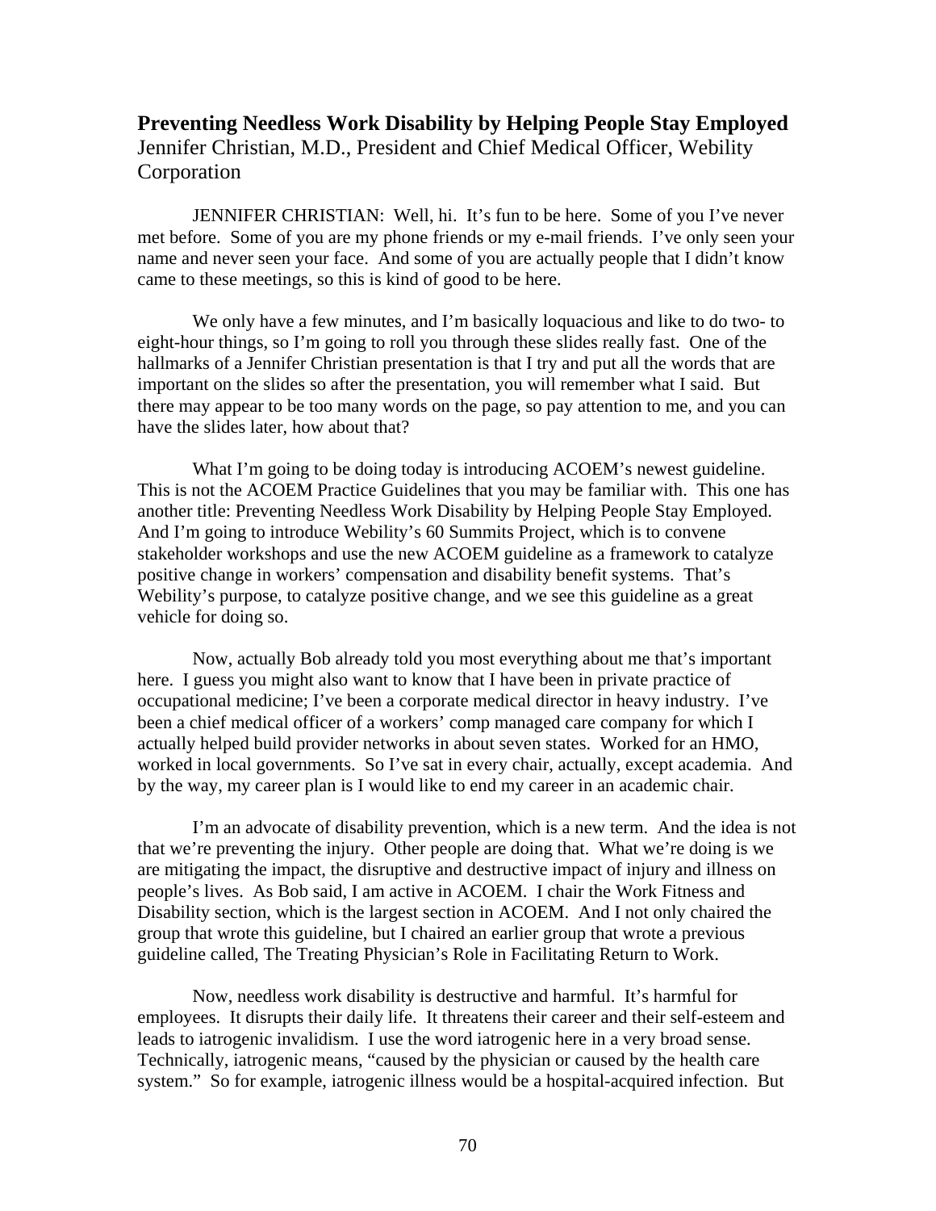**Preventing Needless Work Disability by Helping People Stay Employed**
Jennifer Christian, M.D., President and Chief Medical Officer, Webility Corporation

JENNIFER CHRISTIAN: Well, hi. It's fun to be here. Some of you I've never met before. Some of you are my phone friends or my e-mail friends. I've only seen your name and never seen your face. And some of you are actually people that I didn't know came to these meetings, so this is kind of good to be here.

We only have a few minutes, and I'm basically loquacious and like to do two- to eight-hour things, so I'm going to roll you through these slides really fast. One of the hallmarks of a Jennifer Christian presentation is that I try and put all the words that are important on the slides so after the presentation, you will remember what I said. But there may appear to be too many words on the page, so pay attention to me, and you can have the slides later, how about that?

What I'm going to be doing today is introducing ACOEM's newest guideline. This is not the ACOEM Practice Guidelines that you may be familiar with. This one has another title: Preventing Needless Work Disability by Helping People Stay Employed. And I'm going to introduce Webility's 60 Summits Project, which is to convene stakeholder workshops and use the new ACOEM guideline as a framework to catalyze positive change in workers' compensation and disability benefit systems. That's Webility's purpose, to catalyze positive change, and we see this guideline as a great vehicle for doing so.

Now, actually Bob already told you most everything about me that's important here. I guess you might also want to know that I have been in private practice of occupational medicine; I've been a corporate medical director in heavy industry. I've been a chief medical officer of a workers' comp managed care company for which I actually helped build provider networks in about seven states. Worked for an HMO, worked in local governments. So I've sat in every chair, actually, except academia. And by the way, my career plan is I would like to end my career in an academic chair.

I'm an advocate of disability prevention, which is a new term. And the idea is not that we're preventing the injury. Other people are doing that. What we're doing is we are mitigating the impact, the disruptive and destructive impact of injury and illness on people's lives. As Bob said, I am active in ACOEM. I chair the Work Fitness and Disability section, which is the largest section in ACOEM. And I not only chaired the group that wrote this guideline, but I chaired an earlier group that wrote a previous guideline called, The Treating Physician's Role in Facilitating Return to Work.

Now, needless work disability is destructive and harmful. It's harmful for employees. It disrupts their daily life. It threatens their career and their self-esteem and leads to iatrogenic invalidism. I use the word iatrogenic here in a very broad sense. Technically, iatrogenic means, "caused by the physician or caused by the health care system." So for example, iatrogenic illness would be a hospital-acquired infection. But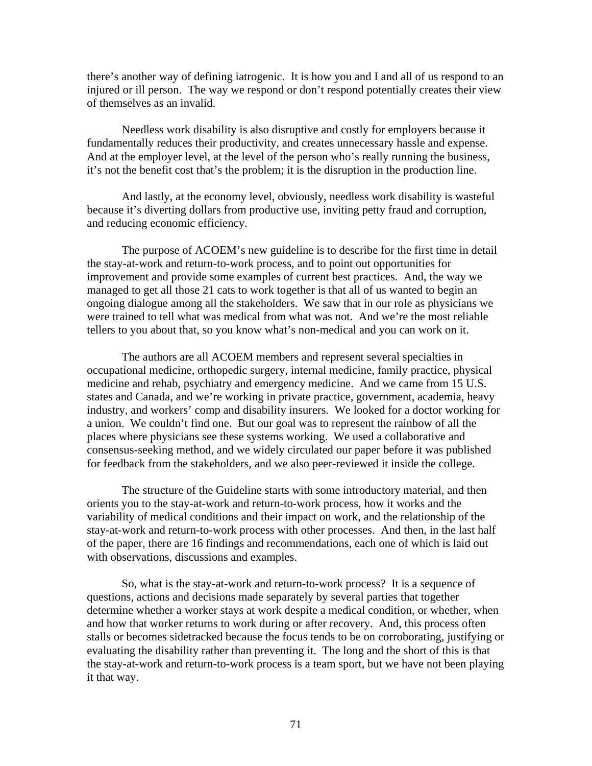there's another way of defining iatrogenic. It is how you and I and all of us respond to an injured or ill person. The way we respond or don't respond potentially creates their view of themselves as an invalid.

Needless work disability is also disruptive and costly for employers because it fundamentally reduces their productivity, and creates unnecessary hassle and expense. And at the employer level, at the level of the person who's really running the business, it's not the benefit cost that's the problem; it is the disruption in the production line.

And lastly, at the economy level, obviously, needless work disability is wasteful because it's diverting dollars from productive use, inviting petty fraud and corruption, and reducing economic efficiency.

The purpose of ACOEM's new guideline is to describe for the first time in detail the stay-at-work and return-to-work process, and to point out opportunities for improvement and provide some examples of current best practices. And, the way we managed to get all those 21 cats to work together is that all of us wanted to begin an ongoing dialogue among all the stakeholders. We saw that in our role as physicians we were trained to tell what was medical from what was not. And we're the most reliable tellers to you about that, so you know what's non-medical and you can work on it.

The authors are all ACOEM members and represent several specialties in occupational medicine, orthopedic surgery, internal medicine, family practice, physical medicine and rehab, psychiatry and emergency medicine. And we came from 15 U.S. states and Canada, and we're working in private practice, government, academia, heavy industry, and workers' comp and disability insurers. We looked for a doctor working for a union. We couldn't find one. But our goal was to represent the rainbow of all the places where physicians see these systems working. We used a collaborative and consensus-seeking method, and we widely circulated our paper before it was published for feedback from the stakeholders, and we also peer-reviewed it inside the college.

The structure of the Guideline starts with some introductory material, and then orients you to the stay-at-work and return-to-work process, how it works and the variability of medical conditions and their impact on work, and the relationship of the stay-at-work and return-to-work process with other processes. And then, in the last half of the paper, there are 16 findings and recommendations, each one of which is laid out with observations, discussions and examples.

So, what is the stay-at-work and return-to-work process? It is a sequence of questions, actions and decisions made separately by several parties that together determine whether a worker stays at work despite a medical condition, or whether, when and how that worker returns to work during or after recovery. And, this process often stalls or becomes sidetracked because the focus tends to be on corroborating, justifying or evaluating the disability rather than preventing it. The long and the short of this is that the stay-at-work and return-to-work process is a team sport, but we have not been playing it that way.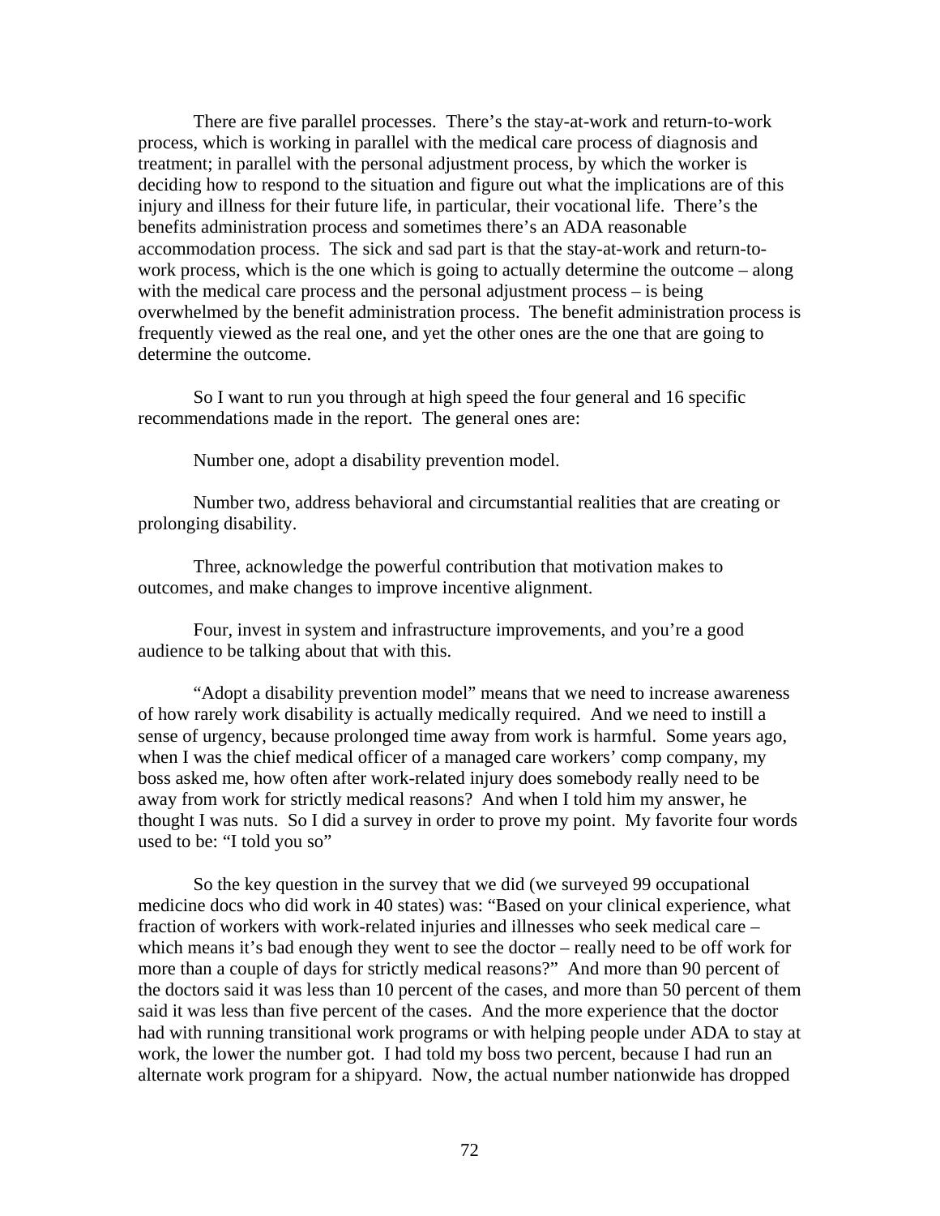There are five parallel processes. There's the stay-at-work and return-to-work process, which is working in parallel with the medical care process of diagnosis and treatment; in parallel with the personal adjustment process, by which the worker is deciding how to respond to the situation and figure out what the implications are of this injury and illness for their future life, in particular, their vocational life. There's the benefits administration process and sometimes there's an ADA reasonable accommodation process. The sick and sad part is that the stay-at-work and return-to-work process, which is the one which is going to actually determine the outcome – along with the medical care process and the personal adjustment process – is being overwhelmed by the benefit administration process. The benefit administration process is frequently viewed as the real one, and yet the other ones are the one that are going to determine the outcome.

So I want to run you through at high speed the four general and 16 specific recommendations made in the report. The general ones are:

Number one, adopt a disability prevention model.

Number two, address behavioral and circumstantial realities that are creating or prolonging disability.

Three, acknowledge the powerful contribution that motivation makes to outcomes, and make changes to improve incentive alignment.

Four, invest in system and infrastructure improvements, and you're a good audience to be talking about that with this.

"Adopt a disability prevention model" means that we need to increase awareness of how rarely work disability is actually medically required. And we need to instill a sense of urgency, because prolonged time away from work is harmful. Some years ago, when I was the chief medical officer of a managed care workers' comp company, my boss asked me, how often after work-related injury does somebody really need to be away from work for strictly medical reasons? And when I told him my answer, he thought I was nuts. So I did a survey in order to prove my point. My favorite four words used to be: "I told you so"

So the key question in the survey that we did (we surveyed 99 occupational medicine docs who did work in 40 states) was: "Based on your clinical experience, what fraction of workers with work-related injuries and illnesses who seek medical care – which means it's bad enough they went to see the doctor – really need to be off work for more than a couple of days for strictly medical reasons?" And more than 90 percent of the doctors said it was less than 10 percent of the cases, and more than 50 percent of them said it was less than five percent of the cases. And the more experience that the doctor had with running transitional work programs or with helping people under ADA to stay at work, the lower the number got. I had told my boss two percent, because I had run an alternate work program for a shipyard. Now, the actual number nationwide has dropped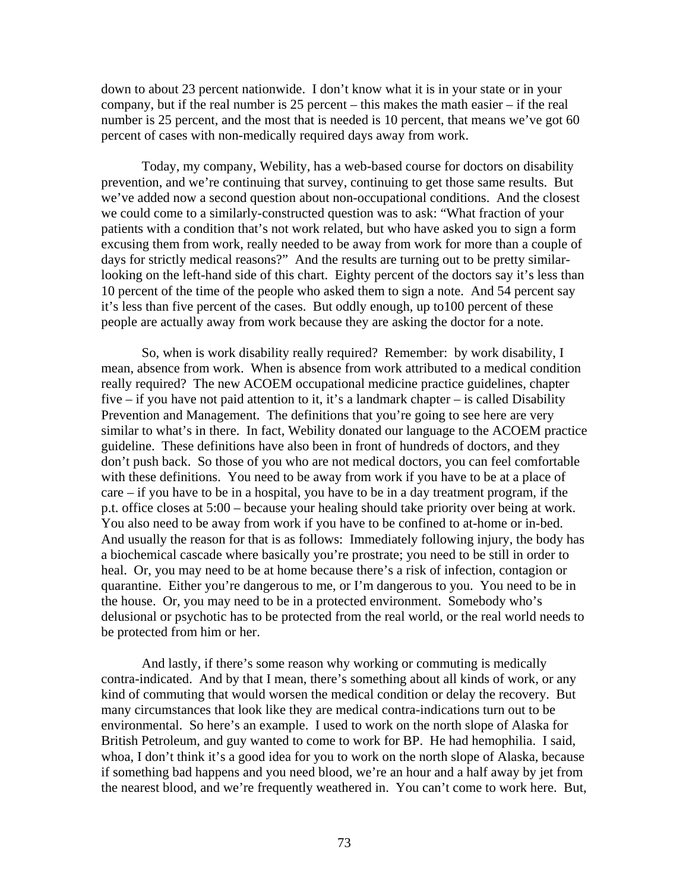down to about 23 percent nationwide. I don't know what it is in your state or in your company, but if the real number is 25 percent – this makes the math easier – if the real number is 25 percent, and the most that is needed is 10 percent, that means we've got 60 percent of cases with non-medically required days away from work.

Today, my company, Webility, has a web-based course for doctors on disability prevention, and we're continuing that survey, continuing to get those same results. But we've added now a second question about non-occupational conditions. And the closest we could come to a similarly-constructed question was to ask: "What fraction of your patients with a condition that's not work related, but who have asked you to sign a form excusing them from work, really needed to be away from work for more than a couple of days for strictly medical reasons?" And the results are turning out to be pretty similar-looking on the left-hand side of this chart. Eighty percent of the doctors say it's less than 10 percent of the time of the people who asked them to sign a note. And 54 percent say it's less than five percent of the cases. But oddly enough, up to100 percent of these people are actually away from work because they are asking the doctor for a note.

So, when is work disability really required? Remember: by work disability, I mean, absence from work. When is absence from work attributed to a medical condition really required? The new ACOEM occupational medicine practice guidelines, chapter five – if you have not paid attention to it, it's a landmark chapter – is called Disability Prevention and Management. The definitions that you're going to see here are very similar to what's in there. In fact, Webility donated our language to the ACOEM practice guideline. These definitions have also been in front of hundreds of doctors, and they don't push back. So those of you who are not medical doctors, you can feel comfortable with these definitions. You need to be away from work if you have to be at a place of care – if you have to be in a hospital, you have to be in a day treatment program, if the p.t. office closes at 5:00 – because your healing should take priority over being at work. You also need to be away from work if you have to be confined to at-home or in-bed. And usually the reason for that is as follows: Immediately following injury, the body has a biochemical cascade where basically you're prostrate; you need to be still in order to heal. Or, you may need to be at home because there's a risk of infection, contagion or quarantine. Either you're dangerous to me, or I'm dangerous to you. You need to be in the house. Or, you may need to be in a protected environment. Somebody who's delusional or psychotic has to be protected from the real world, or the real world needs to be protected from him or her.

And lastly, if there's some reason why working or commuting is medically contra-indicated. And by that I mean, there's something about all kinds of work, or any kind of commuting that would worsen the medical condition or delay the recovery. But many circumstances that look like they are medical contra-indications turn out to be environmental. So here's an example. I used to work on the north slope of Alaska for British Petroleum, and guy wanted to come to work for BP. He had hemophilia. I said, whoa, I don't think it's a good idea for you to work on the north slope of Alaska, because if something bad happens and you need blood, we're an hour and a half away by jet from the nearest blood, and we're frequently weathered in. You can't come to work here. But,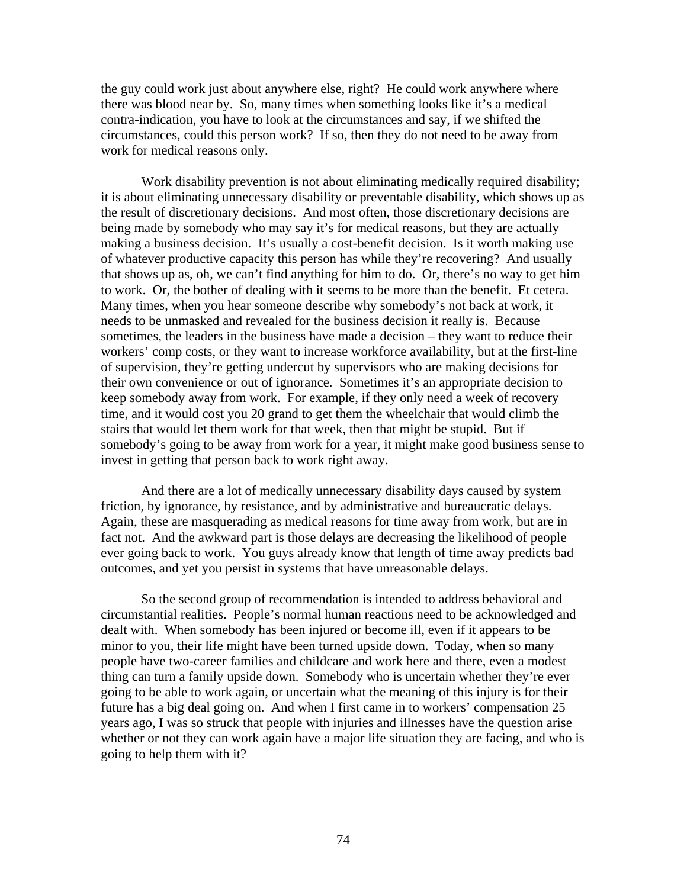the guy could work just about anywhere else, right? He could work anywhere where there was blood near by. So, many times when something looks like it's a medical contra-indication, you have to look at the circumstances and say, if we shifted the circumstances, could this person work? If so, then they do not need to be away from work for medical reasons only.

Work disability prevention is not about eliminating medically required disability; it is about eliminating unnecessary disability or preventable disability, which shows up as the result of discretionary decisions. And most often, those discretionary decisions are being made by somebody who may say it's for medical reasons, but they are actually making a business decision. It's usually a cost-benefit decision. Is it worth making use of whatever productive capacity this person has while they're recovering? And usually that shows up as, oh, we can't find anything for him to do. Or, there's no way to get him to work. Or, the bother of dealing with it seems to be more than the benefit. Et cetera. Many times, when you hear someone describe why somebody's not back at work, it needs to be unmasked and revealed for the business decision it really is. Because sometimes, the leaders in the business have made a decision – they want to reduce their workers' comp costs, or they want to increase workforce availability, but at the first-line of supervision, they're getting undercut by supervisors who are making decisions for their own convenience or out of ignorance. Sometimes it's an appropriate decision to keep somebody away from work. For example, if they only need a week of recovery time, and it would cost you 20 grand to get them the wheelchair that would climb the stairs that would let them work for that week, then that might be stupid. But if somebody's going to be away from work for a year, it might make good business sense to invest in getting that person back to work right away.

And there are a lot of medically unnecessary disability days caused by system friction, by ignorance, by resistance, and by administrative and bureaucratic delays. Again, these are masquerading as medical reasons for time away from work, but are in fact not. And the awkward part is those delays are decreasing the likelihood of people ever going back to work. You guys already know that length of time away predicts bad outcomes, and yet you persist in systems that have unreasonable delays.

So the second group of recommendation is intended to address behavioral and circumstantial realities. People's normal human reactions need to be acknowledged and dealt with. When somebody has been injured or become ill, even if it appears to be minor to you, their life might have been turned upside down. Today, when so many people have two-career families and childcare and work here and there, even a modest thing can turn a family upside down. Somebody who is uncertain whether they're ever going to be able to work again, or uncertain what the meaning of this injury is for their future has a big deal going on. And when I first came in to workers' compensation 25 years ago, I was so struck that people with injuries and illnesses have the question arise whether or not they can work again have a major life situation they are facing, and who is going to help them with it?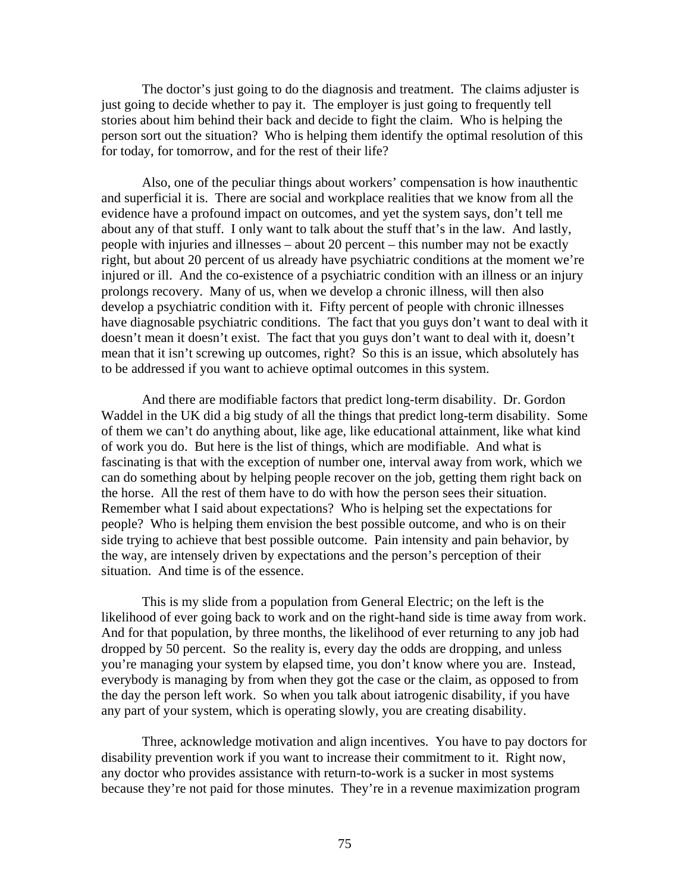The doctor's just going to do the diagnosis and treatment. The claims adjuster is just going to decide whether to pay it. The employer is just going to frequently tell stories about him behind their back and decide to fight the claim. Who is helping the person sort out the situation? Who is helping them identify the optimal resolution of this for today, for tomorrow, and for the rest of their life?

Also, one of the peculiar things about workers' compensation is how inauthentic and superficial it is. There are social and workplace realities that we know from all the evidence have a profound impact on outcomes, and yet the system says, don't tell me about any of that stuff. I only want to talk about the stuff that's in the law. And lastly, people with injuries and illnesses – about 20 percent – this number may not be exactly right, but about 20 percent of us already have psychiatric conditions at the moment we're injured or ill. And the co-existence of a psychiatric condition with an illness or an injury prolongs recovery. Many of us, when we develop a chronic illness, will then also develop a psychiatric condition with it. Fifty percent of people with chronic illnesses have diagnosable psychiatric conditions. The fact that you guys don't want to deal with it doesn't mean it doesn't exist. The fact that you guys don't want to deal with it, doesn't mean that it isn't screwing up outcomes, right? So this is an issue, which absolutely has to be addressed if you want to achieve optimal outcomes in this system.

And there are modifiable factors that predict long-term disability. Dr. Gordon Waddel in the UK did a big study of all the things that predict long-term disability. Some of them we can't do anything about, like age, like educational attainment, like what kind of work you do. But here is the list of things, which are modifiable. And what is fascinating is that with the exception of number one, interval away from work, which we can do something about by helping people recover on the job, getting them right back on the horse. All the rest of them have to do with how the person sees their situation. Remember what I said about expectations? Who is helping set the expectations for people? Who is helping them envision the best possible outcome, and who is on their side trying to achieve that best possible outcome. Pain intensity and pain behavior, by the way, are intensely driven by expectations and the person's perception of their situation. And time is of the essence.

This is my slide from a population from General Electric; on the left is the likelihood of ever going back to work and on the right-hand side is time away from work. And for that population, by three months, the likelihood of ever returning to any job had dropped by 50 percent. So the reality is, every day the odds are dropping, and unless you're managing your system by elapsed time, you don't know where you are. Instead, everybody is managing by from when they got the case or the claim, as opposed to from the day the person left work. So when you talk about iatrogenic disability, if you have any part of your system, which is operating slowly, you are creating disability.

Three, acknowledge motivation and align incentives. You have to pay doctors for disability prevention work if you want to increase their commitment to it. Right now, any doctor who provides assistance with return-to-work is a sucker in most systems because they're not paid for those minutes. They're in a revenue maximization program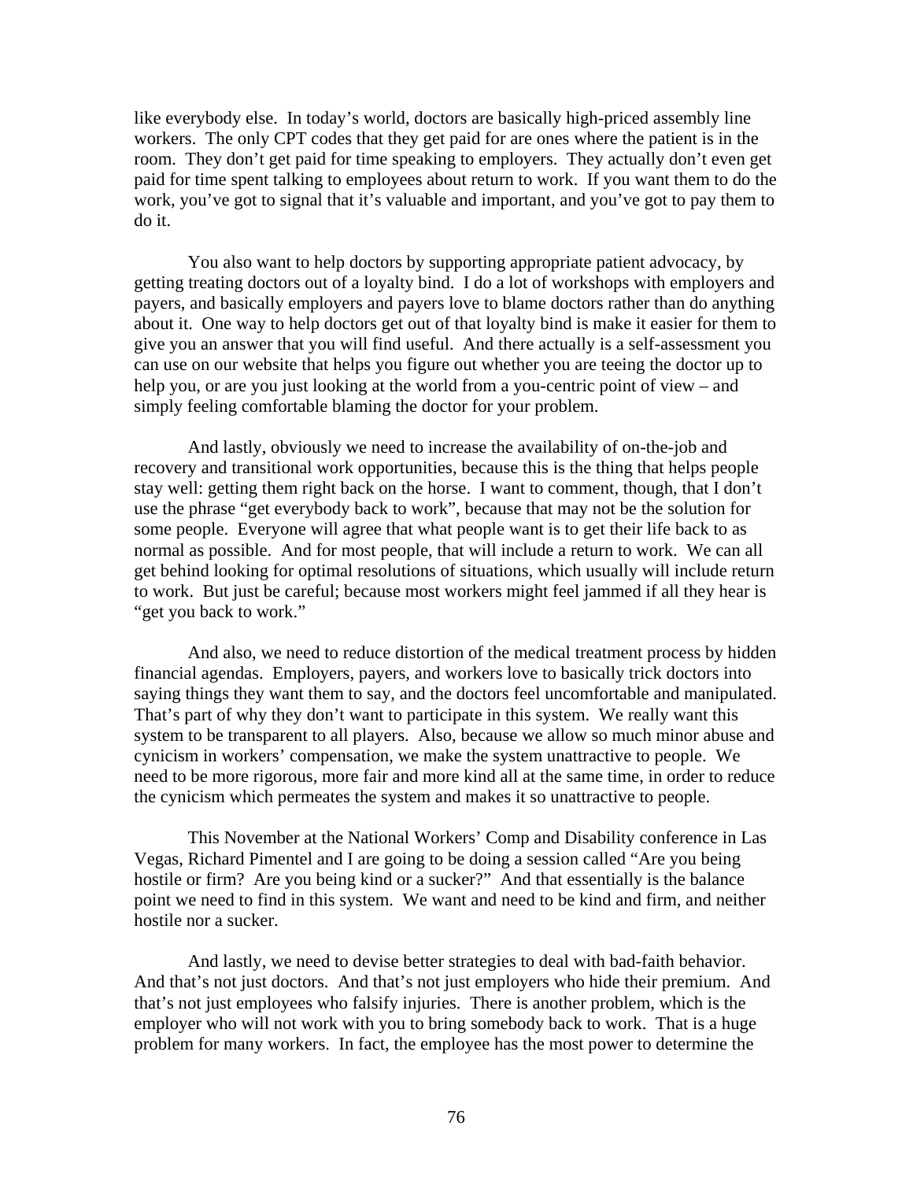like everybody else. In today's world, doctors are basically high-priced assembly line workers. The only CPT codes that they get paid for are ones where the patient is in the room. They don't get paid for time speaking to employers. They actually don't even get paid for time spent talking to employees about return to work. If you want them to do the work, you've got to signal that it's valuable and important, and you've got to pay them to do it.

You also want to help doctors by supporting appropriate patient advocacy, by getting treating doctors out of a loyalty bind. I do a lot of workshops with employers and payers, and basically employers and payers love to blame doctors rather than do anything about it. One way to help doctors get out of that loyalty bind is make it easier for them to give you an answer that you will find useful. And there actually is a self-assessment you can use on our website that helps you figure out whether you are teeing the doctor up to help you, or are you just looking at the world from a you-centric point of view – and simply feeling comfortable blaming the doctor for your problem.

And lastly, obviously we need to increase the availability of on-the-job and recovery and transitional work opportunities, because this is the thing that helps people stay well: getting them right back on the horse. I want to comment, though, that I don't use the phrase "get everybody back to work", because that may not be the solution for some people. Everyone will agree that what people want is to get their life back to as normal as possible. And for most people, that will include a return to work. We can all get behind looking for optimal resolutions of situations, which usually will include return to work. But just be careful; because most workers might feel jammed if all they hear is "get you back to work."

And also, we need to reduce distortion of the medical treatment process by hidden financial agendas. Employers, payers, and workers love to basically trick doctors into saying things they want them to say, and the doctors feel uncomfortable and manipulated. That's part of why they don't want to participate in this system. We really want this system to be transparent to all players. Also, because we allow so much minor abuse and cynicism in workers' compensation, we make the system unattractive to people. We need to be more rigorous, more fair and more kind all at the same time, in order to reduce the cynicism which permeates the system and makes it so unattractive to people.

This November at the National Workers' Comp and Disability conference in Las Vegas, Richard Pimentel and I are going to be doing a session called "Are you being hostile or firm? Are you being kind or a sucker?" And that essentially is the balance point we need to find in this system. We want and need to be kind and firm, and neither hostile nor a sucker.

And lastly, we need to devise better strategies to deal with bad-faith behavior. And that's not just doctors. And that's not just employers who hide their premium. And that's not just employees who falsify injuries. There is another problem, which is the employer who will not work with you to bring somebody back to work. That is a huge problem for many workers. In fact, the employee has the most power to determine the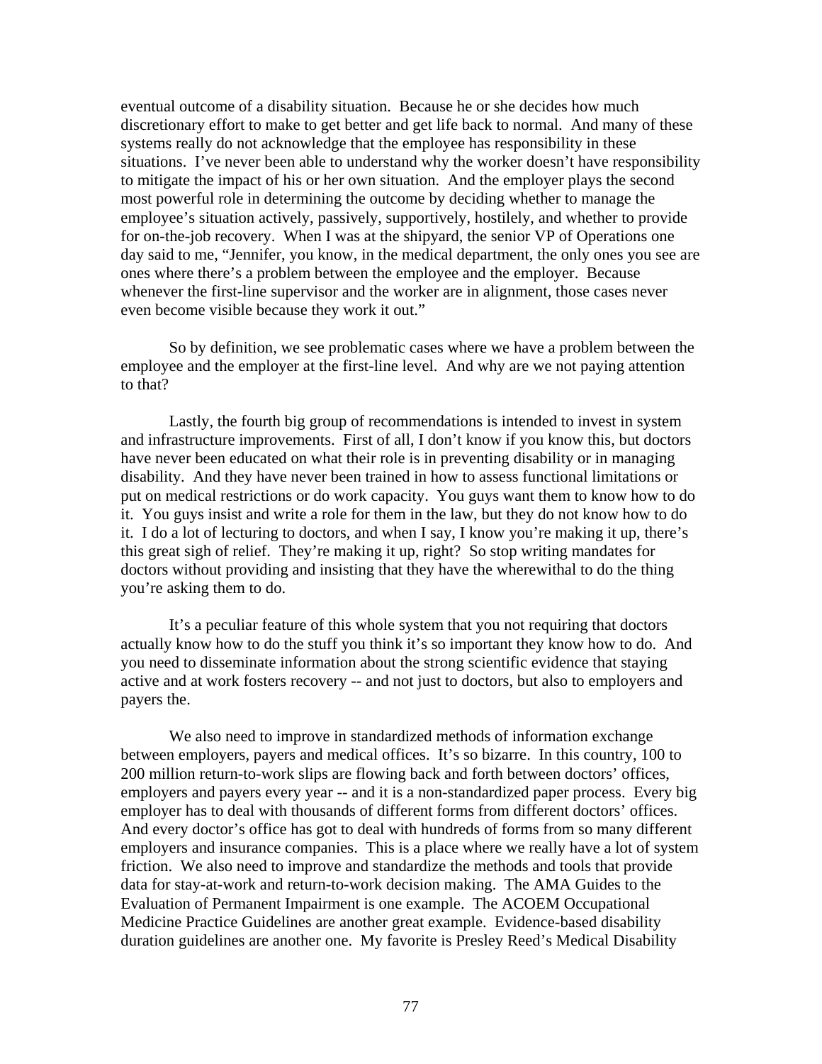eventual outcome of a disability situation. Because he or she decides how much discretionary effort to make to get better and get life back to normal. And many of these systems really do not acknowledge that the employee has responsibility in these situations. I've never been able to understand why the worker doesn't have responsibility to mitigate the impact of his or her own situation. And the employer plays the second most powerful role in determining the outcome by deciding whether to manage the employee's situation actively, passively, supportively, hostilely, and whether to provide for on-the-job recovery. When I was at the shipyard, the senior VP of Operations one day said to me, "Jennifer, you know, in the medical department, the only ones you see are ones where there's a problem between the employee and the employer. Because whenever the first-line supervisor and the worker are in alignment, those cases never even become visible because they work it out."

So by definition, we see problematic cases where we have a problem between the employee and the employer at the first-line level. And why are we not paying attention to that?

Lastly, the fourth big group of recommendations is intended to invest in system and infrastructure improvements. First of all, I don't know if you know this, but doctors have never been educated on what their role is in preventing disability or in managing disability. And they have never been trained in how to assess functional limitations or put on medical restrictions or do work capacity. You guys want them to know how to do it. You guys insist and write a role for them in the law, but they do not know how to do it. I do a lot of lecturing to doctors, and when I say, I know you're making it up, there's this great sigh of relief. They're making it up, right? So stop writing mandates for doctors without providing and insisting that they have the wherewithal to do the thing you're asking them to do.

It's a peculiar feature of this whole system that you not requiring that doctors actually know how to do the stuff you think it's so important they know how to do. And you need to disseminate information about the strong scientific evidence that staying active and at work fosters recovery -- and not just to doctors, but also to employers and payers the.

We also need to improve in standardized methods of information exchange between employers, payers and medical offices. It's so bizarre. In this country, 100 to 200 million return-to-work slips are flowing back and forth between doctors' offices, employers and payers every year -- and it is a non-standardized paper process. Every big employer has to deal with thousands of different forms from different doctors' offices. And every doctor's office has got to deal with hundreds of forms from so many different employers and insurance companies. This is a place where we really have a lot of system friction. We also need to improve and standardize the methods and tools that provide data for stay-at-work and return-to-work decision making. The AMA Guides to the Evaluation of Permanent Impairment is one example. The ACOEM Occupational Medicine Practice Guidelines are another great example. Evidence-based disability duration guidelines are another one. My favorite is Presley Reed's Medical Disability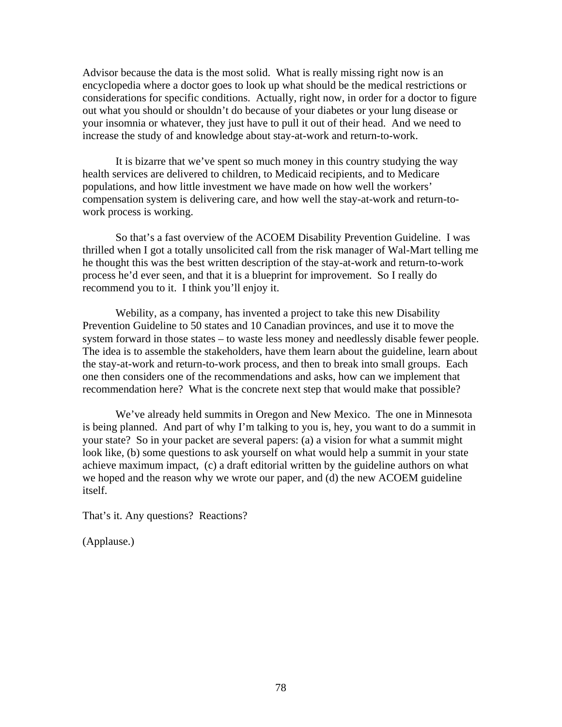Advisor because the data is the most solid. What is really missing right now is an encyclopedia where a doctor goes to look up what should be the medical restrictions or considerations for specific conditions. Actually, right now, in order for a doctor to figure out what you should or shouldn't do because of your diabetes or your lung disease or your insomnia or whatever, they just have to pull it out of their head. And we need to increase the study of and knowledge about stay-at-work and return-to-work.

It is bizarre that we've spent so much money in this country studying the way health services are delivered to children, to Medicaid recipients, and to Medicare populations, and how little investment we have made on how well the workers' compensation system is delivering care, and how well the stay-at-work and return-to-work process is working.

So that's a fast overview of the ACOEM Disability Prevention Guideline. I was thrilled when I got a totally unsolicited call from the risk manager of Wal-Mart telling me he thought this was the best written description of the stay-at-work and return-to-work process he'd ever seen, and that it is a blueprint for improvement. So I really do recommend you to it. I think you'll enjoy it.

Webility, as a company, has invented a project to take this new Disability Prevention Guideline to 50 states and 10 Canadian provinces, and use it to move the system forward in those states – to waste less money and needlessly disable fewer people. The idea is to assemble the stakeholders, have them learn about the guideline, learn about the stay-at-work and return-to-work process, and then to break into small groups. Each one then considers one of the recommendations and asks, how can we implement that recommendation here? What is the concrete next step that would make that possible?

We've already held summits in Oregon and New Mexico. The one in Minnesota is being planned. And part of why I'm talking to you is, hey, you want to do a summit in your state? So in your packet are several papers: (a) a vision for what a summit might look like, (b) some questions to ask yourself on what would help a summit in your state achieve maximum impact, (c) a draft editorial written by the guideline authors on what we hoped and the reason why we wrote our paper, and (d) the new ACOEM guideline itself.

That's it. Any questions? Reactions?

(Applause.)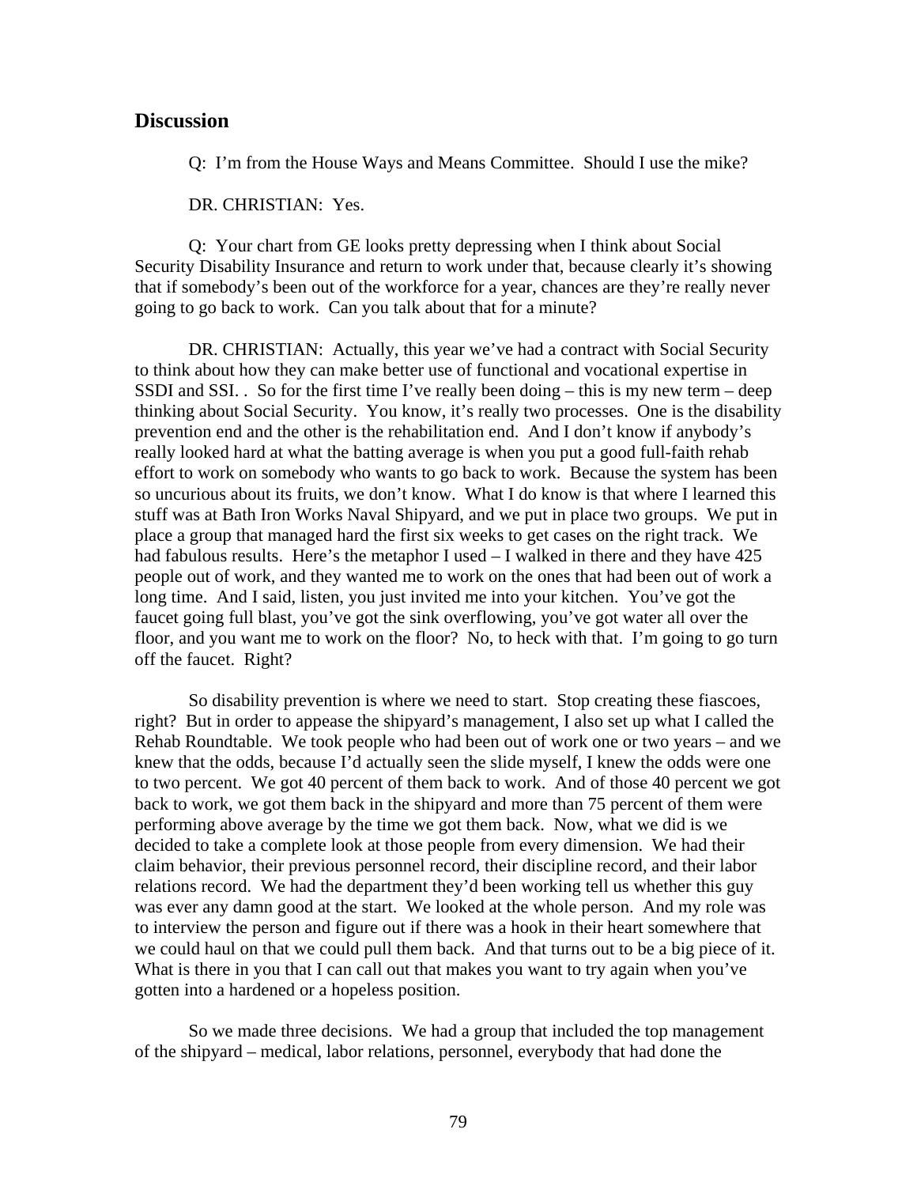## Discussion

Q: I'm from the House Ways and Means Committee. Should I use the mike?

DR. CHRISTIAN: Yes.

Q: Your chart from GE looks pretty depressing when I think about Social Security Disability Insurance and return to work under that, because clearly it's showing that if somebody's been out of the workforce for a year, chances are they're really never going to go back to work. Can you talk about that for a minute?

DR. CHRISTIAN: Actually, this year we've had a contract with Social Security to think about how they can make better use of functional and vocational expertise in SSDI and SSI. . So for the first time I've really been doing – this is my new term – deep thinking about Social Security. You know, it's really two processes. One is the disability prevention end and the other is the rehabilitation end. And I don't know if anybody's really looked hard at what the batting average is when you put a good full-faith rehab effort to work on somebody who wants to go back to work. Because the system has been so uncurious about its fruits, we don't know. What I do know is that where I learned this stuff was at Bath Iron Works Naval Shipyard, and we put in place two groups. We put in place a group that managed hard the first six weeks to get cases on the right track. We had fabulous results. Here's the metaphor I used – I walked in there and they have 425 people out of work, and they wanted me to work on the ones that had been out of work a long time. And I said, listen, you just invited me into your kitchen. You've got the faucet going full blast, you've got the sink overflowing, you've got water all over the floor, and you want me to work on the floor? No, to heck with that. I'm going to go turn off the faucet. Right?

So disability prevention is where we need to start. Stop creating these fiascoes, right? But in order to appease the shipyard's management, I also set up what I called the Rehab Roundtable. We took people who had been out of work one or two years – and we knew that the odds, because I'd actually seen the slide myself, I knew the odds were one to two percent. We got 40 percent of them back to work. And of those 40 percent we got back to work, we got them back in the shipyard and more than 75 percent of them were performing above average by the time we got them back. Now, what we did is we decided to take a complete look at those people from every dimension. We had their claim behavior, their previous personnel record, their discipline record, and their labor relations record. We had the department they'd been working tell us whether this guy was ever any damn good at the start. We looked at the whole person. And my role was to interview the person and figure out if there was a hook in their heart somewhere that we could haul on that we could pull them back. And that turns out to be a big piece of it. What is there in you that I can call out that makes you want to try again when you've gotten into a hardened or a hopeless position.

So we made three decisions. We had a group that included the top management of the shipyard – medical, labor relations, personnel, everybody that had done the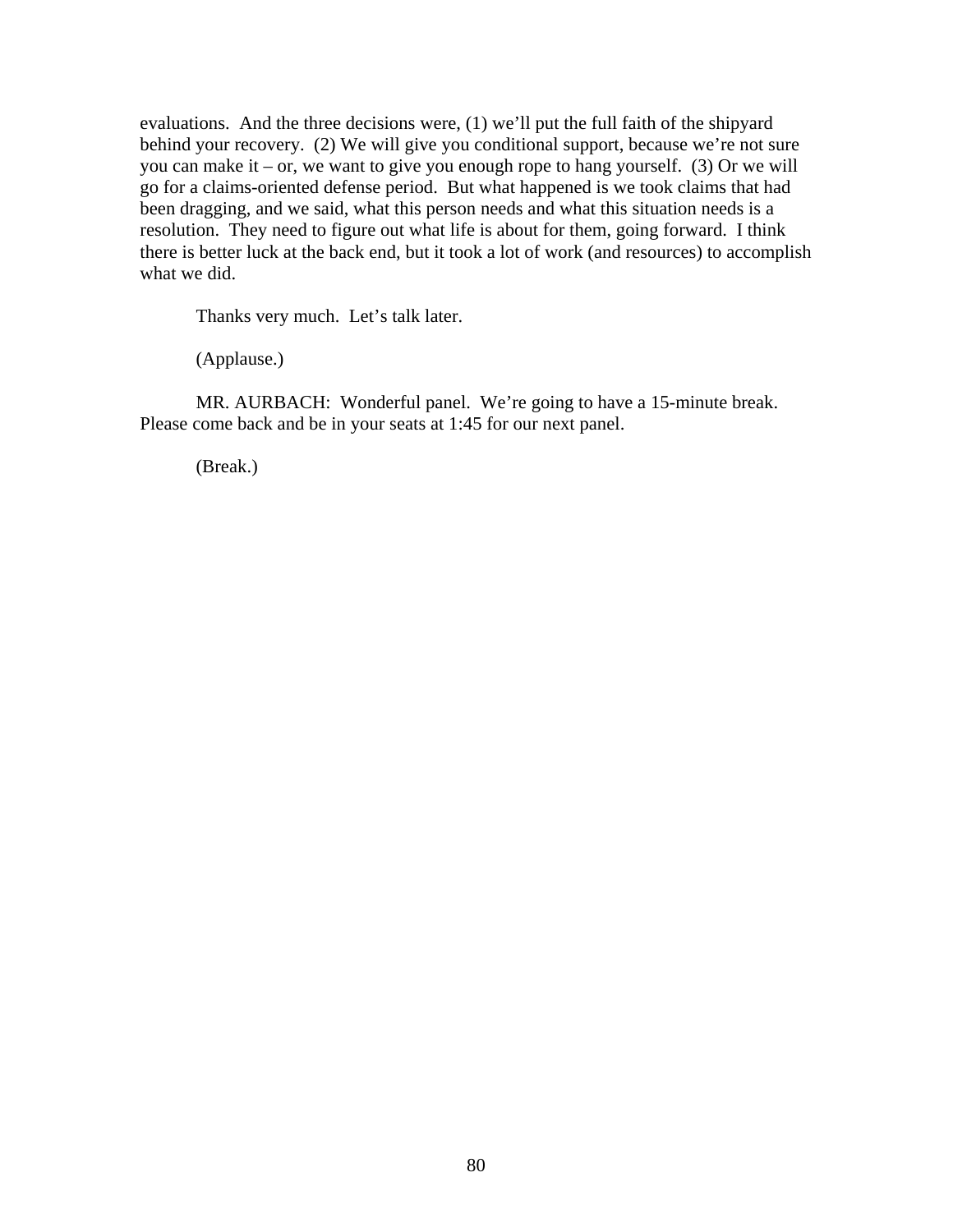evaluations. And the three decisions were, (1) we'll put the full faith of the shipyard behind your recovery. (2) We will give you conditional support, because we're not sure you can make it – or, we want to give you enough rope to hang yourself. (3) Or we will go for a claims-oriented defense period. But what happened is we took claims that had been dragging, and we said, what this person needs and what this situation needs is a resolution. They need to figure out what life is about for them, going forward. I think there is better luck at the back end, but it took a lot of work (and resources) to accomplish what we did.

Thanks very much. Let's talk later.

(Applause.)

MR. AURBACH: Wonderful panel. We're going to have a 15-minute break. Please come back and be in your seats at 1:45 for our next panel.

(Break.)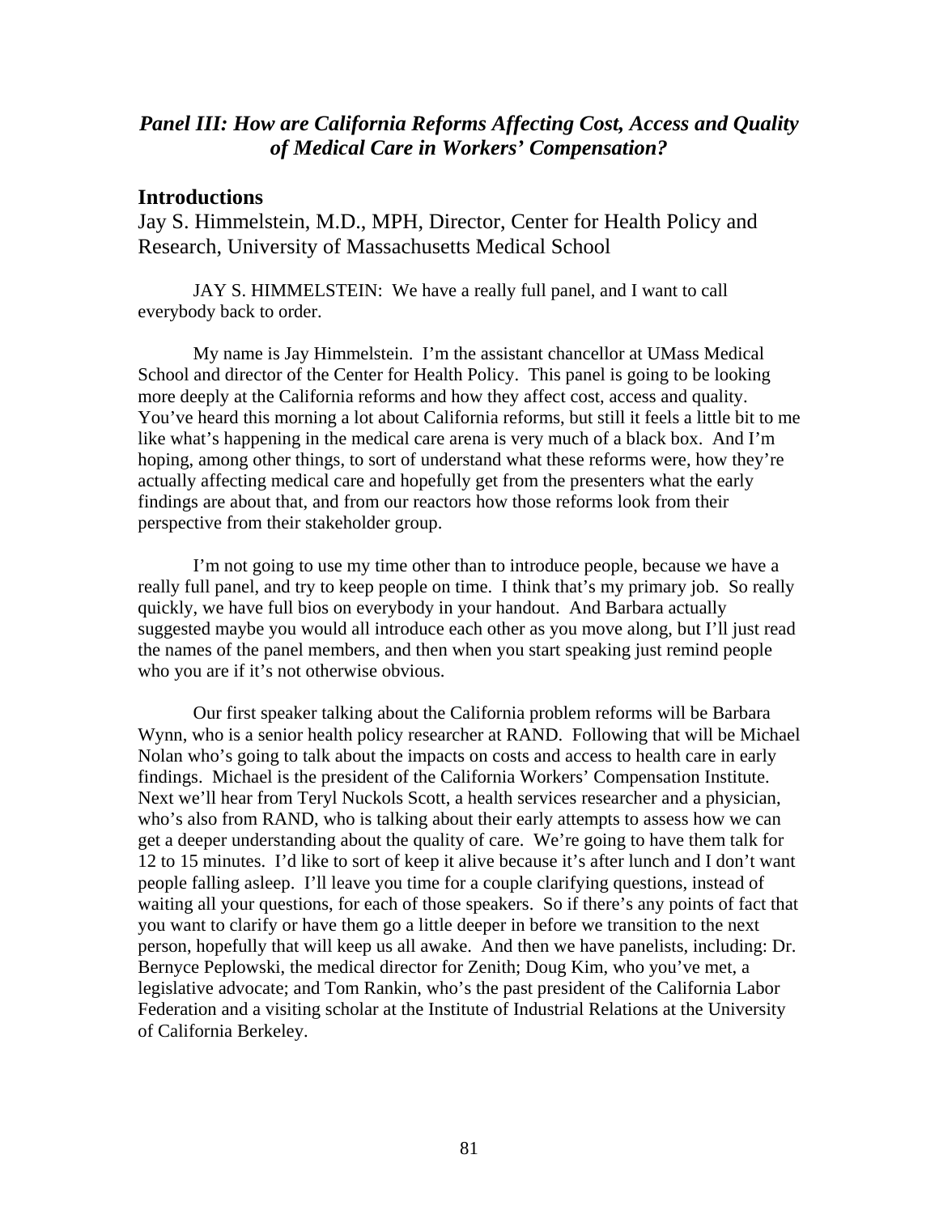## *Panel III: How are California Reforms Affecting Cost, Access and Quality of Medical Care in Workers' Compensation?*

### Introductions

Jay S. Himmelstein, M.D., MPH, Director, Center for Health Policy and Research, University of Massachusetts Medical School

JAY S. HIMMELSTEIN: We have a really full panel, and I want to call everybody back to order.

My name is Jay Himmelstein. I'm the assistant chancellor at UMass Medical School and director of the Center for Health Policy. This panel is going to be looking more deeply at the California reforms and how they affect cost, access and quality. You've heard this morning a lot about California reforms, but still it feels a little bit to me like what's happening in the medical care arena is very much of a black box. And I'm hoping, among other things, to sort of understand what these reforms were, how they're actually affecting medical care and hopefully get from the presenters what the early findings are about that, and from our reactors how those reforms look from their perspective from their stakeholder group.

I'm not going to use my time other than to introduce people, because we have a really full panel, and try to keep people on time. I think that's my primary job. So really quickly, we have full bios on everybody in your handout. And Barbara actually suggested maybe you would all introduce each other as you move along, but I'll just read the names of the panel members, and then when you start speaking just remind people who you are if it's not otherwise obvious.

Our first speaker talking about the California problem reforms will be Barbara Wynn, who is a senior health policy researcher at RAND. Following that will be Michael Nolan who's going to talk about the impacts on costs and access to health care in early findings. Michael is the president of the California Workers' Compensation Institute. Next we'll hear from Teryl Nuckols Scott, a health services researcher and a physician, who's also from RAND, who is talking about their early attempts to assess how we can get a deeper understanding about the quality of care. We're going to have them talk for 12 to 15 minutes. I'd like to sort of keep it alive because it's after lunch and I don't want people falling asleep. I'll leave you time for a couple clarifying questions, instead of waiting all your questions, for each of those speakers. So if there's any points of fact that you want to clarify or have them go a little deeper in before we transition to the next person, hopefully that will keep us all awake. And then we have panelists, including: Dr. Bernyce Peplowski, the medical director for Zenith; Doug Kim, who you've met, a legislative advocate; and Tom Rankin, who's the past president of the California Labor Federation and a visiting scholar at the Institute of Industrial Relations at the University of California Berkeley.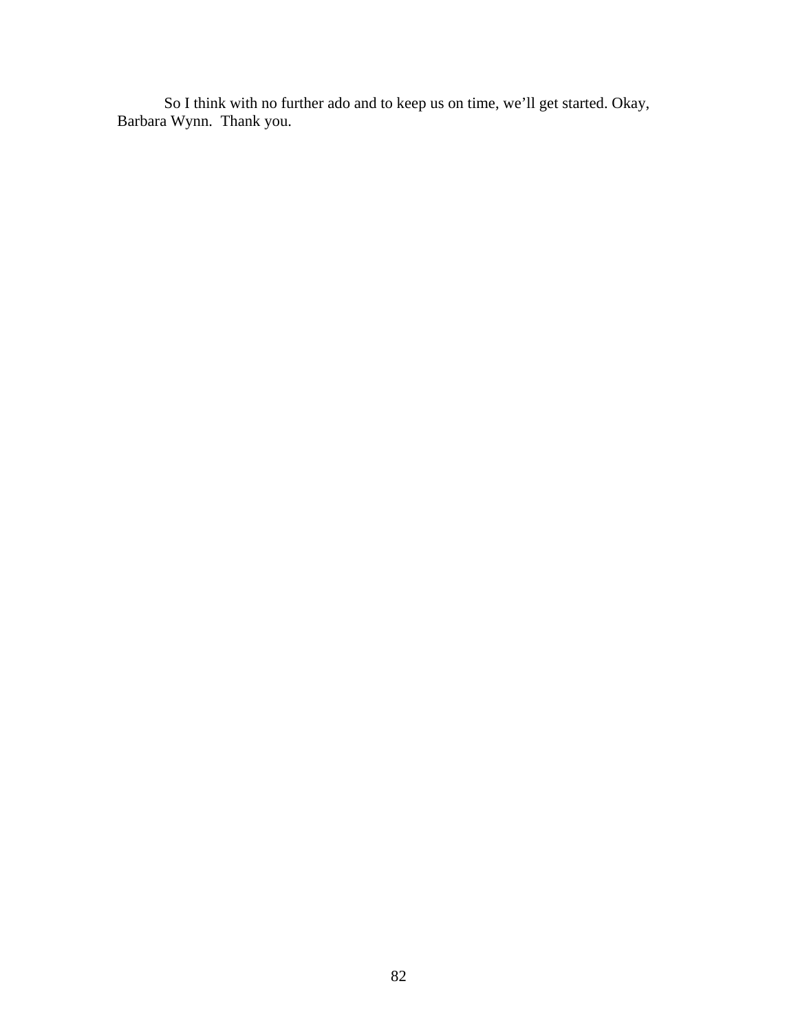So I think with no further ado and to keep us on time, we'll get started. Okay, Barbara Wynn.  Thank you.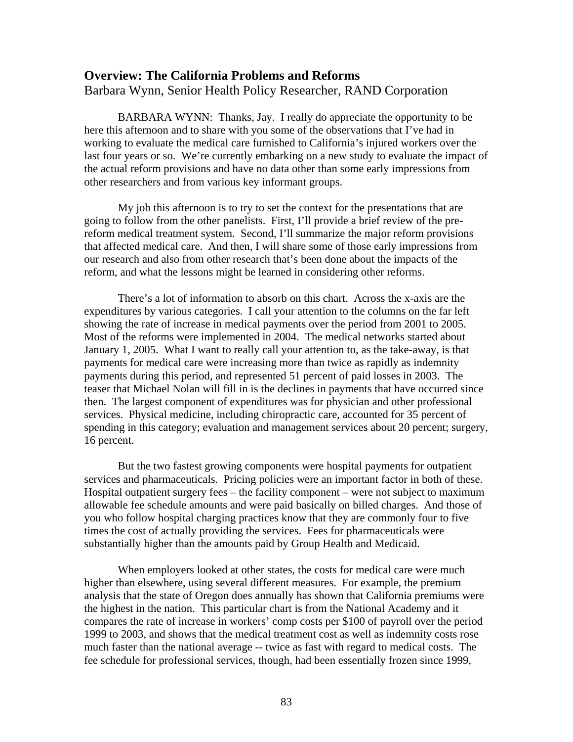## Overview: The California Problems and Reforms

Barbara Wynn, Senior Health Policy Researcher, RAND Corporation

BARBARA WYNN: Thanks, Jay. I really do appreciate the opportunity to be here this afternoon and to share with you some of the observations that I've had in working to evaluate the medical care furnished to California's injured workers over the last four years or so. We're currently embarking on a new study to evaluate the impact of the actual reform provisions and have no data other than some early impressions from other researchers and from various key informant groups.

My job this afternoon is to try to set the context for the presentations that are going to follow from the other panelists. First, I'll provide a brief review of the pre-reform medical treatment system. Second, I'll summarize the major reform provisions that affected medical care. And then, I will share some of those early impressions from our research and also from other research that's been done about the impacts of the reform, and what the lessons might be learned in considering other reforms.

There's a lot of information to absorb on this chart. Across the x-axis are the expenditures by various categories. I call your attention to the columns on the far left showing the rate of increase in medical payments over the period from 2001 to 2005. Most of the reforms were implemented in 2004. The medical networks started about January 1, 2005. What I want to really call your attention to, as the take-away, is that payments for medical care were increasing more than twice as rapidly as indemnity payments during this period, and represented 51 percent of paid losses in 2003. The teaser that Michael Nolan will fill in is the declines in payments that have occurred since then. The largest component of expenditures was for physician and other professional services. Physical medicine, including chiropractic care, accounted for 35 percent of spending in this category; evaluation and management services about 20 percent; surgery, 16 percent.

But the two fastest growing components were hospital payments for outpatient services and pharmaceuticals. Pricing policies were an important factor in both of these. Hospital outpatient surgery fees – the facility component – were not subject to maximum allowable fee schedule amounts and were paid basically on billed charges. And those of you who follow hospital charging practices know that they are commonly four to five times the cost of actually providing the services. Fees for pharmaceuticals were substantially higher than the amounts paid by Group Health and Medicaid.

When employers looked at other states, the costs for medical care were much higher than elsewhere, using several different measures. For example, the premium analysis that the state of Oregon does annually has shown that California premiums were the highest in the nation. This particular chart is from the National Academy and it compares the rate of increase in workers' comp costs per $100 of payroll over the period 1999 to 2003, and shows that the medical treatment cost as well as indemnity costs rose much faster than the national average -- twice as fast with regard to medical costs. The fee schedule for professional services, though, had been essentially frozen since 1999,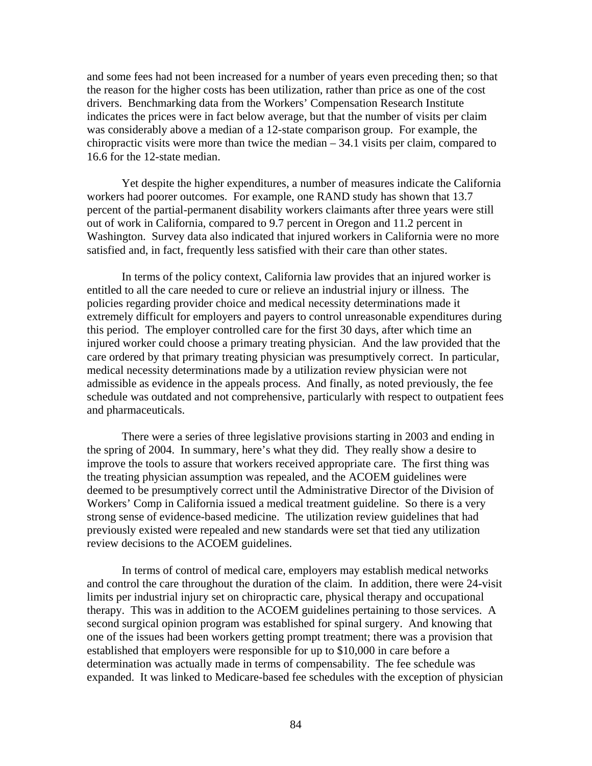and some fees had not been increased for a number of years even preceding then; so that the reason for the higher costs has been utilization, rather than price as one of the cost drivers. Benchmarking data from the Workers' Compensation Research Institute indicates the prices were in fact below average, but that the number of visits per claim was considerably above a median of a 12-state comparison group. For example, the chiropractic visits were more than twice the median – 34.1 visits per claim, compared to 16.6 for the 12-state median.

Yet despite the higher expenditures, a number of measures indicate the California workers had poorer outcomes. For example, one RAND study has shown that 13.7 percent of the partial-permanent disability workers claimants after three years were still out of work in California, compared to 9.7 percent in Oregon and 11.2 percent in Washington. Survey data also indicated that injured workers in California were no more satisfied and, in fact, frequently less satisfied with their care than other states.

In terms of the policy context, California law provides that an injured worker is entitled to all the care needed to cure or relieve an industrial injury or illness. The policies regarding provider choice and medical necessity determinations made it extremely difficult for employers and payers to control unreasonable expenditures during this period. The employer controlled care for the first 30 days, after which time an injured worker could choose a primary treating physician. And the law provided that the care ordered by that primary treating physician was presumptively correct. In particular, medical necessity determinations made by a utilization review physician were not admissible as evidence in the appeals process. And finally, as noted previously, the fee schedule was outdated and not comprehensive, particularly with respect to outpatient fees and pharmaceuticals.

There were a series of three legislative provisions starting in 2003 and ending in the spring of 2004. In summary, here's what they did. They really show a desire to improve the tools to assure that workers received appropriate care. The first thing was the treating physician assumption was repealed, and the ACOEM guidelines were deemed to be presumptively correct until the Administrative Director of the Division of Workers' Comp in California issued a medical treatment guideline. So there is a very strong sense of evidence-based medicine. The utilization review guidelines that had previously existed were repealed and new standards were set that tied any utilization review decisions to the ACOEM guidelines.

In terms of control of medical care, employers may establish medical networks and control the care throughout the duration of the claim. In addition, there were 24-visit limits per industrial injury set on chiropractic care, physical therapy and occupational therapy. This was in addition to the ACOEM guidelines pertaining to those services. A second surgical opinion program was established for spinal surgery. And knowing that one of the issues had been workers getting prompt treatment; there was a provision that established that employers were responsible for up to $10,000 in care before a determination was actually made in terms of compensability. The fee schedule was expanded. It was linked to Medicare-based fee schedules with the exception of physician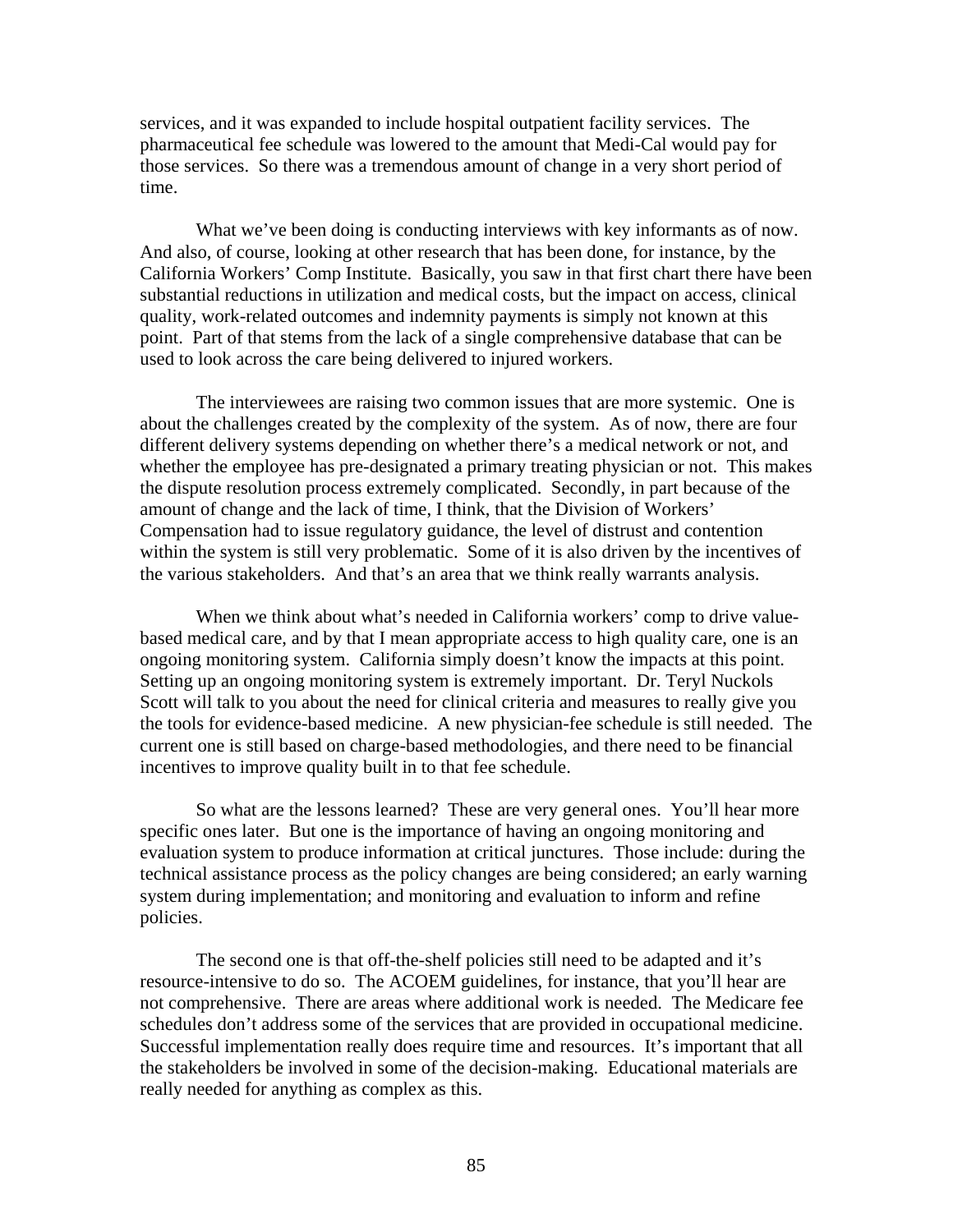services, and it was expanded to include hospital outpatient facility services. The pharmaceutical fee schedule was lowered to the amount that Medi-Cal would pay for those services. So there was a tremendous amount of change in a very short period of time.

What we've been doing is conducting interviews with key informants as of now. And also, of course, looking at other research that has been done, for instance, by the California Workers' Comp Institute. Basically, you saw in that first chart there have been substantial reductions in utilization and medical costs, but the impact on access, clinical quality, work-related outcomes and indemnity payments is simply not known at this point. Part of that stems from the lack of a single comprehensive database that can be used to look across the care being delivered to injured workers.

The interviewees are raising two common issues that are more systemic. One is about the challenges created by the complexity of the system. As of now, there are four different delivery systems depending on whether there's a medical network or not, and whether the employee has pre-designated a primary treating physician or not. This makes the dispute resolution process extremely complicated. Secondly, in part because of the amount of change and the lack of time, I think, that the Division of Workers' Compensation had to issue regulatory guidance, the level of distrust and contention within the system is still very problematic. Some of it is also driven by the incentives of the various stakeholders. And that's an area that we think really warrants analysis.

When we think about what's needed in California workers' comp to drive value-based medical care, and by that I mean appropriate access to high quality care, one is an ongoing monitoring system. California simply doesn't know the impacts at this point. Setting up an ongoing monitoring system is extremely important. Dr. Teryl Nuckols Scott will talk to you about the need for clinical criteria and measures to really give you the tools for evidence-based medicine. A new physician-fee schedule is still needed. The current one is still based on charge-based methodologies, and there need to be financial incentives to improve quality built in to that fee schedule.

So what are the lessons learned? These are very general ones. You'll hear more specific ones later. But one is the importance of having an ongoing monitoring and evaluation system to produce information at critical junctures. Those include: during the technical assistance process as the policy changes are being considered; an early warning system during implementation; and monitoring and evaluation to inform and refine policies.

The second one is that off-the-shelf policies still need to be adapted and it's resource-intensive to do so. The ACOEM guidelines, for instance, that you'll hear are not comprehensive. There are areas where additional work is needed. The Medicare fee schedules don't address some of the services that are provided in occupational medicine. Successful implementation really does require time and resources. It's important that all the stakeholders be involved in some of the decision-making. Educational materials are really needed for anything as complex as this.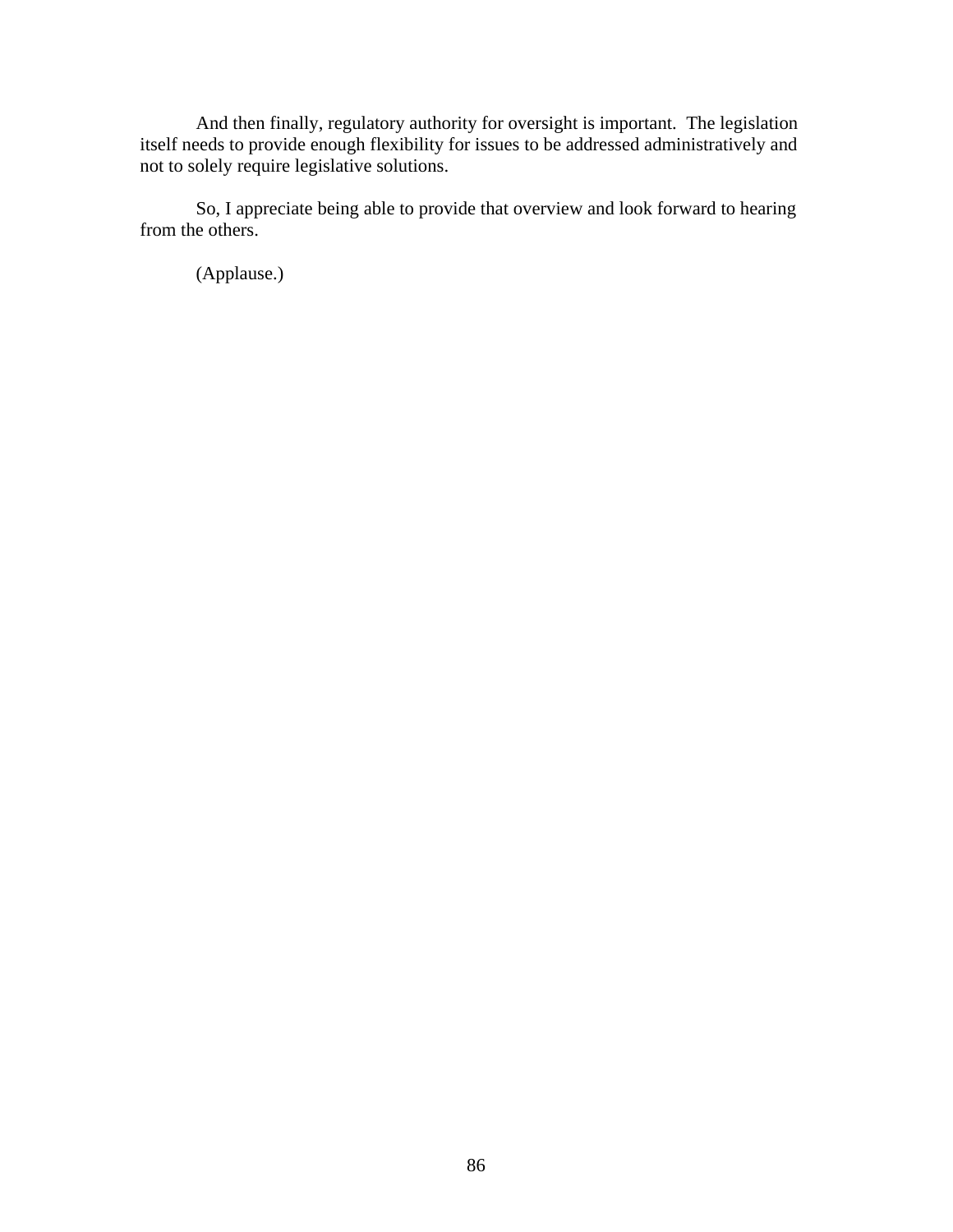And then finally, regulatory authority for oversight is important.  The legislation itself needs to provide enough flexibility for issues to be addressed administratively and not to solely require legislative solutions.

So, I appreciate being able to provide that overview and look forward to hearing from the others.

(Applause.)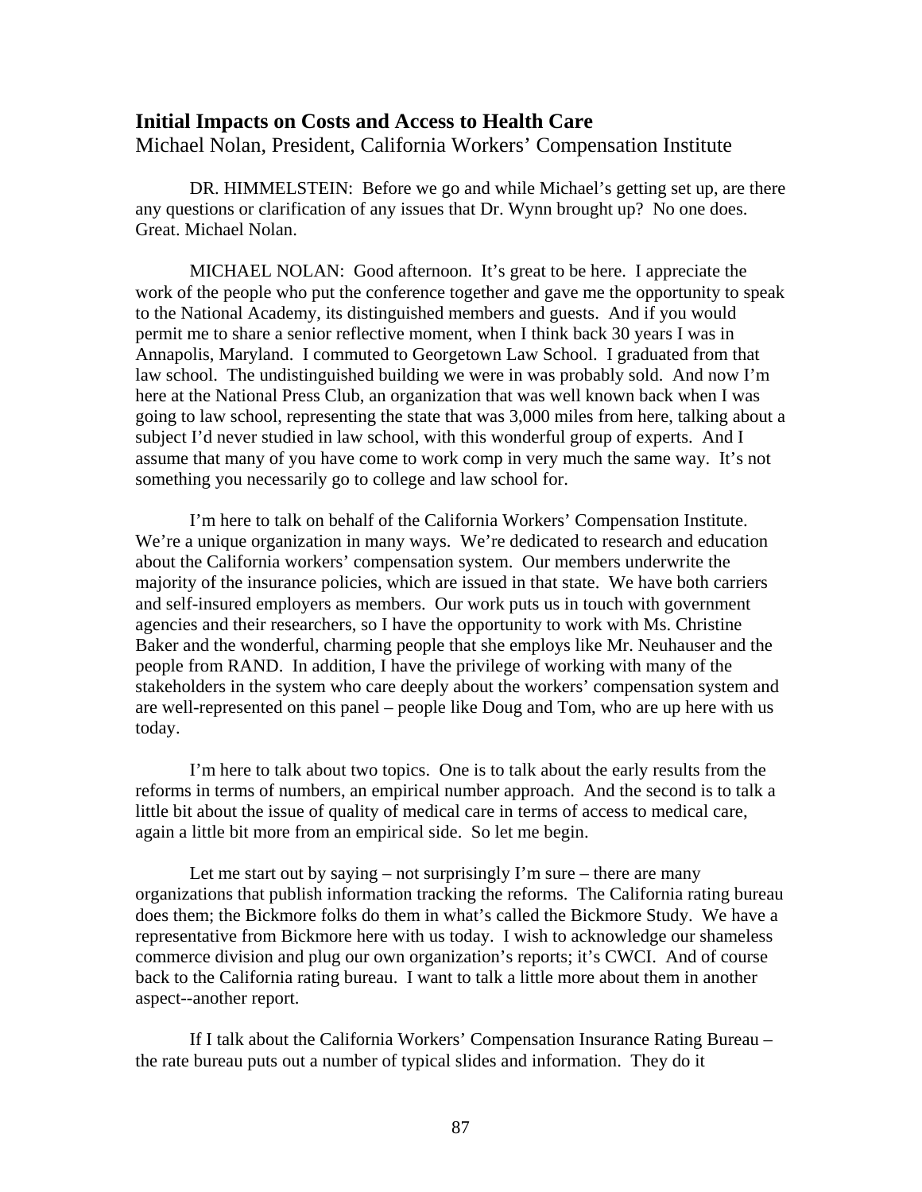## Initial Impacts on Costs and Access to Health Care

Michael Nolan, President, California Workers' Compensation Institute

DR. HIMMELSTEIN: Before we go and while Michael's getting set up, are there any questions or clarification of any issues that Dr. Wynn brought up? No one does. Great. Michael Nolan.

MICHAEL NOLAN: Good afternoon. It's great to be here. I appreciate the work of the people who put the conference together and gave me the opportunity to speak to the National Academy, its distinguished members and guests. And if you would permit me to share a senior reflective moment, when I think back 30 years I was in Annapolis, Maryland. I commuted to Georgetown Law School. I graduated from that law school. The undistinguished building we were in was probably sold. And now I'm here at the National Press Club, an organization that was well known back when I was going to law school, representing the state that was 3,000 miles from here, talking about a subject I'd never studied in law school, with this wonderful group of experts. And I assume that many of you have come to work comp in very much the same way. It's not something you necessarily go to college and law school for.

I'm here to talk on behalf of the California Workers' Compensation Institute. We're a unique organization in many ways. We're dedicated to research and education about the California workers' compensation system. Our members underwrite the majority of the insurance policies, which are issued in that state. We have both carriers and self-insured employers as members. Our work puts us in touch with government agencies and their researchers, so I have the opportunity to work with Ms. Christine Baker and the wonderful, charming people that she employs like Mr. Neuhauser and the people from RAND. In addition, I have the privilege of working with many of the stakeholders in the system who care deeply about the workers' compensation system and are well-represented on this panel – people like Doug and Tom, who are up here with us today.

I'm here to talk about two topics. One is to talk about the early results from the reforms in terms of numbers, an empirical number approach. And the second is to talk a little bit about the issue of quality of medical care in terms of access to medical care, again a little bit more from an empirical side. So let me begin.

Let me start out by saying – not surprisingly I'm sure – there are many organizations that publish information tracking the reforms. The California rating bureau does them; the Bickmore folks do them in what's called the Bickmore Study. We have a representative from Bickmore here with us today. I wish to acknowledge our shameless commerce division and plug our own organization's reports; it's CWCI. And of course back to the California rating bureau. I want to talk a little more about them in another aspect--another report.

If I talk about the California Workers' Compensation Insurance Rating Bureau – the rate bureau puts out a number of typical slides and information. They do it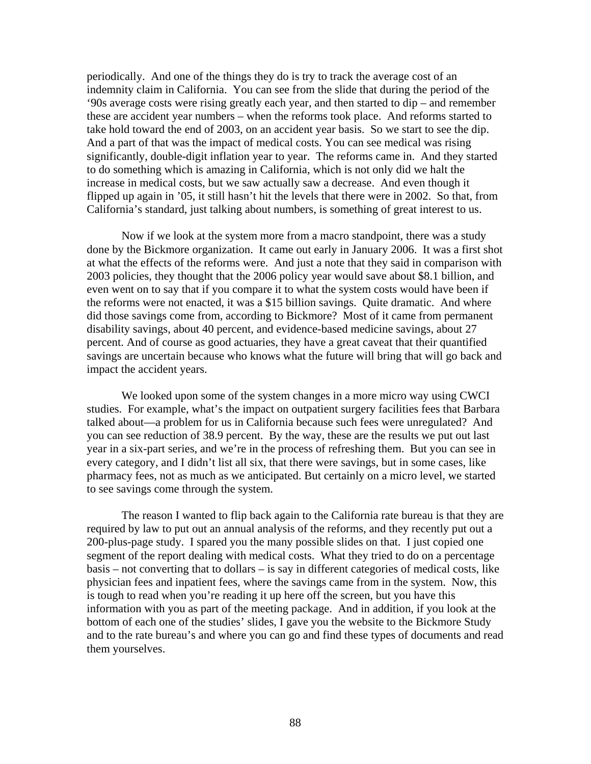periodically. And one of the things they do is try to track the average cost of an indemnity claim in California. You can see from the slide that during the period of the '90s average costs were rising greatly each year, and then started to dip – and remember these are accident year numbers – when the reforms took place. And reforms started to take hold toward the end of 2003, on an accident year basis. So we start to see the dip. And a part of that was the impact of medical costs. You can see medical was rising significantly, double-digit inflation year to year. The reforms came in. And they started to do something which is amazing in California, which is not only did we halt the increase in medical costs, but we saw actually saw a decrease. And even though it flipped up again in '05, it still hasn't hit the levels that there were in 2002. So that, from California's standard, just talking about numbers, is something of great interest to us.

Now if we look at the system more from a macro standpoint, there was a study done by the Bickmore organization. It came out early in January 2006. It was a first shot at what the effects of the reforms were. And just a note that they said in comparison with 2003 policies, they thought that the 2006 policy year would save about $8.1 billion, and even went on to say that if you compare it to what the system costs would have been if the reforms were not enacted, it was a $15 billion savings. Quite dramatic. And where did those savings come from, according to Bickmore? Most of it came from permanent disability savings, about 40 percent, and evidence-based medicine savings, about 27 percent. And of course as good actuaries, they have a great caveat that their quantified savings are uncertain because who knows what the future will bring that will go back and impact the accident years.

We looked upon some of the system changes in a more micro way using CWCI studies. For example, what's the impact on outpatient surgery facilities fees that Barbara talked about—a problem for us in California because such fees were unregulated? And you can see reduction of 38.9 percent. By the way, these are the results we put out last year in a six-part series, and we're in the process of refreshing them. But you can see in every category, and I didn't list all six, that there were savings, but in some cases, like pharmacy fees, not as much as we anticipated. But certainly on a micro level, we started to see savings come through the system.

The reason I wanted to flip back again to the California rate bureau is that they are required by law to put out an annual analysis of the reforms, and they recently put out a 200-plus-page study. I spared you the many possible slides on that. I just copied one segment of the report dealing with medical costs. What they tried to do on a percentage basis – not converting that to dollars – is say in different categories of medical costs, like physician fees and inpatient fees, where the savings came from in the system. Now, this is tough to read when you're reading it up here off the screen, but you have this information with you as part of the meeting package. And in addition, if you look at the bottom of each one of the studies' slides, I gave you the website to the Bickmore Study and to the rate bureau's and where you can go and find these types of documents and read them yourselves.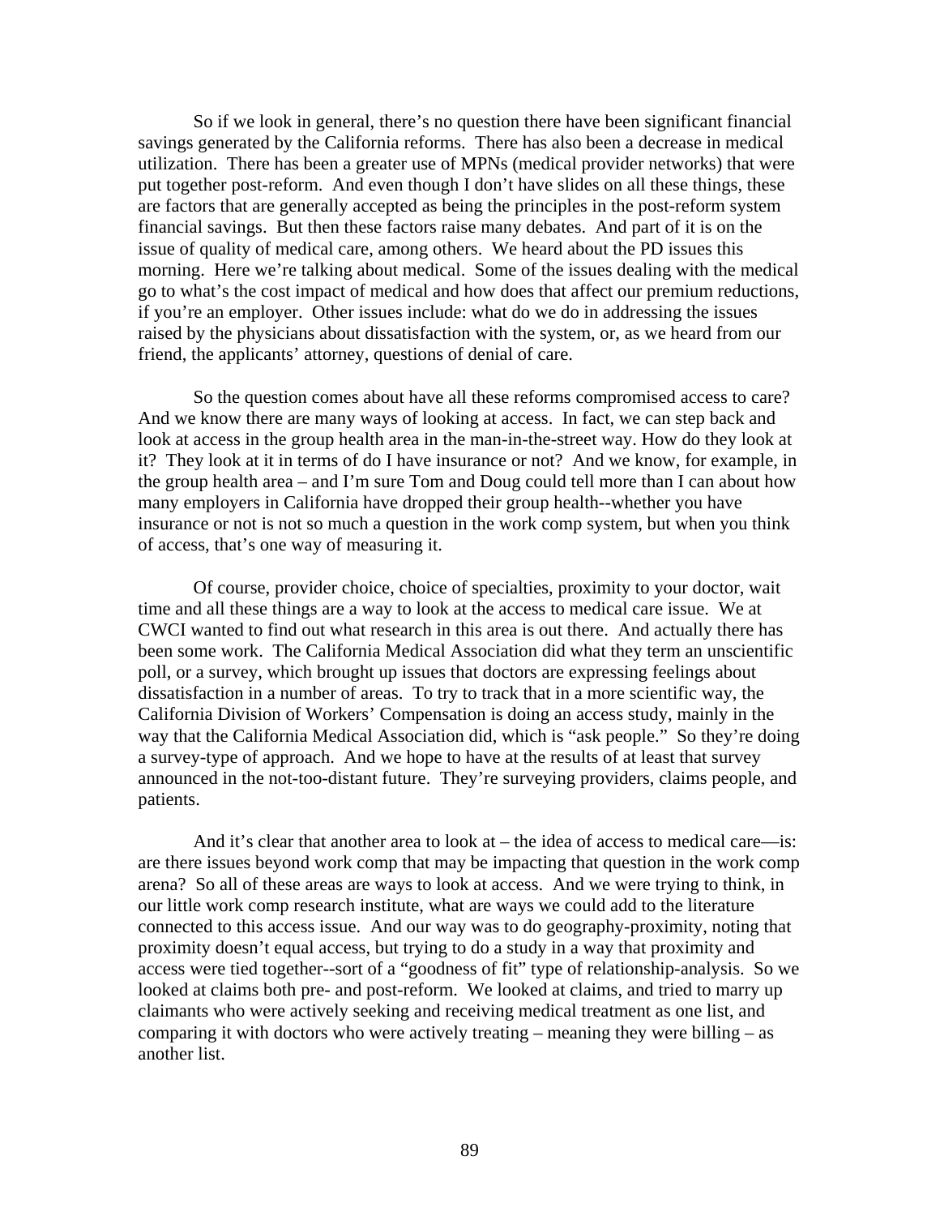So if we look in general, there's no question there have been significant financial savings generated by the California reforms. There has also been a decrease in medical utilization. There has been a greater use of MPNs (medical provider networks) that were put together post-reform. And even though I don't have slides on all these things, these are factors that are generally accepted as being the principles in the post-reform system financial savings. But then these factors raise many debates. And part of it is on the issue of quality of medical care, among others. We heard about the PD issues this morning. Here we're talking about medical. Some of the issues dealing with the medical go to what's the cost impact of medical and how does that affect our premium reductions, if you're an employer. Other issues include: what do we do in addressing the issues raised by the physicians about dissatisfaction with the system, or, as we heard from our friend, the applicants' attorney, questions of denial of care.

So the question comes about have all these reforms compromised access to care? And we know there are many ways of looking at access. In fact, we can step back and look at access in the group health area in the man-in-the-street way. How do they look at it? They look at it in terms of do I have insurance or not? And we know, for example, in the group health area – and I'm sure Tom and Doug could tell more than I can about how many employers in California have dropped their group health--whether you have insurance or not is not so much a question in the work comp system, but when you think of access, that's one way of measuring it.

Of course, provider choice, choice of specialties, proximity to your doctor, wait time and all these things are a way to look at the access to medical care issue. We at CWCI wanted to find out what research in this area is out there. And actually there has been some work. The California Medical Association did what they term an unscientific poll, or a survey, which brought up issues that doctors are expressing feelings about dissatisfaction in a number of areas. To try to track that in a more scientific way, the California Division of Workers' Compensation is doing an access study, mainly in the way that the California Medical Association did, which is "ask people." So they're doing a survey-type of approach. And we hope to have at the results of at least that survey announced in the not-too-distant future. They're surveying providers, claims people, and patients.

And it's clear that another area to look at – the idea of access to medical care—is: are there issues beyond work comp that may be impacting that question in the work comp arena? So all of these areas are ways to look at access. And we were trying to think, in our little work comp research institute, what are ways we could add to the literature connected to this access issue. And our way was to do geography-proximity, noting that proximity doesn't equal access, but trying to do a study in a way that proximity and access were tied together--sort of a "goodness of fit" type of relationship-analysis. So we looked at claims both pre- and post-reform. We looked at claims, and tried to marry up claimants who were actively seeking and receiving medical treatment as one list, and comparing it with doctors who were actively treating – meaning they were billing – as another list.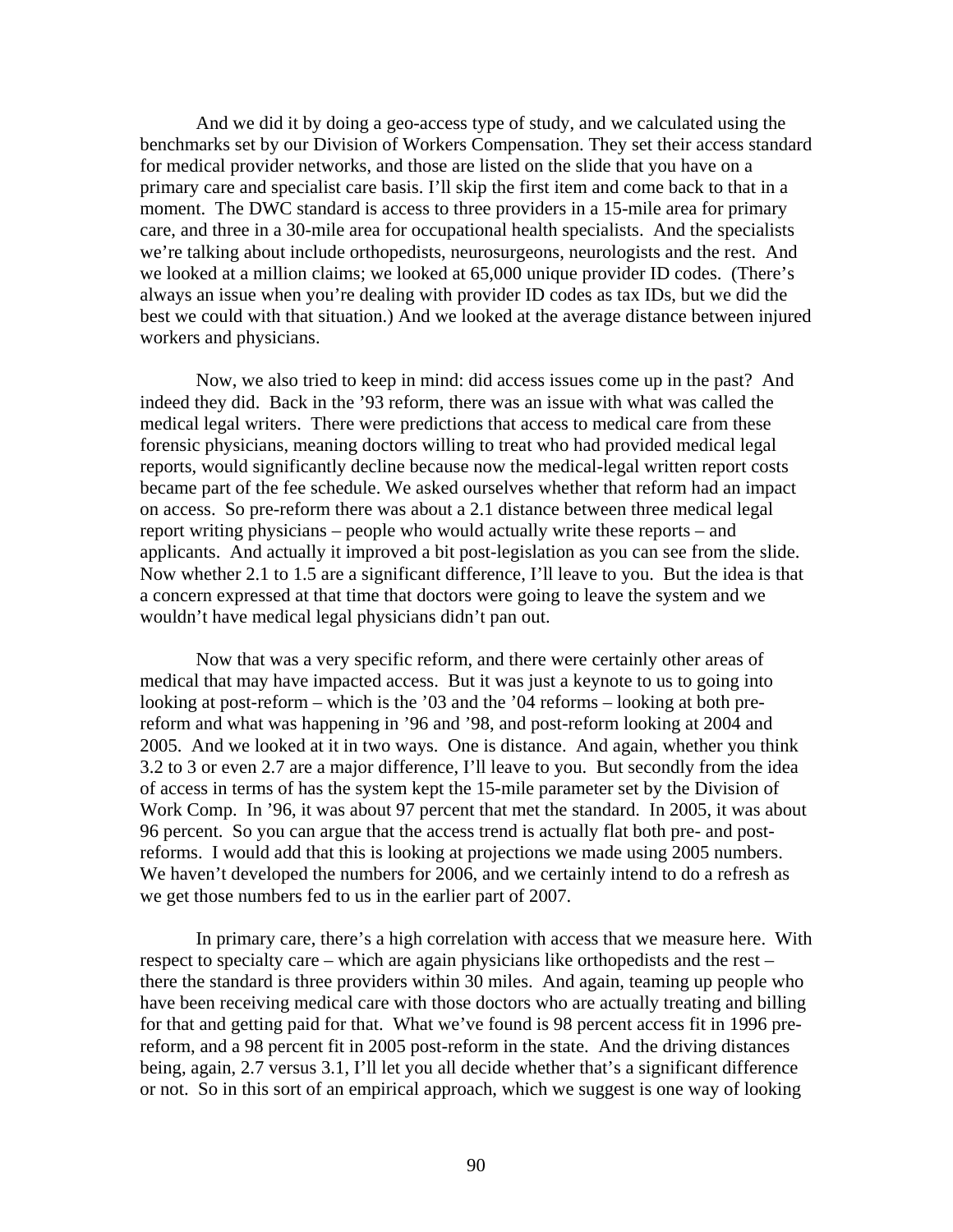And we did it by doing a geo-access type of study, and we calculated using the benchmarks set by our Division of Workers Compensation. They set their access standard for medical provider networks, and those are listed on the slide that you have on a primary care and specialist care basis. I'll skip the first item and come back to that in a moment. The DWC standard is access to three providers in a 15-mile area for primary care, and three in a 30-mile area for occupational health specialists. And the specialists we're talking about include orthopedists, neurosurgeons, neurologists and the rest. And we looked at a million claims; we looked at 65,000 unique provider ID codes. (There's always an issue when you're dealing with provider ID codes as tax IDs, but we did the best we could with that situation.) And we looked at the average distance between injured workers and physicians.

Now, we also tried to keep in mind: did access issues come up in the past? And indeed they did. Back in the '93 reform, there was an issue with what was called the medical legal writers. There were predictions that access to medical care from these forensic physicians, meaning doctors willing to treat who had provided medical legal reports, would significantly decline because now the medical-legal written report costs became part of the fee schedule. We asked ourselves whether that reform had an impact on access. So pre-reform there was about a 2.1 distance between three medical legal report writing physicians – people who would actually write these reports – and applicants. And actually it improved a bit post-legislation as you can see from the slide. Now whether 2.1 to 1.5 are a significant difference, I'll leave to you. But the idea is that a concern expressed at that time that doctors were going to leave the system and we wouldn't have medical legal physicians didn't pan out.

Now that was a very specific reform, and there were certainly other areas of medical that may have impacted access. But it was just a keynote to us to going into looking at post-reform – which is the '03 and the '04 reforms – looking at both pre-reform and what was happening in '96 and '98, and post-reform looking at 2004 and 2005. And we looked at it in two ways. One is distance. And again, whether you think 3.2 to 3 or even 2.7 are a major difference, I'll leave to you. But secondly from the idea of access in terms of has the system kept the 15-mile parameter set by the Division of Work Comp. In '96, it was about 97 percent that met the standard. In 2005, it was about 96 percent. So you can argue that the access trend is actually flat both pre- and post-reforms. I would add that this is looking at projections we made using 2005 numbers. We haven't developed the numbers for 2006, and we certainly intend to do a refresh as we get those numbers fed to us in the earlier part of 2007.

In primary care, there's a high correlation with access that we measure here. With respect to specialty care – which are again physicians like orthopedists and the rest – there the standard is three providers within 30 miles. And again, teaming up people who have been receiving medical care with those doctors who are actually treating and billing for that and getting paid for that. What we've found is 98 percent access fit in 1996 pre-reform, and a 98 percent fit in 2005 post-reform in the state. And the driving distances being, again, 2.7 versus 3.1, I'll let you all decide whether that's a significant difference or not. So in this sort of an empirical approach, which we suggest is one way of looking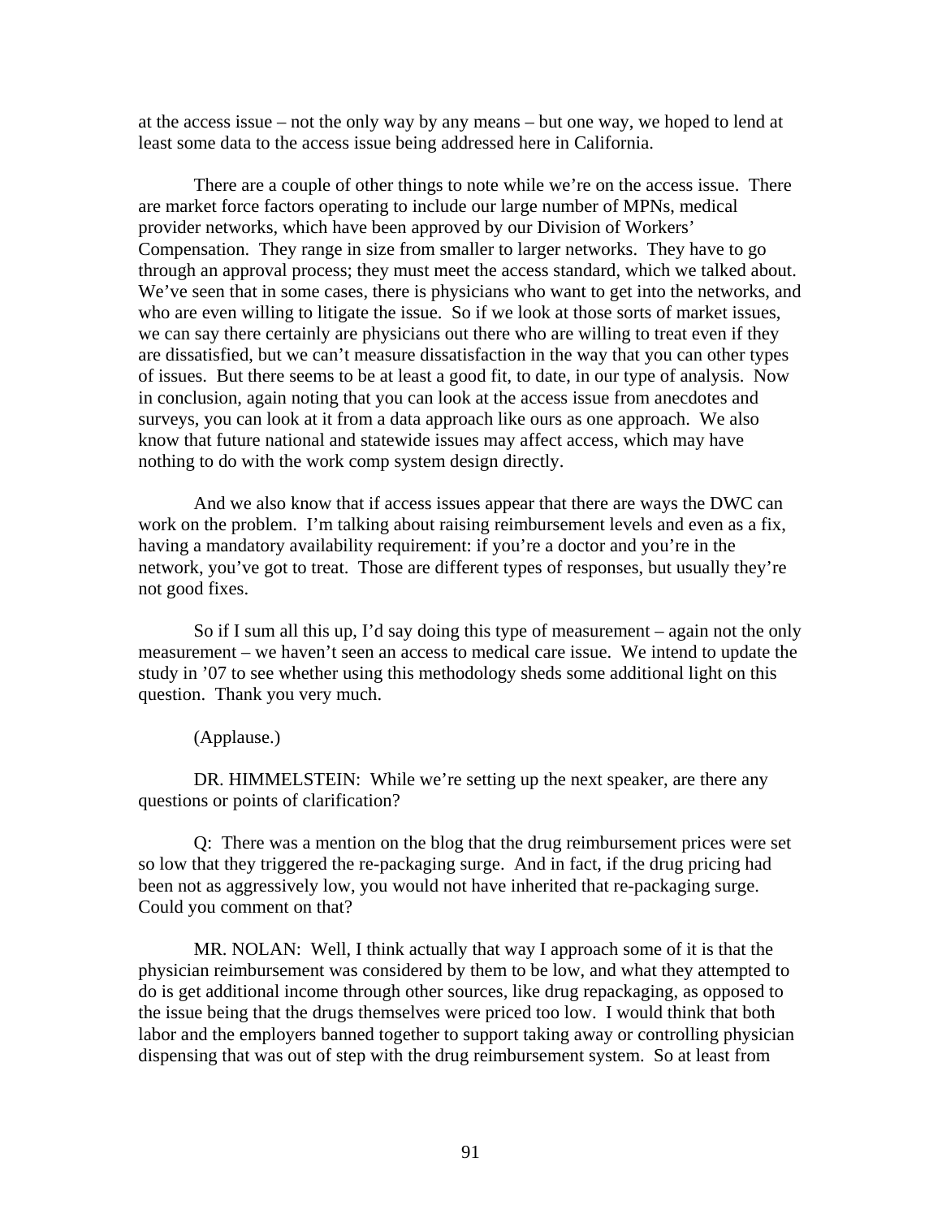at the access issue – not the only way by any means – but one way, we hoped to lend at least some data to the access issue being addressed here in California.

There are a couple of other things to note while we're on the access issue. There are market force factors operating to include our large number of MPNs, medical provider networks, which have been approved by our Division of Workers' Compensation. They range in size from smaller to larger networks. They have to go through an approval process; they must meet the access standard, which we talked about. We've seen that in some cases, there is physicians who want to get into the networks, and who are even willing to litigate the issue. So if we look at those sorts of market issues, we can say there certainly are physicians out there who are willing to treat even if they are dissatisfied, but we can't measure dissatisfaction in the way that you can other types of issues. But there seems to be at least a good fit, to date, in our type of analysis. Now in conclusion, again noting that you can look at the access issue from anecdotes and surveys, you can look at it from a data approach like ours as one approach. We also know that future national and statewide issues may affect access, which may have nothing to do with the work comp system design directly.

And we also know that if access issues appear that there are ways the DWC can work on the problem. I'm talking about raising reimbursement levels and even as a fix, having a mandatory availability requirement: if you're a doctor and you're in the network, you've got to treat. Those are different types of responses, but usually they're not good fixes.

So if I sum all this up, I'd say doing this type of measurement – again not the only measurement – we haven't seen an access to medical care issue. We intend to update the study in '07 to see whether using this methodology sheds some additional light on this question. Thank you very much.

(Applause.)

DR. HIMMELSTEIN: While we're setting up the next speaker, are there any questions or points of clarification?

Q: There was a mention on the blog that the drug reimbursement prices were set so low that they triggered the re-packaging surge. And in fact, if the drug pricing had been not as aggressively low, you would not have inherited that re-packaging surge. Could you comment on that?

MR. NOLAN: Well, I think actually that way I approach some of it is that the physician reimbursement was considered by them to be low, and what they attempted to do is get additional income through other sources, like drug repackaging, as opposed to the issue being that the drugs themselves were priced too low. I would think that both labor and the employers banned together to support taking away or controlling physician dispensing that was out of step with the drug reimbursement system. So at least from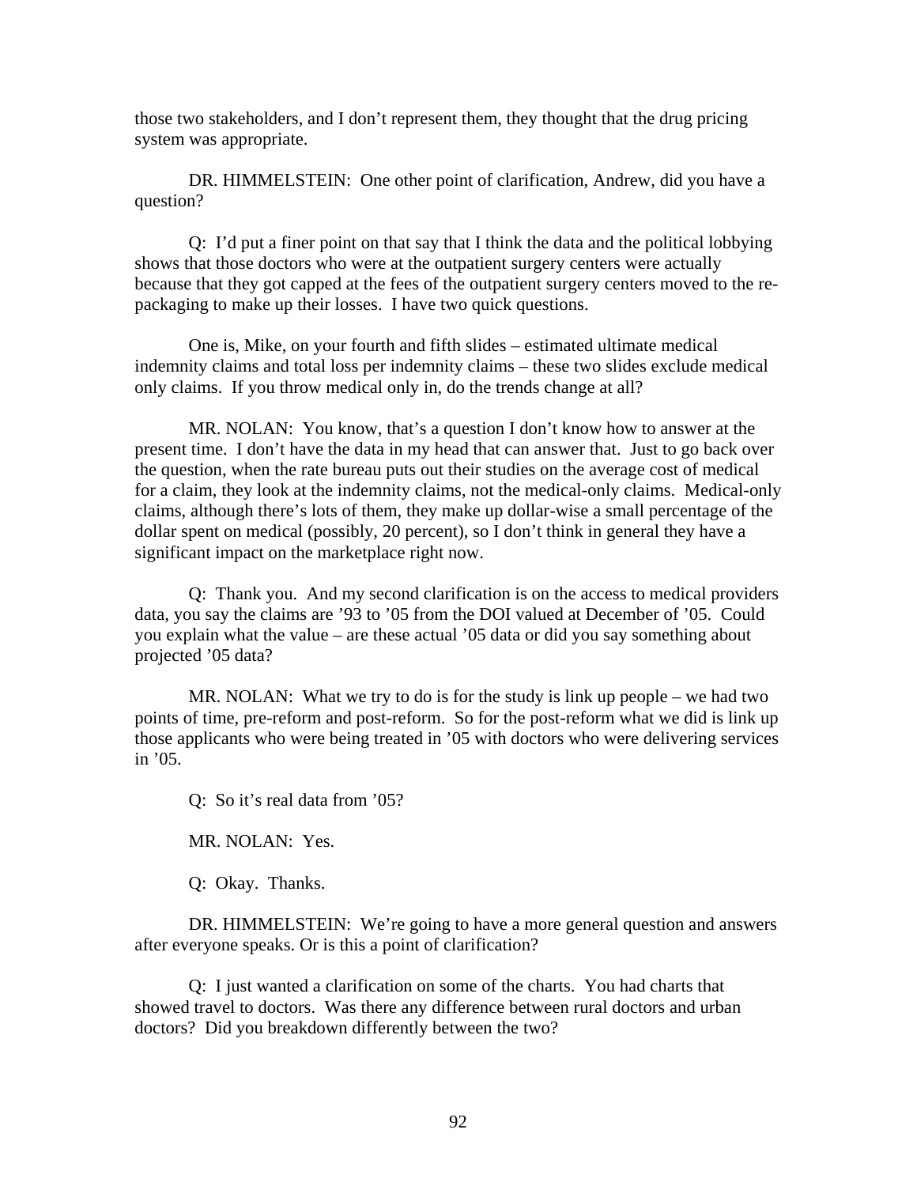those two stakeholders, and I don't represent them, they thought that the drug pricing system was appropriate.

DR. HIMMELSTEIN: One other point of clarification, Andrew, did you have a question?

Q: I'd put a finer point on that say that I think the data and the political lobbying shows that those doctors who were at the outpatient surgery centers were actually because that they got capped at the fees of the outpatient surgery centers moved to the re-packaging to make up their losses. I have two quick questions.

One is, Mike, on your fourth and fifth slides – estimated ultimate medical indemnity claims and total loss per indemnity claims – these two slides exclude medical only claims. If you throw medical only in, do the trends change at all?

MR. NOLAN: You know, that's a question I don't know how to answer at the present time. I don't have the data in my head that can answer that. Just to go back over the question, when the rate bureau puts out their studies on the average cost of medical for a claim, they look at the indemnity claims, not the medical-only claims. Medical-only claims, although there's lots of them, they make up dollar-wise a small percentage of the dollar spent on medical (possibly, 20 percent), so I don't think in general they have a significant impact on the marketplace right now.

Q: Thank you. And my second clarification is on the access to medical providers data, you say the claims are '93 to '05 from the DOI valued at December of '05. Could you explain what the value – are these actual '05 data or did you say something about projected '05 data?

MR. NOLAN: What we try to do is for the study is link up people – we had two points of time, pre-reform and post-reform. So for the post-reform what we did is link up those applicants who were being treated in '05 with doctors who were delivering services in '05.

Q: So it's real data from '05?

MR. NOLAN: Yes.

Q: Okay. Thanks.

DR. HIMMELSTEIN: We're going to have a more general question and answers after everyone speaks. Or is this a point of clarification?

Q: I just wanted a clarification on some of the charts. You had charts that showed travel to doctors. Was there any difference between rural doctors and urban doctors? Did you breakdown differently between the two?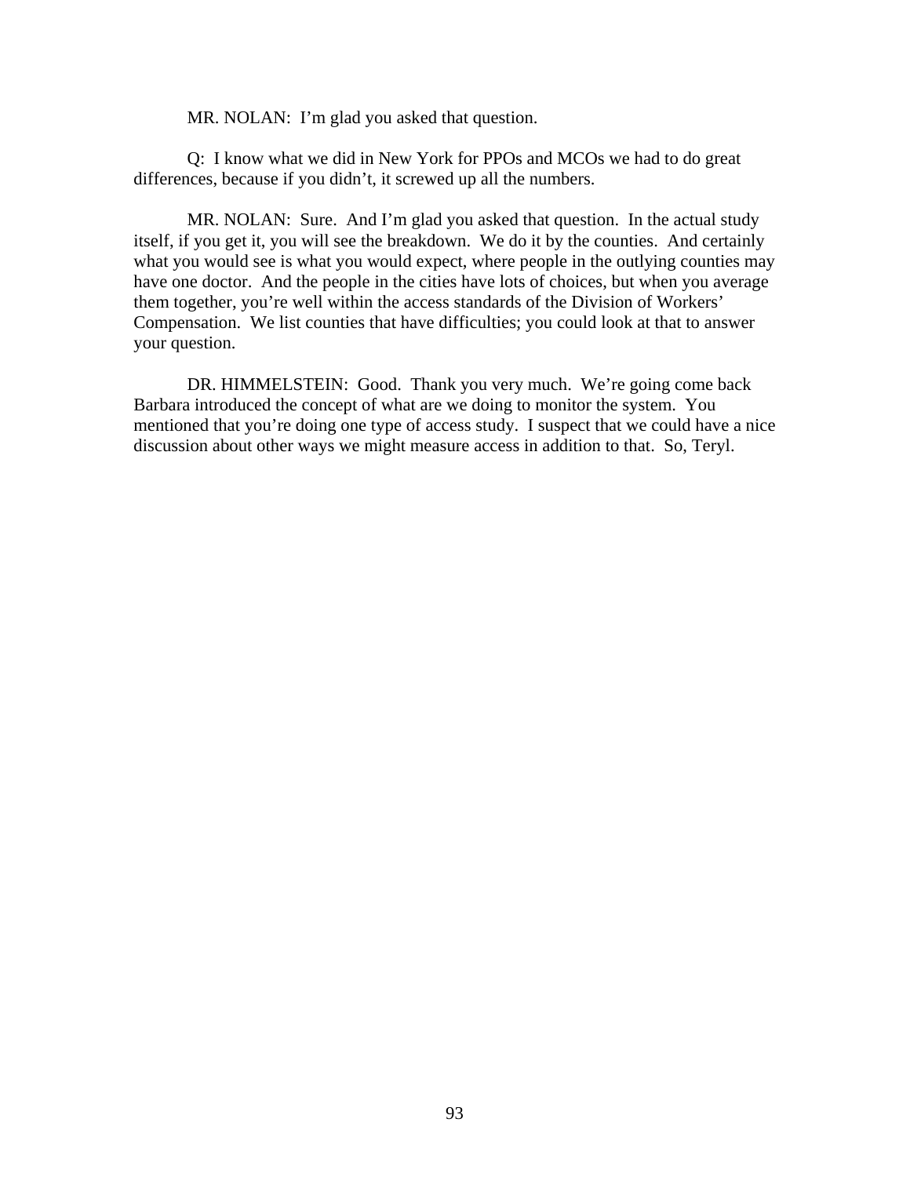MR. NOLAN: I'm glad you asked that question.

Q: I know what we did in New York for PPOs and MCOs we had to do great differences, because if you didn't, it screwed up all the numbers.

MR. NOLAN: Sure. And I'm glad you asked that question. In the actual study itself, if you get it, you will see the breakdown. We do it by the counties. And certainly what you would see is what you would expect, where people in the outlying counties may have one doctor. And the people in the cities have lots of choices, but when you average them together, you're well within the access standards of the Division of Workers' Compensation. We list counties that have difficulties; you could look at that to answer your question.

DR. HIMMELSTEIN: Good. Thank you very much. We're going come back Barbara introduced the concept of what are we doing to monitor the system. You mentioned that you're doing one type of access study. I suspect that we could have a nice discussion about other ways we might measure access in addition to that. So, Teryl.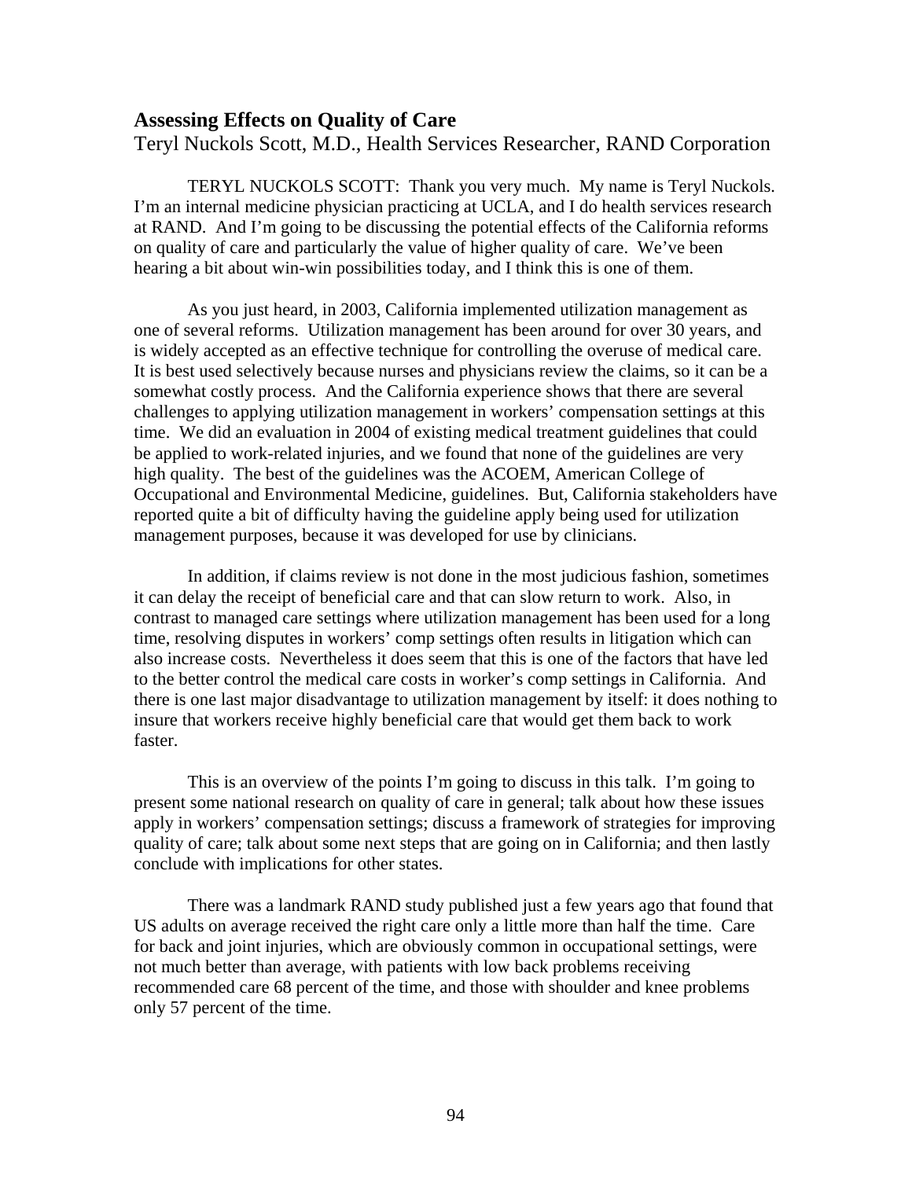### Assessing Effects on Quality of Care

Teryl Nuckols Scott, M.D., Health Services Researcher, RAND Corporation

TERYL NUCKOLS SCOTT: Thank you very much. My name is Teryl Nuckols. I'm an internal medicine physician practicing at UCLA, and I do health services research at RAND. And I'm going to be discussing the potential effects of the California reforms on quality of care and particularly the value of higher quality of care. We've been hearing a bit about win-win possibilities today, and I think this is one of them.

As you just heard, in 2003, California implemented utilization management as one of several reforms. Utilization management has been around for over 30 years, and is widely accepted as an effective technique for controlling the overuse of medical care. It is best used selectively because nurses and physicians review the claims, so it can be a somewhat costly process. And the California experience shows that there are several challenges to applying utilization management in workers' compensation settings at this time. We did an evaluation in 2004 of existing medical treatment guidelines that could be applied to work-related injuries, and we found that none of the guidelines are very high quality. The best of the guidelines was the ACOEM, American College of Occupational and Environmental Medicine, guidelines. But, California stakeholders have reported quite a bit of difficulty having the guideline apply being used for utilization management purposes, because it was developed for use by clinicians.

In addition, if claims review is not done in the most judicious fashion, sometimes it can delay the receipt of beneficial care and that can slow return to work. Also, in contrast to managed care settings where utilization management has been used for a long time, resolving disputes in workers' comp settings often results in litigation which can also increase costs. Nevertheless it does seem that this is one of the factors that have led to the better control the medical care costs in worker's comp settings in California. And there is one last major disadvantage to utilization management by itself: it does nothing to insure that workers receive highly beneficial care that would get them back to work faster.

This is an overview of the points I'm going to discuss in this talk. I'm going to present some national research on quality of care in general; talk about how these issues apply in workers' compensation settings; discuss a framework of strategies for improving quality of care; talk about some next steps that are going on in California; and then lastly conclude with implications for other states.

There was a landmark RAND study published just a few years ago that found that US adults on average received the right care only a little more than half the time. Care for back and joint injuries, which are obviously common in occupational settings, were not much better than average, with patients with low back problems receiving recommended care 68 percent of the time, and those with shoulder and knee problems only 57 percent of the time.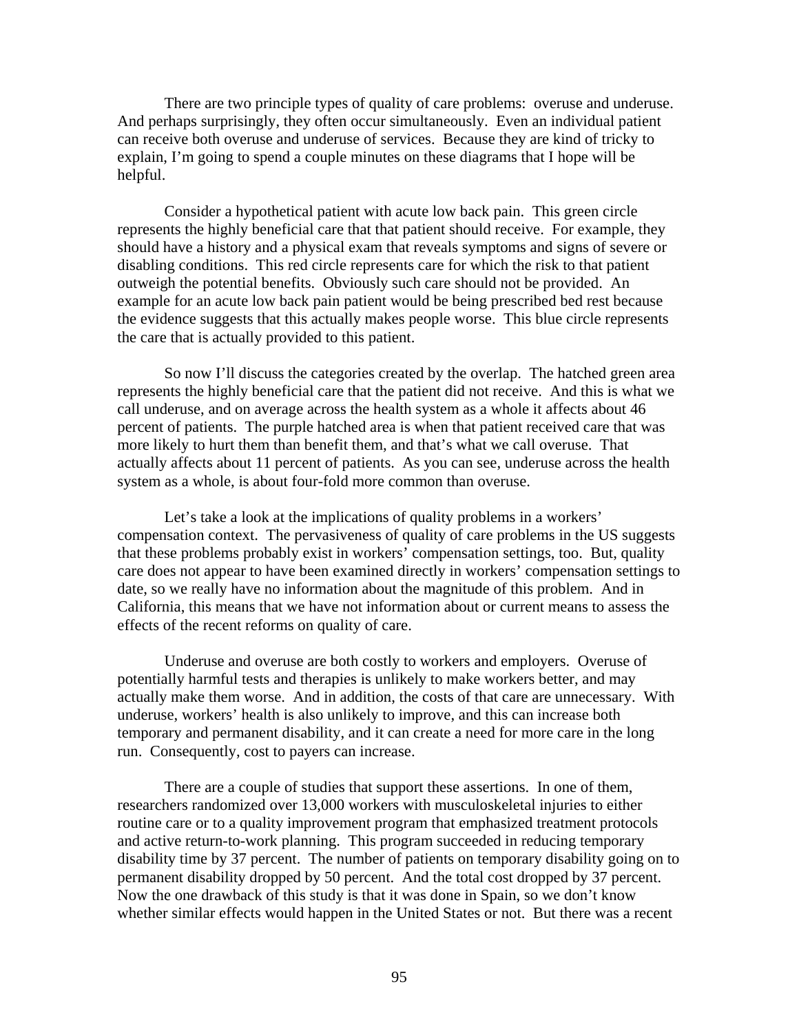There are two principle types of quality of care problems: overuse and underuse. And perhaps surprisingly, they often occur simultaneously. Even an individual patient can receive both overuse and underuse of services. Because they are kind of tricky to explain, I'm going to spend a couple minutes on these diagrams that I hope will be helpful.

Consider a hypothetical patient with acute low back pain. This green circle represents the highly beneficial care that that patient should receive. For example, they should have a history and a physical exam that reveals symptoms and signs of severe or disabling conditions. This red circle represents care for which the risk to that patient outweigh the potential benefits. Obviously such care should not be provided. An example for an acute low back pain patient would be being prescribed bed rest because the evidence suggests that this actually makes people worse. This blue circle represents the care that is actually provided to this patient.

So now I'll discuss the categories created by the overlap. The hatched green area represents the highly beneficial care that the patient did not receive. And this is what we call underuse, and on average across the health system as a whole it affects about 46 percent of patients. The purple hatched area is when that patient received care that was more likely to hurt them than benefit them, and that's what we call overuse. That actually affects about 11 percent of patients. As you can see, underuse across the health system as a whole, is about four-fold more common than overuse.

Let's take a look at the implications of quality problems in a workers' compensation context. The pervasiveness of quality of care problems in the US suggests that these problems probably exist in workers' compensation settings, too. But, quality care does not appear to have been examined directly in workers' compensation settings to date, so we really have no information about the magnitude of this problem. And in California, this means that we have not information about or current means to assess the effects of the recent reforms on quality of care.

Underuse and overuse are both costly to workers and employers. Overuse of potentially harmful tests and therapies is unlikely to make workers better, and may actually make them worse. And in addition, the costs of that care are unnecessary. With underuse, workers' health is also unlikely to improve, and this can increase both temporary and permanent disability, and it can create a need for more care in the long run. Consequently, cost to payers can increase.

There are a couple of studies that support these assertions. In one of them, researchers randomized over 13,000 workers with musculoskeletal injuries to either routine care or to a quality improvement program that emphasized treatment protocols and active return-to-work planning. This program succeeded in reducing temporary disability time by 37 percent. The number of patients on temporary disability going on to permanent disability dropped by 50 percent. And the total cost dropped by 37 percent. Now the one drawback of this study is that it was done in Spain, so we don't know whether similar effects would happen in the United States or not. But there was a recent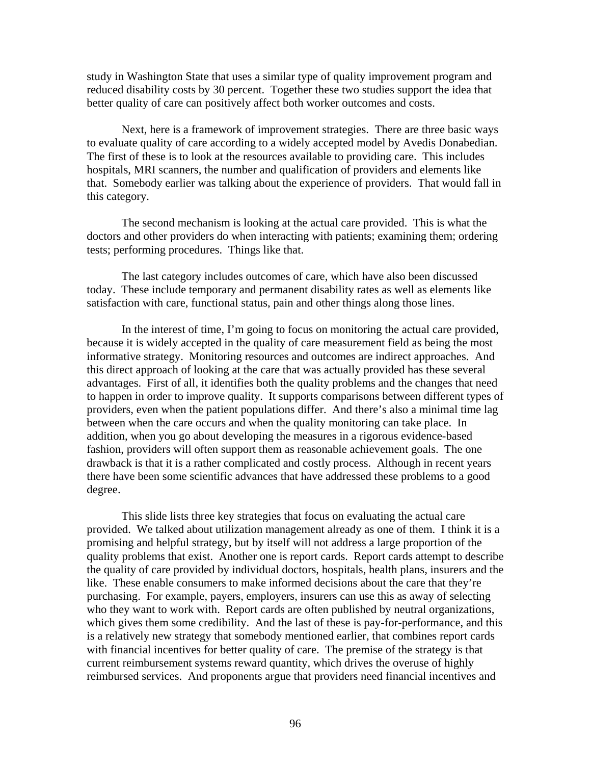study in Washington State that uses a similar type of quality improvement program and reduced disability costs by 30 percent. Together these two studies support the idea that better quality of care can positively affect both worker outcomes and costs.

Next, here is a framework of improvement strategies. There are three basic ways to evaluate quality of care according to a widely accepted model by Avedis Donabedian. The first of these is to look at the resources available to providing care. This includes hospitals, MRI scanners, the number and qualification of providers and elements like that. Somebody earlier was talking about the experience of providers. That would fall in this category.

The second mechanism is looking at the actual care provided. This is what the doctors and other providers do when interacting with patients; examining them; ordering tests; performing procedures. Things like that.

The last category includes outcomes of care, which have also been discussed today. These include temporary and permanent disability rates as well as elements like satisfaction with care, functional status, pain and other things along those lines.

In the interest of time, I'm going to focus on monitoring the actual care provided, because it is widely accepted in the quality of care measurement field as being the most informative strategy. Monitoring resources and outcomes are indirect approaches. And this direct approach of looking at the care that was actually provided has these several advantages. First of all, it identifies both the quality problems and the changes that need to happen in order to improve quality. It supports comparisons between different types of providers, even when the patient populations differ. And there's also a minimal time lag between when the care occurs and when the quality monitoring can take place. In addition, when you go about developing the measures in a rigorous evidence-based fashion, providers will often support them as reasonable achievement goals. The one drawback is that it is a rather complicated and costly process. Although in recent years there have been some scientific advances that have addressed these problems to a good degree.

This slide lists three key strategies that focus on evaluating the actual care provided. We talked about utilization management already as one of them. I think it is a promising and helpful strategy, but by itself will not address a large proportion of the quality problems that exist. Another one is report cards. Report cards attempt to describe the quality of care provided by individual doctors, hospitals, health plans, insurers and the like. These enable consumers to make informed decisions about the care that they're purchasing. For example, payers, employers, insurers can use this as away of selecting who they want to work with. Report cards are often published by neutral organizations, which gives them some credibility. And the last of these is pay-for-performance, and this is a relatively new strategy that somebody mentioned earlier, that combines report cards with financial incentives for better quality of care. The premise of the strategy is that current reimbursement systems reward quantity, which drives the overuse of highly reimbursed services. And proponents argue that providers need financial incentives and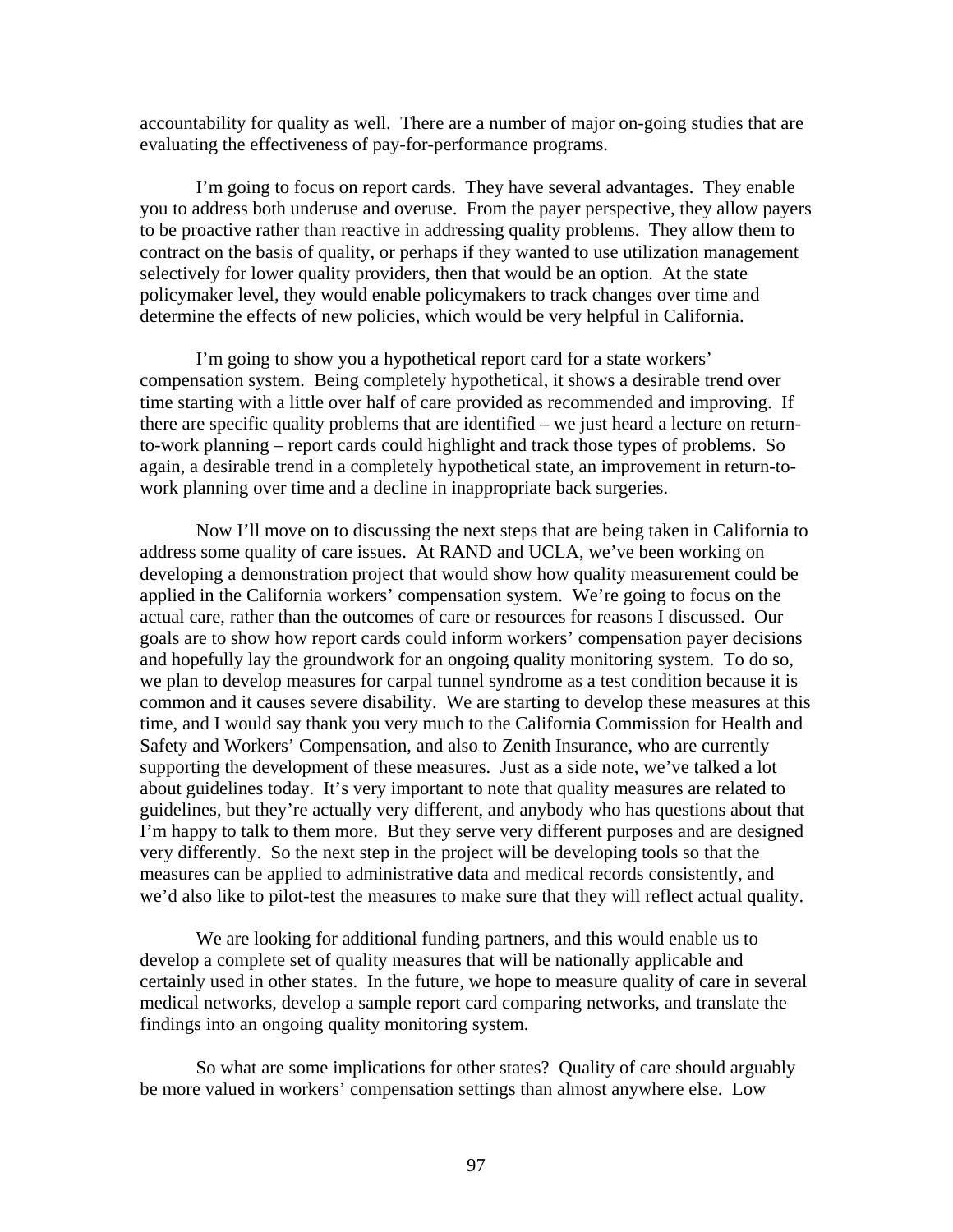accountability for quality as well. There are a number of major on-going studies that are evaluating the effectiveness of pay-for-performance programs.

I'm going to focus on report cards. They have several advantages. They enable you to address both underuse and overuse. From the payer perspective, they allow payers to be proactive rather than reactive in addressing quality problems. They allow them to contract on the basis of quality, or perhaps if they wanted to use utilization management selectively for lower quality providers, then that would be an option. At the state policymaker level, they would enable policymakers to track changes over time and determine the effects of new policies, which would be very helpful in California.

I'm going to show you a hypothetical report card for a state workers' compensation system. Being completely hypothetical, it shows a desirable trend over time starting with a little over half of care provided as recommended and improving. If there are specific quality problems that are identified – we just heard a lecture on return-to-work planning – report cards could highlight and track those types of problems. So again, a desirable trend in a completely hypothetical state, an improvement in return-to-work planning over time and a decline in inappropriate back surgeries.

Now I'll move on to discussing the next steps that are being taken in California to address some quality of care issues. At RAND and UCLA, we've been working on developing a demonstration project that would show how quality measurement could be applied in the California workers' compensation system. We're going to focus on the actual care, rather than the outcomes of care or resources for reasons I discussed. Our goals are to show how report cards could inform workers' compensation payer decisions and hopefully lay the groundwork for an ongoing quality monitoring system. To do so, we plan to develop measures for carpal tunnel syndrome as a test condition because it is common and it causes severe disability. We are starting to develop these measures at this time, and I would say thank you very much to the California Commission for Health and Safety and Workers' Compensation, and also to Zenith Insurance, who are currently supporting the development of these measures. Just as a side note, we've talked a lot about guidelines today. It's very important to note that quality measures are related to guidelines, but they're actually very different, and anybody who has questions about that I'm happy to talk to them more. But they serve very different purposes and are designed very differently. So the next step in the project will be developing tools so that the measures can be applied to administrative data and medical records consistently, and we'd also like to pilot-test the measures to make sure that they will reflect actual quality.

We are looking for additional funding partners, and this would enable us to develop a complete set of quality measures that will be nationally applicable and certainly used in other states. In the future, we hope to measure quality of care in several medical networks, develop a sample report card comparing networks, and translate the findings into an ongoing quality monitoring system.

So what are some implications for other states? Quality of care should arguably be more valued in workers' compensation settings than almost anywhere else. Low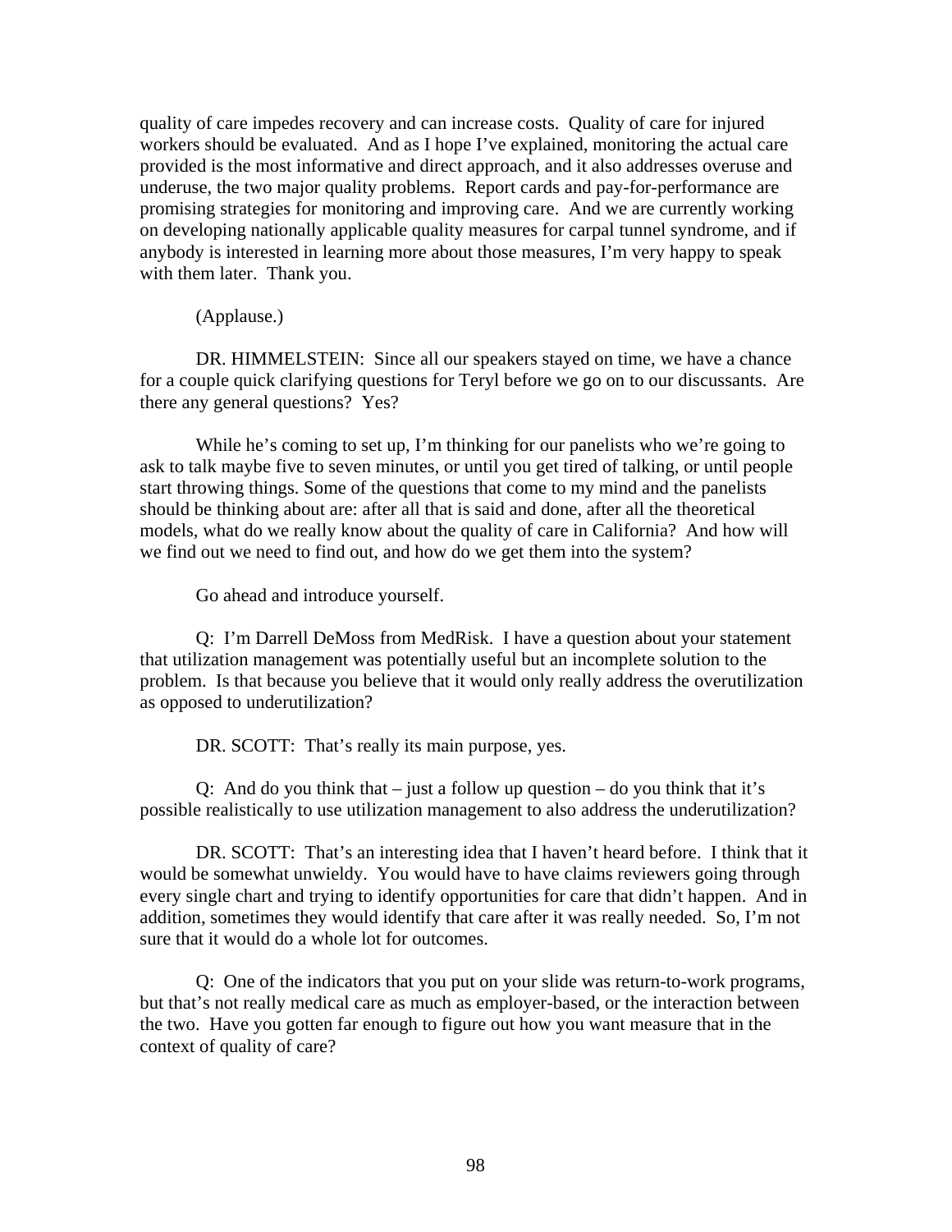quality of care impedes recovery and can increase costs. Quality of care for injured workers should be evaluated. And as I hope I've explained, monitoring the actual care provided is the most informative and direct approach, and it also addresses overuse and underuse, the two major quality problems. Report cards and pay-for-performance are promising strategies for monitoring and improving care. And we are currently working on developing nationally applicable quality measures for carpal tunnel syndrome, and if anybody is interested in learning more about those measures, I'm very happy to speak with them later. Thank you.

(Applause.)

DR. HIMMELSTEIN: Since all our speakers stayed on time, we have a chance for a couple quick clarifying questions for Teryl before we go on to our discussants. Are there any general questions? Yes?

While he's coming to set up, I'm thinking for our panelists who we're going to ask to talk maybe five to seven minutes, or until you get tired of talking, or until people start throwing things. Some of the questions that come to my mind and the panelists should be thinking about are: after all that is said and done, after all the theoretical models, what do we really know about the quality of care in California? And how will we find out we need to find out, and how do we get them into the system?

Go ahead and introduce yourself.

Q: I'm Darrell DeMoss from MedRisk. I have a question about your statement that utilization management was potentially useful but an incomplete solution to the problem. Is that because you believe that it would only really address the overutilization as opposed to underutilization?

DR. SCOTT: That's really its main purpose, yes.

Q: And do you think that – just a follow up question – do you think that it's possible realistically to use utilization management to also address the underutilization?

DR. SCOTT: That's an interesting idea that I haven't heard before. I think that it would be somewhat unwieldy. You would have to have claims reviewers going through every single chart and trying to identify opportunities for care that didn't happen. And in addition, sometimes they would identify that care after it was really needed. So, I'm not sure that it would do a whole lot for outcomes.

Q: One of the indicators that you put on your slide was return-to-work programs, but that's not really medical care as much as employer-based, or the interaction between the two. Have you gotten far enough to figure out how you want measure that in the context of quality of care?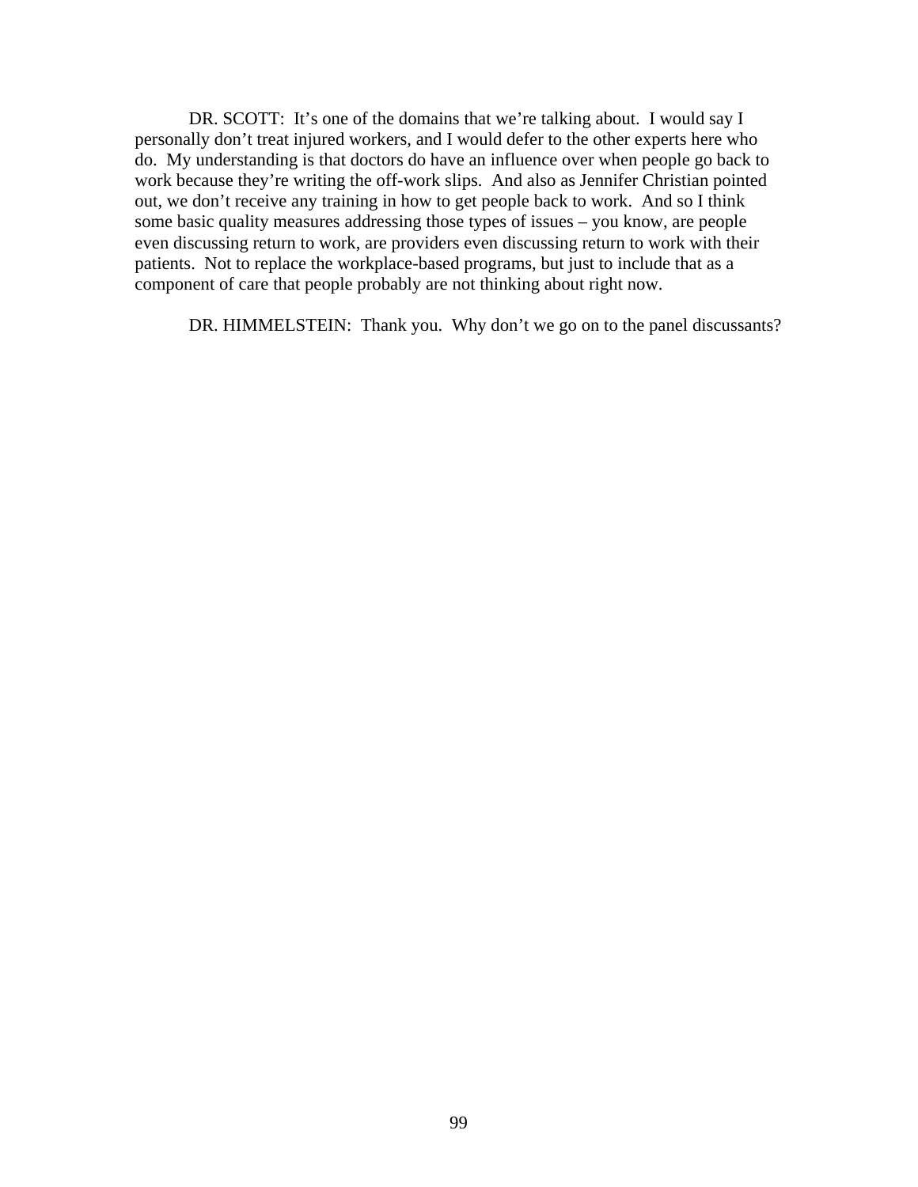DR. SCOTT: It's one of the domains that we're talking about. I would say I personally don't treat injured workers, and I would defer to the other experts here who do. My understanding is that doctors do have an influence over when people go back to work because they're writing the off-work slips. And also as Jennifer Christian pointed out, we don't receive any training in how to get people back to work. And so I think some basic quality measures addressing those types of issues – you know, are people even discussing return to work, are providers even discussing return to work with their patients. Not to replace the workplace-based programs, but just to include that as a component of care that people probably are not thinking about right now.

DR. HIMMELSTEIN: Thank you. Why don't we go on to the panel discussants?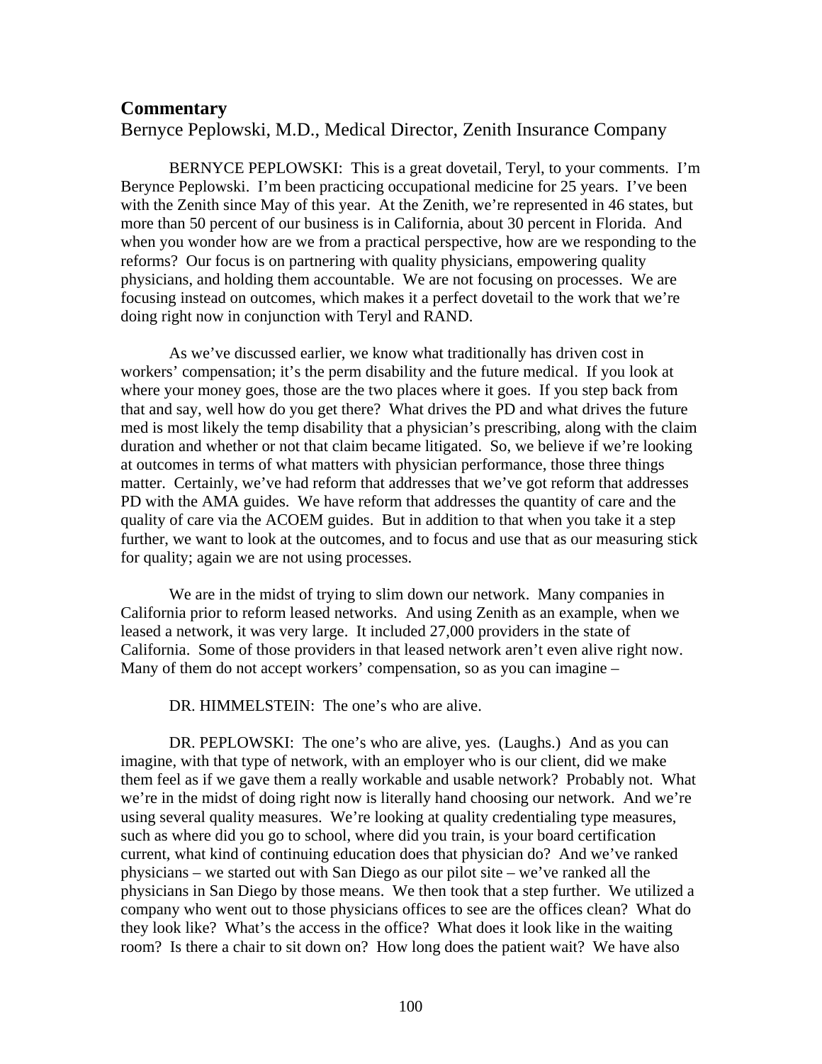## Commentary

Bernyce Peplowski, M.D., Medical Director, Zenith Insurance Company

BERNYCE PEPLOWSKI: This is a great dovetail, Teryl, to your comments. I'm Berynce Peplowski. I'm been practicing occupational medicine for 25 years. I've been with the Zenith since May of this year. At the Zenith, we're represented in 46 states, but more than 50 percent of our business is in California, about 30 percent in Florida. And when you wonder how are we from a practical perspective, how are we responding to the reforms? Our focus is on partnering with quality physicians, empowering quality physicians, and holding them accountable. We are not focusing on processes. We are focusing instead on outcomes, which makes it a perfect dovetail to the work that we're doing right now in conjunction with Teryl and RAND.

As we've discussed earlier, we know what traditionally has driven cost in workers' compensation; it's the perm disability and the future medical. If you look at where your money goes, those are the two places where it goes. If you step back from that and say, well how do you get there? What drives the PD and what drives the future med is most likely the temp disability that a physician's prescribing, along with the claim duration and whether or not that claim became litigated. So, we believe if we're looking at outcomes in terms of what matters with physician performance, those three things matter. Certainly, we've had reform that addresses that we've got reform that addresses PD with the AMA guides. We have reform that addresses the quantity of care and the quality of care via the ACOEM guides. But in addition to that when you take it a step further, we want to look at the outcomes, and to focus and use that as our measuring stick for quality; again we are not using processes.

We are in the midst of trying to slim down our network. Many companies in California prior to reform leased networks. And using Zenith as an example, when we leased a network, it was very large. It included 27,000 providers in the state of California. Some of those providers in that leased network aren't even alive right now. Many of them do not accept workers' compensation, so as you can imagine –

DR. HIMMELSTEIN: The one's who are alive.

DR. PEPLOWSKI: The one's who are alive, yes. (Laughs.) And as you can imagine, with that type of network, with an employer who is our client, did we make them feel as if we gave them a really workable and usable network? Probably not. What we're in the midst of doing right now is literally hand choosing our network. And we're using several quality measures. We're looking at quality credentialing type measures, such as where did you go to school, where did you train, is your board certification current, what kind of continuing education does that physician do? And we've ranked physicians – we started out with San Diego as our pilot site – we've ranked all the physicians in San Diego by those means. We then took that a step further. We utilized a company who went out to those physicians offices to see are the offices clean? What do they look like? What's the access in the office? What does it look like in the waiting room? Is there a chair to sit down on? How long does the patient wait? We have also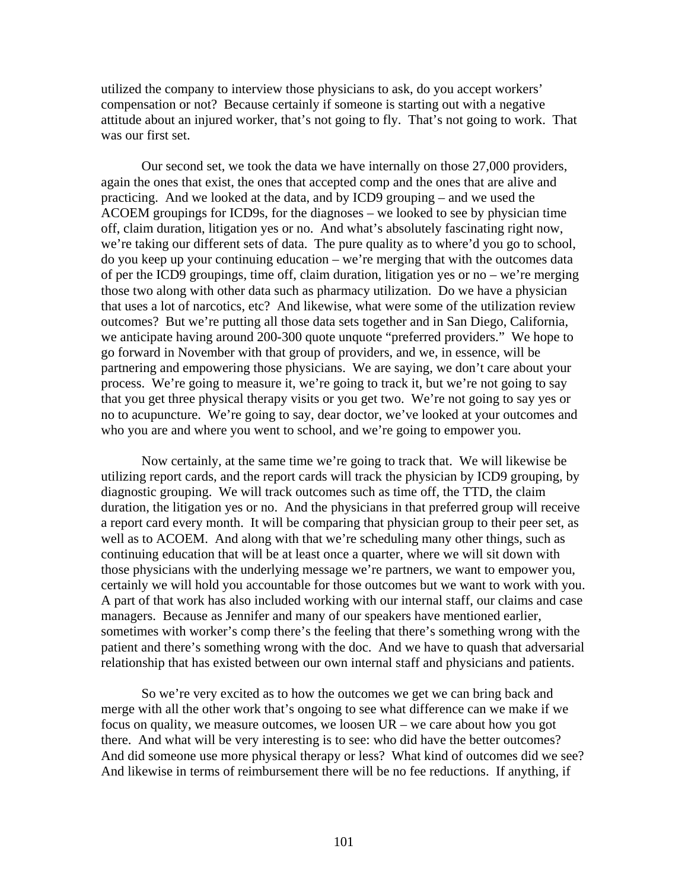utilized the company to interview those physicians to ask, do you accept workers' compensation or not? Because certainly if someone is starting out with a negative attitude about an injured worker, that's not going to fly. That's not going to work. That was our first set.

Our second set, we took the data we have internally on those 27,000 providers, again the ones that exist, the ones that accepted comp and the ones that are alive and practicing. And we looked at the data, and by ICD9 grouping – and we used the ACOEM groupings for ICD9s, for the diagnoses – we looked to see by physician time off, claim duration, litigation yes or no. And what's absolutely fascinating right now, we're taking our different sets of data. The pure quality as to where'd you go to school, do you keep up your continuing education – we're merging that with the outcomes data of per the ICD9 groupings, time off, claim duration, litigation yes or no – we're merging those two along with other data such as pharmacy utilization. Do we have a physician that uses a lot of narcotics, etc? And likewise, what were some of the utilization review outcomes? But we're putting all those data sets together and in San Diego, California, we anticipate having around 200-300 quote unquote "preferred providers." We hope to go forward in November with that group of providers, and we, in essence, will be partnering and empowering those physicians. We are saying, we don't care about your process. We're going to measure it, we're going to track it, but we're not going to say that you get three physical therapy visits or you get two. We're not going to say yes or no to acupuncture. We're going to say, dear doctor, we've looked at your outcomes and who you are and where you went to school, and we're going to empower you.

Now certainly, at the same time we're going to track that. We will likewise be utilizing report cards, and the report cards will track the physician by ICD9 grouping, by diagnostic grouping. We will track outcomes such as time off, the TTD, the claim duration, the litigation yes or no. And the physicians in that preferred group will receive a report card every month. It will be comparing that physician group to their peer set, as well as to ACOEM. And along with that we're scheduling many other things, such as continuing education that will be at least once a quarter, where we will sit down with those physicians with the underlying message we're partners, we want to empower you, certainly we will hold you accountable for those outcomes but we want to work with you. A part of that work has also included working with our internal staff, our claims and case managers. Because as Jennifer and many of our speakers have mentioned earlier, sometimes with worker's comp there's the feeling that there's something wrong with the patient and there's something wrong with the doc. And we have to quash that adversarial relationship that has existed between our own internal staff and physicians and patients.

So we're very excited as to how the outcomes we get we can bring back and merge with all the other work that's ongoing to see what difference can we make if we focus on quality, we measure outcomes, we loosen UR – we care about how you got there. And what will be very interesting is to see: who did have the better outcomes? And did someone use more physical therapy or less? What kind of outcomes did we see? And likewise in terms of reimbursement there will be no fee reductions. If anything, if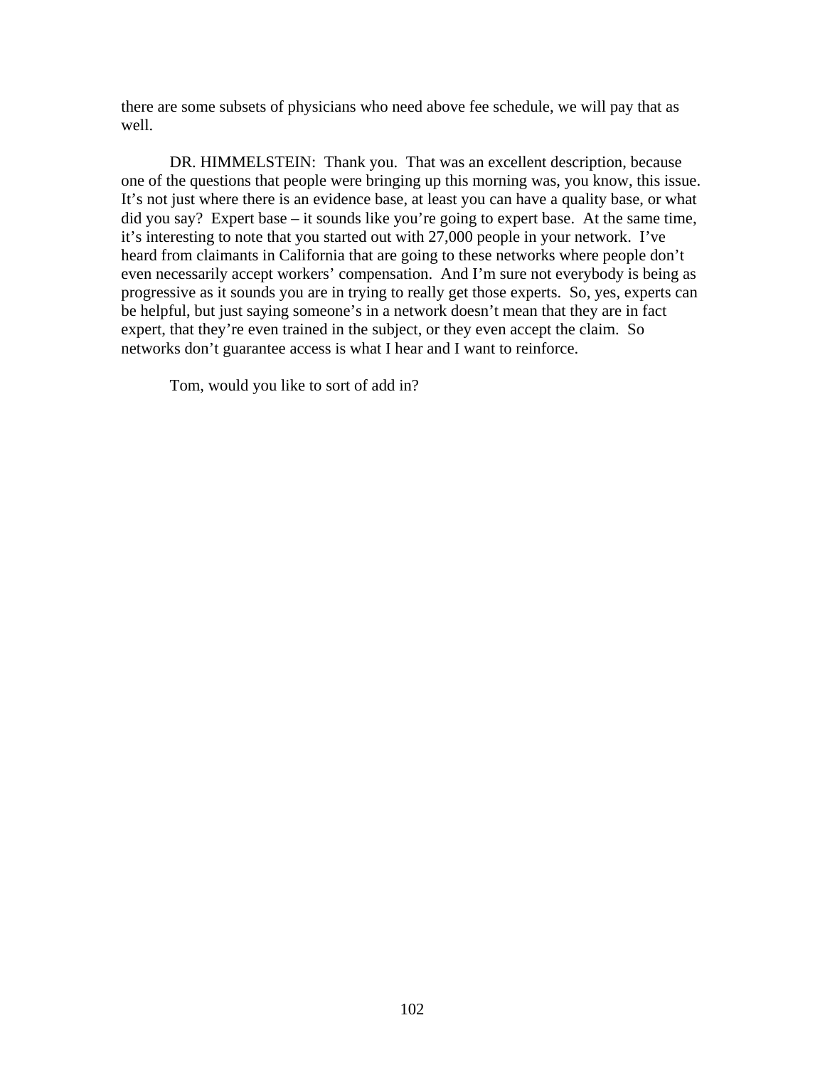there are some subsets of physicians who need above fee schedule, we will pay that as well.

DR. HIMMELSTEIN: Thank you. That was an excellent description, because one of the questions that people were bringing up this morning was, you know, this issue. It's not just where there is an evidence base, at least you can have a quality base, or what did you say? Expert base – it sounds like you're going to expert base. At the same time, it's interesting to note that you started out with 27,000 people in your network. I've heard from claimants in California that are going to these networks where people don't even necessarily accept workers' compensation. And I'm sure not everybody is being as progressive as it sounds you are in trying to really get those experts. So, yes, experts can be helpful, but just saying someone's in a network doesn't mean that they are in fact expert, that they're even trained in the subject, or they even accept the claim. So networks don't guarantee access is what I hear and I want to reinforce.

Tom, would you like to sort of add in?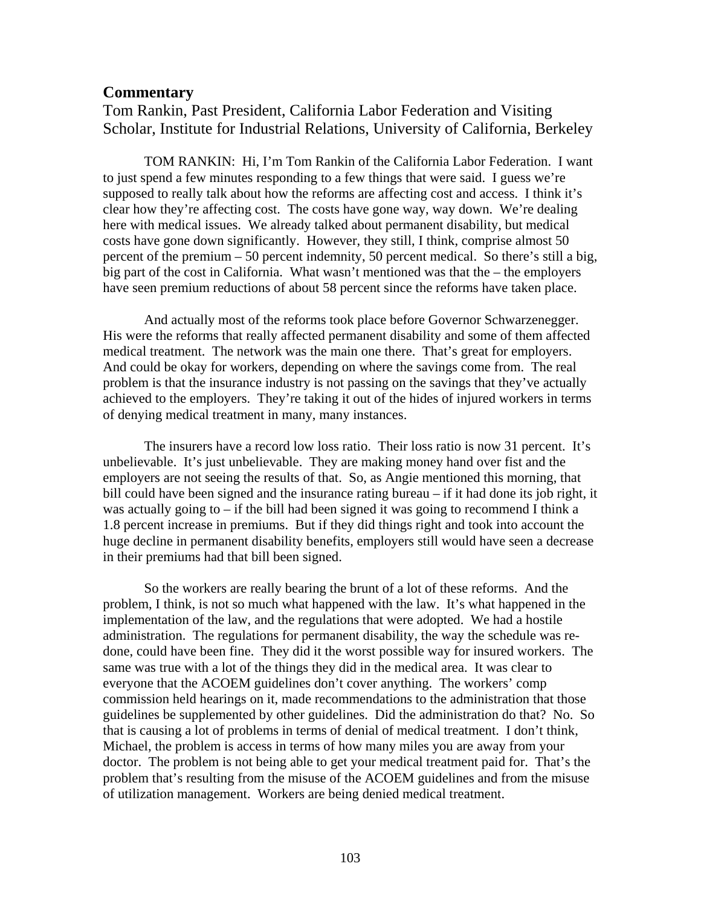## Commentary

Tom Rankin, Past President, California Labor Federation and Visiting Scholar, Institute for Industrial Relations, University of California, Berkeley

TOM RANKIN: Hi, I'm Tom Rankin of the California Labor Federation. I want to just spend a few minutes responding to a few things that were said. I guess we're supposed to really talk about how the reforms are affecting cost and access. I think it's clear how they're affecting cost. The costs have gone way, way down. We're dealing here with medical issues. We already talked about permanent disability, but medical costs have gone down significantly. However, they still, I think, comprise almost 50 percent of the premium – 50 percent indemnity, 50 percent medical. So there's still a big, big part of the cost in California. What wasn't mentioned was that the – the employers have seen premium reductions of about 58 percent since the reforms have taken place.

And actually most of the reforms took place before Governor Schwarzenegger. His were the reforms that really affected permanent disability and some of them affected medical treatment. The network was the main one there. That's great for employers. And could be okay for workers, depending on where the savings come from. The real problem is that the insurance industry is not passing on the savings that they've actually achieved to the employers. They're taking it out of the hides of injured workers in terms of denying medical treatment in many, many instances.

The insurers have a record low loss ratio. Their loss ratio is now 31 percent. It's unbelievable. It's just unbelievable. They are making money hand over fist and the employers are not seeing the results of that. So, as Angie mentioned this morning, that bill could have been signed and the insurance rating bureau – if it had done its job right, it was actually going to – if the bill had been signed it was going to recommend I think a 1.8 percent increase in premiums. But if they did things right and took into account the huge decline in permanent disability benefits, employers still would have seen a decrease in their premiums had that bill been signed.

So the workers are really bearing the brunt of a lot of these reforms. And the problem, I think, is not so much what happened with the law. It's what happened in the implementation of the law, and the regulations that were adopted. We had a hostile administration. The regulations for permanent disability, the way the schedule was re-done, could have been fine. They did it the worst possible way for insured workers. The same was true with a lot of the things they did in the medical area. It was clear to everyone that the ACOEM guidelines don't cover anything. The workers' comp commission held hearings on it, made recommendations to the administration that those guidelines be supplemented by other guidelines. Did the administration do that? No. So that is causing a lot of problems in terms of denial of medical treatment. I don't think, Michael, the problem is access in terms of how many miles you are away from your doctor. The problem is not being able to get your medical treatment paid for. That's the problem that's resulting from the misuse of the ACOEM guidelines and from the misuse of utilization management. Workers are being denied medical treatment.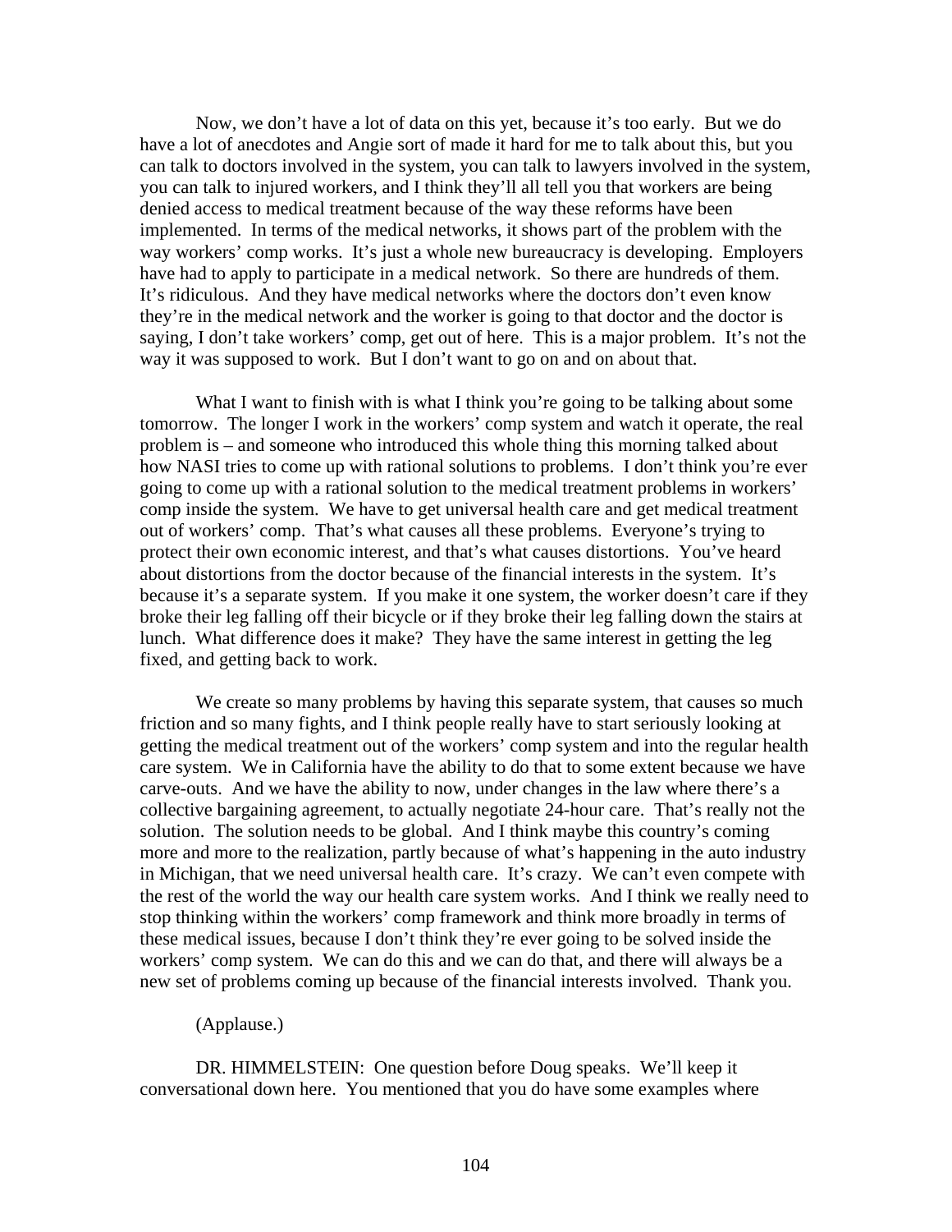Now, we don't have a lot of data on this yet, because it's too early. But we do have a lot of anecdotes and Angie sort of made it hard for me to talk about this, but you can talk to doctors involved in the system, you can talk to lawyers involved in the system, you can talk to injured workers, and I think they'll all tell you that workers are being denied access to medical treatment because of the way these reforms have been implemented. In terms of the medical networks, it shows part of the problem with the way workers' comp works. It's just a whole new bureaucracy is developing. Employers have had to apply to participate in a medical network. So there are hundreds of them. It's ridiculous. And they have medical networks where the doctors don't even know they're in the medical network and the worker is going to that doctor and the doctor is saying, I don't take workers' comp, get out of here. This is a major problem. It's not the way it was supposed to work. But I don't want to go on and on about that.

What I want to finish with is what I think you're going to be talking about some tomorrow. The longer I work in the workers' comp system and watch it operate, the real problem is – and someone who introduced this whole thing this morning talked about how NASI tries to come up with rational solutions to problems. I don't think you're ever going to come up with a rational solution to the medical treatment problems in workers' comp inside the system. We have to get universal health care and get medical treatment out of workers' comp. That's what causes all these problems. Everyone's trying to protect their own economic interest, and that's what causes distortions. You've heard about distortions from the doctor because of the financial interests in the system. It's because it's a separate system. If you make it one system, the worker doesn't care if they broke their leg falling off their bicycle or if they broke their leg falling down the stairs at lunch. What difference does it make? They have the same interest in getting the leg fixed, and getting back to work.

We create so many problems by having this separate system, that causes so much friction and so many fights, and I think people really have to start seriously looking at getting the medical treatment out of the workers' comp system and into the regular health care system. We in California have the ability to do that to some extent because we have carve-outs. And we have the ability to now, under changes in the law where there's a collective bargaining agreement, to actually negotiate 24-hour care. That's really not the solution. The solution needs to be global. And I think maybe this country's coming more and more to the realization, partly because of what's happening in the auto industry in Michigan, that we need universal health care. It's crazy. We can't even compete with the rest of the world the way our health care system works. And I think we really need to stop thinking within the workers' comp framework and think more broadly in terms of these medical issues, because I don't think they're ever going to be solved inside the workers' comp system. We can do this and we can do that, and there will always be a new set of problems coming up because of the financial interests involved. Thank you.

(Applause.)

DR. HIMMELSTEIN: One question before Doug speaks. We'll keep it conversational down here. You mentioned that you do have some examples where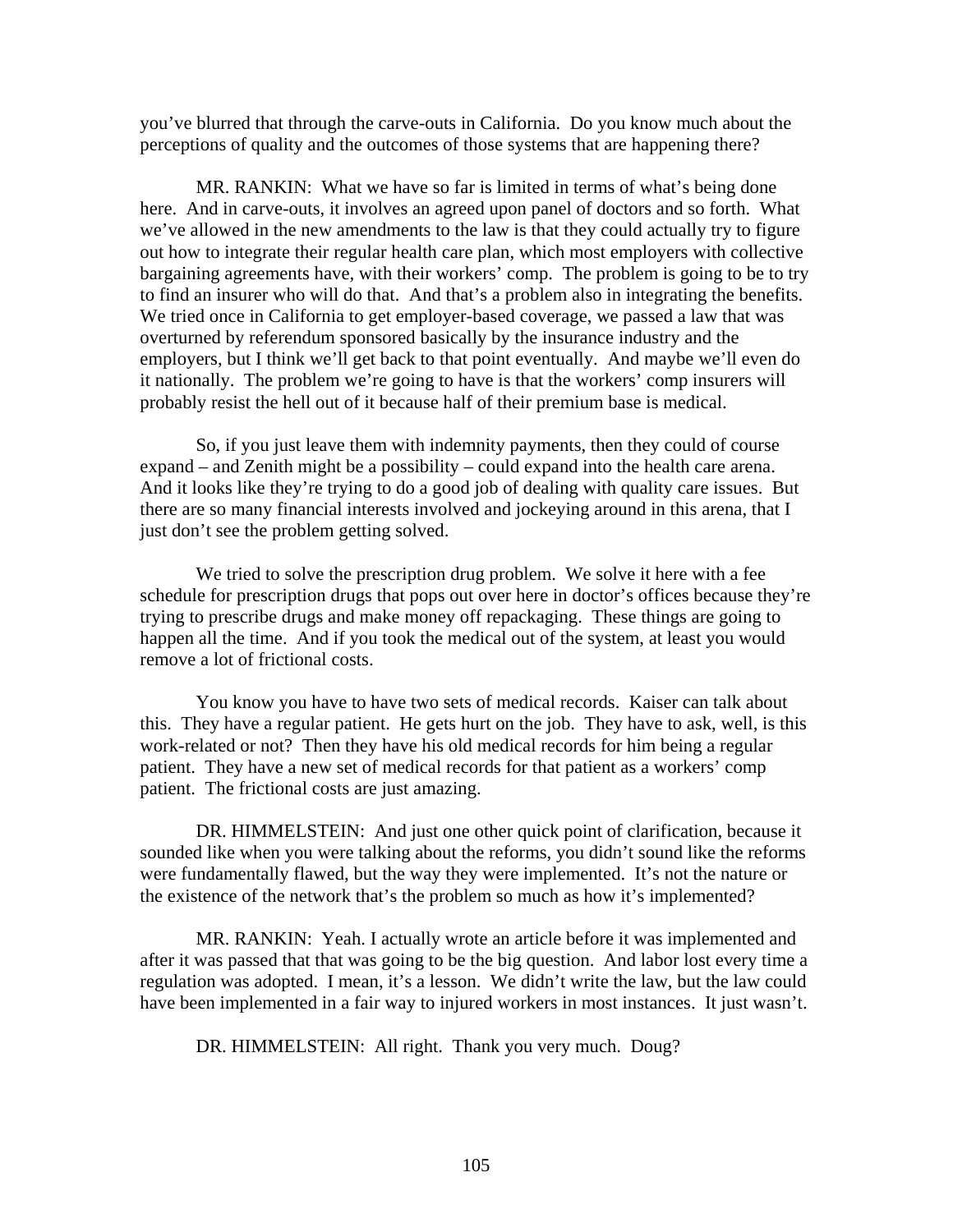you've blurred that through the carve-outs in California. Do you know much about the perceptions of quality and the outcomes of those systems that are happening there?

MR. RANKIN: What we have so far is limited in terms of what's being done here. And in carve-outs, it involves an agreed upon panel of doctors and so forth. What we've allowed in the new amendments to the law is that they could actually try to figure out how to integrate their regular health care plan, which most employers with collective bargaining agreements have, with their workers' comp. The problem is going to be to try to find an insurer who will do that. And that's a problem also in integrating the benefits. We tried once in California to get employer-based coverage, we passed a law that was overturned by referendum sponsored basically by the insurance industry and the employers, but I think we'll get back to that point eventually. And maybe we'll even do it nationally. The problem we're going to have is that the workers' comp insurers will probably resist the hell out of it because half of their premium base is medical.

So, if you just leave them with indemnity payments, then they could of course expand – and Zenith might be a possibility – could expand into the health care arena. And it looks like they're trying to do a good job of dealing with quality care issues. But there are so many financial interests involved and jockeying around in this arena, that I just don't see the problem getting solved.

We tried to solve the prescription drug problem. We solve it here with a fee schedule for prescription drugs that pops out over here in doctor's offices because they're trying to prescribe drugs and make money off repackaging. These things are going to happen all the time. And if you took the medical out of the system, at least you would remove a lot of frictional costs.

You know you have to have two sets of medical records. Kaiser can talk about this. They have a regular patient. He gets hurt on the job. They have to ask, well, is this work-related or not? Then they have his old medical records for him being a regular patient. They have a new set of medical records for that patient as a workers' comp patient. The frictional costs are just amazing.

DR. HIMMELSTEIN: And just one other quick point of clarification, because it sounded like when you were talking about the reforms, you didn't sound like the reforms were fundamentally flawed, but the way they were implemented. It's not the nature or the existence of the network that's the problem so much as how it's implemented?

MR. RANKIN: Yeah. I actually wrote an article before it was implemented and after it was passed that that was going to be the big question. And labor lost every time a regulation was adopted. I mean, it's a lesson. We didn't write the law, but the law could have been implemented in a fair way to injured workers in most instances. It just wasn't.

DR. HIMMELSTEIN: All right. Thank you very much. Doug?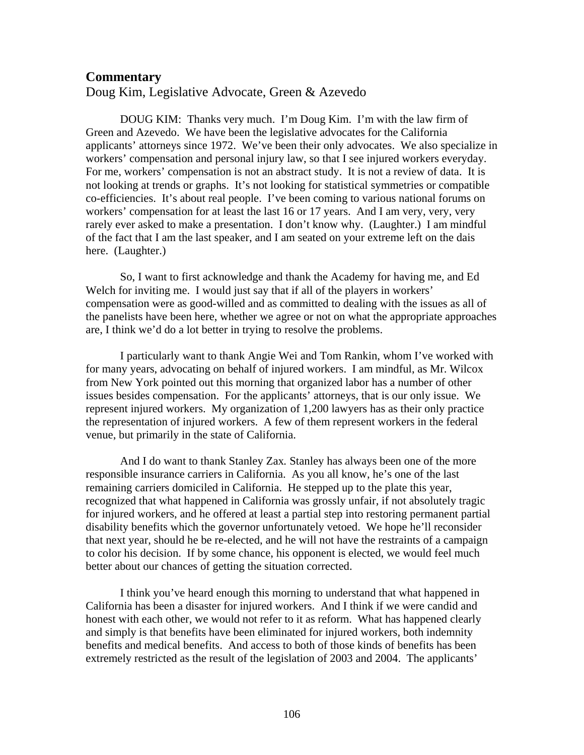## Commentary

Doug Kim, Legislative Advocate, Green & Azevedo

DOUG KIM: Thanks very much. I'm Doug Kim. I'm with the law firm of Green and Azevedo. We have been the legislative advocates for the California applicants' attorneys since 1972. We've been their only advocates. We also specialize in workers' compensation and personal injury law, so that I see injured workers everyday. For me, workers' compensation is not an abstract study. It is not a review of data. It is not looking at trends or graphs. It's not looking for statistical symmetries or compatible co-efficiencies. It's about real people. I've been coming to various national forums on workers' compensation for at least the last 16 or 17 years. And I am very, very, very rarely ever asked to make a presentation. I don't know why. (Laughter.) I am mindful of the fact that I am the last speaker, and I am seated on your extreme left on the dais here. (Laughter.)

So, I want to first acknowledge and thank the Academy for having me, and Ed Welch for inviting me. I would just say that if all of the players in workers' compensation were as good-willed and as committed to dealing with the issues as all of the panelists have been here, whether we agree or not on what the appropriate approaches are, I think we'd do a lot better in trying to resolve the problems.

I particularly want to thank Angie Wei and Tom Rankin, whom I've worked with for many years, advocating on behalf of injured workers. I am mindful, as Mr. Wilcox from New York pointed out this morning that organized labor has a number of other issues besides compensation. For the applicants' attorneys, that is our only issue. We represent injured workers. My organization of 1,200 lawyers has as their only practice the representation of injured workers. A few of them represent workers in the federal venue, but primarily in the state of California.

And I do want to thank Stanley Zax. Stanley has always been one of the more responsible insurance carriers in California. As you all know, he's one of the last remaining carriers domiciled in California. He stepped up to the plate this year, recognized that what happened in California was grossly unfair, if not absolutely tragic for injured workers, and he offered at least a partial step into restoring permanent partial disability benefits which the governor unfortunately vetoed. We hope he'll reconsider that next year, should he be re-elected, and he will not have the restraints of a campaign to color his decision. If by some chance, his opponent is elected, we would feel much better about our chances of getting the situation corrected.

I think you've heard enough this morning to understand that what happened in California has been a disaster for injured workers. And I think if we were candid and honest with each other, we would not refer to it as reform. What has happened clearly and simply is that benefits have been eliminated for injured workers, both indemnity benefits and medical benefits. And access to both of those kinds of benefits has been extremely restricted as the result of the legislation of 2003 and 2004. The applicants'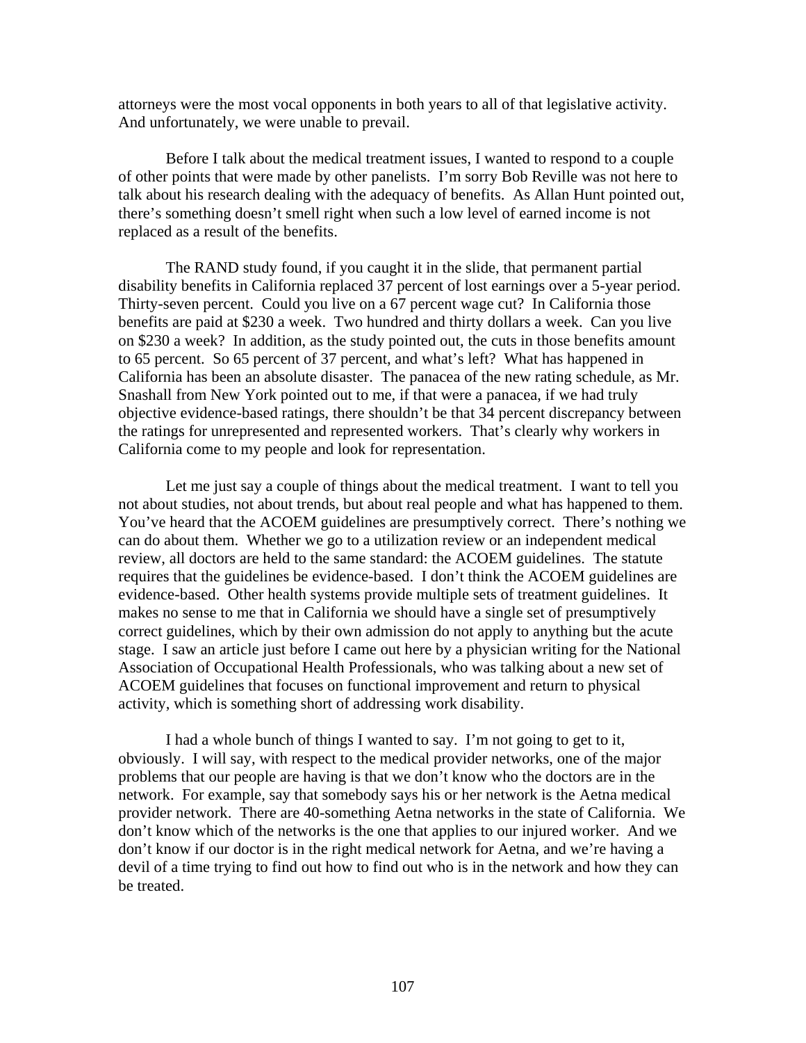attorneys were the most vocal opponents in both years to all of that legislative activity. And unfortunately, we were unable to prevail.

Before I talk about the medical treatment issues, I wanted to respond to a couple of other points that were made by other panelists. I'm sorry Bob Reville was not here to talk about his research dealing with the adequacy of benefits. As Allan Hunt pointed out, there's something doesn't smell right when such a low level of earned income is not replaced as a result of the benefits.

The RAND study found, if you caught it in the slide, that permanent partial disability benefits in California replaced 37 percent of lost earnings over a 5-year period. Thirty-seven percent. Could you live on a 67 percent wage cut? In California those benefits are paid at $230 a week. Two hundred and thirty dollars a week. Can you live on $230 a week? In addition, as the study pointed out, the cuts in those benefits amount to 65 percent. So 65 percent of 37 percent, and what's left? What has happened in California has been an absolute disaster. The panacea of the new rating schedule, as Mr. Snashall from New York pointed out to me, if that were a panacea, if we had truly objective evidence-based ratings, there shouldn't be that 34 percent discrepancy between the ratings for unrepresented and represented workers. That's clearly why workers in California come to my people and look for representation.

Let me just say a couple of things about the medical treatment. I want to tell you not about studies, not about trends, but about real people and what has happened to them. You've heard that the ACOEM guidelines are presumptively correct. There's nothing we can do about them. Whether we go to a utilization review or an independent medical review, all doctors are held to the same standard: the ACOEM guidelines. The statute requires that the guidelines be evidence-based. I don't think the ACOEM guidelines are evidence-based. Other health systems provide multiple sets of treatment guidelines. It makes no sense to me that in California we should have a single set of presumptively correct guidelines, which by their own admission do not apply to anything but the acute stage. I saw an article just before I came out here by a physician writing for the National Association of Occupational Health Professionals, who was talking about a new set of ACOEM guidelines that focuses on functional improvement and return to physical activity, which is something short of addressing work disability.

I had a whole bunch of things I wanted to say. I'm not going to get to it, obviously. I will say, with respect to the medical provider networks, one of the major problems that our people are having is that we don't know who the doctors are in the network. For example, say that somebody says his or her network is the Aetna medical provider network. There are 40-something Aetna networks in the state of California. We don't know which of the networks is the one that applies to our injured worker. And we don't know if our doctor is in the right medical network for Aetna, and we're having a devil of a time trying to find out how to find out who is in the network and how they can be treated.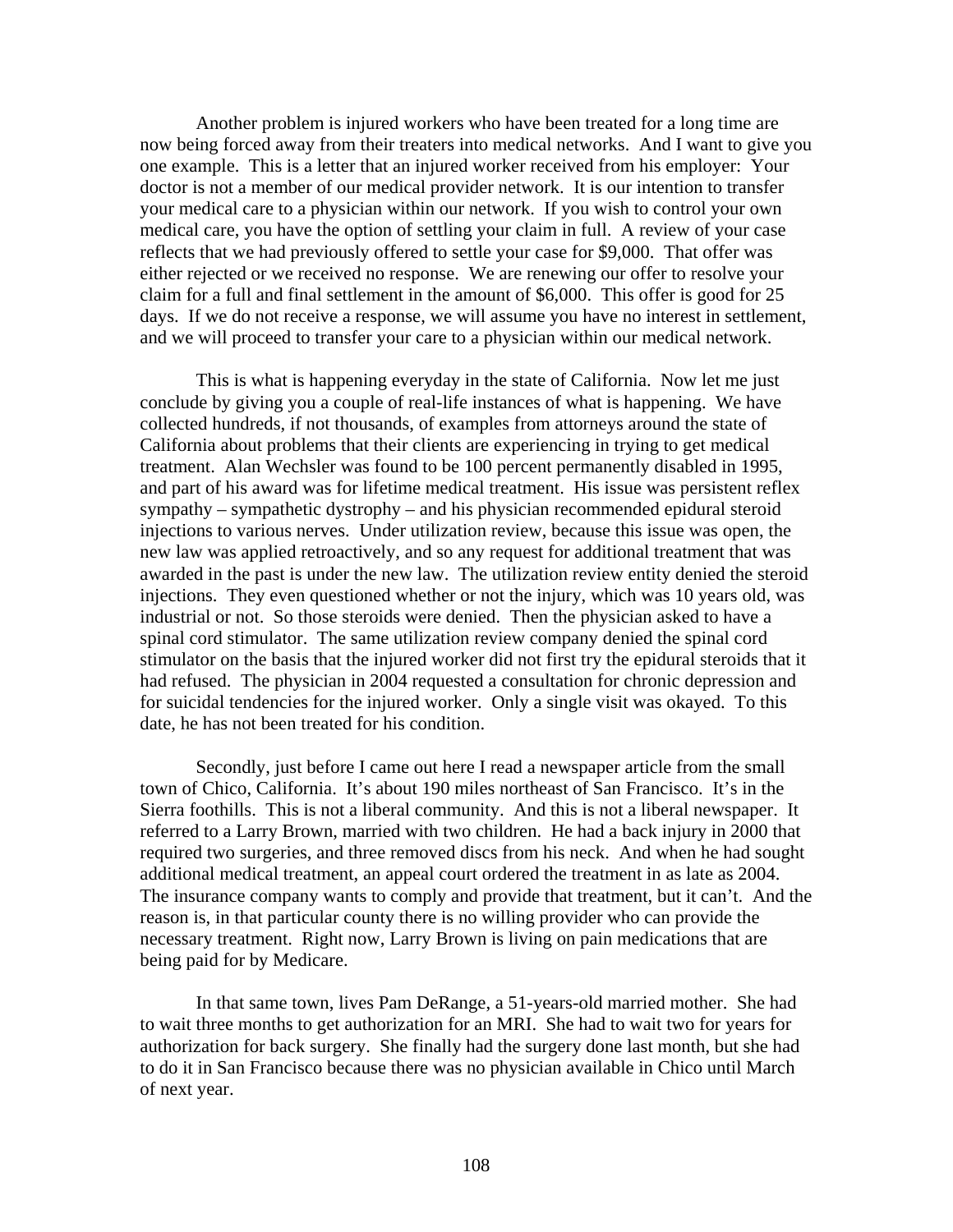Another problem is injured workers who have been treated for a long time are now being forced away from their treaters into medical networks. And I want to give you one example. This is a letter that an injured worker received from his employer: Your doctor is not a member of our medical provider network. It is our intention to transfer your medical care to a physician within our network. If you wish to control your own medical care, you have the option of settling your claim in full. A review of your case reflects that we had previously offered to settle your case for $9,000. That offer was either rejected or we received no response. We are renewing our offer to resolve your claim for a full and final settlement in the amount of $6,000. This offer is good for 25 days. If we do not receive a response, we will assume you have no interest in settlement, and we will proceed to transfer your care to a physician within our medical network.

This is what is happening everyday in the state of California. Now let me just conclude by giving you a couple of real-life instances of what is happening. We have collected hundreds, if not thousands, of examples from attorneys around the state of California about problems that their clients are experiencing in trying to get medical treatment. Alan Wechsler was found to be 100 percent permanently disabled in 1995, and part of his award was for lifetime medical treatment. His issue was persistent reflex sympathy – sympathetic dystrophy – and his physician recommended epidural steroid injections to various nerves. Under utilization review, because this issue was open, the new law was applied retroactively, and so any request for additional treatment that was awarded in the past is under the new law. The utilization review entity denied the steroid injections. They even questioned whether or not the injury, which was 10 years old, was industrial or not. So those steroids were denied. Then the physician asked to have a spinal cord stimulator. The same utilization review company denied the spinal cord stimulator on the basis that the injured worker did not first try the epidural steroids that it had refused. The physician in 2004 requested a consultation for chronic depression and for suicidal tendencies for the injured worker. Only a single visit was okayed. To this date, he has not been treated for his condition.

Secondly, just before I came out here I read a newspaper article from the small town of Chico, California. It's about 190 miles northeast of San Francisco. It's in the Sierra foothills. This is not a liberal community. And this is not a liberal newspaper. It referred to a Larry Brown, married with two children. He had a back injury in 2000 that required two surgeries, and three removed discs from his neck. And when he had sought additional medical treatment, an appeal court ordered the treatment in as late as 2004. The insurance company wants to comply and provide that treatment, but it can't. And the reason is, in that particular county there is no willing provider who can provide the necessary treatment. Right now, Larry Brown is living on pain medications that are being paid for by Medicare.

In that same town, lives Pam DeRange, a 51-years-old married mother. She had to wait three months to get authorization for an MRI. She had to wait two for years for authorization for back surgery. She finally had the surgery done last month, but she had to do it in San Francisco because there was no physician available in Chico until March of next year.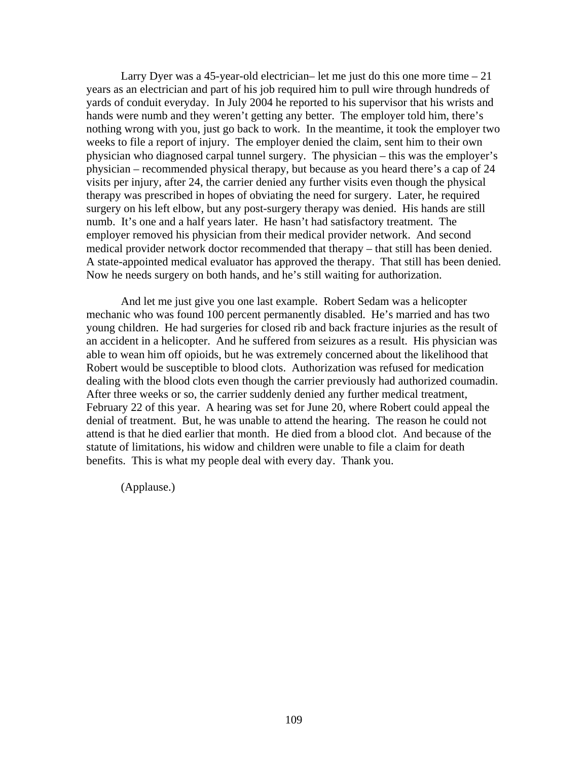Larry Dyer was a 45-year-old electrician– let me just do this one more time – 21 years as an electrician and part of his job required him to pull wire through hundreds of yards of conduit everyday. In July 2004 he reported to his supervisor that his wrists and hands were numb and they weren't getting any better. The employer told him, there's nothing wrong with you, just go back to work. In the meantime, it took the employer two weeks to file a report of injury. The employer denied the claim, sent him to their own physician who diagnosed carpal tunnel surgery. The physician – this was the employer's physician – recommended physical therapy, but because as you heard there's a cap of 24 visits per injury, after 24, the carrier denied any further visits even though the physical therapy was prescribed in hopes of obviating the need for surgery. Later, he required surgery on his left elbow, but any post-surgery therapy was denied. His hands are still numb. It's one and a half years later. He hasn't had satisfactory treatment. The employer removed his physician from their medical provider network. And second medical provider network doctor recommended that therapy – that still has been denied. A state-appointed medical evaluator has approved the therapy. That still has been denied. Now he needs surgery on both hands, and he's still waiting for authorization.

And let me just give you one last example. Robert Sedam was a helicopter mechanic who was found 100 percent permanently disabled. He's married and has two young children. He had surgeries for closed rib and back fracture injuries as the result of an accident in a helicopter. And he suffered from seizures as a result. His physician was able to wean him off opioids, but he was extremely concerned about the likelihood that Robert would be susceptible to blood clots. Authorization was refused for medication dealing with the blood clots even though the carrier previously had authorized coumadin. After three weeks or so, the carrier suddenly denied any further medical treatment, February 22 of this year. A hearing was set for June 20, where Robert could appeal the denial of treatment. But, he was unable to attend the hearing. The reason he could not attend is that he died earlier that month. He died from a blood clot. And because of the statute of limitations, his widow and children were unable to file a claim for death benefits. This is what my people deal with every day. Thank you.

(Applause.)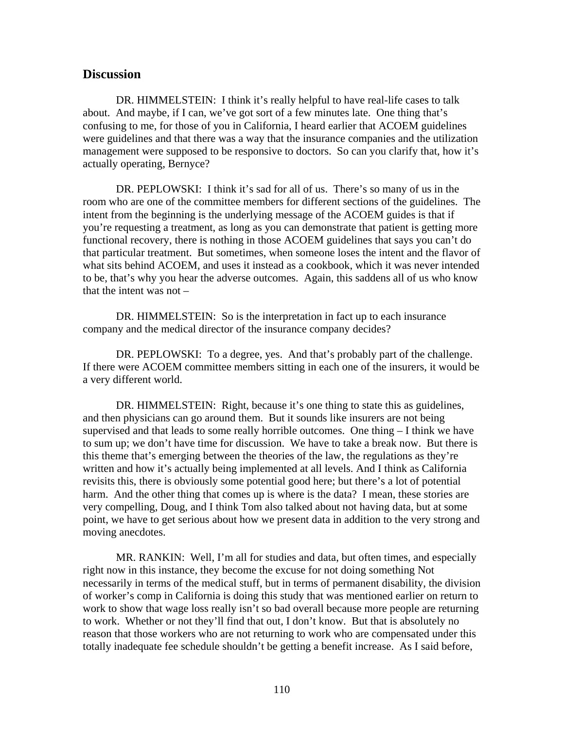## Discussion

DR. HIMMELSTEIN: I think it's really helpful to have real-life cases to talk about. And maybe, if I can, we've got sort of a few minutes late. One thing that's confusing to me, for those of you in California, I heard earlier that ACOEM guidelines were guidelines and that there was a way that the insurance companies and the utilization management were supposed to be responsive to doctors. So can you clarify that, how it's actually operating, Bernyce?

DR. PEPLOWSKI: I think it's sad for all of us. There's so many of us in the room who are one of the committee members for different sections of the guidelines. The intent from the beginning is the underlying message of the ACOEM guides is that if you're requesting a treatment, as long as you can demonstrate that patient is getting more functional recovery, there is nothing in those ACOEM guidelines that says you can't do that particular treatment. But sometimes, when someone loses the intent and the flavor of what sits behind ACOEM, and uses it instead as a cookbook, which it was never intended to be, that's why you hear the adverse outcomes. Again, this saddens all of us who know that the intent was not –

DR. HIMMELSTEIN: So is the interpretation in fact up to each insurance company and the medical director of the insurance company decides?

DR. PEPLOWSKI: To a degree, yes. And that's probably part of the challenge. If there were ACOEM committee members sitting in each one of the insurers, it would be a very different world.

DR. HIMMELSTEIN: Right, because it's one thing to state this as guidelines, and then physicians can go around them. But it sounds like insurers are not being supervised and that leads to some really horrible outcomes. One thing – I think we have to sum up; we don't have time for discussion. We have to take a break now. But there is this theme that's emerging between the theories of the law, the regulations as they're written and how it's actually being implemented at all levels. And I think as California revisits this, there is obviously some potential good here; but there's a lot of potential harm. And the other thing that comes up is where is the data? I mean, these stories are very compelling, Doug, and I think Tom also talked about not having data, but at some point, we have to get serious about how we present data in addition to the very strong and moving anecdotes.

MR. RANKIN: Well, I'm all for studies and data, but often times, and especially right now in this instance, they become the excuse for not doing something Not necessarily in terms of the medical stuff, but in terms of permanent disability, the division of worker's comp in California is doing this study that was mentioned earlier on return to work to show that wage loss really isn't so bad overall because more people are returning to work. Whether or not they'll find that out, I don't know. But that is absolutely no reason that those workers who are not returning to work who are compensated under this totally inadequate fee schedule shouldn't be getting a benefit increase. As I said before,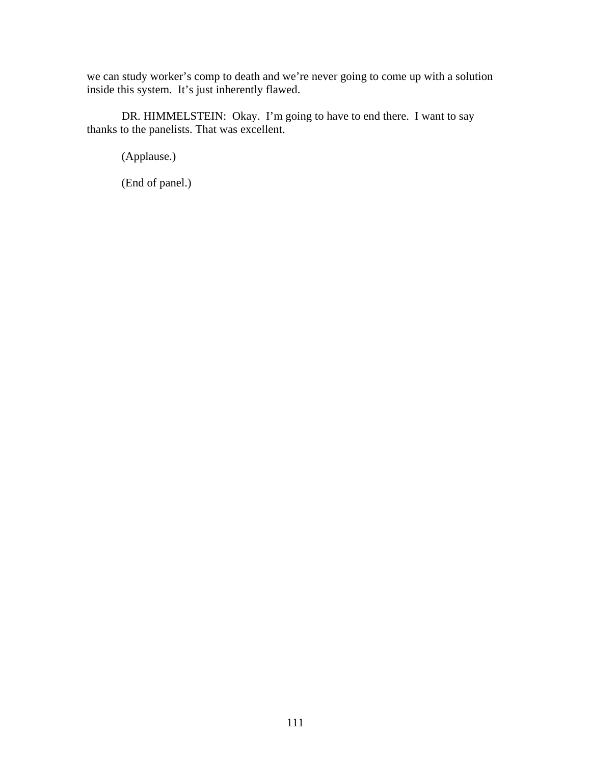we can study worker's comp to death and we're never going to come up with a solution inside this system.  It's just inherently flawed.

DR. HIMMELSTEIN:  Okay.  I'm going to have to end there.  I want to say thanks to the panelists. That was excellent.

(Applause.)

(End of panel.)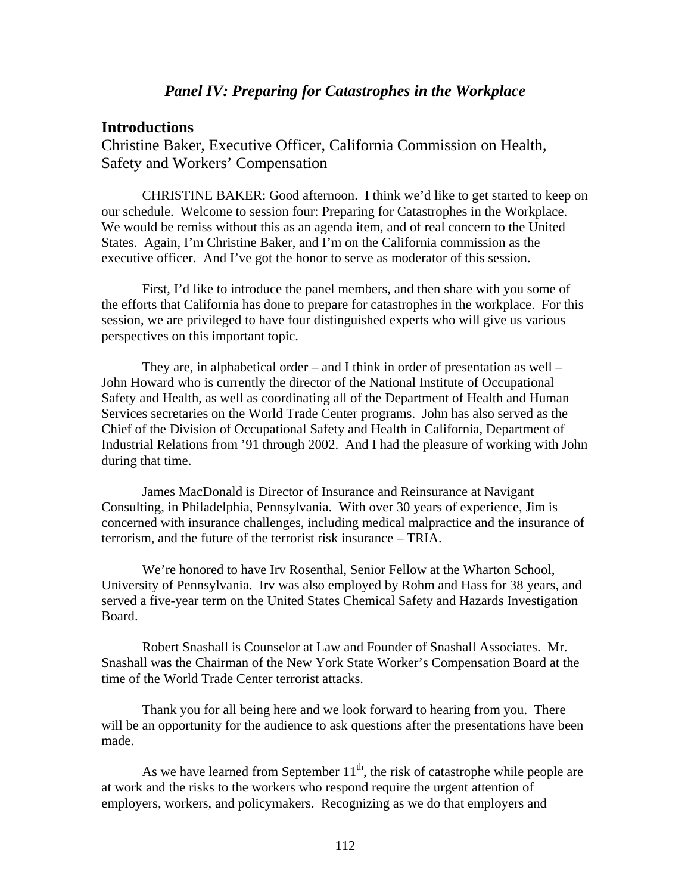## *Panel IV: Preparing for Catastrophes in the Workplace*

### Introductions

Christine Baker, Executive Officer, California Commission on Health, Safety and Workers' Compensation

CHRISTINE BAKER: Good afternoon. I think we'd like to get started to keep on our schedule. Welcome to session four: Preparing for Catastrophes in the Workplace. We would be remiss without this as an agenda item, and of real concern to the United States. Again, I'm Christine Baker, and I'm on the California commission as the executive officer. And I've got the honor to serve as moderator of this session.

First, I'd like to introduce the panel members, and then share with you some of the efforts that California has done to prepare for catastrophes in the workplace. For this session, we are privileged to have four distinguished experts who will give us various perspectives on this important topic.

They are, in alphabetical order – and I think in order of presentation as well – John Howard who is currently the director of the National Institute of Occupational Safety and Health, as well as coordinating all of the Department of Health and Human Services secretaries on the World Trade Center programs. John has also served as the Chief of the Division of Occupational Safety and Health in California, Department of Industrial Relations from '91 through 2002. And I had the pleasure of working with John during that time.

James MacDonald is Director of Insurance and Reinsurance at Navigant Consulting, in Philadelphia, Pennsylvania. With over 30 years of experience, Jim is concerned with insurance challenges, including medical malpractice and the insurance of terrorism, and the future of the terrorist risk insurance – TRIA.

We're honored to have Irv Rosenthal, Senior Fellow at the Wharton School, University of Pennsylvania. Irv was also employed by Rohm and Hass for 38 years, and served a five-year term on the United States Chemical Safety and Hazards Investigation Board.

Robert Snashall is Counselor at Law and Founder of Snashall Associates. Mr. Snashall was the Chairman of the New York State Worker's Compensation Board at the time of the World Trade Center terrorist attacks.

Thank you for all being here and we look forward to hearing from you. There will be an opportunity for the audience to ask questions after the presentations have been made.

As we have learned from September 11th, the risk of catastrophe while people are at work and the risks to the workers who respond require the urgent attention of employers, workers, and policymakers. Recognizing as we do that employers and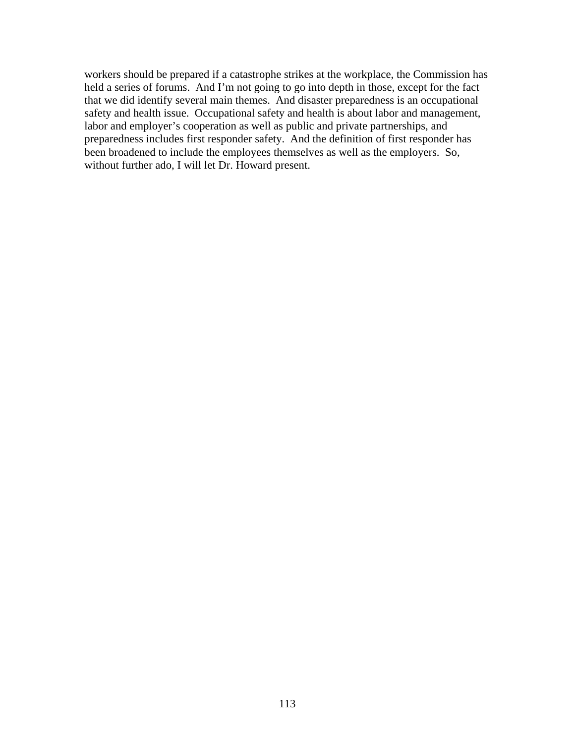workers should be prepared if a catastrophe strikes at the workplace, the Commission has held a series of forums. And I'm not going to go into depth in those, except for the fact that we did identify several main themes. And disaster preparedness is an occupational safety and health issue. Occupational safety and health is about labor and management, labor and employer's cooperation as well as public and private partnerships, and preparedness includes first responder safety. And the definition of first responder has been broadened to include the employees themselves as well as the employers. So, without further ado, I will let Dr. Howard present.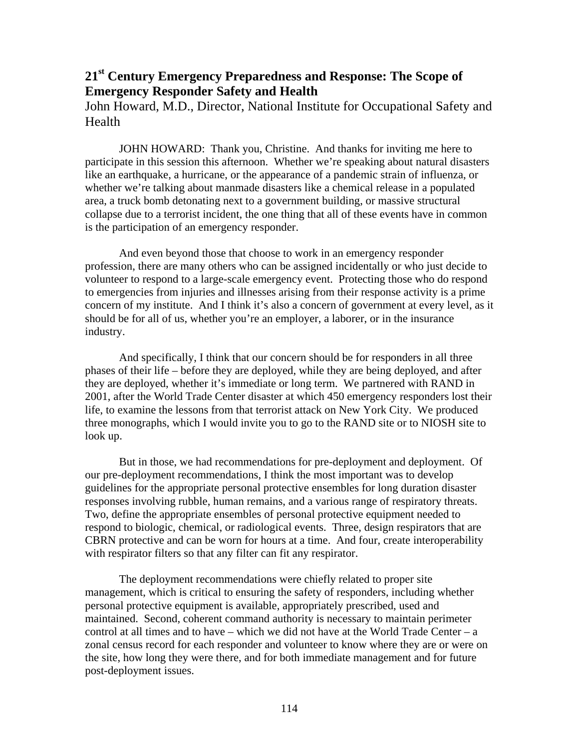## 21st Century Emergency Preparedness and Response: The Scope of Emergency Responder Safety and Health

John Howard, M.D., Director, National Institute for Occupational Safety and Health

JOHN HOWARD: Thank you, Christine. And thanks for inviting me here to participate in this session this afternoon. Whether we're speaking about natural disasters like an earthquake, a hurricane, or the appearance of a pandemic strain of influenza, or whether we're talking about manmade disasters like a chemical release in a populated area, a truck bomb detonating next to a government building, or massive structural collapse due to a terrorist incident, the one thing that all of these events have in common is the participation of an emergency responder.

And even beyond those that choose to work in an emergency responder profession, there are many others who can be assigned incidentally or who just decide to volunteer to respond to a large-scale emergency event. Protecting those who do respond to emergencies from injuries and illnesses arising from their response activity is a prime concern of my institute. And I think it's also a concern of government at every level, as it should be for all of us, whether you're an employer, a laborer, or in the insurance industry.

And specifically, I think that our concern should be for responders in all three phases of their life – before they are deployed, while they are being deployed, and after they are deployed, whether it's immediate or long term. We partnered with RAND in 2001, after the World Trade Center disaster at which 450 emergency responders lost their life, to examine the lessons from that terrorist attack on New York City. We produced three monographs, which I would invite you to go to the RAND site or to NIOSH site to look up.

But in those, we had recommendations for pre-deployment and deployment. Of our pre-deployment recommendations, I think the most important was to develop guidelines for the appropriate personal protective ensembles for long duration disaster responses involving rubble, human remains, and a various range of respiratory threats. Two, define the appropriate ensembles of personal protective equipment needed to respond to biologic, chemical, or radiological events. Three, design respirators that are CBRN protective and can be worn for hours at a time. And four, create interoperability with respirator filters so that any filter can fit any respirator.

The deployment recommendations were chiefly related to proper site management, which is critical to ensuring the safety of responders, including whether personal protective equipment is available, appropriately prescribed, used and maintained. Second, coherent command authority is necessary to maintain perimeter control at all times and to have – which we did not have at the World Trade Center – a zonal census record for each responder and volunteer to know where they are or were on the site, how long they were there, and for both immediate management and for future post-deployment issues.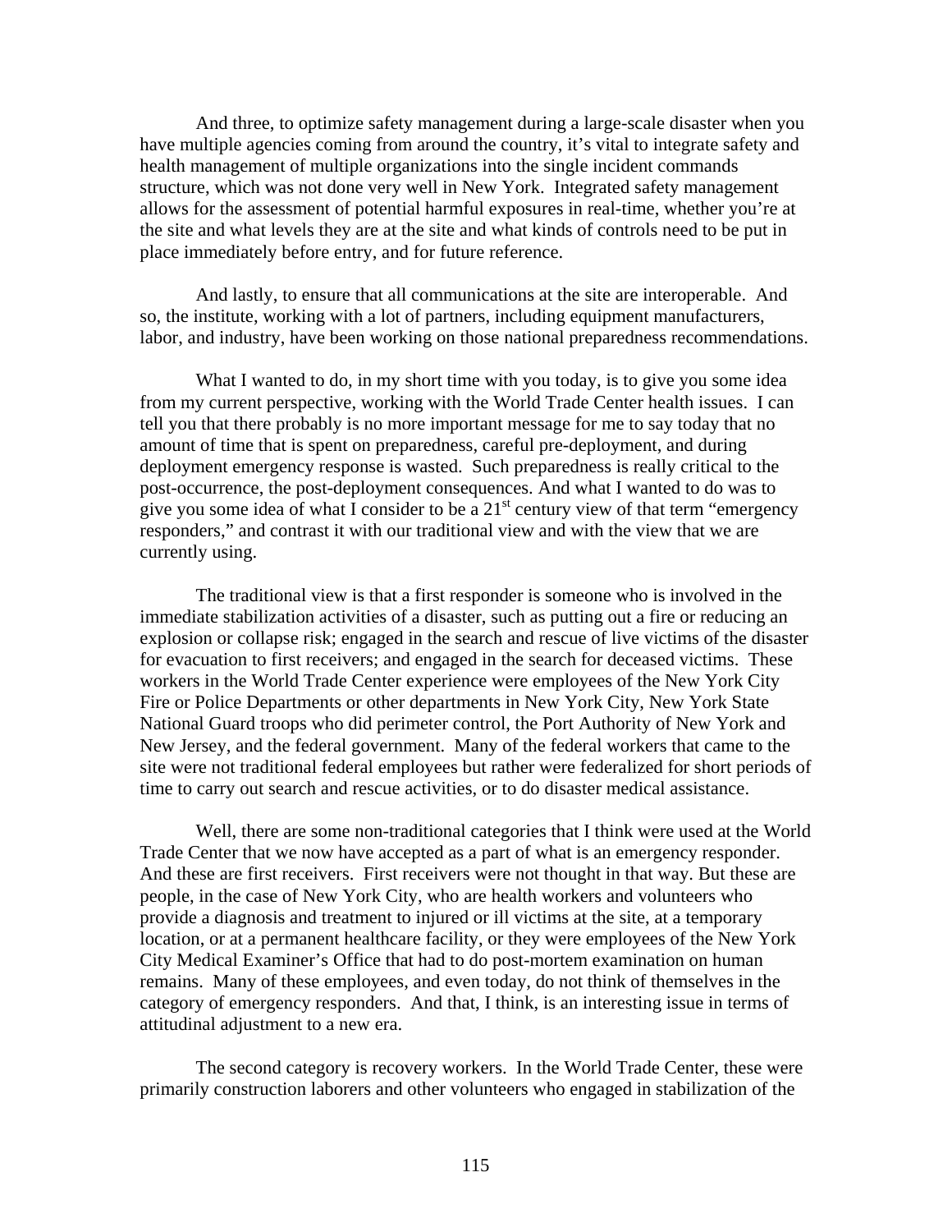And three, to optimize safety management during a large-scale disaster when you have multiple agencies coming from around the country, it's vital to integrate safety and health management of multiple organizations into the single incident commands structure, which was not done very well in New York. Integrated safety management allows for the assessment of potential harmful exposures in real-time, whether you're at the site and what levels they are at the site and what kinds of controls need to be put in place immediately before entry, and for future reference.

And lastly, to ensure that all communications at the site are interoperable. And so, the institute, working with a lot of partners, including equipment manufacturers, labor, and industry, have been working on those national preparedness recommendations.

What I wanted to do, in my short time with you today, is to give you some idea from my current perspective, working with the World Trade Center health issues. I can tell you that there probably is no more important message for me to say today that no amount of time that is spent on preparedness, careful pre-deployment, and during deployment emergency response is wasted. Such preparedness is really critical to the post-occurrence, the post-deployment consequences. And what I wanted to do was to give you some idea of what I consider to be a 21st century view of that term "emergency responders," and contrast it with our traditional view and with the view that we are currently using.

The traditional view is that a first responder is someone who is involved in the immediate stabilization activities of a disaster, such as putting out a fire or reducing an explosion or collapse risk; engaged in the search and rescue of live victims of the disaster for evacuation to first receivers; and engaged in the search for deceased victims. These workers in the World Trade Center experience were employees of the New York City Fire or Police Departments or other departments in New York City, New York State National Guard troops who did perimeter control, the Port Authority of New York and New Jersey, and the federal government. Many of the federal workers that came to the site were not traditional federal employees but rather were federalized for short periods of time to carry out search and rescue activities, or to do disaster medical assistance.

Well, there are some non-traditional categories that I think were used at the World Trade Center that we now have accepted as a part of what is an emergency responder. And these are first receivers. First receivers were not thought in that way. But these are people, in the case of New York City, who are health workers and volunteers who provide a diagnosis and treatment to injured or ill victims at the site, at a temporary location, or at a permanent healthcare facility, or they were employees of the New York City Medical Examiner's Office that had to do post-mortem examination on human remains. Many of these employees, and even today, do not think of themselves in the category of emergency responders. And that, I think, is an interesting issue in terms of attitudinal adjustment to a new era.

The second category is recovery workers. In the World Trade Center, these were primarily construction laborers and other volunteers who engaged in stabilization of the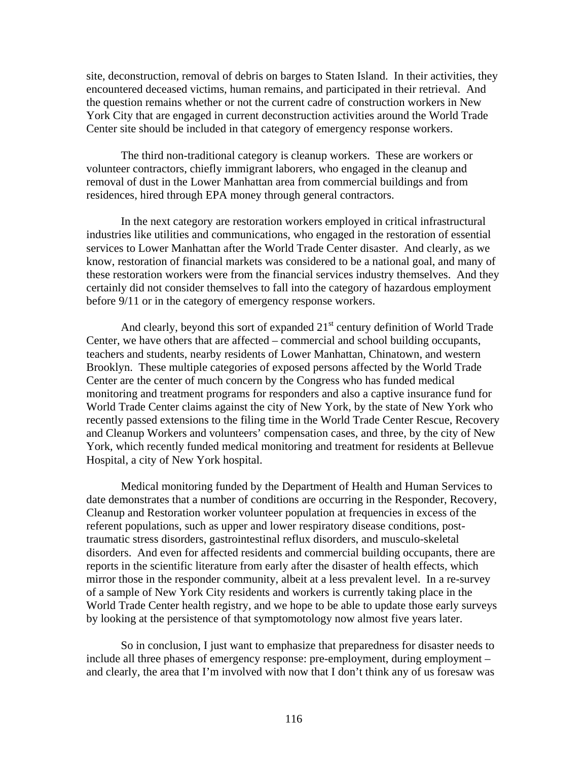site, deconstruction, removal of debris on barges to Staten Island. In their activities, they encountered deceased victims, human remains, and participated in their retrieval. And the question remains whether or not the current cadre of construction workers in New York City that are engaged in current deconstruction activities around the World Trade Center site should be included in that category of emergency response workers.

The third non-traditional category is cleanup workers. These are workers or volunteer contractors, chiefly immigrant laborers, who engaged in the cleanup and removal of dust in the Lower Manhattan area from commercial buildings and from residences, hired through EPA money through general contractors.

In the next category are restoration workers employed in critical infrastructural industries like utilities and communications, who engaged in the restoration of essential services to Lower Manhattan after the World Trade Center disaster. And clearly, as we know, restoration of financial markets was considered to be a national goal, and many of these restoration workers were from the financial services industry themselves. And they certainly did not consider themselves to fall into the category of hazardous employment before 9/11 or in the category of emergency response workers.

And clearly, beyond this sort of expanded 21st century definition of World Trade Center, we have others that are affected – commercial and school building occupants, teachers and students, nearby residents of Lower Manhattan, Chinatown, and western Brooklyn. These multiple categories of exposed persons affected by the World Trade Center are the center of much concern by the Congress who has funded medical monitoring and treatment programs for responders and also a captive insurance fund for World Trade Center claims against the city of New York, by the state of New York who recently passed extensions to the filing time in the World Trade Center Rescue, Recovery and Cleanup Workers and volunteers' compensation cases, and three, by the city of New York, which recently funded medical monitoring and treatment for residents at Bellevue Hospital, a city of New York hospital.

Medical monitoring funded by the Department of Health and Human Services to date demonstrates that a number of conditions are occurring in the Responder, Recovery, Cleanup and Restoration worker volunteer population at frequencies in excess of the referent populations, such as upper and lower respiratory disease conditions, post-traumatic stress disorders, gastrointestinal reflux disorders, and musculo-skeletal disorders. And even for affected residents and commercial building occupants, there are reports in the scientific literature from early after the disaster of health effects, which mirror those in the responder community, albeit at a less prevalent level. In a re-survey of a sample of New York City residents and workers is currently taking place in the World Trade Center health registry, and we hope to be able to update those early surveys by looking at the persistence of that symptomotology now almost five years later.

So in conclusion, I just want to emphasize that preparedness for disaster needs to include all three phases of emergency response: pre-employment, during employment – and clearly, the area that I'm involved with now that I don't think any of us foresaw was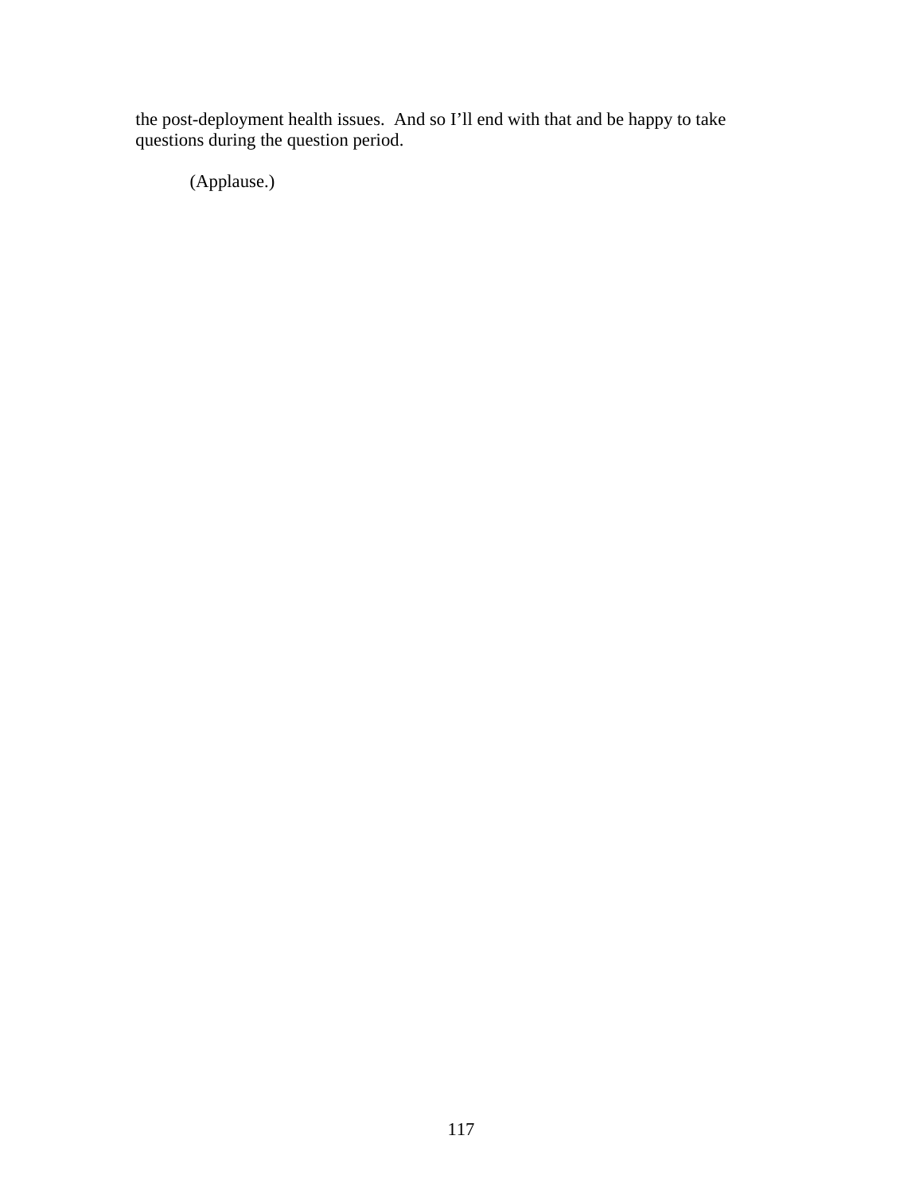the post-deployment health issues.  And so I'll end with that and be happy to take questions during the question period.

(Applause.)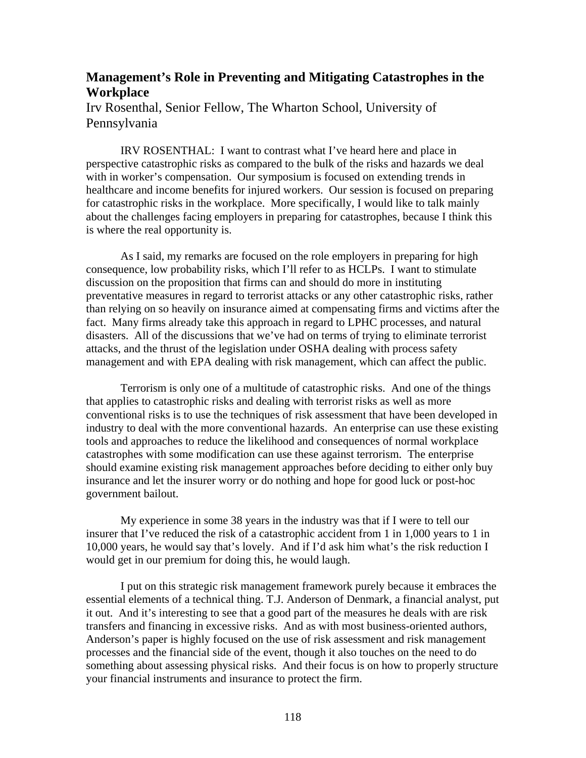## Management's Role in Preventing and Mitigating Catastrophes in the Workplace

Irv Rosenthal, Senior Fellow, The Wharton School, University of Pennsylvania

IRV ROSENTHAL: I want to contrast what I've heard here and place in perspective catastrophic risks as compared to the bulk of the risks and hazards we deal with in worker's compensation. Our symposium is focused on extending trends in healthcare and income benefits for injured workers. Our session is focused on preparing for catastrophic risks in the workplace. More specifically, I would like to talk mainly about the challenges facing employers in preparing for catastrophes, because I think this is where the real opportunity is.

As I said, my remarks are focused on the role employers in preparing for high consequence, low probability risks, which I'll refer to as HCLPs. I want to stimulate discussion on the proposition that firms can and should do more in instituting preventative measures in regard to terrorist attacks or any other catastrophic risks, rather than relying on so heavily on insurance aimed at compensating firms and victims after the fact. Many firms already take this approach in regard to LPHC processes, and natural disasters. All of the discussions that we've had on terms of trying to eliminate terrorist attacks, and the thrust of the legislation under OSHA dealing with process safety management and with EPA dealing with risk management, which can affect the public.

Terrorism is only one of a multitude of catastrophic risks. And one of the things that applies to catastrophic risks and dealing with terrorist risks as well as more conventional risks is to use the techniques of risk assessment that have been developed in industry to deal with the more conventional hazards. An enterprise can use these existing tools and approaches to reduce the likelihood and consequences of normal workplace catastrophes with some modification can use these against terrorism. The enterprise should examine existing risk management approaches before deciding to either only buy insurance and let the insurer worry or do nothing and hope for good luck or post-hoc government bailout.

My experience in some 38 years in the industry was that if I were to tell our insurer that I've reduced the risk of a catastrophic accident from 1 in 1,000 years to 1 in 10,000 years, he would say that's lovely. And if I'd ask him what's the risk reduction I would get in our premium for doing this, he would laugh.

I put on this strategic risk management framework purely because it embraces the essential elements of a technical thing. T.J. Anderson of Denmark, a financial analyst, put it out. And it's interesting to see that a good part of the measures he deals with are risk transfers and financing in excessive risks. And as with most business-oriented authors, Anderson's paper is highly focused on the use of risk assessment and risk management processes and the financial side of the event, though it also touches on the need to do something about assessing physical risks. And their focus is on how to properly structure your financial instruments and insurance to protect the firm.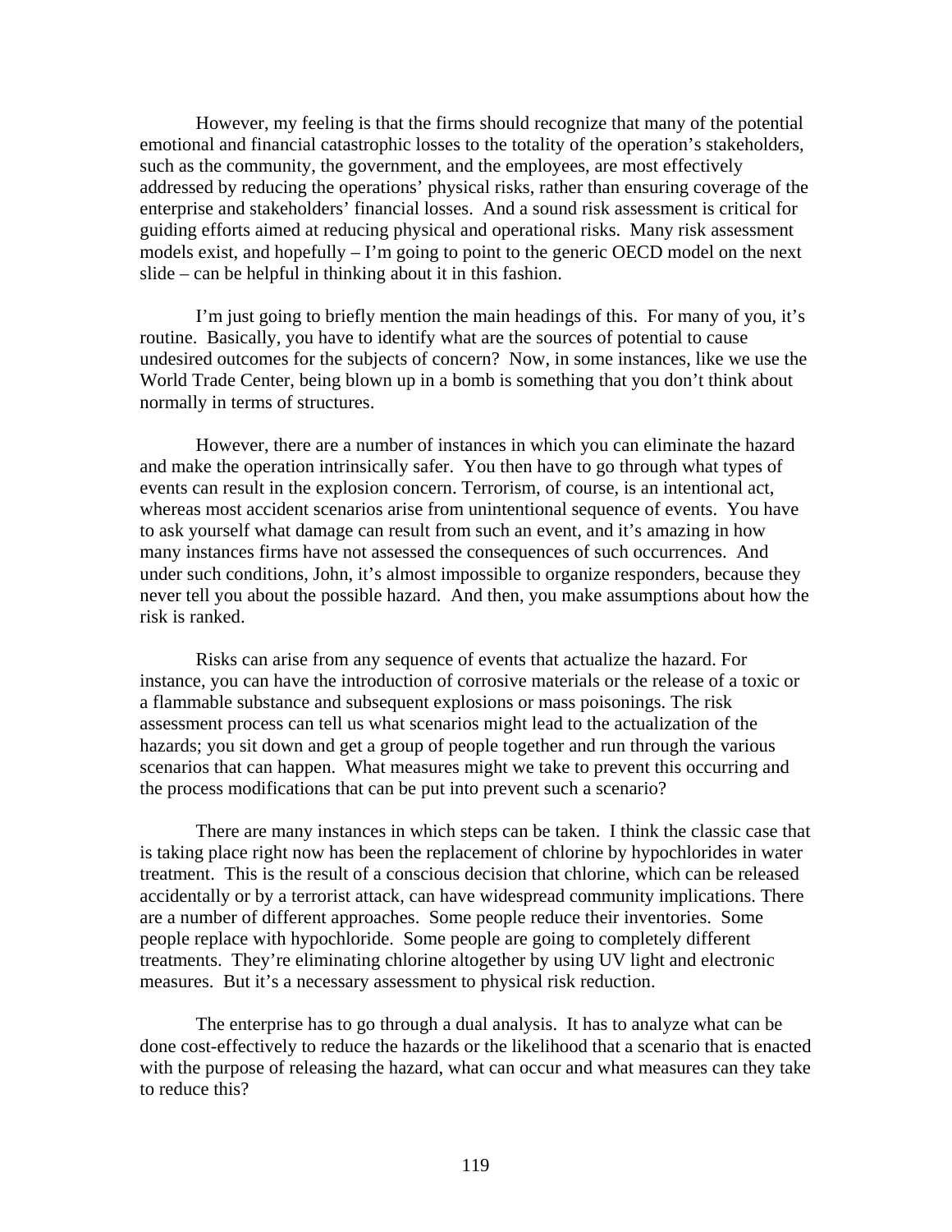However, my feeling is that the firms should recognize that many of the potential emotional and financial catastrophic losses to the totality of the operation's stakeholders, such as the community, the government, and the employees, are most effectively addressed by reducing the operations' physical risks, rather than ensuring coverage of the enterprise and stakeholders' financial losses. And a sound risk assessment is critical for guiding efforts aimed at reducing physical and operational risks. Many risk assessment models exist, and hopefully – I'm going to point to the generic OECD model on the next slide – can be helpful in thinking about it in this fashion.

I'm just going to briefly mention the main headings of this. For many of you, it's routine. Basically, you have to identify what are the sources of potential to cause undesired outcomes for the subjects of concern? Now, in some instances, like we use the World Trade Center, being blown up in a bomb is something that you don't think about normally in terms of structures.

However, there are a number of instances in which you can eliminate the hazard and make the operation intrinsically safer. You then have to go through what types of events can result in the explosion concern. Terrorism, of course, is an intentional act, whereas most accident scenarios arise from unintentional sequence of events. You have to ask yourself what damage can result from such an event, and it's amazing in how many instances firms have not assessed the consequences of such occurrences. And under such conditions, John, it's almost impossible to organize responders, because they never tell you about the possible hazard. And then, you make assumptions about how the risk is ranked.

Risks can arise from any sequence of events that actualize the hazard. For instance, you can have the introduction of corrosive materials or the release of a toxic or a flammable substance and subsequent explosions or mass poisonings. The risk assessment process can tell us what scenarios might lead to the actualization of the hazards; you sit down and get a group of people together and run through the various scenarios that can happen. What measures might we take to prevent this occurring and the process modifications that can be put into prevent such a scenario?

There are many instances in which steps can be taken. I think the classic case that is taking place right now has been the replacement of chlorine by hypochlorides in water treatment. This is the result of a conscious decision that chlorine, which can be released accidentally or by a terrorist attack, can have widespread community implications. There are a number of different approaches. Some people reduce their inventories. Some people replace with hypochloride. Some people are going to completely different treatments. They're eliminating chlorine altogether by using UV light and electronic measures. But it's a necessary assessment to physical risk reduction.

The enterprise has to go through a dual analysis. It has to analyze what can be done cost-effectively to reduce the hazards or the likelihood that a scenario that is enacted with the purpose of releasing the hazard, what can occur and what measures can they take to reduce this?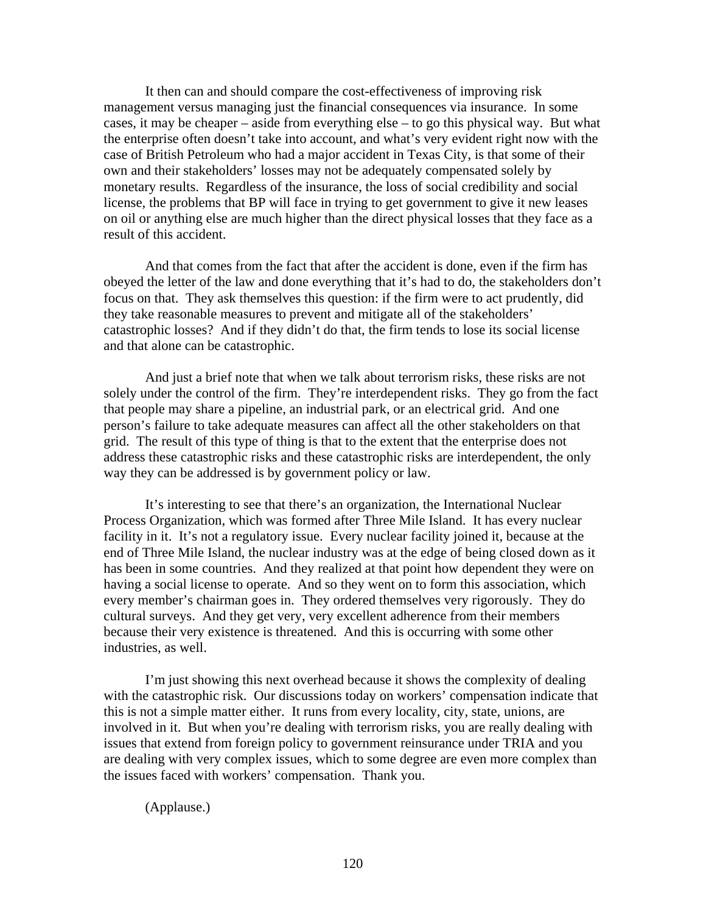It then can and should compare the cost-effectiveness of improving risk management versus managing just the financial consequences via insurance. In some cases, it may be cheaper – aside from everything else – to go this physical way. But what the enterprise often doesn't take into account, and what's very evident right now with the case of British Petroleum who had a major accident in Texas City, is that some of their own and their stakeholders' losses may not be adequately compensated solely by monetary results. Regardless of the insurance, the loss of social credibility and social license, the problems that BP will face in trying to get government to give it new leases on oil or anything else are much higher than the direct physical losses that they face as a result of this accident.

And that comes from the fact that after the accident is done, even if the firm has obeyed the letter of the law and done everything that it's had to do, the stakeholders don't focus on that. They ask themselves this question: if the firm were to act prudently, did they take reasonable measures to prevent and mitigate all of the stakeholders' catastrophic losses? And if they didn't do that, the firm tends to lose its social license and that alone can be catastrophic.

And just a brief note that when we talk about terrorism risks, these risks are not solely under the control of the firm. They're interdependent risks. They go from the fact that people may share a pipeline, an industrial park, or an electrical grid. And one person's failure to take adequate measures can affect all the other stakeholders on that grid. The result of this type of thing is that to the extent that the enterprise does not address these catastrophic risks and these catastrophic risks are interdependent, the only way they can be addressed is by government policy or law.

It's interesting to see that there's an organization, the International Nuclear Process Organization, which was formed after Three Mile Island. It has every nuclear facility in it. It's not a regulatory issue. Every nuclear facility joined it, because at the end of Three Mile Island, the nuclear industry was at the edge of being closed down as it has been in some countries. And they realized at that point how dependent they were on having a social license to operate. And so they went on to form this association, which every member's chairman goes in. They ordered themselves very rigorously. They do cultural surveys. And they get very, very excellent adherence from their members because their very existence is threatened. And this is occurring with some other industries, as well.

I'm just showing this next overhead because it shows the complexity of dealing with the catastrophic risk. Our discussions today on workers' compensation indicate that this is not a simple matter either. It runs from every locality, city, state, unions, are involved in it. But when you're dealing with terrorism risks, you are really dealing with issues that extend from foreign policy to government reinsurance under TRIA and you are dealing with very complex issues, which to some degree are even more complex than the issues faced with workers' compensation. Thank you.

(Applause.)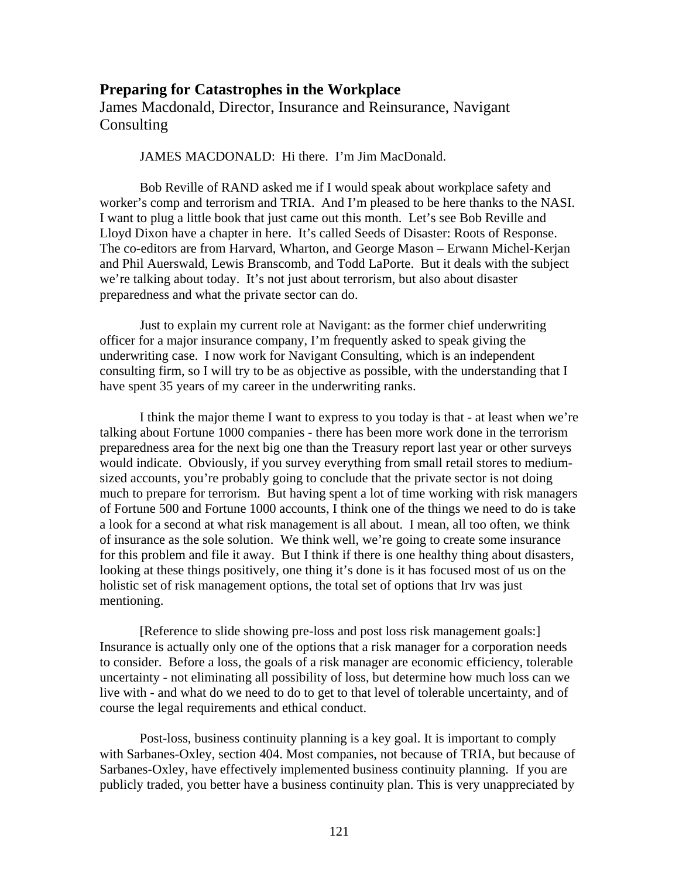### Preparing for Catastrophes in the Workplace

James Macdonald, Director, Insurance and Reinsurance, Navigant Consulting

JAMES MACDONALD: Hi there. I'm Jim MacDonald.

Bob Reville of RAND asked me if I would speak about workplace safety and worker's comp and terrorism and TRIA. And I'm pleased to be here thanks to the NASI. I want to plug a little book that just came out this month. Let's see Bob Reville and Lloyd Dixon have a chapter in here. It's called Seeds of Disaster: Roots of Response. The co-editors are from Harvard, Wharton, and George Mason – Erwann Michel-Kerjan and Phil Auerswald, Lewis Branscomb, and Todd LaPorte. But it deals with the subject we're talking about today. It's not just about terrorism, but also about disaster preparedness and what the private sector can do.

Just to explain my current role at Navigant: as the former chief underwriting officer for a major insurance company, I'm frequently asked to speak giving the underwriting case. I now work for Navigant Consulting, which is an independent consulting firm, so I will try to be as objective as possible, with the understanding that I have spent 35 years of my career in the underwriting ranks.

I think the major theme I want to express to you today is that - at least when we're talking about Fortune 1000 companies - there has been more work done in the terrorism preparedness area for the next big one than the Treasury report last year or other surveys would indicate. Obviously, if you survey everything from small retail stores to medium-sized accounts, you're probably going to conclude that the private sector is not doing much to prepare for terrorism. But having spent a lot of time working with risk managers of Fortune 500 and Fortune 1000 accounts, I think one of the things we need to do is take a look for a second at what risk management is all about. I mean, all too often, we think of insurance as the sole solution. We think well, we're going to create some insurance for this problem and file it away. But I think if there is one healthy thing about disasters, looking at these things positively, one thing it's done is it has focused most of us on the holistic set of risk management options, the total set of options that Irv was just mentioning.

[Reference to slide showing pre-loss and post loss risk management goals:] Insurance is actually only one of the options that a risk manager for a corporation needs to consider. Before a loss, the goals of a risk manager are economic efficiency, tolerable uncertainty - not eliminating all possibility of loss, but determine how much loss can we live with - and what do we need to do to get to that level of tolerable uncertainty, and of course the legal requirements and ethical conduct.

Post-loss, business continuity planning is a key goal. It is important to comply with Sarbanes-Oxley, section 404. Most companies, not because of TRIA, but because of Sarbanes-Oxley, have effectively implemented business continuity planning. If you are publicly traded, you better have a business continuity plan. This is very unappreciated by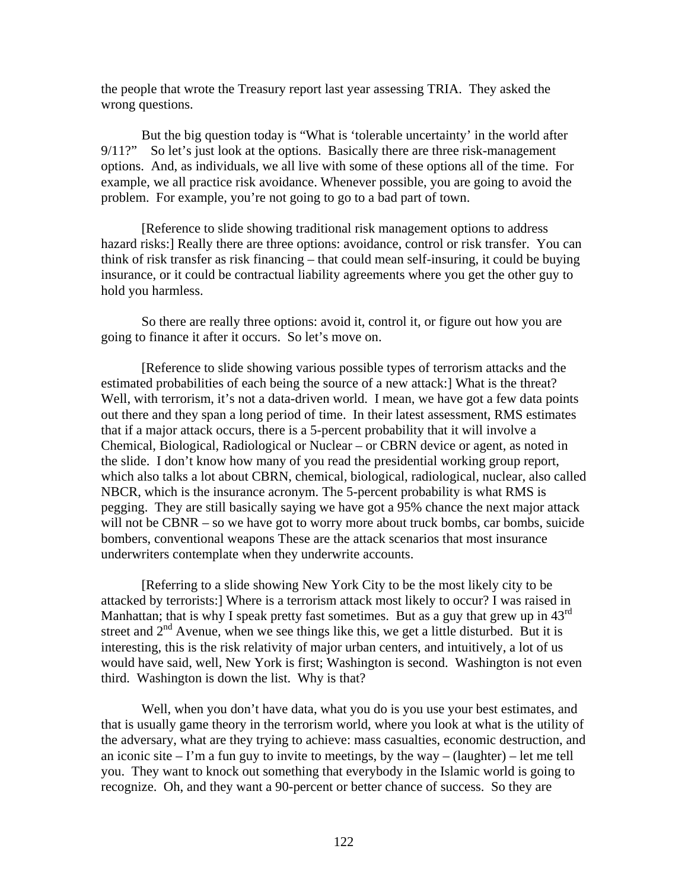the people that wrote the Treasury report last year assessing TRIA. They asked the wrong questions.

But the big question today is "What is 'tolerable uncertainty' in the world after 9/11?" So let's just look at the options. Basically there are three risk-management options. And, as individuals, we all live with some of these options all of the time. For example, we all practice risk avoidance. Whenever possible, you are going to avoid the problem. For example, you're not going to go to a bad part of town.

[Reference to slide showing traditional risk management options to address hazard risks:] Really there are three options: avoidance, control or risk transfer. You can think of risk transfer as risk financing – that could mean self-insuring, it could be buying insurance, or it could be contractual liability agreements where you get the other guy to hold you harmless.

So there are really three options: avoid it, control it, or figure out how you are going to finance it after it occurs. So let's move on.

[Reference to slide showing various possible types of terrorism attacks and the estimated probabilities of each being the source of a new attack:] What is the threat? Well, with terrorism, it's not a data-driven world. I mean, we have got a few data points out there and they span a long period of time. In their latest assessment, RMS estimates that if a major attack occurs, there is a 5-percent probability that it will involve a Chemical, Biological, Radiological or Nuclear – or CBRN device or agent, as noted in the slide. I don't know how many of you read the presidential working group report, which also talks a lot about CBRN, chemical, biological, radiological, nuclear, also called NBCR, which is the insurance acronym. The 5-percent probability is what RMS is pegging. They are still basically saying we have got a 95% chance the next major attack will not be CBNR – so we have got to worry more about truck bombs, car bombs, suicide bombers, conventional weapons These are the attack scenarios that most insurance underwriters contemplate when they underwrite accounts.

[Referring to a slide showing New York City to be the most likely city to be attacked by terrorists:] Where is a terrorism attack most likely to occur? I was raised in Manhattan; that is why I speak pretty fast sometimes. But as a guy that grew up in 43rd street and 2nd Avenue, when we see things like this, we get a little disturbed. But it is interesting, this is the risk relativity of major urban centers, and intuitively, a lot of us would have said, well, New York is first; Washington is second. Washington is not even third. Washington is down the list. Why is that?

Well, when you don't have data, what you do is you use your best estimates, and that is usually game theory in the terrorism world, where you look at what is the utility of the adversary, what are they trying to achieve: mass casualties, economic destruction, and an iconic site – I'm a fun guy to invite to meetings, by the way – (laughter) – let me tell you. They want to knock out something that everybody in the Islamic world is going to recognize. Oh, and they want a 90-percent or better chance of success. So they are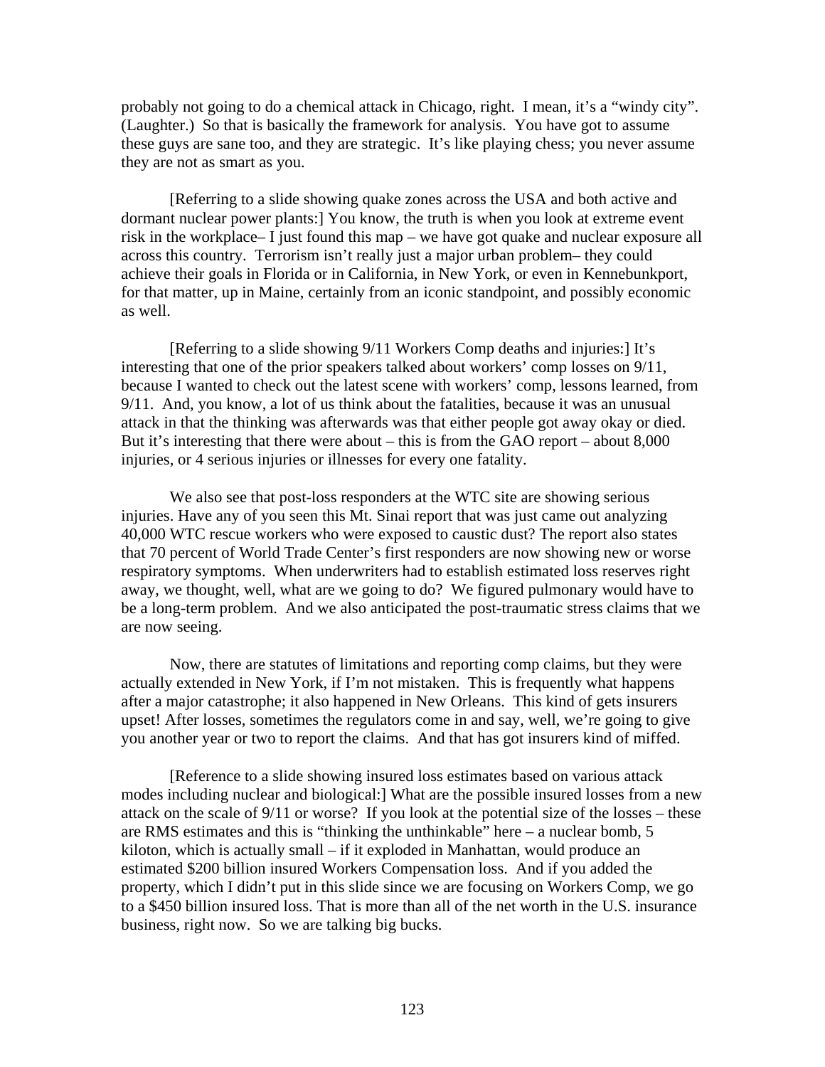probably not going to do a chemical attack in Chicago, right. I mean, it's a "windy city". (Laughter.) So that is basically the framework for analysis. You have got to assume these guys are sane too, and they are strategic. It's like playing chess; you never assume they are not as smart as you.

[Referring to a slide showing quake zones across the USA and both active and dormant nuclear power plants:] You know, the truth is when you look at extreme event risk in the workplace– I just found this map – we have got quake and nuclear exposure all across this country. Terrorism isn't really just a major urban problem– they could achieve their goals in Florida or in California, in New York, or even in Kennebunkport, for that matter, up in Maine, certainly from an iconic standpoint, and possibly economic as well.

[Referring to a slide showing 9/11 Workers Comp deaths and injuries:] It's interesting that one of the prior speakers talked about workers' comp losses on 9/11, because I wanted to check out the latest scene with workers' comp, lessons learned, from 9/11. And, you know, a lot of us think about the fatalities, because it was an unusual attack in that the thinking was afterwards was that either people got away okay or died. But it's interesting that there were about – this is from the GAO report – about 8,000 injuries, or 4 serious injuries or illnesses for every one fatality.

We also see that post-loss responders at the WTC site are showing serious injuries. Have any of you seen this Mt. Sinai report that was just came out analyzing 40,000 WTC rescue workers who were exposed to caustic dust? The report also states that 70 percent of World Trade Center's first responders are now showing new or worse respiratory symptoms. When underwriters had to establish estimated loss reserves right away, we thought, well, what are we going to do? We figured pulmonary would have to be a long-term problem. And we also anticipated the post-traumatic stress claims that we are now seeing.

Now, there are statutes of limitations and reporting comp claims, but they were actually extended in New York, if I'm not mistaken. This is frequently what happens after a major catastrophe; it also happened in New Orleans. This kind of gets insurers upset! After losses, sometimes the regulators come in and say, well, we're going to give you another year or two to report the claims. And that has got insurers kind of miffed.

[Reference to a slide showing insured loss estimates based on various attack modes including nuclear and biological:] What are the possible insured losses from a new attack on the scale of 9/11 or worse? If you look at the potential size of the losses – these are RMS estimates and this is "thinking the unthinkable" here – a nuclear bomb, 5 kiloton, which is actually small – if it exploded in Manhattan, would produce an estimated $200 billion insured Workers Compensation loss. And if you added the property, which I didn't put in this slide since we are focusing on Workers Comp, we go to a $450 billion insured loss. That is more than all of the net worth in the U.S. insurance business, right now. So we are talking big bucks.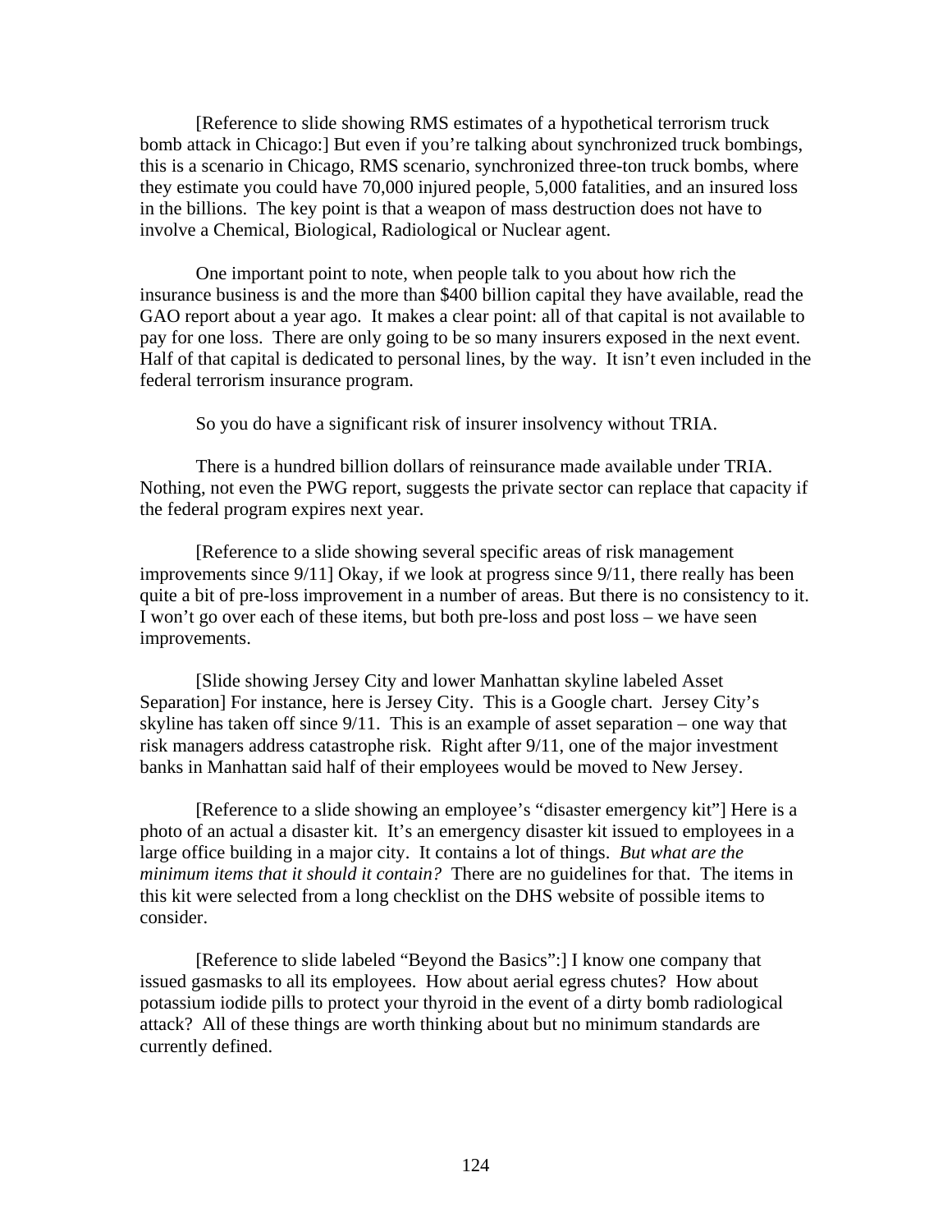[Reference to slide showing RMS estimates of a hypothetical terrorism truck bomb attack in Chicago:] But even if you're talking about synchronized truck bombings, this is a scenario in Chicago, RMS scenario, synchronized three-ton truck bombs, where they estimate you could have 70,000 injured people, 5,000 fatalities, and an insured loss in the billions. The key point is that a weapon of mass destruction does not have to involve a Chemical, Biological, Radiological or Nuclear agent.

One important point to note, when people talk to you about how rich the insurance business is and the more than $400 billion capital they have available, read the GAO report about a year ago. It makes a clear point: all of that capital is not available to pay for one loss. There are only going to be so many insurers exposed in the next event. Half of that capital is dedicated to personal lines, by the way. It isn't even included in the federal terrorism insurance program.

So you do have a significant risk of insurer insolvency without TRIA.

There is a hundred billion dollars of reinsurance made available under TRIA. Nothing, not even the PWG report, suggests the private sector can replace that capacity if the federal program expires next year.

[Reference to a slide showing several specific areas of risk management improvements since 9/11] Okay, if we look at progress since 9/11, there really has been quite a bit of pre-loss improvement in a number of areas. But there is no consistency to it. I won't go over each of these items, but both pre-loss and post loss – we have seen improvements.

[Slide showing Jersey City and lower Manhattan skyline labeled Asset Separation] For instance, here is Jersey City. This is a Google chart. Jersey City's skyline has taken off since 9/11. This is an example of asset separation – one way that risk managers address catastrophe risk. Right after 9/11, one of the major investment banks in Manhattan said half of their employees would be moved to New Jersey.

[Reference to a slide showing an employee's "disaster emergency kit"] Here is a photo of an actual a disaster kit. It's an emergency disaster kit issued to employees in a large office building in a major city. It contains a lot of things. *But what are the minimum items that it should it contain?* There are no guidelines for that. The items in this kit were selected from a long checklist on the DHS website of possible items to consider.

[Reference to slide labeled "Beyond the Basics":] I know one company that issued gasmasks to all its employees. How about aerial egress chutes? How about potassium iodide pills to protect your thyroid in the event of a dirty bomb radiological attack? All of these things are worth thinking about but no minimum standards are currently defined.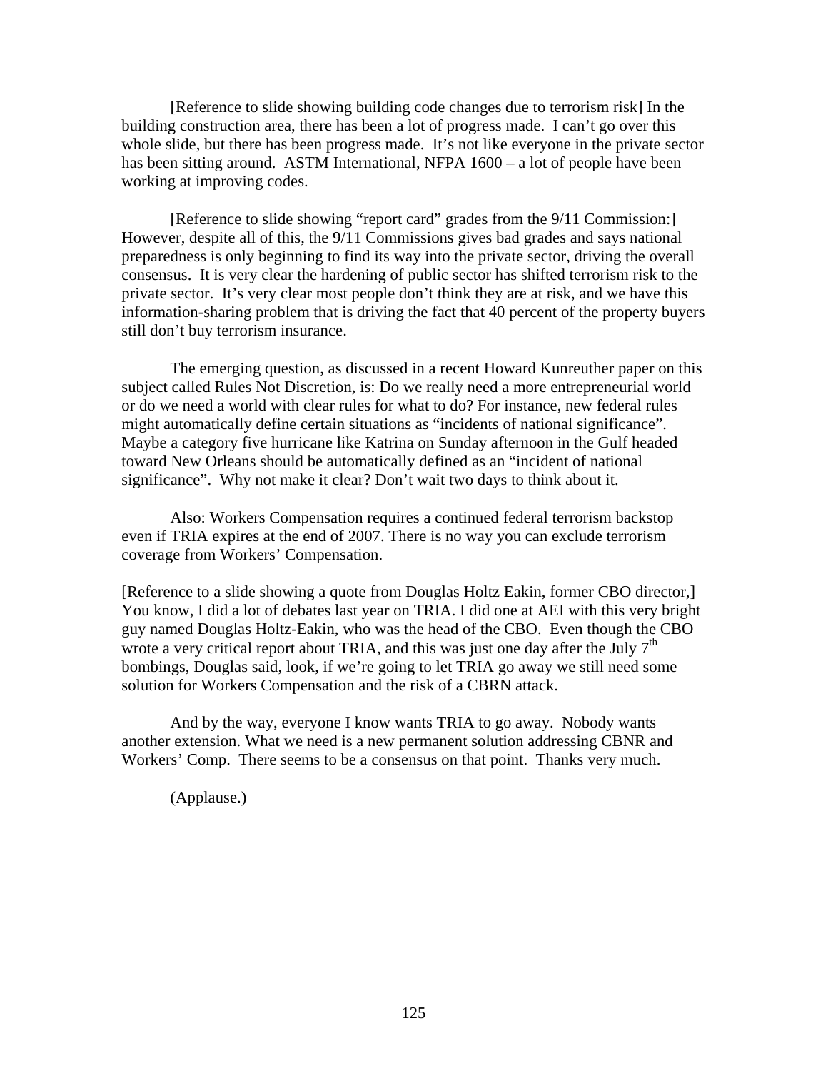[Reference to slide showing building code changes due to terrorism risk] In the building construction area, there has been a lot of progress made. I can't go over this whole slide, but there has been progress made. It's not like everyone in the private sector has been sitting around. ASTM International, NFPA 1600 – a lot of people have been working at improving codes.

[Reference to slide showing "report card" grades from the 9/11 Commission:] However, despite all of this, the 9/11 Commissions gives bad grades and says national preparedness is only beginning to find its way into the private sector, driving the overall consensus. It is very clear the hardening of public sector has shifted terrorism risk to the private sector. It's very clear most people don't think they are at risk, and we have this information-sharing problem that is driving the fact that 40 percent of the property buyers still don't buy terrorism insurance.

The emerging question, as discussed in a recent Howard Kunreuther paper on this subject called Rules Not Discretion, is: Do we really need a more entrepreneurial world or do we need a world with clear rules for what to do? For instance, new federal rules might automatically define certain situations as "incidents of national significance". Maybe a category five hurricane like Katrina on Sunday afternoon in the Gulf headed toward New Orleans should be automatically defined as an "incident of national significance". Why not make it clear? Don't wait two days to think about it.

Also: Workers Compensation requires a continued federal terrorism backstop even if TRIA expires at the end of 2007. There is no way you can exclude terrorism coverage from Workers' Compensation.

[Reference to a slide showing a quote from Douglas Holtz Eakin, former CBO director,] You know, I did a lot of debates last year on TRIA. I did one at AEI with this very bright guy named Douglas Holtz-Eakin, who was the head of the CBO. Even though the CBO wrote a very critical report about TRIA, and this was just one day after the July 7th bombings, Douglas said, look, if we're going to let TRIA go away we still need some solution for Workers Compensation and the risk of a CBRN attack.

And by the way, everyone I know wants TRIA to go away. Nobody wants another extension. What we need is a new permanent solution addressing CBNR and Workers' Comp. There seems to be a consensus on that point. Thanks very much.

(Applause.)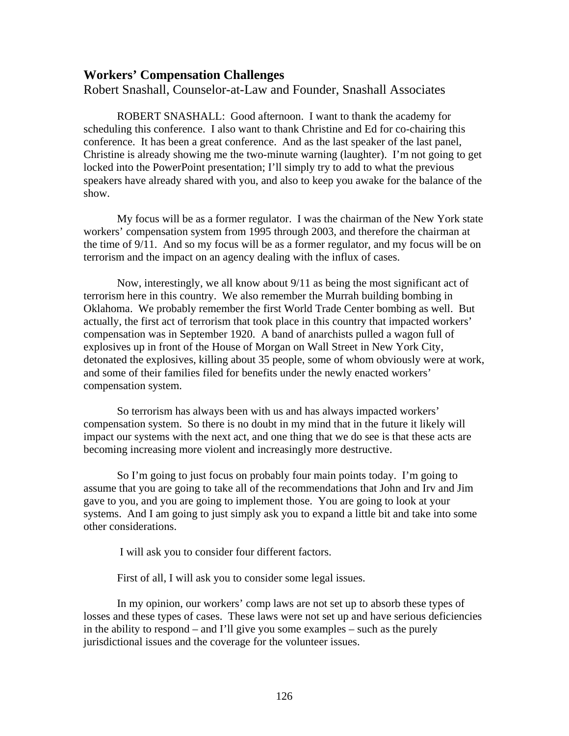## Workers' Compensation Challenges

Robert Snashall, Counselor-at-Law and Founder, Snashall Associates

ROBERT SNASHALL: Good afternoon. I want to thank the academy for scheduling this conference. I also want to thank Christine and Ed for co-chairing this conference. It has been a great conference. And as the last speaker of the last panel, Christine is already showing me the two-minute warning (laughter). I'm not going to get locked into the PowerPoint presentation; I'll simply try to add to what the previous speakers have already shared with you, and also to keep you awake for the balance of the show.

My focus will be as a former regulator. I was the chairman of the New York state workers' compensation system from 1995 through 2003, and therefore the chairman at the time of 9/11. And so my focus will be as a former regulator, and my focus will be on terrorism and the impact on an agency dealing with the influx of cases.

Now, interestingly, we all know about 9/11 as being the most significant act of terrorism here in this country. We also remember the Murrah building bombing in Oklahoma. We probably remember the first World Trade Center bombing as well. But actually, the first act of terrorism that took place in this country that impacted workers' compensation was in September 1920. A band of anarchists pulled a wagon full of explosives up in front of the House of Morgan on Wall Street in New York City, detonated the explosives, killing about 35 people, some of whom obviously were at work, and some of their families filed for benefits under the newly enacted workers' compensation system.

So terrorism has always been with us and has always impacted workers' compensation system. So there is no doubt in my mind that in the future it likely will impact our systems with the next act, and one thing that we do see is that these acts are becoming increasing more violent and increasingly more destructive.

So I'm going to just focus on probably four main points today. I'm going to assume that you are going to take all of the recommendations that John and Irv and Jim gave to you, and you are going to implement those. You are going to look at your systems. And I am going to just simply ask you to expand a little bit and take into some other considerations.

I will ask you to consider four different factors.

First of all, I will ask you to consider some legal issues.

In my opinion, our workers' comp laws are not set up to absorb these types of losses and these types of cases. These laws were not set up and have serious deficiencies in the ability to respond – and I'll give you some examples – such as the purely jurisdictional issues and the coverage for the volunteer issues.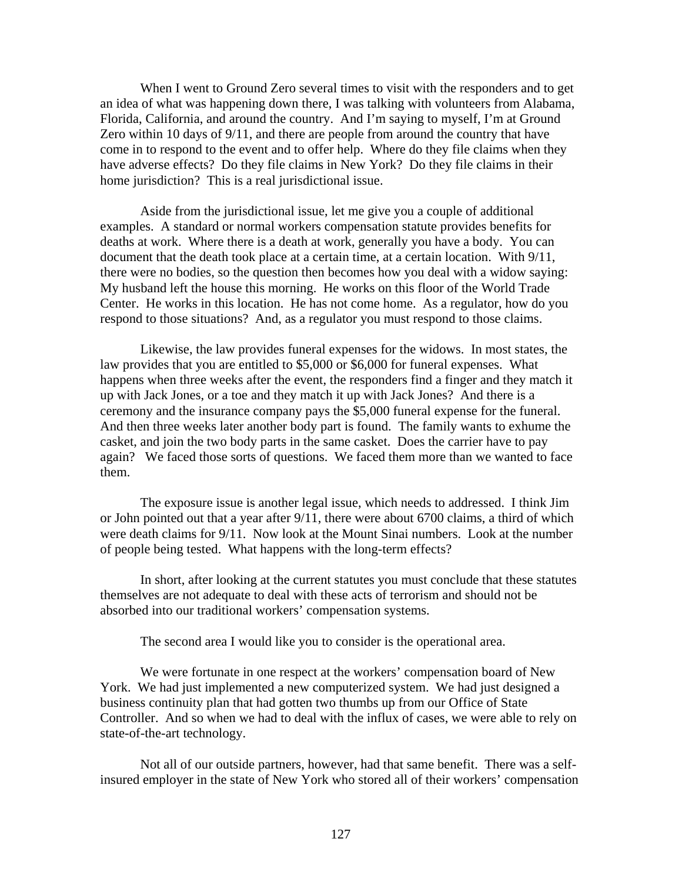When I went to Ground Zero several times to visit with the responders and to get an idea of what was happening down there, I was talking with volunteers from Alabama, Florida, California, and around the country. And I'm saying to myself, I'm at Ground Zero within 10 days of 9/11, and there are people from around the country that have come in to respond to the event and to offer help. Where do they file claims when they have adverse effects? Do they file claims in New York? Do they file claims in their home jurisdiction? This is a real jurisdictional issue.

Aside from the jurisdictional issue, let me give you a couple of additional examples. A standard or normal workers compensation statute provides benefits for deaths at work. Where there is a death at work, generally you have a body. You can document that the death took place at a certain time, at a certain location. With 9/11, there were no bodies, so the question then becomes how you deal with a widow saying: My husband left the house this morning. He works on this floor of the World Trade Center. He works in this location. He has not come home. As a regulator, how do you respond to those situations? And, as a regulator you must respond to those claims.

Likewise, the law provides funeral expenses for the widows. In most states, the law provides that you are entitled to $5,000 or $6,000 for funeral expenses. What happens when three weeks after the event, the responders find a finger and they match it up with Jack Jones, or a toe and they match it up with Jack Jones? And there is a ceremony and the insurance company pays the $5,000 funeral expense for the funeral. And then three weeks later another body part is found. The family wants to exhume the casket, and join the two body parts in the same casket. Does the carrier have to pay again? We faced those sorts of questions. We faced them more than we wanted to face them.

The exposure issue is another legal issue, which needs to addressed. I think Jim or John pointed out that a year after 9/11, there were about 6700 claims, a third of which were death claims for 9/11. Now look at the Mount Sinai numbers. Look at the number of people being tested. What happens with the long-term effects?

In short, after looking at the current statutes you must conclude that these statutes themselves are not adequate to deal with these acts of terrorism and should not be absorbed into our traditional workers' compensation systems.

The second area I would like you to consider is the operational area.

We were fortunate in one respect at the workers' compensation board of New York. We had just implemented a new computerized system. We had just designed a business continuity plan that had gotten two thumbs up from our Office of State Controller. And so when we had to deal with the influx of cases, we were able to rely on state-of-the-art technology.

Not all of our outside partners, however, had that same benefit. There was a self-insured employer in the state of New York who stored all of their workers' compensation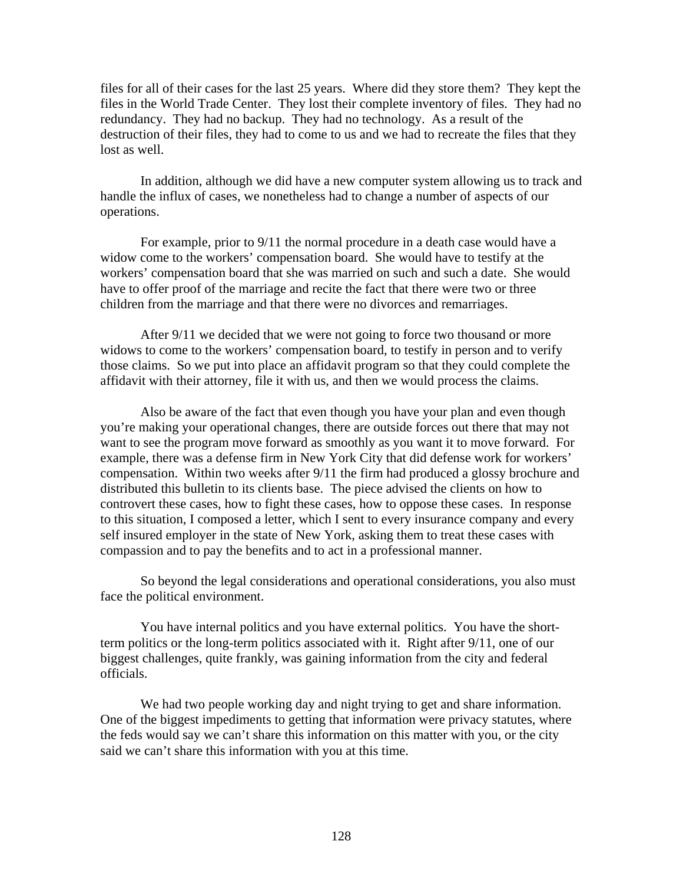files for all of their cases for the last 25 years. Where did they store them? They kept the files in the World Trade Center. They lost their complete inventory of files. They had no redundancy. They had no backup. They had no technology. As a result of the destruction of their files, they had to come to us and we had to recreate the files that they lost as well.

In addition, although we did have a new computer system allowing us to track and handle the influx of cases, we nonetheless had to change a number of aspects of our operations.

For example, prior to 9/11 the normal procedure in a death case would have a widow come to the workers' compensation board. She would have to testify at the workers' compensation board that she was married on such and such a date. She would have to offer proof of the marriage and recite the fact that there were two or three children from the marriage and that there were no divorces and remarriages.

After 9/11 we decided that we were not going to force two thousand or more widows to come to the workers' compensation board, to testify in person and to verify those claims. So we put into place an affidavit program so that they could complete the affidavit with their attorney, file it with us, and then we would process the claims.

Also be aware of the fact that even though you have your plan and even though you're making your operational changes, there are outside forces out there that may not want to see the program move forward as smoothly as you want it to move forward. For example, there was a defense firm in New York City that did defense work for workers' compensation. Within two weeks after 9/11 the firm had produced a glossy brochure and distributed this bulletin to its clients base. The piece advised the clients on how to controvert these cases, how to fight these cases, how to oppose these cases. In response to this situation, I composed a letter, which I sent to every insurance company and every self insured employer in the state of New York, asking them to treat these cases with compassion and to pay the benefits and to act in a professional manner.

So beyond the legal considerations and operational considerations, you also must face the political environment.

You have internal politics and you have external politics. You have the short-term politics or the long-term politics associated with it. Right after 9/11, one of our biggest challenges, quite frankly, was gaining information from the city and federal officials.

We had two people working day and night trying to get and share information. One of the biggest impediments to getting that information were privacy statutes, where the feds would say we can't share this information on this matter with you, or the city said we can't share this information with you at this time.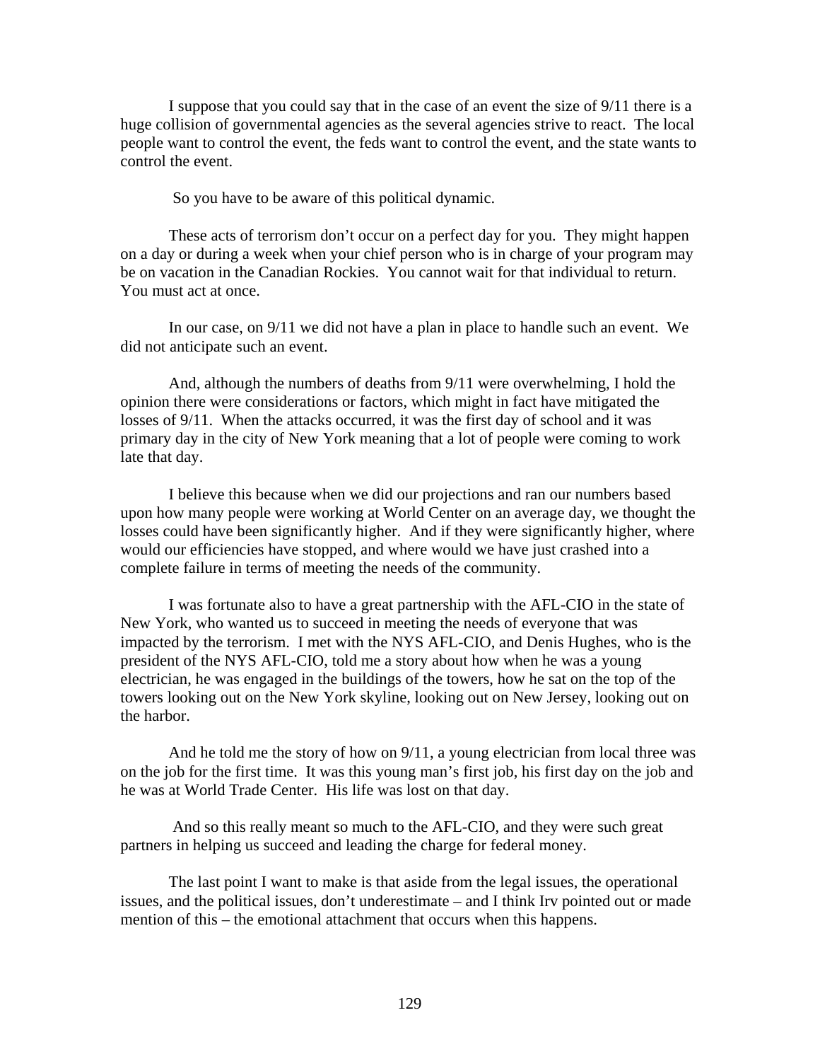I suppose that you could say that in the case of an event the size of 9/11 there is a huge collision of governmental agencies as the several agencies strive to react. The local people want to control the event, the feds want to control the event, and the state wants to control the event.

So you have to be aware of this political dynamic.

These acts of terrorism don't occur on a perfect day for you. They might happen on a day or during a week when your chief person who is in charge of your program may be on vacation in the Canadian Rockies. You cannot wait for that individual to return. You must act at once.

In our case, on 9/11 we did not have a plan in place to handle such an event. We did not anticipate such an event.

And, although the numbers of deaths from 9/11 were overwhelming, I hold the opinion there were considerations or factors, which might in fact have mitigated the losses of 9/11. When the attacks occurred, it was the first day of school and it was primary day in the city of New York meaning that a lot of people were coming to work late that day.

I believe this because when we did our projections and ran our numbers based upon how many people were working at World Center on an average day, we thought the losses could have been significantly higher. And if they were significantly higher, where would our efficiencies have stopped, and where would we have just crashed into a complete failure in terms of meeting the needs of the community.

I was fortunate also to have a great partnership with the AFL-CIO in the state of New York, who wanted us to succeed in meeting the needs of everyone that was impacted by the terrorism. I met with the NYS AFL-CIO, and Denis Hughes, who is the president of the NYS AFL-CIO, told me a story about how when he was a young electrician, he was engaged in the buildings of the towers, how he sat on the top of the towers looking out on the New York skyline, looking out on New Jersey, looking out on the harbor.

And he told me the story of how on 9/11, a young electrician from local three was on the job for the first time. It was this young man's first job, his first day on the job and he was at World Trade Center. His life was lost on that day.

And so this really meant so much to the AFL-CIO, and they were such great partners in helping us succeed and leading the charge for federal money.

The last point I want to make is that aside from the legal issues, the operational issues, and the political issues, don't underestimate – and I think Irv pointed out or made mention of this – the emotional attachment that occurs when this happens.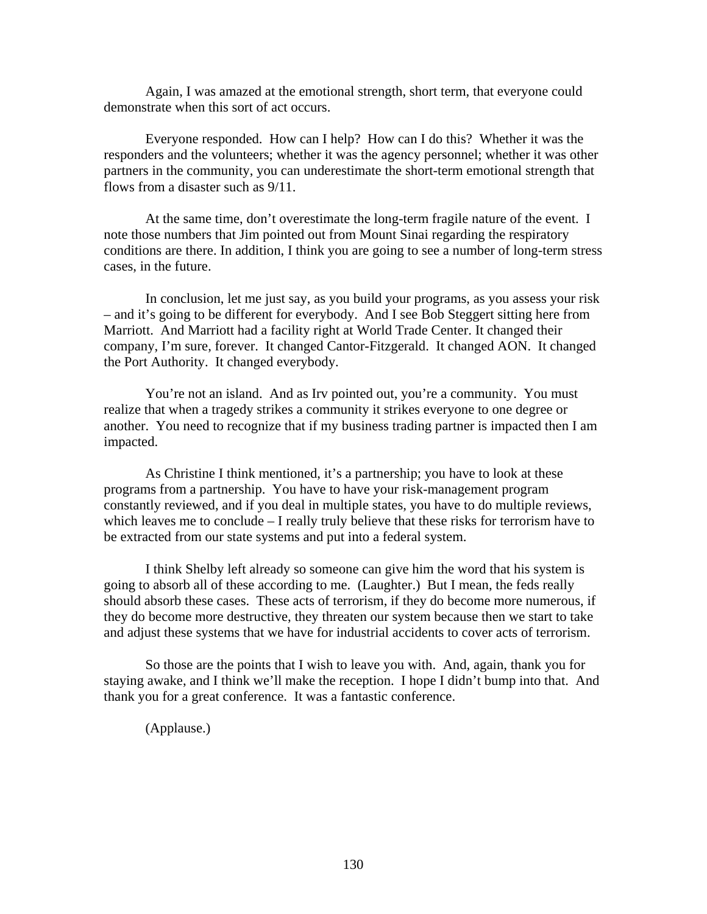Again, I was amazed at the emotional strength, short term, that everyone could demonstrate when this sort of act occurs.

Everyone responded. How can I help? How can I do this? Whether it was the responders and the volunteers; whether it was the agency personnel; whether it was other partners in the community, you can underestimate the short-term emotional strength that flows from a disaster such as 9/11.

At the same time, don't overestimate the long-term fragile nature of the event. I note those numbers that Jim pointed out from Mount Sinai regarding the respiratory conditions are there. In addition, I think you are going to see a number of long-term stress cases, in the future.

In conclusion, let me just say, as you build your programs, as you assess your risk – and it's going to be different for everybody. And I see Bob Steggert sitting here from Marriott. And Marriott had a facility right at World Trade Center. It changed their company, I'm sure, forever. It changed Cantor-Fitzgerald. It changed AON. It changed the Port Authority. It changed everybody.

You're not an island. And as Irv pointed out, you're a community. You must realize that when a tragedy strikes a community it strikes everyone to one degree or another. You need to recognize that if my business trading partner is impacted then I am impacted.

As Christine I think mentioned, it's a partnership; you have to look at these programs from a partnership. You have to have your risk-management program constantly reviewed, and if you deal in multiple states, you have to do multiple reviews, which leaves me to conclude – I really truly believe that these risks for terrorism have to be extracted from our state systems and put into a federal system.

I think Shelby left already so someone can give him the word that his system is going to absorb all of these according to me. (Laughter.) But I mean, the feds really should absorb these cases. These acts of terrorism, if they do become more numerous, if they do become more destructive, they threaten our system because then we start to take and adjust these systems that we have for industrial accidents to cover acts of terrorism.

So those are the points that I wish to leave you with. And, again, thank you for staying awake, and I think we'll make the reception. I hope I didn't bump into that. And thank you for a great conference. It was a fantastic conference.

(Applause.)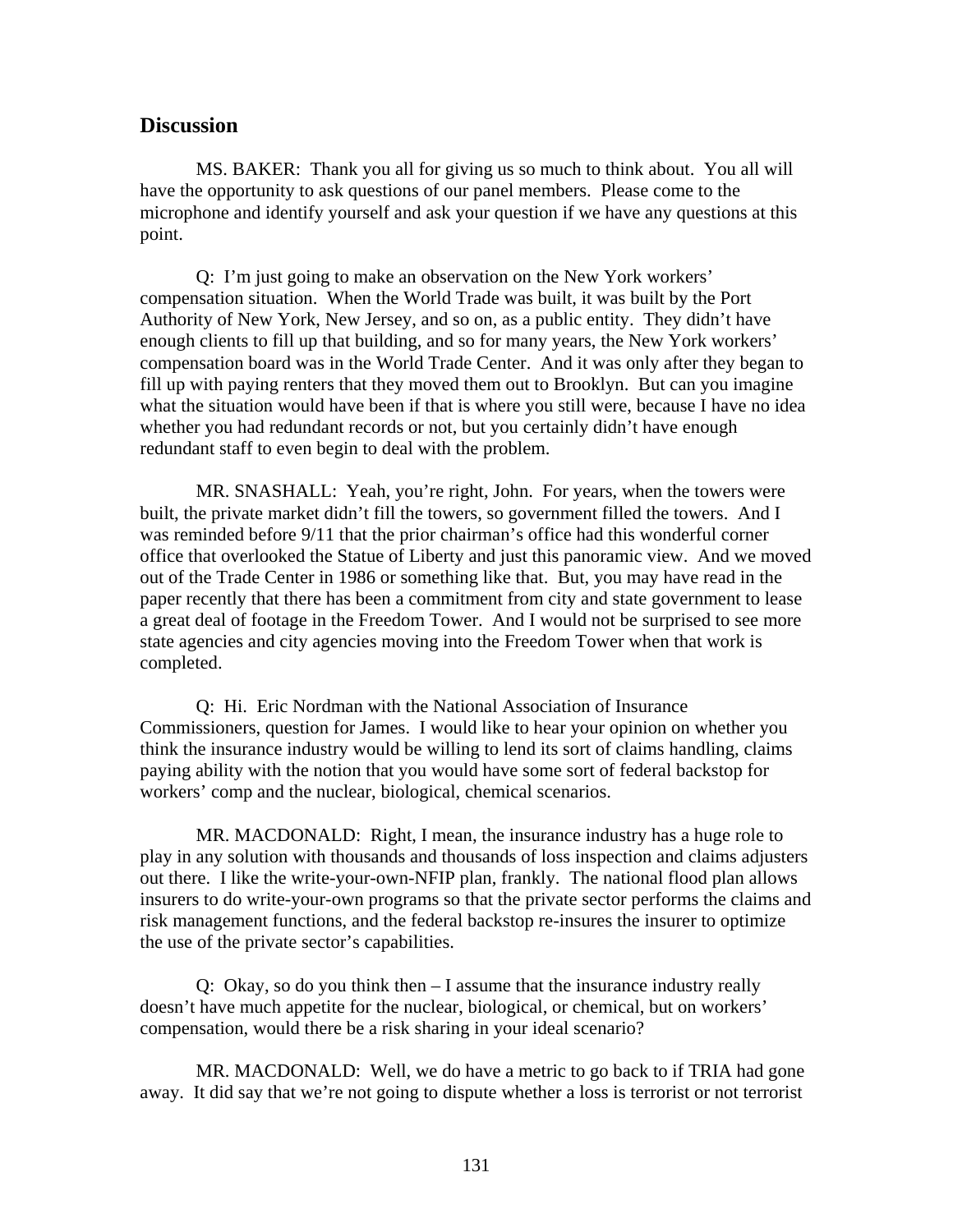## Discussion

MS. BAKER: Thank you all for giving us so much to think about. You all will have the opportunity to ask questions of our panel members. Please come to the microphone and identify yourself and ask your question if we have any questions at this point.

Q: I'm just going to make an observation on the New York workers' compensation situation. When the World Trade was built, it was built by the Port Authority of New York, New Jersey, and so on, as a public entity. They didn't have enough clients to fill up that building, and so for many years, the New York workers' compensation board was in the World Trade Center. And it was only after they began to fill up with paying renters that they moved them out to Brooklyn. But can you imagine what the situation would have been if that is where you still were, because I have no idea whether you had redundant records or not, but you certainly didn't have enough redundant staff to even begin to deal with the problem.

MR. SNASHALL: Yeah, you're right, John. For years, when the towers were built, the private market didn't fill the towers, so government filled the towers. And I was reminded before 9/11 that the prior chairman's office had this wonderful corner office that overlooked the Statue of Liberty and just this panoramic view. And we moved out of the Trade Center in 1986 or something like that. But, you may have read in the paper recently that there has been a commitment from city and state government to lease a great deal of footage in the Freedom Tower. And I would not be surprised to see more state agencies and city agencies moving into the Freedom Tower when that work is completed.

Q: Hi. Eric Nordman with the National Association of Insurance Commissioners, question for James. I would like to hear your opinion on whether you think the insurance industry would be willing to lend its sort of claims handling, claims paying ability with the notion that you would have some sort of federal backstop for workers' comp and the nuclear, biological, chemical scenarios.

MR. MACDONALD: Right, I mean, the insurance industry has a huge role to play in any solution with thousands and thousands of loss inspection and claims adjusters out there. I like the write-your-own-NFIP plan, frankly. The national flood plan allows insurers to do write-your-own programs so that the private sector performs the claims and risk management functions, and the federal backstop re-insures the insurer to optimize the use of the private sector's capabilities.

Q: Okay, so do you think then – I assume that the insurance industry really doesn't have much appetite for the nuclear, biological, or chemical, but on workers' compensation, would there be a risk sharing in your ideal scenario?

MR. MACDONALD: Well, we do have a metric to go back to if TRIA had gone away. It did say that we're not going to dispute whether a loss is terrorist or not terrorist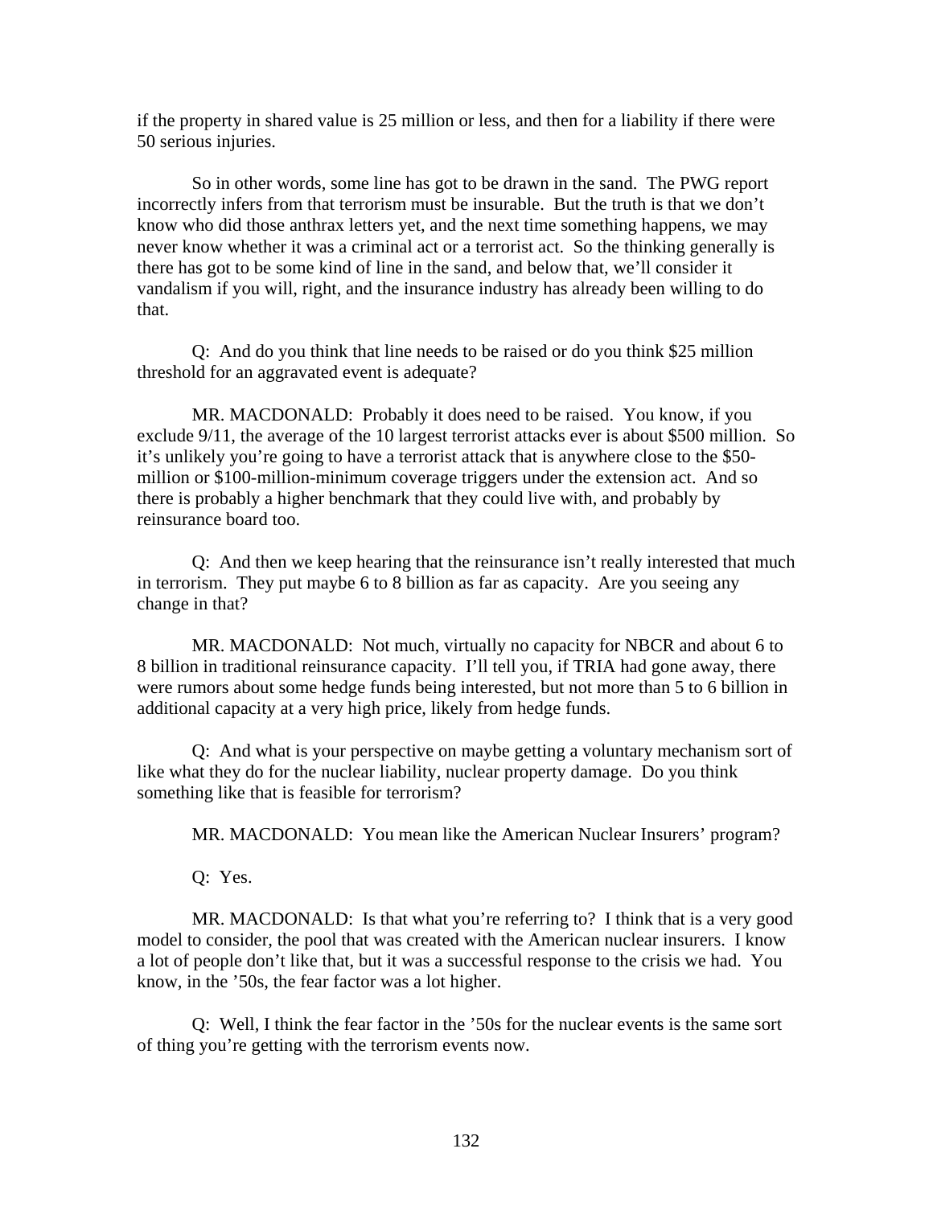if the property in shared value is 25 million or less, and then for a liability if there were 50 serious injuries.

So in other words, some line has got to be drawn in the sand. The PWG report incorrectly infers from that terrorism must be insurable. But the truth is that we don't know who did those anthrax letters yet, and the next time something happens, we may never know whether it was a criminal act or a terrorist act. So the thinking generally is there has got to be some kind of line in the sand, and below that, we'll consider it vandalism if you will, right, and the insurance industry has already been willing to do that.

Q: And do you think that line needs to be raised or do you think $25 million threshold for an aggravated event is adequate?

MR. MACDONALD: Probably it does need to be raised. You know, if you exclude 9/11, the average of the 10 largest terrorist attacks ever is about $500 million. So it's unlikely you're going to have a terrorist attack that is anywhere close to the $50-million or $100-million-minimum coverage triggers under the extension act. And so there is probably a higher benchmark that they could live with, and probably by reinsurance board too.

Q: And then we keep hearing that the reinsurance isn't really interested that much in terrorism. They put maybe 6 to 8 billion as far as capacity. Are you seeing any change in that?

MR. MACDONALD: Not much, virtually no capacity for NBCR and about 6 to 8 billion in traditional reinsurance capacity. I'll tell you, if TRIA had gone away, there were rumors about some hedge funds being interested, but not more than 5 to 6 billion in additional capacity at a very high price, likely from hedge funds.

Q: And what is your perspective on maybe getting a voluntary mechanism sort of like what they do for the nuclear liability, nuclear property damage. Do you think something like that is feasible for terrorism?

MR. MACDONALD: You mean like the American Nuclear Insurers' program?

Q: Yes.

MR. MACDONALD: Is that what you're referring to? I think that is a very good model to consider, the pool that was created with the American nuclear insurers. I know a lot of people don't like that, but it was a successful response to the crisis we had. You know, in the '50s, the fear factor was a lot higher.

Q: Well, I think the fear factor in the '50s for the nuclear events is the same sort of thing you're getting with the terrorism events now.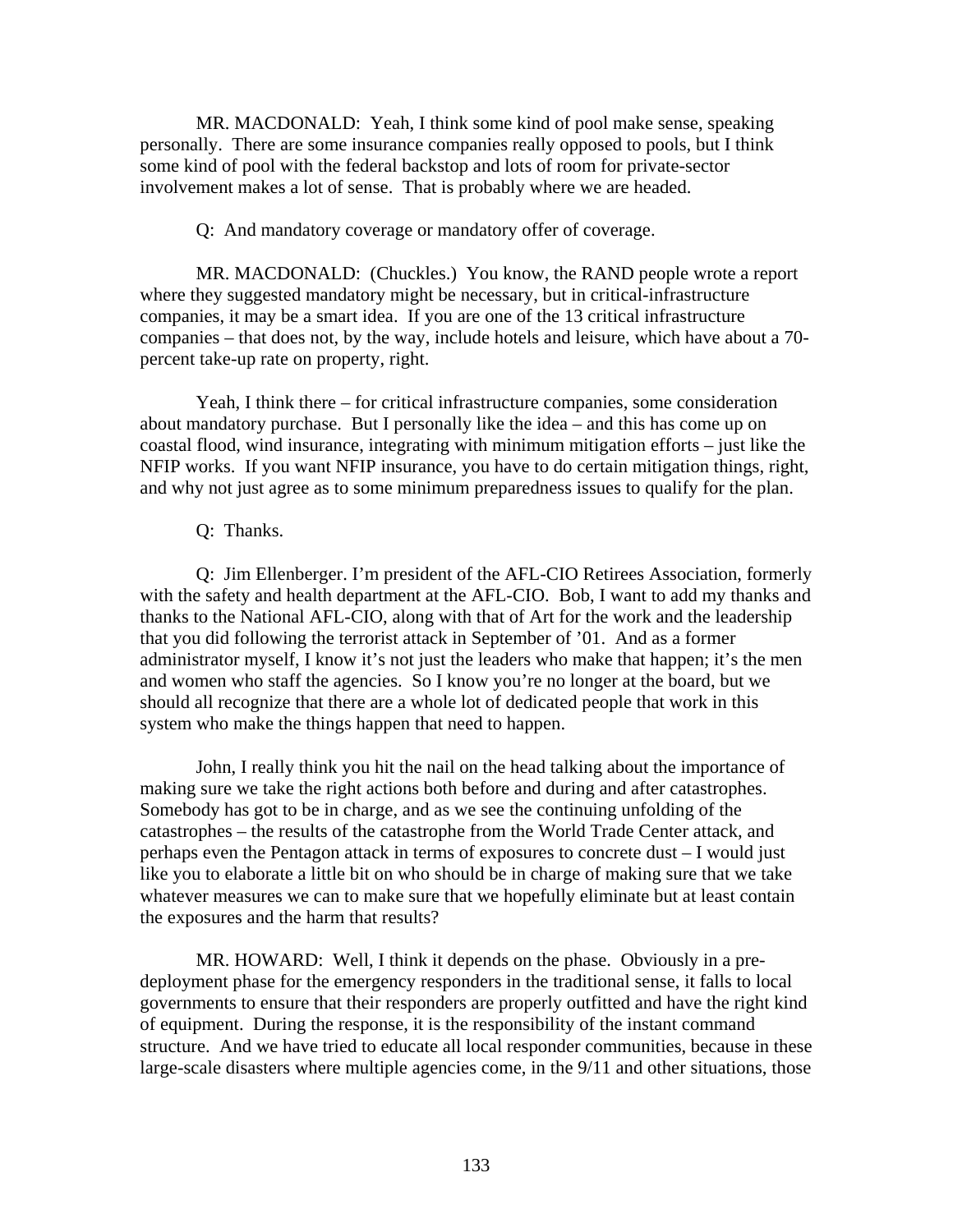MR. MACDONALD: Yeah, I think some kind of pool make sense, speaking personally. There are some insurance companies really opposed to pools, but I think some kind of pool with the federal backstop and lots of room for private-sector involvement makes a lot of sense. That is probably where we are headed.

Q: And mandatory coverage or mandatory offer of coverage.

MR. MACDONALD: (Chuckles.) You know, the RAND people wrote a report where they suggested mandatory might be necessary, but in critical-infrastructure companies, it may be a smart idea. If you are one of the 13 critical infrastructure companies – that does not, by the way, include hotels and leisure, which have about a 70-percent take-up rate on property, right.

Yeah, I think there – for critical infrastructure companies, some consideration about mandatory purchase. But I personally like the idea – and this has come up on coastal flood, wind insurance, integrating with minimum mitigation efforts – just like the NFIP works. If you want NFIP insurance, you have to do certain mitigation things, right, and why not just agree as to some minimum preparedness issues to qualify for the plan.

Q: Thanks.

Q: Jim Ellenberger. I'm president of the AFL-CIO Retirees Association, formerly with the safety and health department at the AFL-CIO. Bob, I want to add my thanks and thanks to the National AFL-CIO, along with that of Art for the work and the leadership that you did following the terrorist attack in September of '01. And as a former administrator myself, I know it's not just the leaders who make that happen; it's the men and women who staff the agencies. So I know you're no longer at the board, but we should all recognize that there are a whole lot of dedicated people that work in this system who make the things happen that need to happen.

John, I really think you hit the nail on the head talking about the importance of making sure we take the right actions both before and during and after catastrophes. Somebody has got to be in charge, and as we see the continuing unfolding of the catastrophes – the results of the catastrophe from the World Trade Center attack, and perhaps even the Pentagon attack in terms of exposures to concrete dust – I would just like you to elaborate a little bit on who should be in charge of making sure that we take whatever measures we can to make sure that we hopefully eliminate but at least contain the exposures and the harm that results?

MR. HOWARD: Well, I think it depends on the phase. Obviously in a pre-deployment phase for the emergency responders in the traditional sense, it falls to local governments to ensure that their responders are properly outfitted and have the right kind of equipment. During the response, it is the responsibility of the instant command structure. And we have tried to educate all local responder communities, because in these large-scale disasters where multiple agencies come, in the 9/11 and other situations, those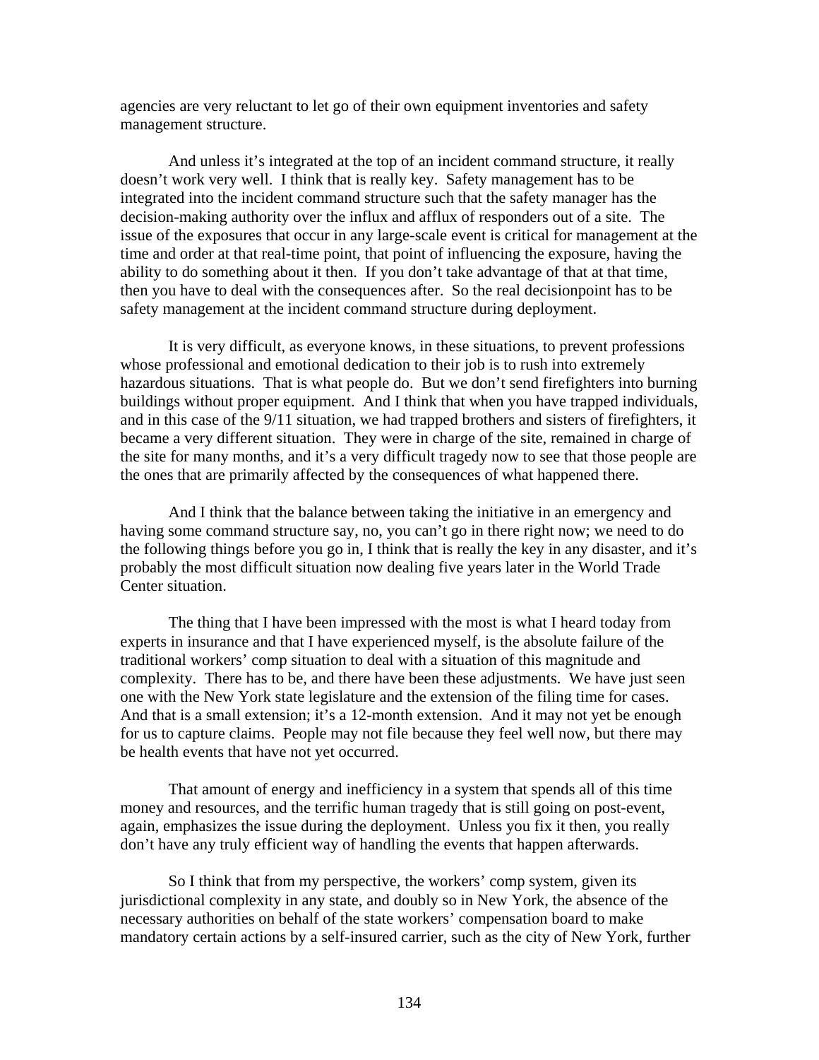agencies are very reluctant to let go of their own equipment inventories and safety management structure.

And unless it's integrated at the top of an incident command structure, it really doesn't work very well. I think that is really key. Safety management has to be integrated into the incident command structure such that the safety manager has the decision-making authority over the influx and afflux of responders out of a site. The issue of the exposures that occur in any large-scale event is critical for management at the time and order at that real-time point, that point of influencing the exposure, having the ability to do something about it then. If you don't take advantage of that at that time, then you have to deal with the consequences after. So the real decisionpoint has to be safety management at the incident command structure during deployment.

It is very difficult, as everyone knows, in these situations, to prevent professions whose professional and emotional dedication to their job is to rush into extremely hazardous situations. That is what people do. But we don't send firefighters into burning buildings without proper equipment. And I think that when you have trapped individuals, and in this case of the 9/11 situation, we had trapped brothers and sisters of firefighters, it became a very different situation. They were in charge of the site, remained in charge of the site for many months, and it's a very difficult tragedy now to see that those people are the ones that are primarily affected by the consequences of what happened there.

And I think that the balance between taking the initiative in an emergency and having some command structure say, no, you can't go in there right now; we need to do the following things before you go in, I think that is really the key in any disaster, and it's probably the most difficult situation now dealing five years later in the World Trade Center situation.

The thing that I have been impressed with the most is what I heard today from experts in insurance and that I have experienced myself, is the absolute failure of the traditional workers' comp situation to deal with a situation of this magnitude and complexity. There has to be, and there have been these adjustments. We have just seen one with the New York state legislature and the extension of the filing time for cases. And that is a small extension; it's a 12-month extension. And it may not yet be enough for us to capture claims. People may not file because they feel well now, but there may be health events that have not yet occurred.

That amount of energy and inefficiency in a system that spends all of this time money and resources, and the terrific human tragedy that is still going on post-event, again, emphasizes the issue during the deployment. Unless you fix it then, you really don't have any truly efficient way of handling the events that happen afterwards.

So I think that from my perspective, the workers' comp system, given its jurisdictional complexity in any state, and doubly so in New York, the absence of the necessary authorities on behalf of the state workers' compensation board to make mandatory certain actions by a self-insured carrier, such as the city of New York, further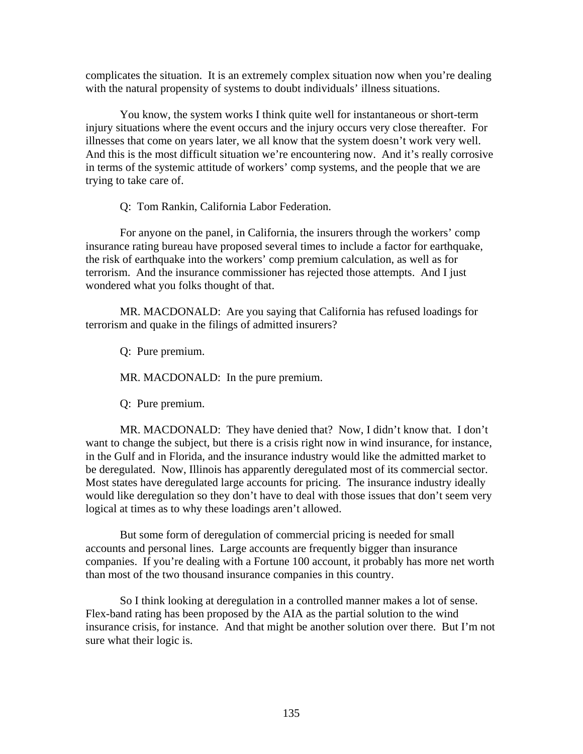complicates the situation. It is an extremely complex situation now when you're dealing with the natural propensity of systems to doubt individuals' illness situations.

You know, the system works I think quite well for instantaneous or short-term injury situations where the event occurs and the injury occurs very close thereafter. For illnesses that come on years later, we all know that the system doesn't work very well. And this is the most difficult situation we're encountering now. And it's really corrosive in terms of the systemic attitude of workers' comp systems, and the people that we are trying to take care of.

Q: Tom Rankin, California Labor Federation.

For anyone on the panel, in California, the insurers through the workers' comp insurance rating bureau have proposed several times to include a factor for earthquake, the risk of earthquake into the workers' comp premium calculation, as well as for terrorism. And the insurance commissioner has rejected those attempts. And I just wondered what you folks thought of that.

MR. MACDONALD: Are you saying that California has refused loadings for terrorism and quake in the filings of admitted insurers?

Q: Pure premium.

MR. MACDONALD: In the pure premium.

Q: Pure premium.

MR. MACDONALD: They have denied that? Now, I didn't know that. I don't want to change the subject, but there is a crisis right now in wind insurance, for instance, in the Gulf and in Florida, and the insurance industry would like the admitted market to be deregulated. Now, Illinois has apparently deregulated most of its commercial sector. Most states have deregulated large accounts for pricing. The insurance industry ideally would like deregulation so they don't have to deal with those issues that don't seem very logical at times as to why these loadings aren't allowed.

But some form of deregulation of commercial pricing is needed for small accounts and personal lines. Large accounts are frequently bigger than insurance companies. If you're dealing with a Fortune 100 account, it probably has more net worth than most of the two thousand insurance companies in this country.

So I think looking at deregulation in a controlled manner makes a lot of sense. Flex-band rating has been proposed by the AIA as the partial solution to the wind insurance crisis, for instance. And that might be another solution over there. But I'm not sure what their logic is.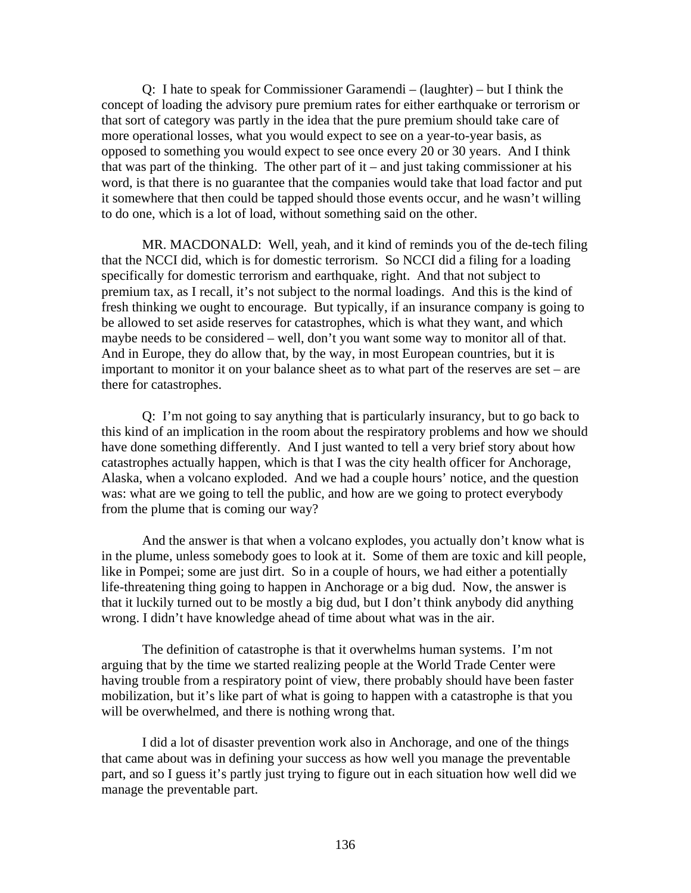Q: I hate to speak for Commissioner Garamendi – (laughter) – but I think the concept of loading the advisory pure premium rates for either earthquake or terrorism or that sort of category was partly in the idea that the pure premium should take care of more operational losses, what you would expect to see on a year-to-year basis, as opposed to something you would expect to see once every 20 or 30 years. And I think that was part of the thinking. The other part of it – and just taking commissioner at his word, is that there is no guarantee that the companies would take that load factor and put it somewhere that then could be tapped should those events occur, and he wasn't willing to do one, which is a lot of load, without something said on the other.

MR. MACDONALD: Well, yeah, and it kind of reminds you of the de-tech filing that the NCCI did, which is for domestic terrorism. So NCCI did a filing for a loading specifically for domestic terrorism and earthquake, right. And that not subject to premium tax, as I recall, it's not subject to the normal loadings. And this is the kind of fresh thinking we ought to encourage. But typically, if an insurance company is going to be allowed to set aside reserves for catastrophes, which is what they want, and which maybe needs to be considered – well, don't you want some way to monitor all of that. And in Europe, they do allow that, by the way, in most European countries, but it is important to monitor it on your balance sheet as to what part of the reserves are set – are there for catastrophes.

Q: I'm not going to say anything that is particularly insurancy, but to go back to this kind of an implication in the room about the respiratory problems and how we should have done something differently. And I just wanted to tell a very brief story about how catastrophes actually happen, which is that I was the city health officer for Anchorage, Alaska, when a volcano exploded. And we had a couple hours' notice, and the question was: what are we going to tell the public, and how are we going to protect everybody from the plume that is coming our way?

And the answer is that when a volcano explodes, you actually don't know what is in the plume, unless somebody goes to look at it. Some of them are toxic and kill people, like in Pompei; some are just dirt. So in a couple of hours, we had either a potentially life-threatening thing going to happen in Anchorage or a big dud. Now, the answer is that it luckily turned out to be mostly a big dud, but I don't think anybody did anything wrong. I didn't have knowledge ahead of time about what was in the air.

The definition of catastrophe is that it overwhelms human systems. I'm not arguing that by the time we started realizing people at the World Trade Center were having trouble from a respiratory point of view, there probably should have been faster mobilization, but it's like part of what is going to happen with a catastrophe is that you will be overwhelmed, and there is nothing wrong that.

I did a lot of disaster prevention work also in Anchorage, and one of the things that came about was in defining your success as how well you manage the preventable part, and so I guess it's partly just trying to figure out in each situation how well did we manage the preventable part.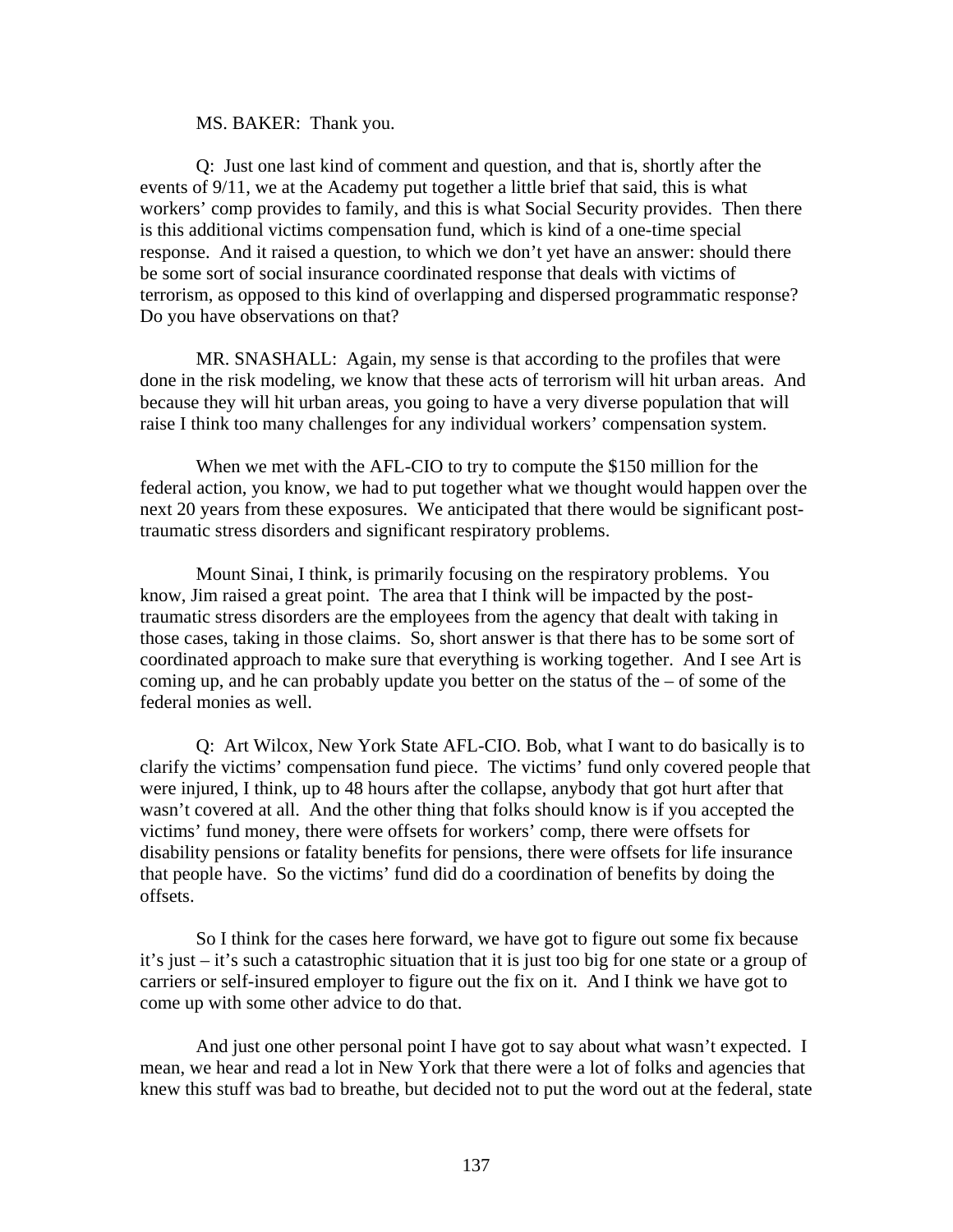MS. BAKER: Thank you.

Q: Just one last kind of comment and question, and that is, shortly after the events of 9/11, we at the Academy put together a little brief that said, this is what workers' comp provides to family, and this is what Social Security provides. Then there is this additional victims compensation fund, which is kind of a one-time special response. And it raised a question, to which we don't yet have an answer: should there be some sort of social insurance coordinated response that deals with victims of terrorism, as opposed to this kind of overlapping and dispersed programmatic response? Do you have observations on that?

MR. SNASHALL: Again, my sense is that according to the profiles that were done in the risk modeling, we know that these acts of terrorism will hit urban areas. And because they will hit urban areas, you going to have a very diverse population that will raise I think too many challenges for any individual workers' compensation system.

When we met with the AFL-CIO to try to compute the $150 million for the federal action, you know, we had to put together what we thought would happen over the next 20 years from these exposures. We anticipated that there would be significant post-traumatic stress disorders and significant respiratory problems.

Mount Sinai, I think, is primarily focusing on the respiratory problems. You know, Jim raised a great point. The area that I think will be impacted by the post-traumatic stress disorders are the employees from the agency that dealt with taking in those cases, taking in those claims. So, short answer is that there has to be some sort of coordinated approach to make sure that everything is working together. And I see Art is coming up, and he can probably update you better on the status of the – of some of the federal monies as well.

Q: Art Wilcox, New York State AFL-CIO. Bob, what I want to do basically is to clarify the victims' compensation fund piece. The victims' fund only covered people that were injured, I think, up to 48 hours after the collapse, anybody that got hurt after that wasn't covered at all. And the other thing that folks should know is if you accepted the victims' fund money, there were offsets for workers' comp, there were offsets for disability pensions or fatality benefits for pensions, there were offsets for life insurance that people have. So the victims' fund did do a coordination of benefits by doing the offsets.

So I think for the cases here forward, we have got to figure out some fix because it's just – it's such a catastrophic situation that it is just too big for one state or a group of carriers or self-insured employer to figure out the fix on it. And I think we have got to come up with some other advice to do that.

And just one other personal point I have got to say about what wasn't expected. I mean, we hear and read a lot in New York that there were a lot of folks and agencies that knew this stuff was bad to breathe, but decided not to put the word out at the federal, state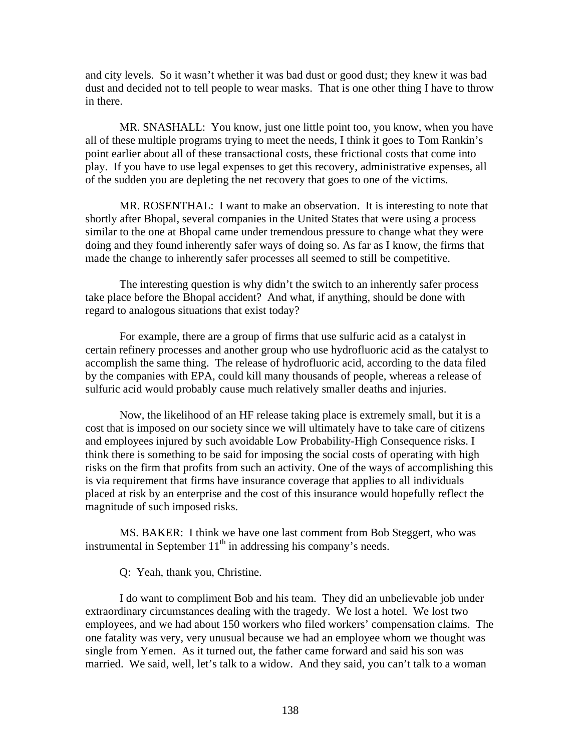and city levels. So it wasn't whether it was bad dust or good dust; they knew it was bad dust and decided not to tell people to wear masks. That is one other thing I have to throw in there.

MR. SNASHALL: You know, just one little point too, you know, when you have all of these multiple programs trying to meet the needs, I think it goes to Tom Rankin's point earlier about all of these transactional costs, these frictional costs that come into play. If you have to use legal expenses to get this recovery, administrative expenses, all of the sudden you are depleting the net recovery that goes to one of the victims.

MR. ROSENTHAL: I want to make an observation. It is interesting to note that shortly after Bhopal, several companies in the United States that were using a process similar to the one at Bhopal came under tremendous pressure to change what they were doing and they found inherently safer ways of doing so. As far as I know, the firms that made the change to inherently safer processes all seemed to still be competitive.

The interesting question is why didn't the switch to an inherently safer process take place before the Bhopal accident? And what, if anything, should be done with regard to analogous situations that exist today?

For example, there are a group of firms that use sulfuric acid as a catalyst in certain refinery processes and another group who use hydrofluoric acid as the catalyst to accomplish the same thing. The release of hydrofluoric acid, according to the data filed by the companies with EPA, could kill many thousands of people, whereas a release of sulfuric acid would probably cause much relatively smaller deaths and injuries.

Now, the likelihood of an HF release taking place is extremely small, but it is a cost that is imposed on our society since we will ultimately have to take care of citizens and employees injured by such avoidable Low Probability-High Consequence risks. I think there is something to be said for imposing the social costs of operating with high risks on the firm that profits from such an activity. One of the ways of accomplishing this is via requirement that firms have insurance coverage that applies to all individuals placed at risk by an enterprise and the cost of this insurance would hopefully reflect the magnitude of such imposed risks.

MS. BAKER: I think we have one last comment from Bob Steggert, who was instrumental in September 11th in addressing his company's needs.

Q: Yeah, thank you, Christine.

I do want to compliment Bob and his team. They did an unbelievable job under extraordinary circumstances dealing with the tragedy. We lost a hotel. We lost two employees, and we had about 150 workers who filed workers' compensation claims. The one fatality was very, very unusual because we had an employee whom we thought was single from Yemen. As it turned out, the father came forward and said his son was married. We said, well, let's talk to a widow. And they said, you can't talk to a woman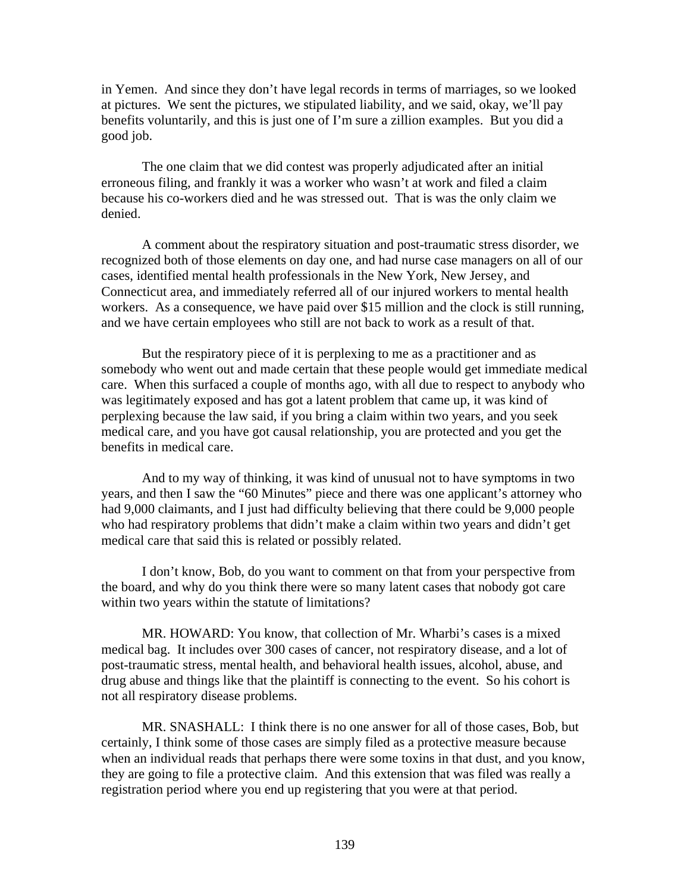in Yemen. And since they don't have legal records in terms of marriages, so we looked at pictures. We sent the pictures, we stipulated liability, and we said, okay, we'll pay benefits voluntarily, and this is just one of I'm sure a zillion examples. But you did a good job.

The one claim that we did contest was properly adjudicated after an initial erroneous filing, and frankly it was a worker who wasn't at work and filed a claim because his co-workers died and he was stressed out. That is was the only claim we denied.

A comment about the respiratory situation and post-traumatic stress disorder, we recognized both of those elements on day one, and had nurse case managers on all of our cases, identified mental health professionals in the New York, New Jersey, and Connecticut area, and immediately referred all of our injured workers to mental health workers. As a consequence, we have paid over $15 million and the clock is still running, and we have certain employees who still are not back to work as a result of that.

But the respiratory piece of it is perplexing to me as a practitioner and as somebody who went out and made certain that these people would get immediate medical care. When this surfaced a couple of months ago, with all due to respect to anybody who was legitimately exposed and has got a latent problem that came up, it was kind of perplexing because the law said, if you bring a claim within two years, and you seek medical care, and you have got causal relationship, you are protected and you get the benefits in medical care.

And to my way of thinking, it was kind of unusual not to have symptoms in two years, and then I saw the "60 Minutes" piece and there was one applicant's attorney who had 9,000 claimants, and I just had difficulty believing that there could be 9,000 people who had respiratory problems that didn't make a claim within two years and didn't get medical care that said this is related or possibly related.

I don't know, Bob, do you want to comment on that from your perspective from the board, and why do you think there were so many latent cases that nobody got care within two years within the statute of limitations?

MR. HOWARD: You know, that collection of Mr. Wharbi's cases is a mixed medical bag. It includes over 300 cases of cancer, not respiratory disease, and a lot of post-traumatic stress, mental health, and behavioral health issues, alcohol, abuse, and drug abuse and things like that the plaintiff is connecting to the event. So his cohort is not all respiratory disease problems.

MR. SNASHALL: I think there is no one answer for all of those cases, Bob, but certainly, I think some of those cases are simply filed as a protective measure because when an individual reads that perhaps there were some toxins in that dust, and you know, they are going to file a protective claim. And this extension that was filed was really a registration period where you end up registering that you were at that period.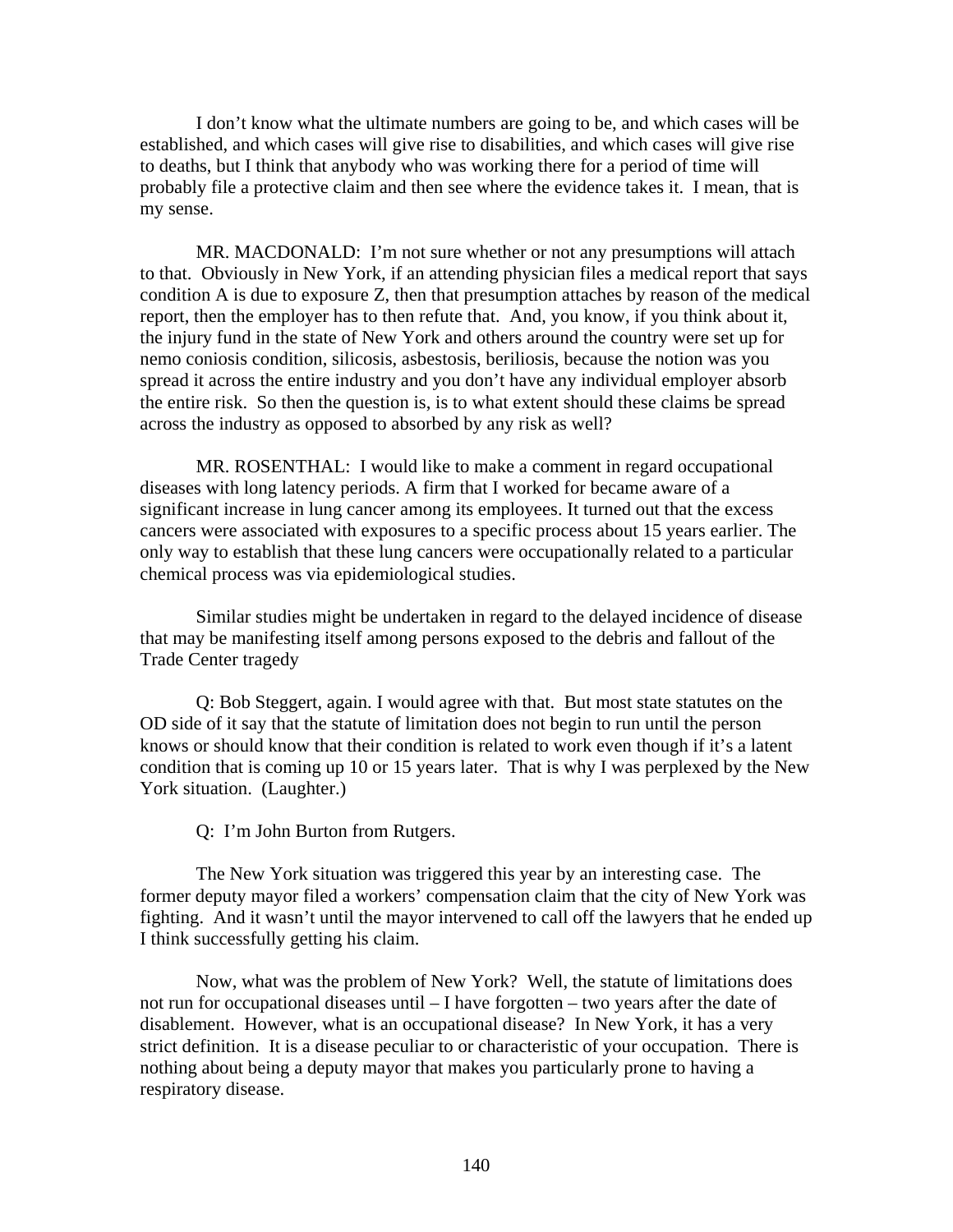I don't know what the ultimate numbers are going to be, and which cases will be established, and which cases will give rise to disabilities, and which cases will give rise to deaths, but I think that anybody who was working there for a period of time will probably file a protective claim and then see where the evidence takes it. I mean, that is my sense.

MR. MACDONALD: I'm not sure whether or not any presumptions will attach to that. Obviously in New York, if an attending physician files a medical report that says condition A is due to exposure Z, then that presumption attaches by reason of the medical report, then the employer has to then refute that. And, you know, if you think about it, the injury fund in the state of New York and others around the country were set up for nemo coniosis condition, silicosis, asbestosis, beriliosis, because the notion was you spread it across the entire industry and you don't have any individual employer absorb the entire risk. So then the question is, is to what extent should these claims be spread across the industry as opposed to absorbed by any risk as well?

MR. ROSENTHAL: I would like to make a comment in regard occupational diseases with long latency periods. A firm that I worked for became aware of a significant increase in lung cancer among its employees. It turned out that the excess cancers were associated with exposures to a specific process about 15 years earlier. The only way to establish that these lung cancers were occupationally related to a particular chemical process was via epidemiological studies.

Similar studies might be undertaken in regard to the delayed incidence of disease that may be manifesting itself among persons exposed to the debris and fallout of the Trade Center tragedy

Q: Bob Steggert, again. I would agree with that. But most state statutes on the OD side of it say that the statute of limitation does not begin to run until the person knows or should know that their condition is related to work even though if it's a latent condition that is coming up 10 or 15 years later. That is why I was perplexed by the New York situation. (Laughter.)

Q: I'm John Burton from Rutgers.

The New York situation was triggered this year by an interesting case. The former deputy mayor filed a workers' compensation claim that the city of New York was fighting. And it wasn't until the mayor intervened to call off the lawyers that he ended up I think successfully getting his claim.

Now, what was the problem of New York? Well, the statute of limitations does not run for occupational diseases until – I have forgotten – two years after the date of disablement. However, what is an occupational disease? In New York, it has a very strict definition. It is a disease peculiar to or characteristic of your occupation. There is nothing about being a deputy mayor that makes you particularly prone to having a respiratory disease.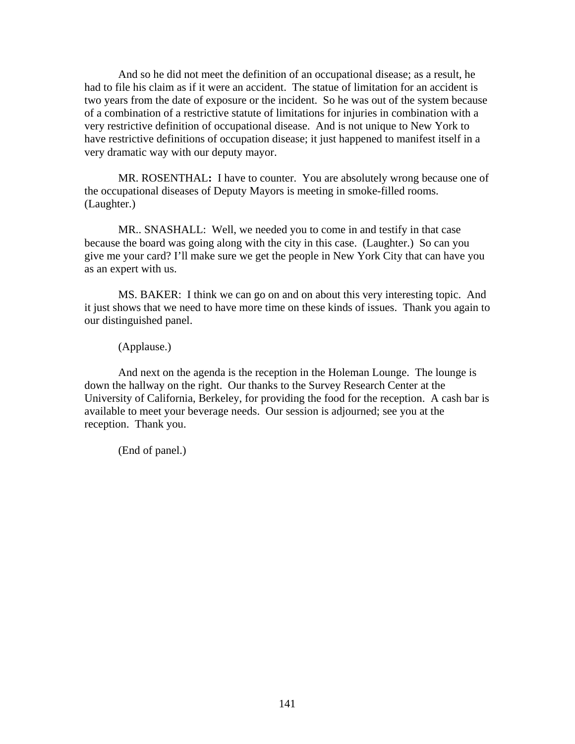And so he did not meet the definition of an occupational disease; as a result, he had to file his claim as if it were an accident. The statue of limitation for an accident is two years from the date of exposure or the incident. So he was out of the system because of a combination of a restrictive statute of limitations for injuries in combination with a very restrictive definition of occupational disease. And is not unique to New York to have restrictive definitions of occupation disease; it just happened to manifest itself in a very dramatic way with our deputy mayor.

MR. ROSENTHAL**:** I have to counter. You are absolutely wrong because one of the occupational diseases of Deputy Mayors is meeting in smoke-filled rooms. (Laughter.)

MR.. SNASHALL: Well, we needed you to come in and testify in that case because the board was going along with the city in this case. (Laughter.) So can you give me your card? I'll make sure we get the people in New York City that can have you as an expert with us.

MS. BAKER: I think we can go on and on about this very interesting topic. And it just shows that we need to have more time on these kinds of issues. Thank you again to our distinguished panel.

(Applause.)

And next on the agenda is the reception in the Holeman Lounge. The lounge is down the hallway on the right. Our thanks to the Survey Research Center at the University of California, Berkeley, for providing the food for the reception. A cash bar is available to meet your beverage needs. Our session is adjourned; see you at the reception. Thank you.

(End of panel.)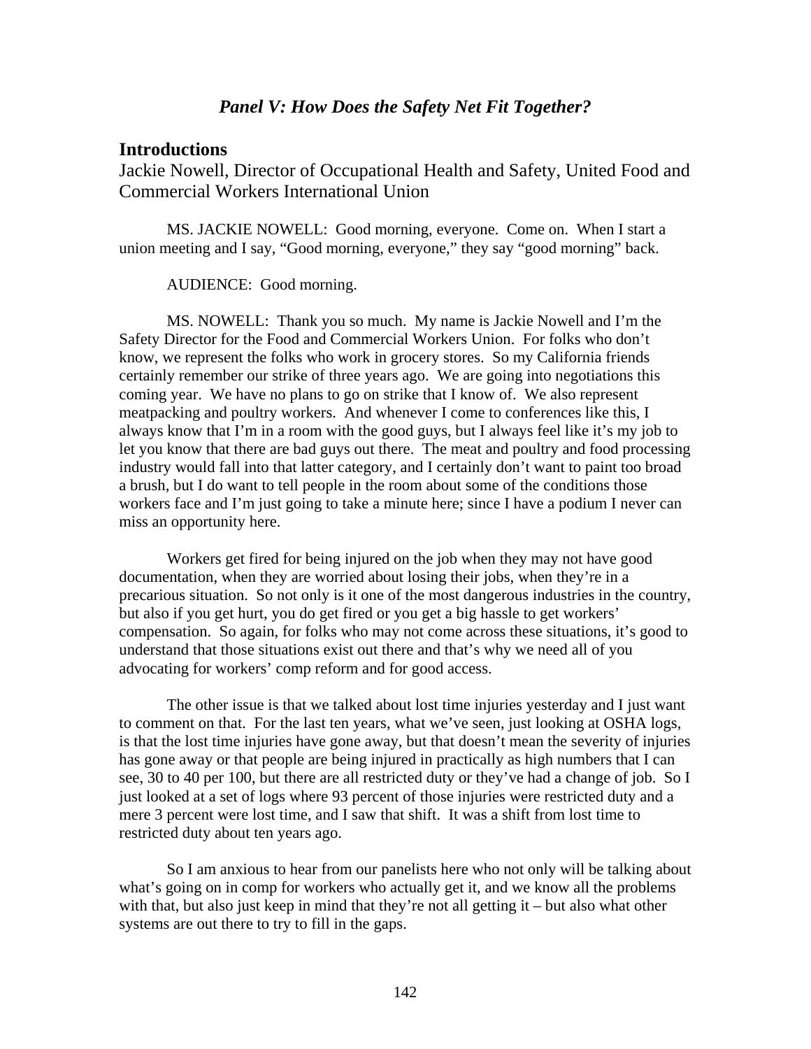## *Panel V: How Does the Safety Net Fit Together?*

### Introductions

Jackie Nowell, Director of Occupational Health and Safety, United Food and Commercial Workers International Union

MS. JACKIE NOWELL: Good morning, everyone. Come on. When I start a union meeting and I say, "Good morning, everyone," they say "good morning" back.

AUDIENCE: Good morning.

MS. NOWELL: Thank you so much. My name is Jackie Nowell and I'm the Safety Director for the Food and Commercial Workers Union. For folks who don't know, we represent the folks who work in grocery stores. So my California friends certainly remember our strike of three years ago. We are going into negotiations this coming year. We have no plans to go on strike that I know of. We also represent meatpacking and poultry workers. And whenever I come to conferences like this, I always know that I'm in a room with the good guys, but I always feel like it's my job to let you know that there are bad guys out there. The meat and poultry and food processing industry would fall into that latter category, and I certainly don't want to paint too broad a brush, but I do want to tell people in the room about some of the conditions those workers face and I'm just going to take a minute here; since I have a podium I never can miss an opportunity here.

Workers get fired for being injured on the job when they may not have good documentation, when they are worried about losing their jobs, when they're in a precarious situation. So not only is it one of the most dangerous industries in the country, but also if you get hurt, you do get fired or you get a big hassle to get workers' compensation. So again, for folks who may not come across these situations, it's good to understand that those situations exist out there and that's why we need all of you advocating for workers' comp reform and for good access.

The other issue is that we talked about lost time injuries yesterday and I just want to comment on that. For the last ten years, what we've seen, just looking at OSHA logs, is that the lost time injuries have gone away, but that doesn't mean the severity of injuries has gone away or that people are being injured in practically as high numbers that I can see, 30 to 40 per 100, but there are all restricted duty or they've had a change of job. So I just looked at a set of logs where 93 percent of those injuries were restricted duty and a mere 3 percent were lost time, and I saw that shift. It was a shift from lost time to restricted duty about ten years ago.

So I am anxious to hear from our panelists here who not only will be talking about what's going on in comp for workers who actually get it, and we know all the problems with that, but also just keep in mind that they're not all getting it – but also what other systems are out there to try to fill in the gaps.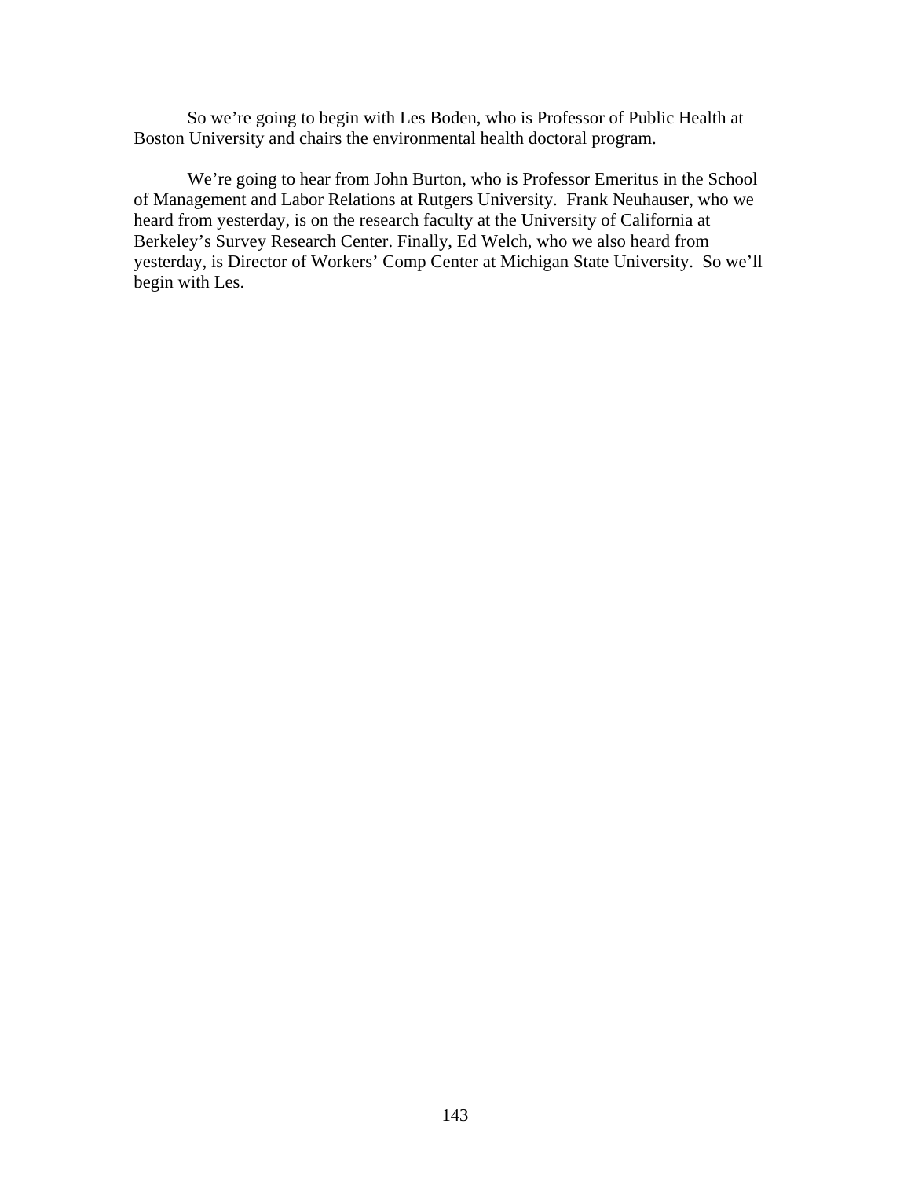So we're going to begin with Les Boden, who is Professor of Public Health at Boston University and chairs the environmental health doctoral program.

We're going to hear from John Burton, who is Professor Emeritus in the School of Management and Labor Relations at Rutgers University. Frank Neuhauser, who we heard from yesterday, is on the research faculty at the University of California at Berkeley's Survey Research Center. Finally, Ed Welch, who we also heard from yesterday, is Director of Workers' Comp Center at Michigan State University. So we'll begin with Les.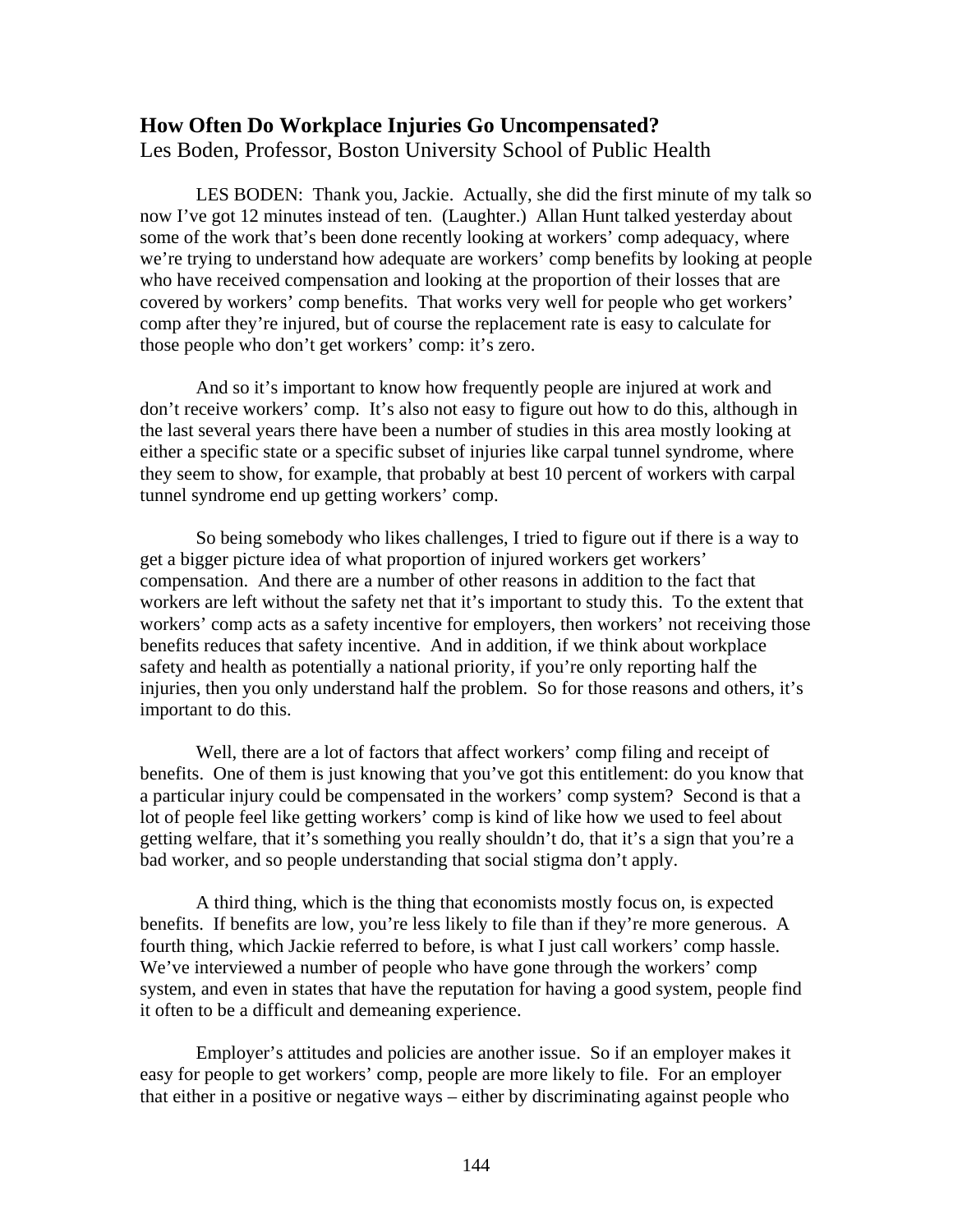## How Often Do Workplace Injuries Go Uncompensated?

Les Boden, Professor, Boston University School of Public Health

LES BODEN: Thank you, Jackie. Actually, she did the first minute of my talk so now I've got 12 minutes instead of ten. (Laughter.) Allan Hunt talked yesterday about some of the work that's been done recently looking at workers' comp adequacy, where we're trying to understand how adequate are workers' comp benefits by looking at people who have received compensation and looking at the proportion of their losses that are covered by workers' comp benefits. That works very well for people who get workers' comp after they're injured, but of course the replacement rate is easy to calculate for those people who don't get workers' comp: it's zero.

And so it's important to know how frequently people are injured at work and don't receive workers' comp. It's also not easy to figure out how to do this, although in the last several years there have been a number of studies in this area mostly looking at either a specific state or a specific subset of injuries like carpal tunnel syndrome, where they seem to show, for example, that probably at best 10 percent of workers with carpal tunnel syndrome end up getting workers' comp.

So being somebody who likes challenges, I tried to figure out if there is a way to get a bigger picture idea of what proportion of injured workers get workers' compensation. And there are a number of other reasons in addition to the fact that workers are left without the safety net that it's important to study this. To the extent that workers' comp acts as a safety incentive for employers, then workers' not receiving those benefits reduces that safety incentive. And in addition, if we think about workplace safety and health as potentially a national priority, if you're only reporting half the injuries, then you only understand half the problem. So for those reasons and others, it's important to do this.

Well, there are a lot of factors that affect workers' comp filing and receipt of benefits. One of them is just knowing that you've got this entitlement: do you know that a particular injury could be compensated in the workers' comp system? Second is that a lot of people feel like getting workers' comp is kind of like how we used to feel about getting welfare, that it's something you really shouldn't do, that it's a sign that you're a bad worker, and so people understanding that social stigma don't apply.

A third thing, which is the thing that economists mostly focus on, is expected benefits. If benefits are low, you're less likely to file than if they're more generous. A fourth thing, which Jackie referred to before, is what I just call workers' comp hassle. We've interviewed a number of people who have gone through the workers' comp system, and even in states that have the reputation for having a good system, people find it often to be a difficult and demeaning experience.

Employer's attitudes and policies are another issue. So if an employer makes it easy for people to get workers' comp, people are more likely to file. For an employer that either in a positive or negative ways – either by discriminating against people who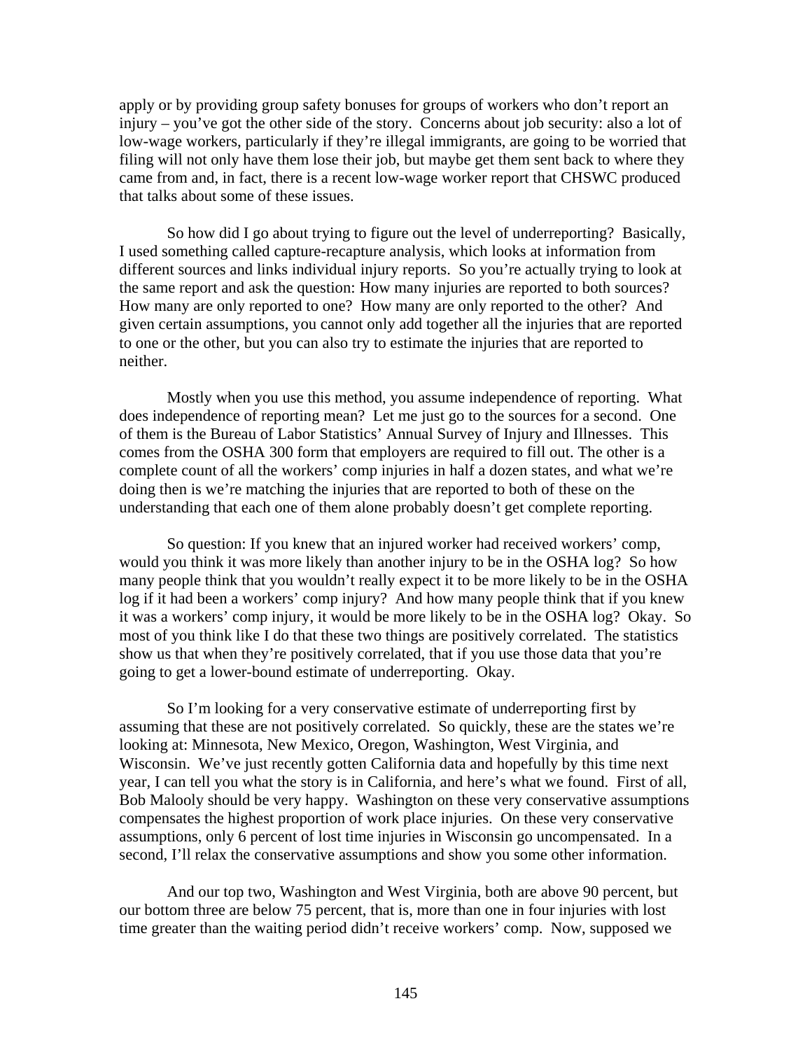apply or by providing group safety bonuses for groups of workers who don't report an injury – you've got the other side of the story. Concerns about job security: also a lot of low-wage workers, particularly if they're illegal immigrants, are going to be worried that filing will not only have them lose their job, but maybe get them sent back to where they came from and, in fact, there is a recent low-wage worker report that CHSWC produced that talks about some of these issues.

So how did I go about trying to figure out the level of underreporting? Basically, I used something called capture-recapture analysis, which looks at information from different sources and links individual injury reports. So you're actually trying to look at the same report and ask the question: How many injuries are reported to both sources? How many are only reported to one? How many are only reported to the other? And given certain assumptions, you cannot only add together all the injuries that are reported to one or the other, but you can also try to estimate the injuries that are reported to neither.

Mostly when you use this method, you assume independence of reporting. What does independence of reporting mean? Let me just go to the sources for a second. One of them is the Bureau of Labor Statistics' Annual Survey of Injury and Illnesses. This comes from the OSHA 300 form that employers are required to fill out. The other is a complete count of all the workers' comp injuries in half a dozen states, and what we're doing then is we're matching the injuries that are reported to both of these on the understanding that each one of them alone probably doesn't get complete reporting.

So question: If you knew that an injured worker had received workers' comp, would you think it was more likely than another injury to be in the OSHA log? So how many people think that you wouldn't really expect it to be more likely to be in the OSHA log if it had been a workers' comp injury? And how many people think that if you knew it was a workers' comp injury, it would be more likely to be in the OSHA log? Okay. So most of you think like I do that these two things are positively correlated. The statistics show us that when they're positively correlated, that if you use those data that you're going to get a lower-bound estimate of underreporting. Okay.

So I'm looking for a very conservative estimate of underreporting first by assuming that these are not positively correlated. So quickly, these are the states we're looking at: Minnesota, New Mexico, Oregon, Washington, West Virginia, and Wisconsin. We've just recently gotten California data and hopefully by this time next year, I can tell you what the story is in California, and here's what we found. First of all, Bob Malooly should be very happy. Washington on these very conservative assumptions compensates the highest proportion of work place injuries. On these very conservative assumptions, only 6 percent of lost time injuries in Wisconsin go uncompensated. In a second, I'll relax the conservative assumptions and show you some other information.

And our top two, Washington and West Virginia, both are above 90 percent, but our bottom three are below 75 percent, that is, more than one in four injuries with lost time greater than the waiting period didn't receive workers' comp. Now, supposed we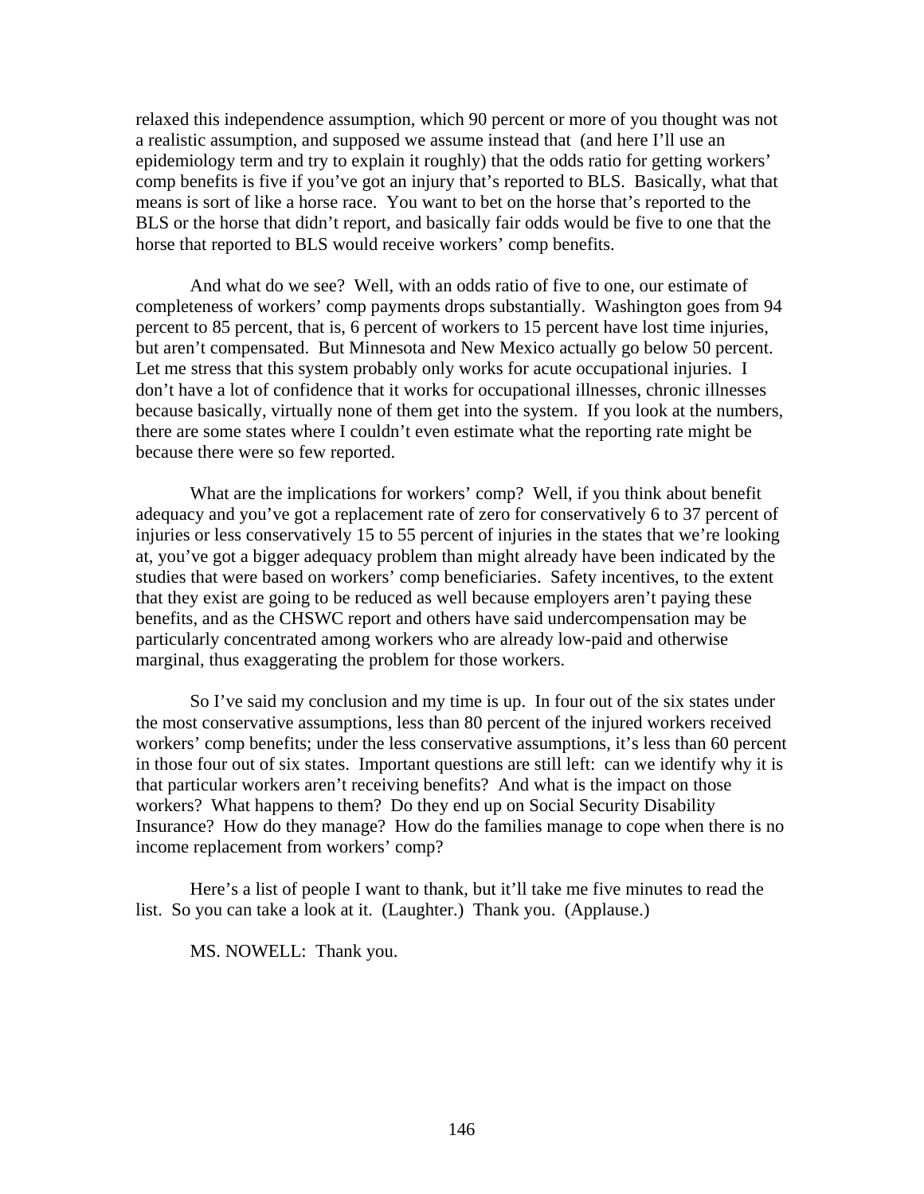relaxed this independence assumption, which 90 percent or more of you thought was not a realistic assumption, and supposed we assume instead that (and here I'll use an epidemiology term and try to explain it roughly) that the odds ratio for getting workers' comp benefits is five if you've got an injury that's reported to BLS. Basically, what that means is sort of like a horse race. You want to bet on the horse that's reported to the BLS or the horse that didn't report, and basically fair odds would be five to one that the horse that reported to BLS would receive workers' comp benefits.

And what do we see? Well, with an odds ratio of five to one, our estimate of completeness of workers' comp payments drops substantially. Washington goes from 94 percent to 85 percent, that is, 6 percent of workers to 15 percent have lost time injuries, but aren't compensated. But Minnesota and New Mexico actually go below 50 percent. Let me stress that this system probably only works for acute occupational injuries. I don't have a lot of confidence that it works for occupational illnesses, chronic illnesses because basically, virtually none of them get into the system. If you look at the numbers, there are some states where I couldn't even estimate what the reporting rate might be because there were so few reported.

What are the implications for workers' comp? Well, if you think about benefit adequacy and you've got a replacement rate of zero for conservatively 6 to 37 percent of injuries or less conservatively 15 to 55 percent of injuries in the states that we're looking at, you've got a bigger adequacy problem than might already have been indicated by the studies that were based on workers' comp beneficiaries. Safety incentives, to the extent that they exist are going to be reduced as well because employers aren't paying these benefits, and as the CHSWC report and others have said undercompensation may be particularly concentrated among workers who are already low-paid and otherwise marginal, thus exaggerating the problem for those workers.

So I've said my conclusion and my time is up. In four out of the six states under the most conservative assumptions, less than 80 percent of the injured workers received workers' comp benefits; under the less conservative assumptions, it's less than 60 percent in those four out of six states. Important questions are still left: can we identify why it is that particular workers aren't receiving benefits? And what is the impact on those workers? What happens to them? Do they end up on Social Security Disability Insurance? How do they manage? How do the families manage to cope when there is no income replacement from workers' comp?

Here's a list of people I want to thank, but it'll take me five minutes to read the list. So you can take a look at it. (Laughter.) Thank you. (Applause.)

MS. NOWELL: Thank you.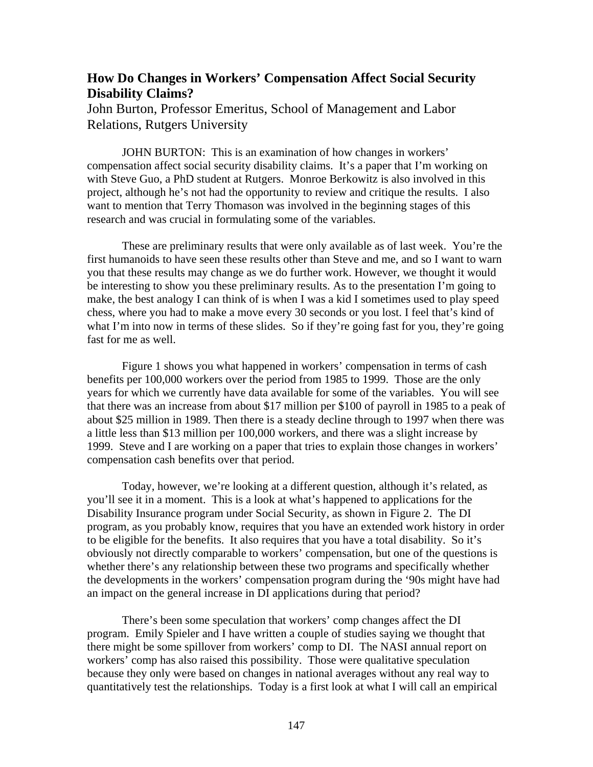## How Do Changes in Workers' Compensation Affect Social Security Disability Claims?

John Burton, Professor Emeritus, School of Management and Labor Relations, Rutgers University

JOHN BURTON: This is an examination of how changes in workers' compensation affect social security disability claims. It's a paper that I'm working on with Steve Guo, a PhD student at Rutgers. Monroe Berkowitz is also involved in this project, although he's not had the opportunity to review and critique the results. I also want to mention that Terry Thomason was involved in the beginning stages of this research and was crucial in formulating some of the variables.

These are preliminary results that were only available as of last week. You're the first humanoids to have seen these results other than Steve and me, and so I want to warn you that these results may change as we do further work. However, we thought it would be interesting to show you these preliminary results. As to the presentation I'm going to make, the best analogy I can think of is when I was a kid I sometimes used to play speed chess, where you had to make a move every 30 seconds or you lost. I feel that's kind of what I'm into now in terms of these slides. So if they're going fast for you, they're going fast for me as well.

Figure 1 shows you what happened in workers' compensation in terms of cash benefits per 100,000 workers over the period from 1985 to 1999. Those are the only years for which we currently have data available for some of the variables. You will see that there was an increase from about \$17 million per \$100 of payroll in 1985 to a peak of about \$25 million in 1989. Then there is a steady decline through to 1997 when there was a little less than \$13 million per 100,000 workers, and there was a slight increase by 1999. Steve and I are working on a paper that tries to explain those changes in workers' compensation cash benefits over that period.

Today, however, we're looking at a different question, although it's related, as you'll see it in a moment. This is a look at what's happened to applications for the Disability Insurance program under Social Security, as shown in Figure 2. The DI program, as you probably know, requires that you have an extended work history in order to be eligible for the benefits. It also requires that you have a total disability. So it's obviously not directly comparable to workers' compensation, but one of the questions is whether there's any relationship between these two programs and specifically whether the developments in the workers' compensation program during the '90s might have had an impact on the general increase in DI applications during that period?

There's been some speculation that workers' comp changes affect the DI program. Emily Spieler and I have written a couple of studies saying we thought that there might be some spillover from workers' comp to DI. The NASI annual report on workers' comp has also raised this possibility. Those were qualitative speculation because they only were based on changes in national averages without any real way to quantitatively test the relationships. Today is a first look at what I will call an empirical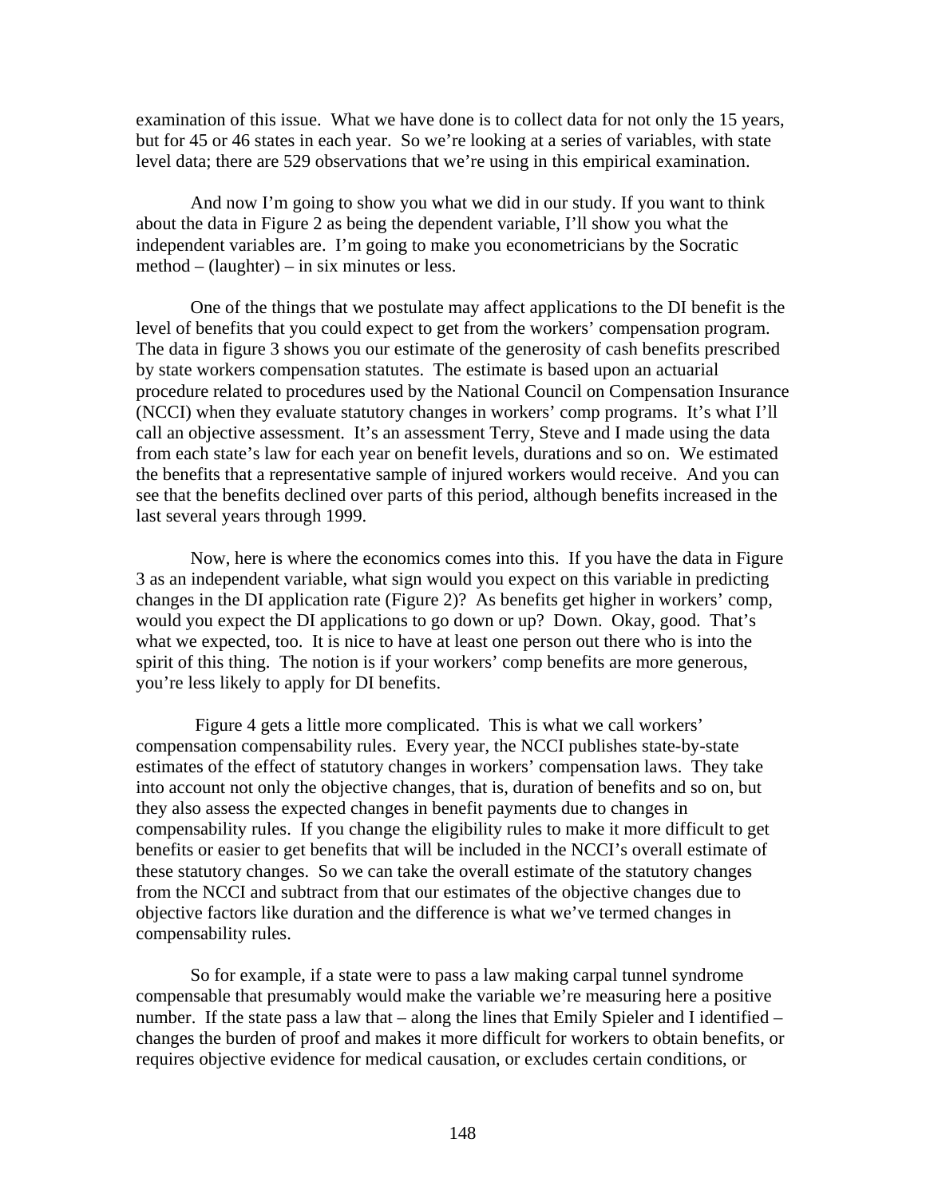examination of this issue. What we have done is to collect data for not only the 15 years, but for 45 or 46 states in each year. So we're looking at a series of variables, with state level data; there are 529 observations that we're using in this empirical examination.

And now I'm going to show you what we did in our study. If you want to think about the data in Figure 2 as being the dependent variable, I'll show you what the independent variables are. I'm going to make you econometricians by the Socratic method – (laughter) – in six minutes or less.

One of the things that we postulate may affect applications to the DI benefit is the level of benefits that you could expect to get from the workers' compensation program. The data in figure 3 shows you our estimate of the generosity of cash benefits prescribed by state workers compensation statutes. The estimate is based upon an actuarial procedure related to procedures used by the National Council on Compensation Insurance (NCCI) when they evaluate statutory changes in workers' comp programs. It's what I'll call an objective assessment. It's an assessment Terry, Steve and I made using the data from each state's law for each year on benefit levels, durations and so on. We estimated the benefits that a representative sample of injured workers would receive. And you can see that the benefits declined over parts of this period, although benefits increased in the last several years through 1999.

Now, here is where the economics comes into this. If you have the data in Figure 3 as an independent variable, what sign would you expect on this variable in predicting changes in the DI application rate (Figure 2)? As benefits get higher in workers' comp, would you expect the DI applications to go down or up? Down. Okay, good. That's what we expected, too. It is nice to have at least one person out there who is into the spirit of this thing. The notion is if your workers' comp benefits are more generous, you're less likely to apply for DI benefits.

Figure 4 gets a little more complicated. This is what we call workers' compensation compensability rules. Every year, the NCCI publishes state-by-state estimates of the effect of statutory changes in workers' compensation laws. They take into account not only the objective changes, that is, duration of benefits and so on, but they also assess the expected changes in benefit payments due to changes in compensability rules. If you change the eligibility rules to make it more difficult to get benefits or easier to get benefits that will be included in the NCCI's overall estimate of these statutory changes. So we can take the overall estimate of the statutory changes from the NCCI and subtract from that our estimates of the objective changes due to objective factors like duration and the difference is what we've termed changes in compensability rules.

So for example, if a state were to pass a law making carpal tunnel syndrome compensable that presumably would make the variable we're measuring here a positive number. If the state pass a law that – along the lines that Emily Spieler and I identified – changes the burden of proof and makes it more difficult for workers to obtain benefits, or requires objective evidence for medical causation, or excludes certain conditions, or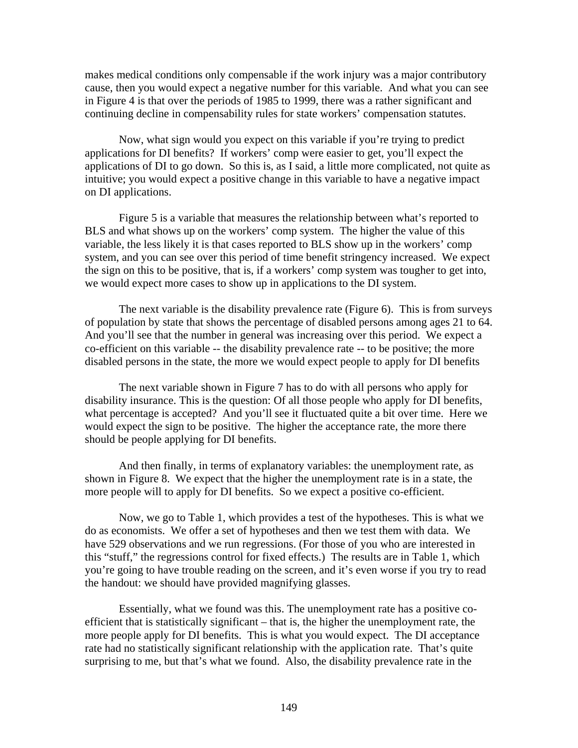makes medical conditions only compensable if the work injury was a major contributory cause, then you would expect a negative number for this variable. And what you can see in Figure 4 is that over the periods of 1985 to 1999, there was a rather significant and continuing decline in compensability rules for state workers' compensation statutes.

Now, what sign would you expect on this variable if you're trying to predict applications for DI benefits? If workers' comp were easier to get, you'll expect the applications of DI to go down. So this is, as I said, a little more complicated, not quite as intuitive; you would expect a positive change in this variable to have a negative impact on DI applications.

Figure 5 is a variable that measures the relationship between what's reported to BLS and what shows up on the workers' comp system. The higher the value of this variable, the less likely it is that cases reported to BLS show up in the workers' comp system, and you can see over this period of time benefit stringency increased. We expect the sign on this to be positive, that is, if a workers' comp system was tougher to get into, we would expect more cases to show up in applications to the DI system.

The next variable is the disability prevalence rate (Figure 6). This is from surveys of population by state that shows the percentage of disabled persons among ages 21 to 64. And you'll see that the number in general was increasing over this period. We expect a co-efficient on this variable -- the disability prevalence rate -- to be positive; the more disabled persons in the state, the more we would expect people to apply for DI benefits

The next variable shown in Figure 7 has to do with all persons who apply for disability insurance. This is the question: Of all those people who apply for DI benefits, what percentage is accepted? And you'll see it fluctuated quite a bit over time. Here we would expect the sign to be positive. The higher the acceptance rate, the more there should be people applying for DI benefits.

And then finally, in terms of explanatory variables: the unemployment rate, as shown in Figure 8. We expect that the higher the unemployment rate is in a state, the more people will to apply for DI benefits. So we expect a positive co-efficient.

Now, we go to Table 1, which provides a test of the hypotheses. This is what we do as economists. We offer a set of hypotheses and then we test them with data. We have 529 observations and we run regressions. (For those of you who are interested in this "stuff," the regressions control for fixed effects.) The results are in Table 1, which you're going to have trouble reading on the screen, and it's even worse if you try to read the handout: we should have provided magnifying glasses.

Essentially, what we found was this. The unemployment rate has a positive co-efficient that is statistically significant – that is, the higher the unemployment rate, the more people apply for DI benefits. This is what you would expect. The DI acceptance rate had no statistically significant relationship with the application rate. That's quite surprising to me, but that's what we found. Also, the disability prevalence rate in the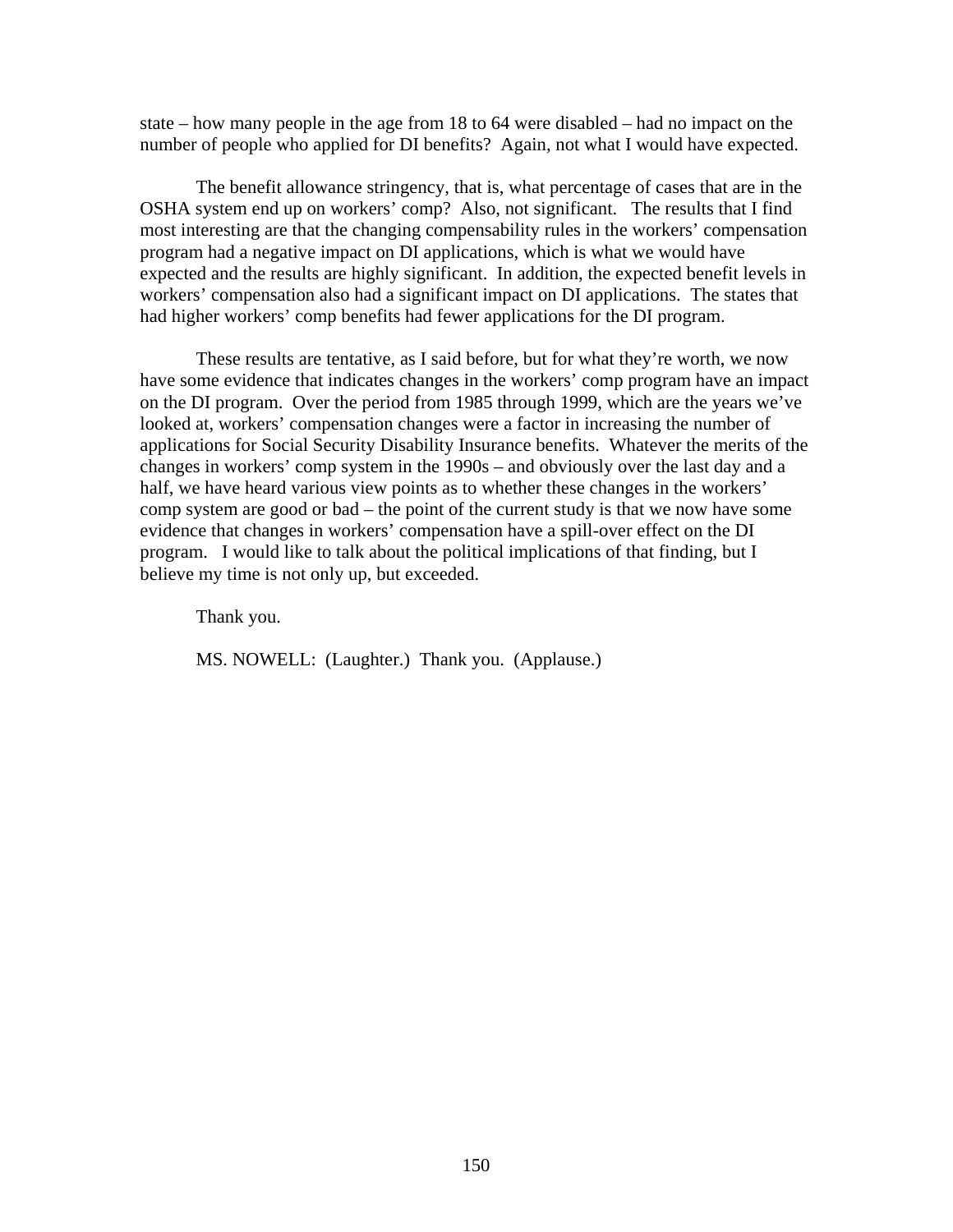state – how many people in the age from 18 to 64 were disabled – had no impact on the number of people who applied for DI benefits? Again, not what I would have expected.

The benefit allowance stringency, that is, what percentage of cases that are in the OSHA system end up on workers' comp? Also, not significant. The results that I find most interesting are that the changing compensability rules in the workers' compensation program had a negative impact on DI applications, which is what we would have expected and the results are highly significant. In addition, the expected benefit levels in workers' compensation also had a significant impact on DI applications. The states that had higher workers' comp benefits had fewer applications for the DI program.

These results are tentative, as I said before, but for what they're worth, we now have some evidence that indicates changes in the workers' comp program have an impact on the DI program. Over the period from 1985 through 1999, which are the years we've looked at, workers' compensation changes were a factor in increasing the number of applications for Social Security Disability Insurance benefits. Whatever the merits of the changes in workers' comp system in the 1990s – and obviously over the last day and a half, we have heard various view points as to whether these changes in the workers' comp system are good or bad – the point of the current study is that we now have some evidence that changes in workers' compensation have a spill-over effect on the DI program. I would like to talk about the political implications of that finding, but I believe my time is not only up, but exceeded.

Thank you.

MS. NOWELL: (Laughter.) Thank you. (Applause.)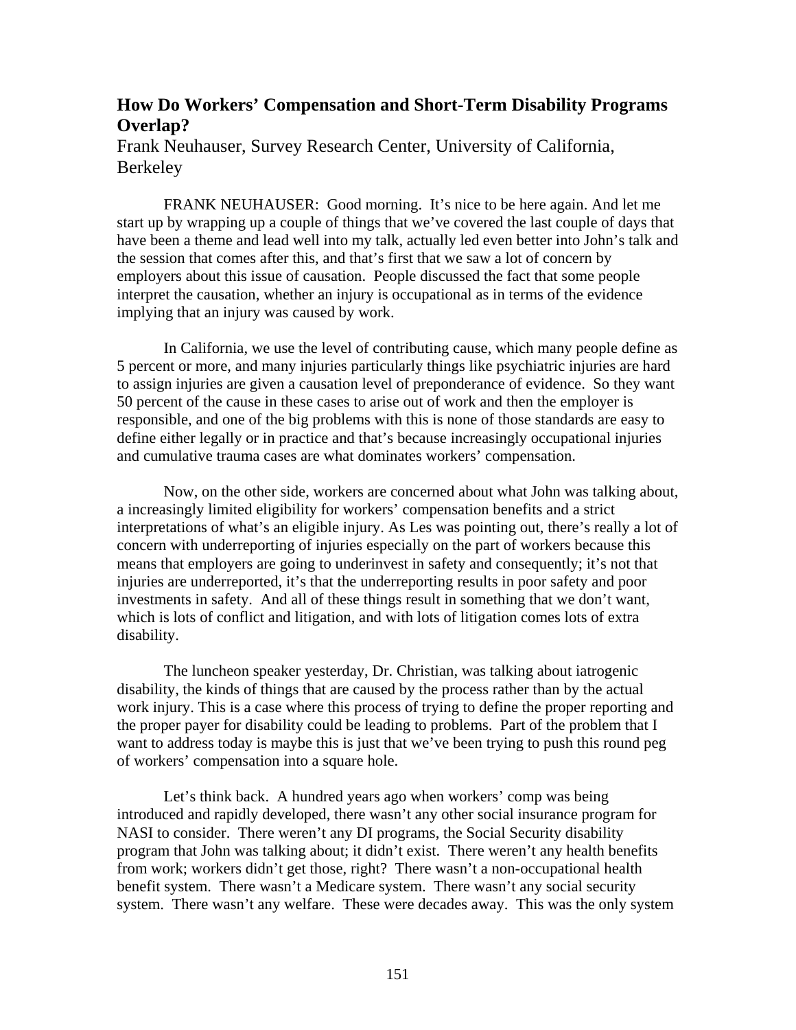## How Do Workers' Compensation and Short-Term Disability Programs Overlap?

Frank Neuhauser, Survey Research Center, University of California, Berkeley

FRANK NEUHAUSER: Good morning. It's nice to be here again. And let me start up by wrapping up a couple of things that we've covered the last couple of days that have been a theme and lead well into my talk, actually led even better into John's talk and the session that comes after this, and that's first that we saw a lot of concern by employers about this issue of causation. People discussed the fact that some people interpret the causation, whether an injury is occupational as in terms of the evidence implying that an injury was caused by work.

In California, we use the level of contributing cause, which many people define as 5 percent or more, and many injuries particularly things like psychiatric injuries are hard to assign injuries are given a causation level of preponderance of evidence. So they want 50 percent of the cause in these cases to arise out of work and then the employer is responsible, and one of the big problems with this is none of those standards are easy to define either legally or in practice and that's because increasingly occupational injuries and cumulative trauma cases are what dominates workers' compensation.

Now, on the other side, workers are concerned about what John was talking about, a increasingly limited eligibility for workers' compensation benefits and a strict interpretations of what's an eligible injury. As Les was pointing out, there's really a lot of concern with underreporting of injuries especially on the part of workers because this means that employers are going to underinvest in safety and consequently; it's not that injuries are underreported, it's that the underreporting results in poor safety and poor investments in safety. And all of these things result in something that we don't want, which is lots of conflict and litigation, and with lots of litigation comes lots of extra disability.

The luncheon speaker yesterday, Dr. Christian, was talking about iatrogenic disability, the kinds of things that are caused by the process rather than by the actual work injury. This is a case where this process of trying to define the proper reporting and the proper payer for disability could be leading to problems. Part of the problem that I want to address today is maybe this is just that we've been trying to push this round peg of workers' compensation into a square hole.

Let's think back. A hundred years ago when workers' comp was being introduced and rapidly developed, there wasn't any other social insurance program for NASI to consider. There weren't any DI programs, the Social Security disability program that John was talking about; it didn't exist. There weren't any health benefits from work; workers didn't get those, right? There wasn't a non-occupational health benefit system. There wasn't a Medicare system. There wasn't any social security system. There wasn't any welfare. These were decades away. This was the only system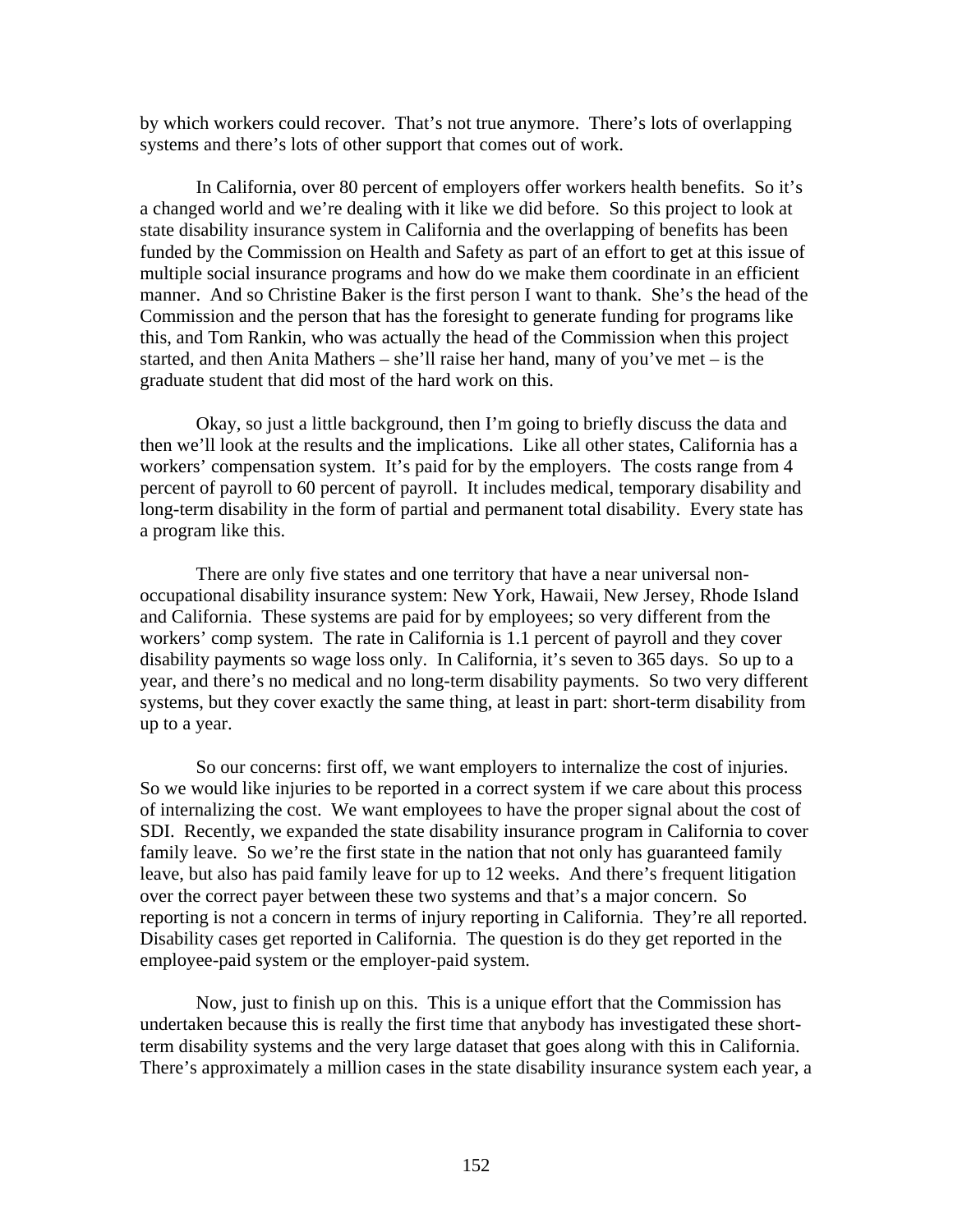by which workers could recover. That's not true anymore. There's lots of overlapping systems and there's lots of other support that comes out of work.

In California, over 80 percent of employers offer workers health benefits. So it's a changed world and we're dealing with it like we did before. So this project to look at state disability insurance system in California and the overlapping of benefits has been funded by the Commission on Health and Safety as part of an effort to get at this issue of multiple social insurance programs and how do we make them coordinate in an efficient manner. And so Christine Baker is the first person I want to thank. She's the head of the Commission and the person that has the foresight to generate funding for programs like this, and Tom Rankin, who was actually the head of the Commission when this project started, and then Anita Mathers – she'll raise her hand, many of you've met – is the graduate student that did most of the hard work on this.

Okay, so just a little background, then I'm going to briefly discuss the data and then we'll look at the results and the implications. Like all other states, California has a workers' compensation system. It's paid for by the employers. The costs range from 4 percent of payroll to 60 percent of payroll. It includes medical, temporary disability and long-term disability in the form of partial and permanent total disability. Every state has a program like this.

There are only five states and one territory that have a near universal non-occupational disability insurance system: New York, Hawaii, New Jersey, Rhode Island and California. These systems are paid for by employees; so very different from the workers' comp system. The rate in California is 1.1 percent of payroll and they cover disability payments so wage loss only. In California, it's seven to 365 days. So up to a year, and there's no medical and no long-term disability payments. So two very different systems, but they cover exactly the same thing, at least in part: short-term disability from up to a year.

So our concerns: first off, we want employers to internalize the cost of injuries. So we would like injuries to be reported in a correct system if we care about this process of internalizing the cost. We want employees to have the proper signal about the cost of SDI. Recently, we expanded the state disability insurance program in California to cover family leave. So we're the first state in the nation that not only has guaranteed family leave, but also has paid family leave for up to 12 weeks. And there's frequent litigation over the correct payer between these two systems and that's a major concern. So reporting is not a concern in terms of injury reporting in California. They're all reported. Disability cases get reported in California. The question is do they get reported in the employee-paid system or the employer-paid system.

Now, just to finish up on this. This is a unique effort that the Commission has undertaken because this is really the first time that anybody has investigated these short-term disability systems and the very large dataset that goes along with this in California. There's approximately a million cases in the state disability insurance system each year, a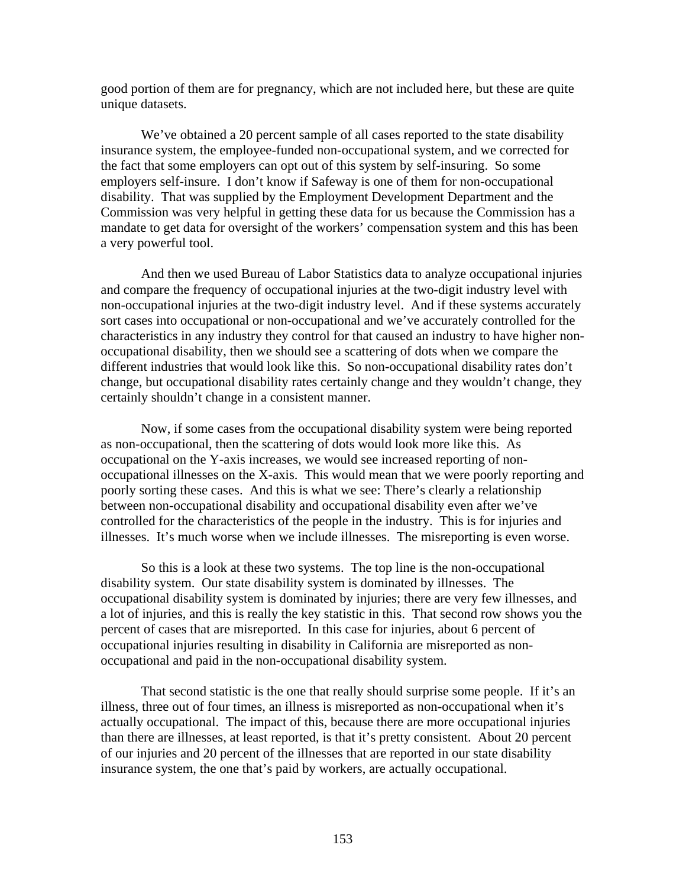good portion of them are for pregnancy, which are not included here, but these are quite unique datasets.

We've obtained a 20 percent sample of all cases reported to the state disability insurance system, the employee-funded non-occupational system, and we corrected for the fact that some employers can opt out of this system by self-insuring. So some employers self-insure. I don't know if Safeway is one of them for non-occupational disability. That was supplied by the Employment Development Department and the Commission was very helpful in getting these data for us because the Commission has a mandate to get data for oversight of the workers' compensation system and this has been a very powerful tool.

And then we used Bureau of Labor Statistics data to analyze occupational injuries and compare the frequency of occupational injuries at the two-digit industry level with non-occupational injuries at the two-digit industry level. And if these systems accurately sort cases into occupational or non-occupational and we've accurately controlled for the characteristics in any industry they control for that caused an industry to have higher non-occupational disability, then we should see a scattering of dots when we compare the different industries that would look like this. So non-occupational disability rates don't change, but occupational disability rates certainly change and they wouldn't change, they certainly shouldn't change in a consistent manner.

Now, if some cases from the occupational disability system were being reported as non-occupational, then the scattering of dots would look more like this. As occupational on the Y-axis increases, we would see increased reporting of non-occupational illnesses on the X-axis. This would mean that we were poorly reporting and poorly sorting these cases. And this is what we see: There's clearly a relationship between non-occupational disability and occupational disability even after we've controlled for the characteristics of the people in the industry. This is for injuries and illnesses. It's much worse when we include illnesses. The misreporting is even worse.

So this is a look at these two systems. The top line is the non-occupational disability system. Our state disability system is dominated by illnesses. The occupational disability system is dominated by injuries; there are very few illnesses, and a lot of injuries, and this is really the key statistic in this. That second row shows you the percent of cases that are misreported. In this case for injuries, about 6 percent of occupational injuries resulting in disability in California are misreported as non-occupational and paid in the non-occupational disability system.

That second statistic is the one that really should surprise some people. If it's an illness, three out of four times, an illness is misreported as non-occupational when it's actually occupational. The impact of this, because there are more occupational injuries than there are illnesses, at least reported, is that it's pretty consistent. About 20 percent of our injuries and 20 percent of the illnesses that are reported in our state disability insurance system, the one that's paid by workers, are actually occupational.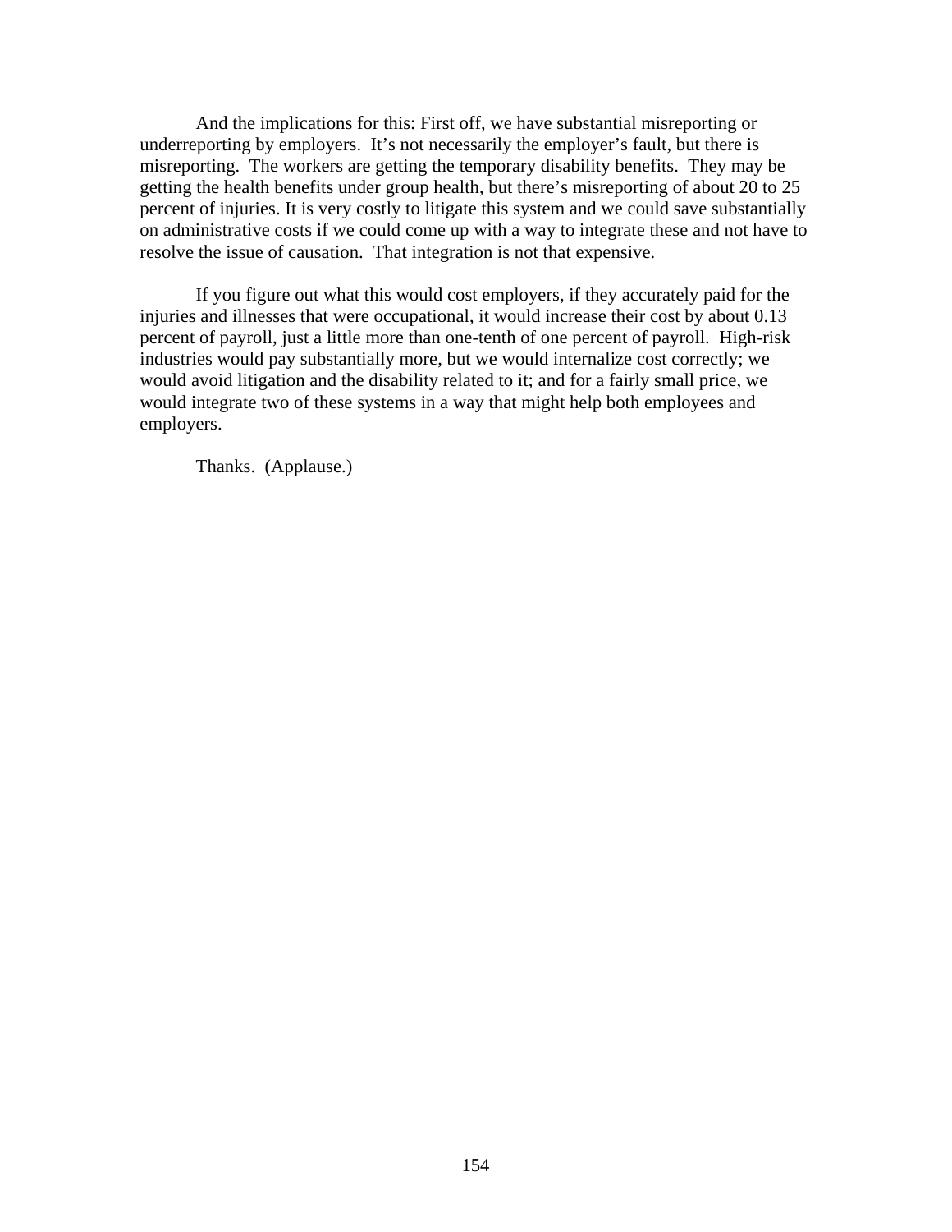And the implications for this: First off, we have substantial misreporting or underreporting by employers. It's not necessarily the employer's fault, but there is misreporting. The workers are getting the temporary disability benefits. They may be getting the health benefits under group health, but there's misreporting of about 20 to 25 percent of injuries. It is very costly to litigate this system and we could save substantially on administrative costs if we could come up with a way to integrate these and not have to resolve the issue of causation. That integration is not that expensive.

If you figure out what this would cost employers, if they accurately paid for the injuries and illnesses that were occupational, it would increase their cost by about 0.13 percent of payroll, just a little more than one-tenth of one percent of payroll. High-risk industries would pay substantially more, but we would internalize cost correctly; we would avoid litigation and the disability related to it; and for a fairly small price, we would integrate two of these systems in a way that might help both employees and employers.

Thanks. (Applause.)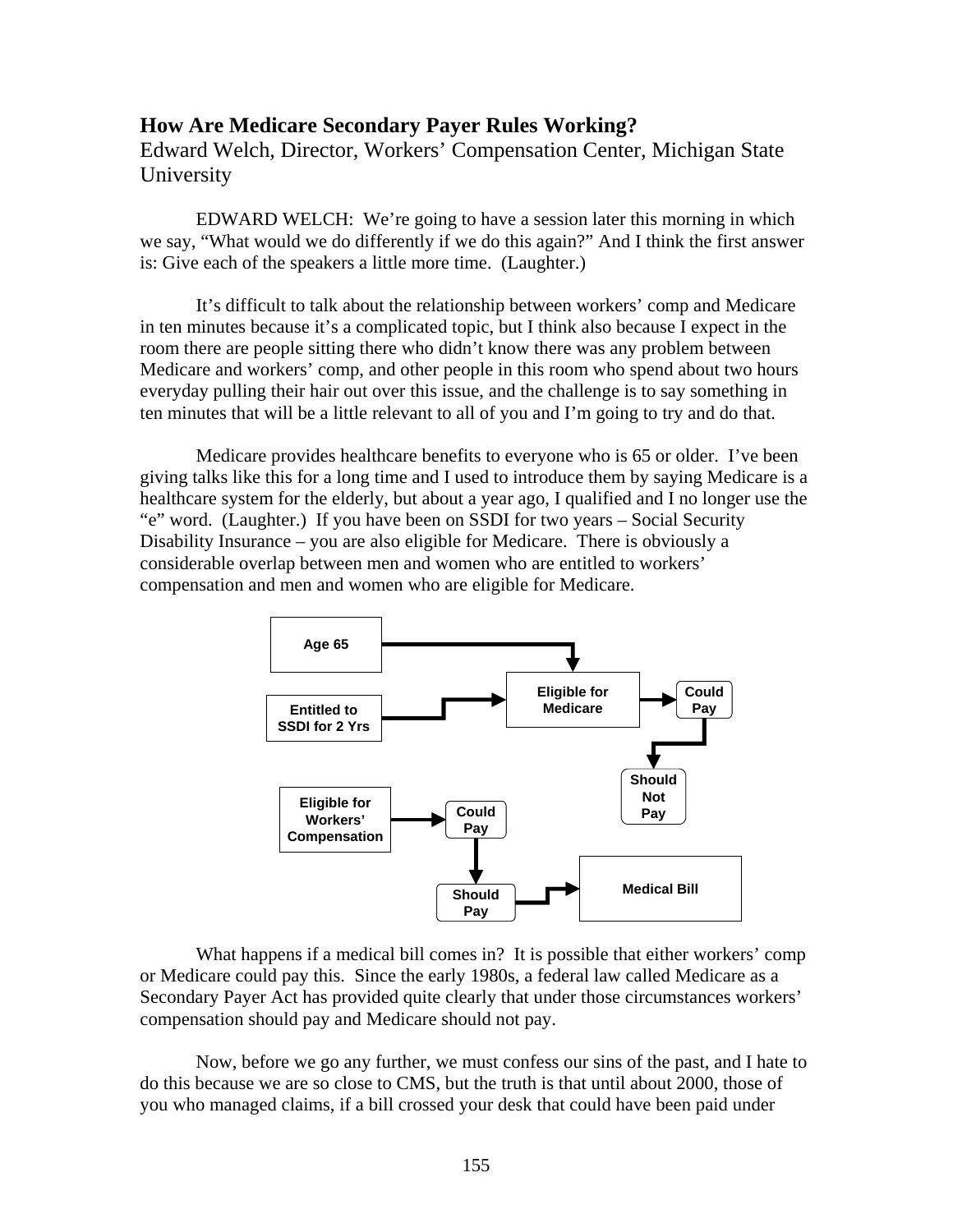## How Are Medicare Secondary Payer Rules Working?

Edward Welch, Director, Workers' Compensation Center, Michigan State University

EDWARD WELCH: We're going to have a session later this morning in which we say, "What would we do differently if we do this again?" And I think the first answer is: Give each of the speakers a little more time. (Laughter.)

It's difficult to talk about the relationship between workers' comp and Medicare in ten minutes because it's a complicated topic, but I think also because I expect in the room there are people sitting there who didn't know there was any problem between Medicare and workers' comp, and other people in this room who spend about two hours everyday pulling their hair out over this issue, and the challenge is to say something in ten minutes that will be a little relevant to all of you and I'm going to try and do that.

Medicare provides healthcare benefits to everyone who is 65 or older. I've been giving talks like this for a long time and I used to introduce them by saying Medicare is a healthcare system for the elderly, but about a year ago, I qualified and I no longer use the "e" word. (Laughter.) If you have been on SSDI for two years – Social Security Disability Insurance – you are also eligible for Medicare. There is obviously a considerable overlap between men and women who are entitled to workers' compensation and men and women who are eligible for Medicare.

Age 65 → Eligible for Medicare
Entitled to SSDI for 2 Yrs → Eligible for Medicare
Eligible for Medicare → Could Pay → Should Not Pay
Eligible for Workers' Compensation → Could Pay → Should Pay → Medical Bill

What happens if a medical bill comes in? It is possible that either workers' comp or Medicare could pay this. Since the early 1980s, a federal law called Medicare as a Secondary Payer Act has provided quite clearly that under those circumstances workers' compensation should pay and Medicare should not pay.

Now, before we go any further, we must confess our sins of the past, and I hate to do this because we are so close to CMS, but the truth is that until about 2000, those of you who managed claims, if a bill crossed your desk that could have been paid under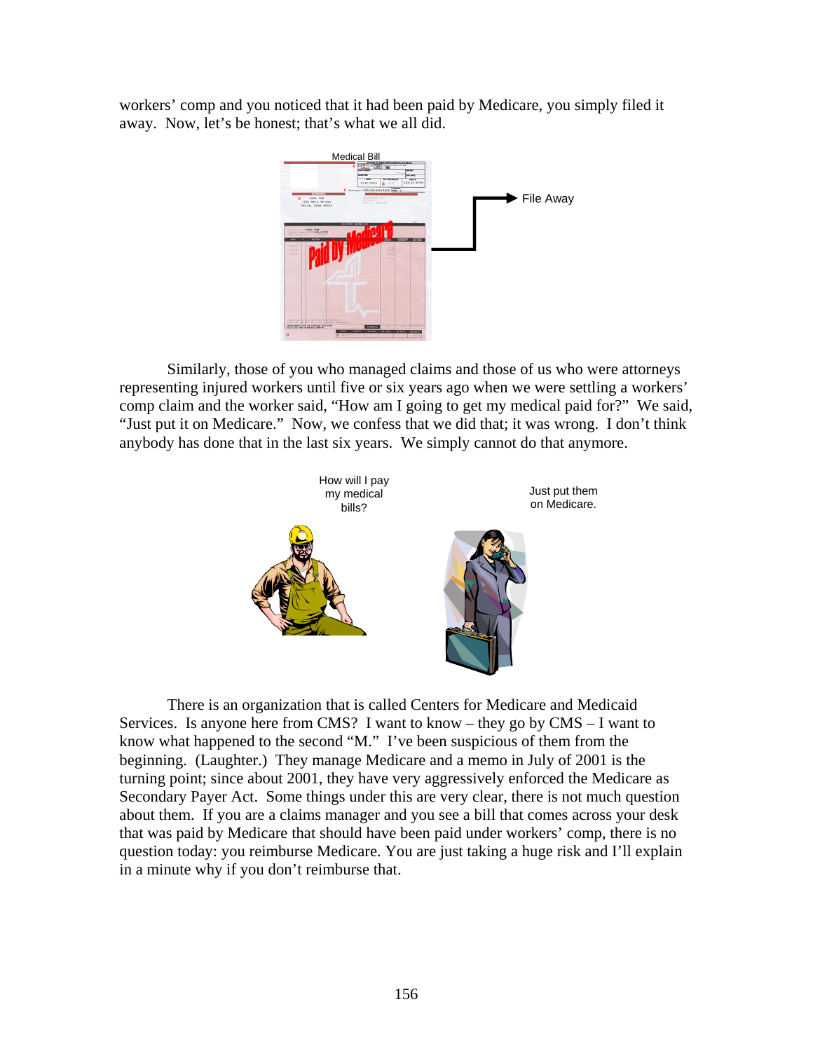workers' comp and you noticed that it had been paid by Medicare, you simply filed it away. Now, let's be honest; that's what we all did.

Medical Bill

File Away

Similarly, those of you who managed claims and those of us who were attorneys representing injured workers until five or six years ago when we were settling a workers' comp claim and the worker said, "How am I going to get my medical paid for?" We said, "Just put it on Medicare." Now, we confess that we did that; it was wrong. I don't think anybody has done that in the last six years. We simply cannot do that anymore.

How will I pay my medical bills?

Just put them on Medicare.

There is an organization that is called Centers for Medicare and Medicaid Services. Is anyone here from CMS? I want to know – they go by CMS – I want to know what happened to the second "M." I've been suspicious of them from the beginning. (Laughter.) They manage Medicare and a memo in July of 2001 is the turning point; since about 2001, they have very aggressively enforced the Medicare as Secondary Payer Act. Some things under this are very clear, there is not much question about them. If you are a claims manager and you see a bill that comes across your desk that was paid by Medicare that should have been paid under workers' comp, there is no question today: you reimburse Medicare. You are just taking a huge risk and I'll explain in a minute why if you don't reimburse that.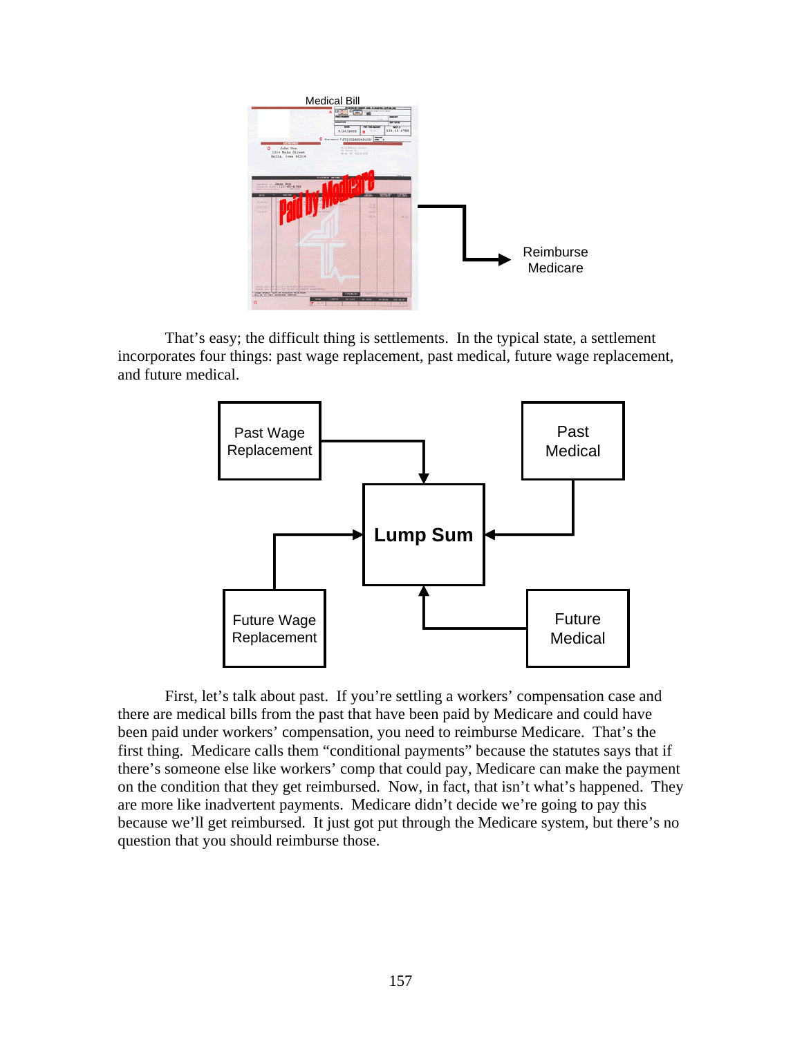Medical Bill

Reimburse Medicare

That's easy; the difficult thing is settlements. In the typical state, a settlement incorporates four things: past wage replacement, past medical, future wage replacement, and future medical.

Past Wage Replacement

Past Medical

Lump Sum

Future Wage Replacement

Future Medical

First, let's talk about past. If you're settling a workers' compensation case and there are medical bills from the past that have been paid by Medicare and could have been paid under workers' compensation, you need to reimburse Medicare. That's the first thing. Medicare calls them "conditional payments" because the statutes says that if there's someone else like workers' comp that could pay, Medicare can make the payment on the condition that they get reimbursed. Now, in fact, that isn't what's happened. They are more like inadvertent payments. Medicare didn't decide we're going to pay this because we'll get reimbursed. It just got put through the Medicare system, but there's no question that you should reimburse those.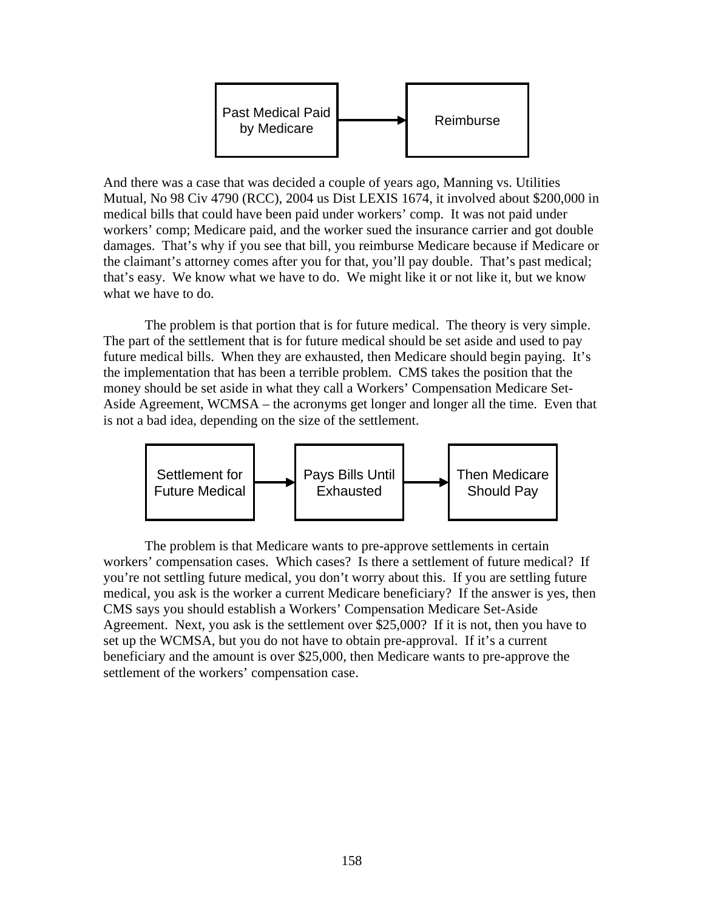Past Medical Paid by Medicare → Reimburse

And there was a case that was decided a couple of years ago, Manning vs. Utilities Mutual, No 98 Civ 4790 (RCC), 2004 us Dist LEXIS 1674, it involved about $200,000 in medical bills that could have been paid under workers' comp. It was not paid under workers' comp; Medicare paid, and the worker sued the insurance carrier and got double damages. That's why if you see that bill, you reimburse Medicare because if Medicare or the claimant's attorney comes after you for that, you'll pay double. That's past medical; that's easy. We know what we have to do. We might like it or not like it, but we know what we have to do.

The problem is that portion that is for future medical. The theory is very simple. The part of the settlement that is for future medical should be set aside and used to pay future medical bills. When they are exhausted, then Medicare should begin paying. It's the implementation that has been a terrible problem. CMS takes the position that the money should be set aside in what they call a Workers' Compensation Medicare Set-Aside Agreement, WCMSA – the acronyms get longer and longer all the time. Even that is not a bad idea, depending on the size of the settlement.

Settlement for Future Medical → Pays Bills Until Exhausted → Then Medicare Should Pay

The problem is that Medicare wants to pre-approve settlements in certain workers' compensation cases. Which cases? Is there a settlement of future medical? If you're not settling future medical, you don't worry about this. If you are settling future medical, you ask is the worker a current Medicare beneficiary? If the answer is yes, then CMS says you should establish a Workers' Compensation Medicare Set-Aside Agreement. Next, you ask is the settlement over $25,000? If it is not, then you have to set up the WCMSA, but you do not have to obtain pre-approval. If it's a current beneficiary and the amount is over $25,000, then Medicare wants to pre-approve the settlement of the workers' compensation case.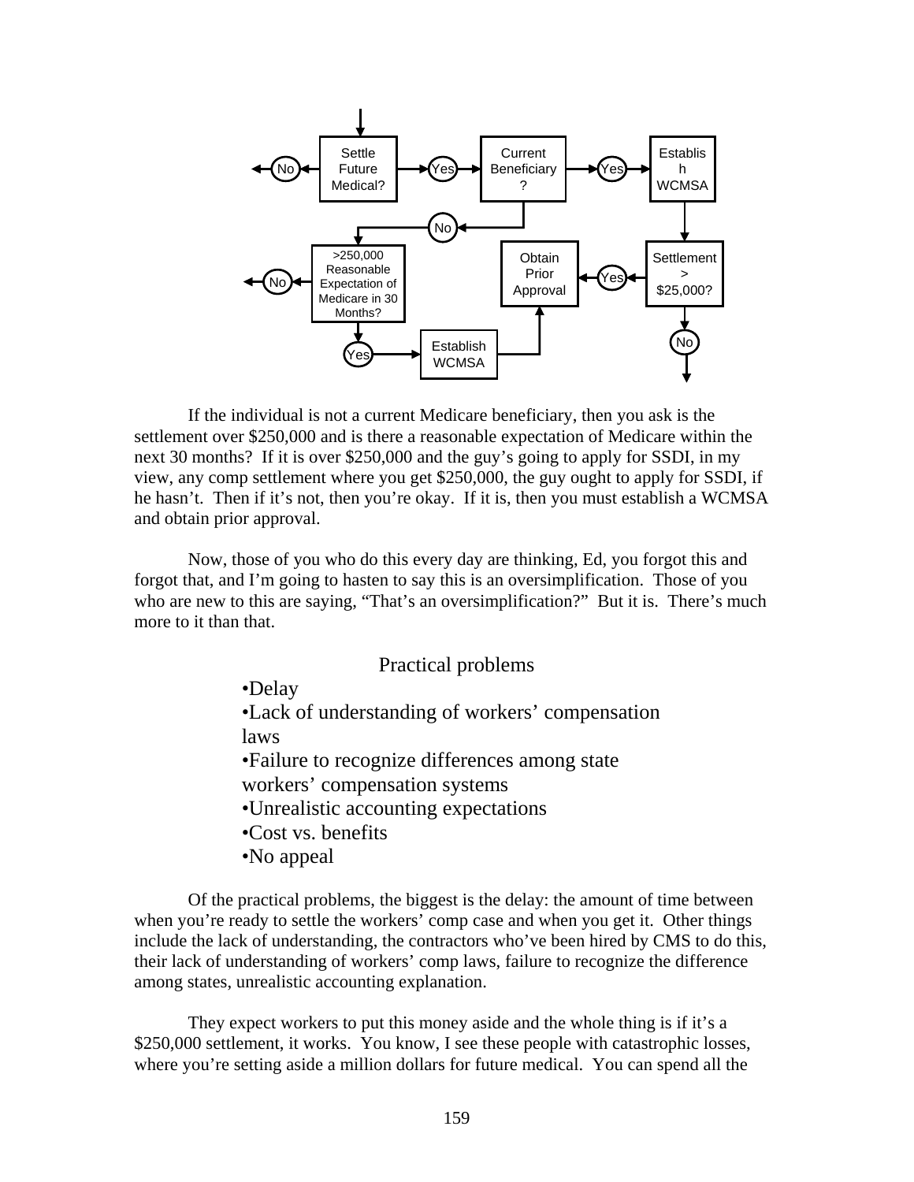Settle Future Medical? → No

Settle Future Medical? → Yes → Current Beneficiary? → Yes → Establish WCMSA → Settlement > $25,000? → Yes → Obtain Prior Approval

Settlement > $25,000? → No

Current Beneficiary? → No → >250,000 Reasonable Expectation of Medicare in 30 Months? → No

>250,000 Reasonable Expectation of Medicare in 30 Months? → Yes → Establish WCMSA → Obtain Prior Approval

If the individual is not a current Medicare beneficiary, then you ask is the settlement over $250,000 and is there a reasonable expectation of Medicare within the next 30 months? If it is over $250,000 and the guy's going to apply for SSDI, in my view, any comp settlement where you get $250,000, the guy ought to apply for SSDI, if he hasn't. Then if it's not, then you're okay. If it is, then you must establish a WCMSA and obtain prior approval.

Now, those of you who do this every day are thinking, Ed, you forgot this and forgot that, and I'm going to hasten to say this is an oversimplification. Those of you who are new to this are saying, "That's an oversimplification?" But it is. There's much more to it than that.

Practical problems

- Delay
- Lack of understanding of workers' compensation laws
- Failure to recognize differences among state workers' compensation systems
- Unrealistic accounting expectations
- Cost vs. benefits
- No appeal

Of the practical problems, the biggest is the delay: the amount of time between when you're ready to settle the workers' comp case and when you get it. Other things include the lack of understanding, the contractors who've been hired by CMS to do this, their lack of understanding of workers' comp laws, failure to recognize the difference among states, unrealistic accounting explanation.

They expect workers to put this money aside and the whole thing is if it's a $250,000 settlement, it works. You know, I see these people with catastrophic losses, where you're setting aside a million dollars for future medical. You can spend all the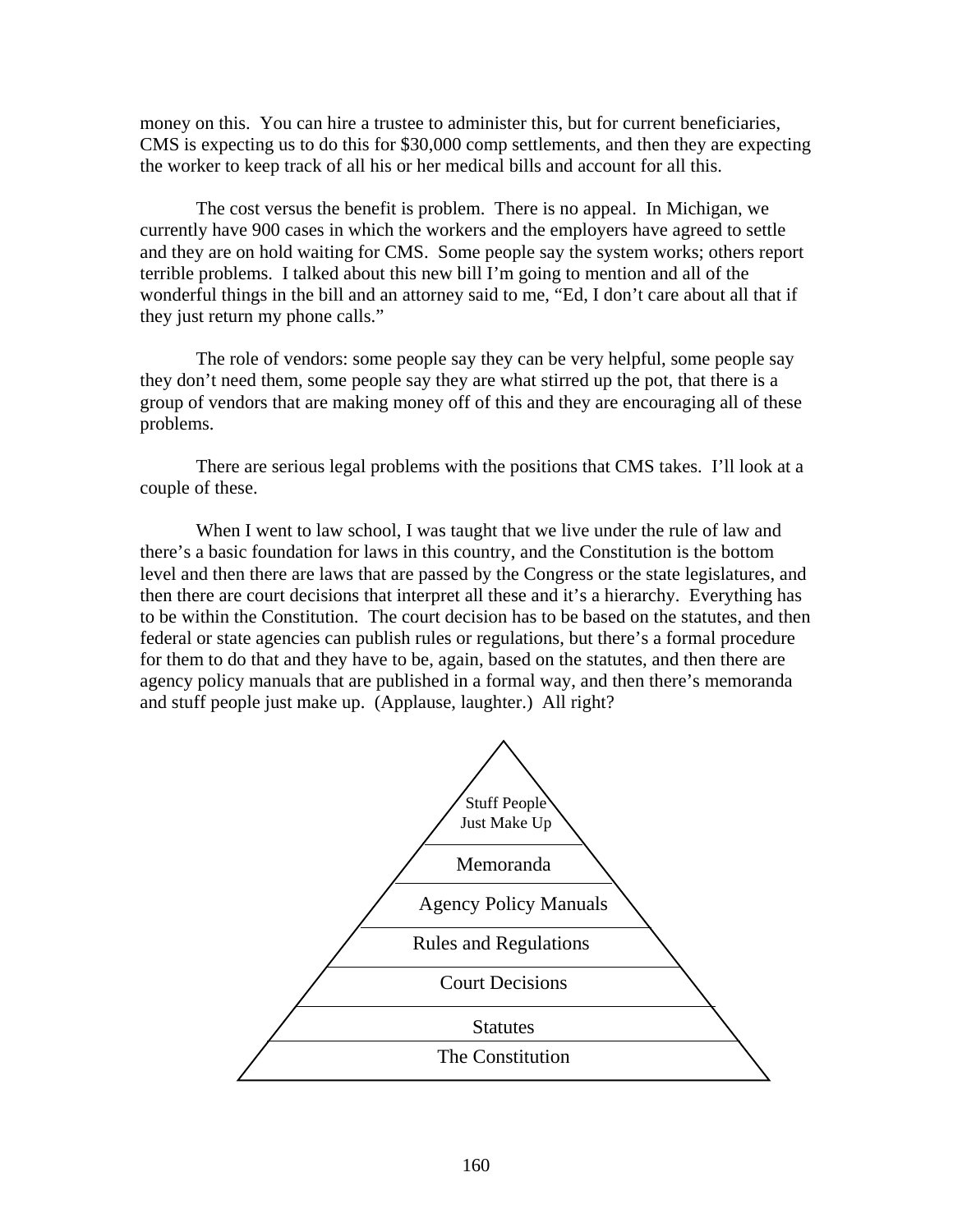money on this. You can hire a trustee to administer this, but for current beneficiaries, CMS is expecting us to do this for $30,000 comp settlements, and then they are expecting the worker to keep track of all his or her medical bills and account for all this.

The cost versus the benefit is problem. There is no appeal. In Michigan, we currently have 900 cases in which the workers and the employers have agreed to settle and they are on hold waiting for CMS. Some people say the system works; others report terrible problems. I talked about this new bill I'm going to mention and all of the wonderful things in the bill and an attorney said to me, "Ed, I don't care about all that if they just return my phone calls."

The role of vendors: some people say they can be very helpful, some people say they don't need them, some people say they are what stirred up the pot, that there is a group of vendors that are making money off of this and they are encouraging all of these problems.

There are serious legal problems with the positions that CMS takes. I'll look at a couple of these.

When I went to law school, I was taught that we live under the rule of law and there's a basic foundation for laws in this country, and the Constitution is the bottom level and then there are laws that are passed by the Congress or the state legislatures, and then there are court decisions that interpret all these and it's a hierarchy. Everything has to be within the Constitution. The court decision has to be based on the statutes, and then federal or state agencies can publish rules or regulations, but there's a formal procedure for them to do that and they have to be, again, based on the statutes, and then there are agency policy manuals that are published in a formal way, and then there's memoranda and stuff people just make up. (Applause, laughter.) All right?

Stuff People Just Make Up

Memoranda

Agency Policy Manuals

Rules and Regulations

Court Decisions

Statutes

The Constitution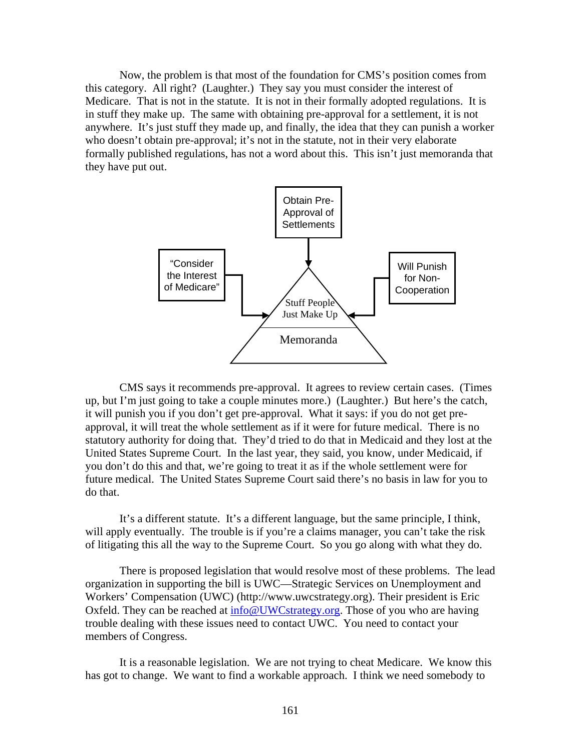Now, the problem is that most of the foundation for CMS's position comes from this category. All right? (Laughter.) They say you must consider the interest of Medicare. That is not in the statute. It is not in their formally adopted regulations. It is in stuff they make up. The same with obtaining pre-approval for a settlement, it is not anywhere. It's just stuff they made up, and finally, the idea that they can punish a worker who doesn't obtain pre-approval; it's not in the statute, not in their very elaborate formally published regulations, has not a word about this. This isn't just memoranda that they have put out.

Obtain Pre-Approval of Settlements

"Consider the Interest of Medicare"

Will Punish for Non-Cooperation

Stuff People Just Make Up

Memoranda

CMS says it recommends pre-approval. It agrees to review certain cases. (Times up, but I'm just going to take a couple minutes more.) (Laughter.) But here's the catch, it will punish you if you don't get pre-approval. What it says: if you do not get pre-approval, it will treat the whole settlement as if it were for future medical. There is no statutory authority for doing that. They'd tried to do that in Medicaid and they lost at the United States Supreme Court. In the last year, they said, you know, under Medicaid, if you don't do this and that, we're going to treat it as if the whole settlement were for future medical. The United States Supreme Court said there's no basis in law for you to do that.

It's a different statute. It's a different language, but the same principle, I think, will apply eventually. The trouble is if you're a claims manager, you can't take the risk of litigating this all the way to the Supreme Court. So you go along with what they do.

There is proposed legislation that would resolve most of these problems. The lead organization in supporting the bill is UWC—Strategic Services on Unemployment and Workers' Compensation (UWC) (http://www.uwcstrategy.org). Their president is Eric Oxfeld. They can be reached at info@UWCstrategy.org. Those of you who are having trouble dealing with these issues need to contact UWC. You need to contact your members of Congress.

It is a reasonable legislation. We are not trying to cheat Medicare. We know this has got to change. We want to find a workable approach. I think we need somebody to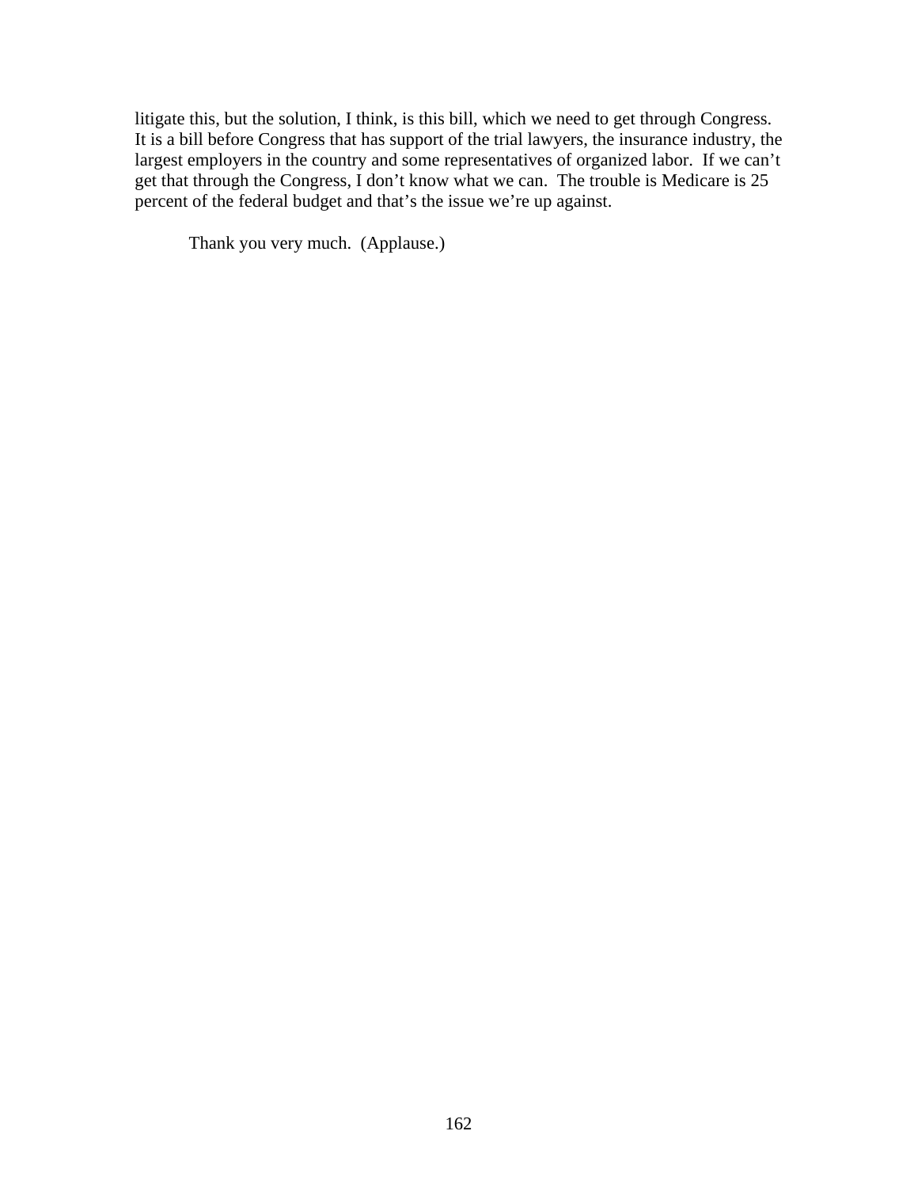litigate this, but the solution, I think, is this bill, which we need to get through Congress. It is a bill before Congress that has support of the trial lawyers, the insurance industry, the largest employers in the country and some representatives of organized labor. If we can't get that through the Congress, I don't know what we can. The trouble is Medicare is 25 percent of the federal budget and that's the issue we're up against.

Thank you very much. (Applause.)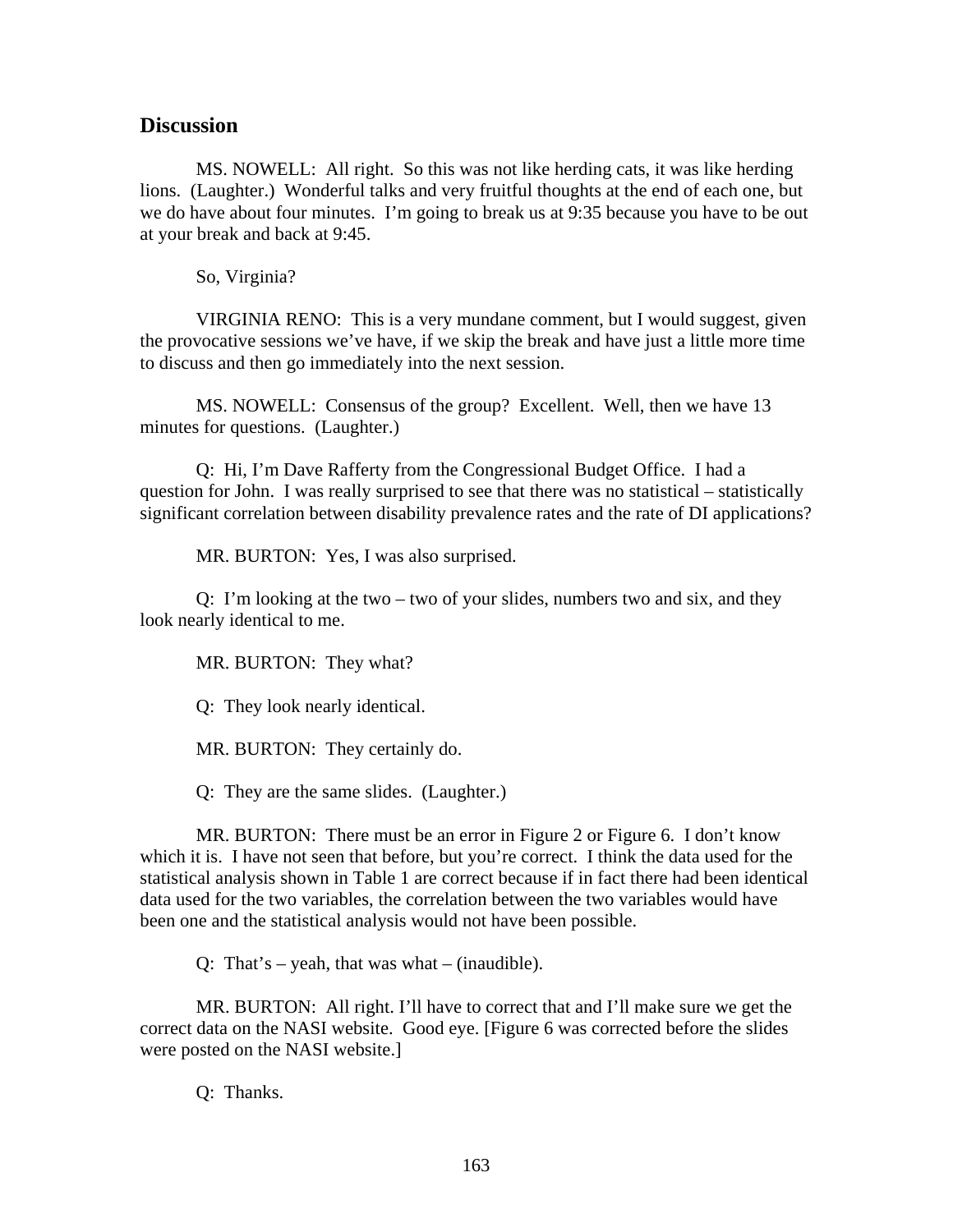## Discussion

MS. NOWELL: All right. So this was not like herding cats, it was like herding lions. (Laughter.) Wonderful talks and very fruitful thoughts at the end of each one, but we do have about four minutes. I'm going to break us at 9:35 because you have to be out at your break and back at 9:45.

So, Virginia?

VIRGINIA RENO: This is a very mundane comment, but I would suggest, given the provocative sessions we've have, if we skip the break and have just a little more time to discuss and then go immediately into the next session.

MS. NOWELL: Consensus of the group? Excellent. Well, then we have 13 minutes for questions. (Laughter.)

Q: Hi, I'm Dave Rafferty from the Congressional Budget Office. I had a question for John. I was really surprised to see that there was no statistical – statistically significant correlation between disability prevalence rates and the rate of DI applications?

MR. BURTON: Yes, I was also surprised.

Q: I'm looking at the two – two of your slides, numbers two and six, and they look nearly identical to me.

MR. BURTON: They what?

Q: They look nearly identical.

MR. BURTON: They certainly do.

Q: They are the same slides. (Laughter.)

MR. BURTON: There must be an error in Figure 2 or Figure 6. I don't know which it is. I have not seen that before, but you're correct. I think the data used for the statistical analysis shown in Table 1 are correct because if in fact there had been identical data used for the two variables, the correlation between the two variables would have been one and the statistical analysis would not have been possible.

Q: That's – yeah, that was what – (inaudible).

MR. BURTON: All right. I'll have to correct that and I'll make sure we get the correct data on the NASI website. Good eye. [Figure 6 was corrected before the slides were posted on the NASI website.]

Q: Thanks.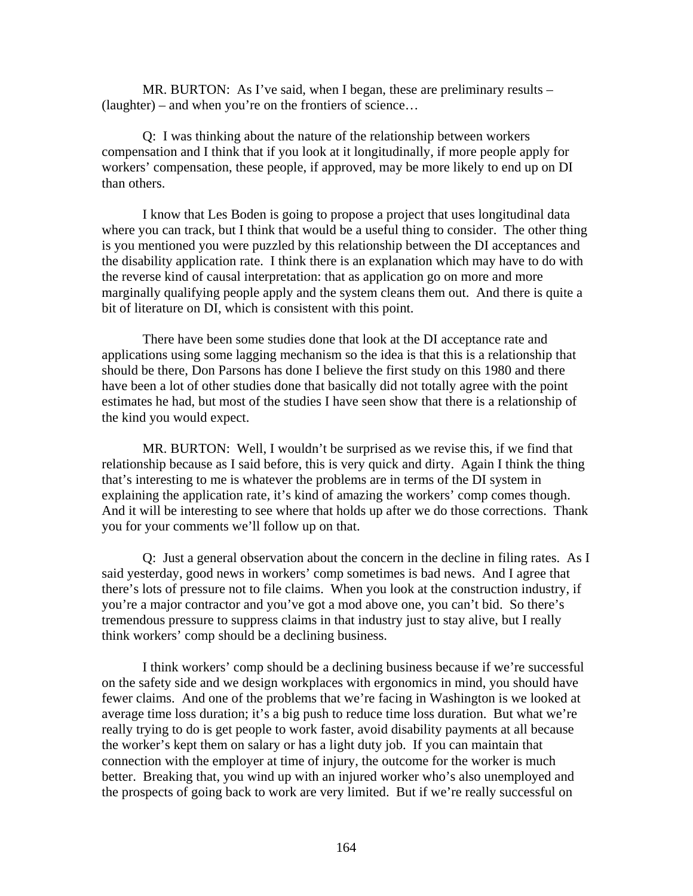MR. BURTON: As I've said, when I began, these are preliminary results – (laughter) – and when you're on the frontiers of science…

Q: I was thinking about the nature of the relationship between workers compensation and I think that if you look at it longitudinally, if more people apply for workers' compensation, these people, if approved, may be more likely to end up on DI than others.

I know that Les Boden is going to propose a project that uses longitudinal data where you can track, but I think that would be a useful thing to consider. The other thing is you mentioned you were puzzled by this relationship between the DI acceptances and the disability application rate. I think there is an explanation which may have to do with the reverse kind of causal interpretation: that as application go on more and more marginally qualifying people apply and the system cleans them out. And there is quite a bit of literature on DI, which is consistent with this point.

There have been some studies done that look at the DI acceptance rate and applications using some lagging mechanism so the idea is that this is a relationship that should be there, Don Parsons has done I believe the first study on this 1980 and there have been a lot of other studies done that basically did not totally agree with the point estimates he had, but most of the studies I have seen show that there is a relationship of the kind you would expect.

MR. BURTON: Well, I wouldn't be surprised as we revise this, if we find that relationship because as I said before, this is very quick and dirty. Again I think the thing that's interesting to me is whatever the problems are in terms of the DI system in explaining the application rate, it's kind of amazing the workers' comp comes though. And it will be interesting to see where that holds up after we do those corrections. Thank you for your comments we'll follow up on that.

Q: Just a general observation about the concern in the decline in filing rates. As I said yesterday, good news in workers' comp sometimes is bad news. And I agree that there's lots of pressure not to file claims. When you look at the construction industry, if you're a major contractor and you've got a mod above one, you can't bid. So there's tremendous pressure to suppress claims in that industry just to stay alive, but I really think workers' comp should be a declining business.

I think workers' comp should be a declining business because if we're successful on the safety side and we design workplaces with ergonomics in mind, you should have fewer claims. And one of the problems that we're facing in Washington is we looked at average time loss duration; it's a big push to reduce time loss duration. But what we're really trying to do is get people to work faster, avoid disability payments at all because the worker's kept them on salary or has a light duty job. If you can maintain that connection with the employer at time of injury, the outcome for the worker is much better. Breaking that, you wind up with an injured worker who's also unemployed and the prospects of going back to work are very limited. But if we're really successful on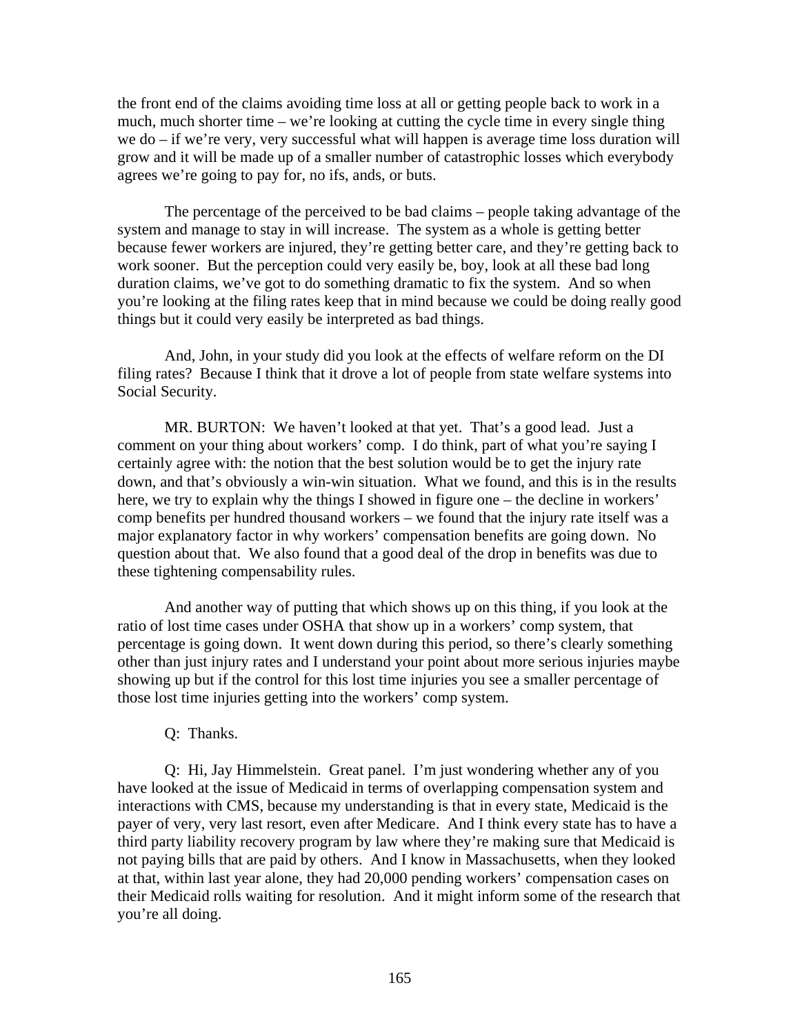the front end of the claims avoiding time loss at all or getting people back to work in a much, much shorter time – we're looking at cutting the cycle time in every single thing we do – if we're very, very successful what will happen is average time loss duration will grow and it will be made up of a smaller number of catastrophic losses which everybody agrees we're going to pay for, no ifs, ands, or buts.

The percentage of the perceived to be bad claims – people taking advantage of the system and manage to stay in will increase. The system as a whole is getting better because fewer workers are injured, they're getting better care, and they're getting back to work sooner. But the perception could very easily be, boy, look at all these bad long duration claims, we've got to do something dramatic to fix the system. And so when you're looking at the filing rates keep that in mind because we could be doing really good things but it could very easily be interpreted as bad things.

And, John, in your study did you look at the effects of welfare reform on the DI filing rates? Because I think that it drove a lot of people from state welfare systems into Social Security.

MR. BURTON: We haven't looked at that yet. That's a good lead. Just a comment on your thing about workers' comp. I do think, part of what you're saying I certainly agree with: the notion that the best solution would be to get the injury rate down, and that's obviously a win-win situation. What we found, and this is in the results here, we try to explain why the things I showed in figure one – the decline in workers' comp benefits per hundred thousand workers – we found that the injury rate itself was a major explanatory factor in why workers' compensation benefits are going down. No question about that. We also found that a good deal of the drop in benefits was due to these tightening compensability rules.

And another way of putting that which shows up on this thing, if you look at the ratio of lost time cases under OSHA that show up in a workers' comp system, that percentage is going down. It went down during this period, so there's clearly something other than just injury rates and I understand your point about more serious injuries maybe showing up but if the control for this lost time injuries you see a smaller percentage of those lost time injuries getting into the workers' comp system.

Q: Thanks.

Q: Hi, Jay Himmelstein. Great panel. I'm just wondering whether any of you have looked at the issue of Medicaid in terms of overlapping compensation system and interactions with CMS, because my understanding is that in every state, Medicaid is the payer of very, very last resort, even after Medicare. And I think every state has to have a third party liability recovery program by law where they're making sure that Medicaid is not paying bills that are paid by others. And I know in Massachusetts, when they looked at that, within last year alone, they had 20,000 pending workers' compensation cases on their Medicaid rolls waiting for resolution. And it might inform some of the research that you're all doing.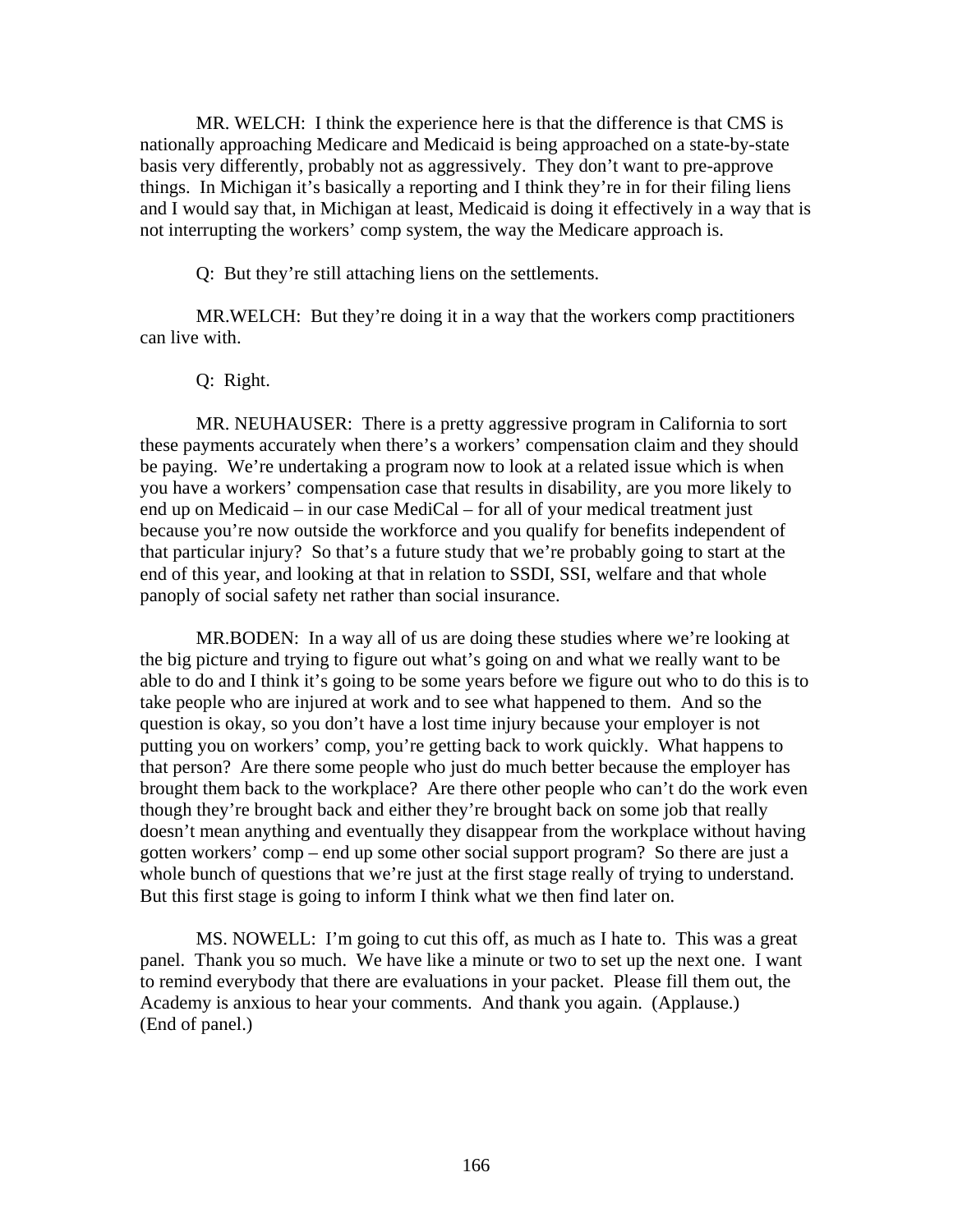MR. WELCH: I think the experience here is that the difference is that CMS is nationally approaching Medicare and Medicaid is being approached on a state-by-state basis very differently, probably not as aggressively. They don't want to pre-approve things. In Michigan it's basically a reporting and I think they're in for their filing liens and I would say that, in Michigan at least, Medicaid is doing it effectively in a way that is not interrupting the workers' comp system, the way the Medicare approach is.

Q: But they're still attaching liens on the settlements.

MR.WELCH: But they're doing it in a way that the workers comp practitioners can live with.

Q: Right.

MR. NEUHAUSER: There is a pretty aggressive program in California to sort these payments accurately when there's a workers' compensation claim and they should be paying. We're undertaking a program now to look at a related issue which is when you have a workers' compensation case that results in disability, are you more likely to end up on Medicaid – in our case MediCal – for all of your medical treatment just because you're now outside the workforce and you qualify for benefits independent of that particular injury? So that's a future study that we're probably going to start at the end of this year, and looking at that in relation to SSDI, SSI, welfare and that whole panoply of social safety net rather than social insurance.

MR.BODEN: In a way all of us are doing these studies where we're looking at the big picture and trying to figure out what's going on and what we really want to be able to do and I think it's going to be some years before we figure out who to do this is to take people who are injured at work and to see what happened to them. And so the question is okay, so you don't have a lost time injury because your employer is not putting you on workers' comp, you're getting back to work quickly. What happens to that person? Are there some people who just do much better because the employer has brought them back to the workplace? Are there other people who can't do the work even though they're brought back and either they're brought back on some job that really doesn't mean anything and eventually they disappear from the workplace without having gotten workers' comp – end up some other social support program? So there are just a whole bunch of questions that we're just at the first stage really of trying to understand. But this first stage is going to inform I think what we then find later on.

MS. NOWELL: I'm going to cut this off, as much as I hate to. This was a great panel. Thank you so much. We have like a minute or two to set up the next one. I want to remind everybody that there are evaluations in your packet. Please fill them out, the Academy is anxious to hear your comments. And thank you again. (Applause.)
(End of panel.)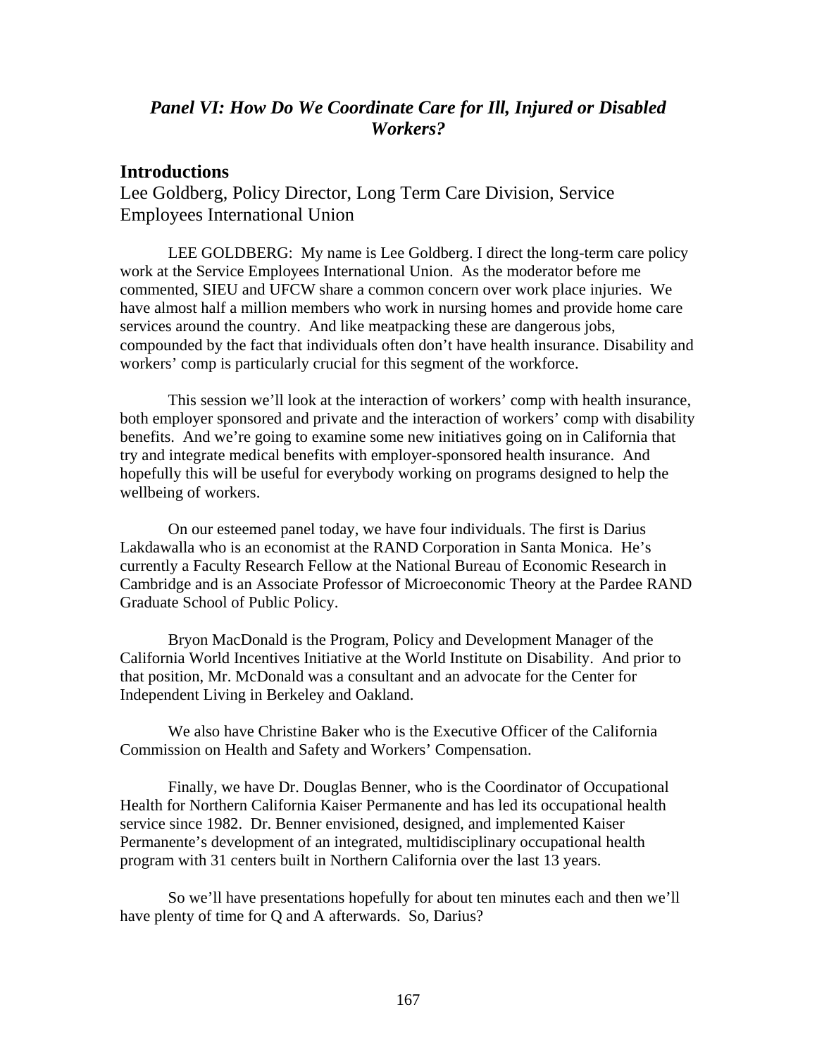## *Panel VI: How Do We Coordinate Care for Ill, Injured or Disabled Workers?*

### Introductions

Lee Goldberg, Policy Director, Long Term Care Division, Service Employees International Union

LEE GOLDBERG: My name is Lee Goldberg. I direct the long-term care policy work at the Service Employees International Union. As the moderator before me commented, SIEU and UFCW share a common concern over work place injuries. We have almost half a million members who work in nursing homes and provide home care services around the country. And like meatpacking these are dangerous jobs, compounded by the fact that individuals often don't have health insurance. Disability and workers' comp is particularly crucial for this segment of the workforce.

This session we'll look at the interaction of workers' comp with health insurance, both employer sponsored and private and the interaction of workers' comp with disability benefits. And we're going to examine some new initiatives going on in California that try and integrate medical benefits with employer-sponsored health insurance. And hopefully this will be useful for everybody working on programs designed to help the wellbeing of workers.

On our esteemed panel today, we have four individuals. The first is Darius Lakdawalla who is an economist at the RAND Corporation in Santa Monica. He's currently a Faculty Research Fellow at the National Bureau of Economic Research in Cambridge and is an Associate Professor of Microeconomic Theory at the Pardee RAND Graduate School of Public Policy.

Bryon MacDonald is the Program, Policy and Development Manager of the California World Incentives Initiative at the World Institute on Disability. And prior to that position, Mr. McDonald was a consultant and an advocate for the Center for Independent Living in Berkeley and Oakland.

We also have Christine Baker who is the Executive Officer of the California Commission on Health and Safety and Workers' Compensation.

Finally, we have Dr. Douglas Benner, who is the Coordinator of Occupational Health for Northern California Kaiser Permanente and has led its occupational health service since 1982. Dr. Benner envisioned, designed, and implemented Kaiser Permanente's development of an integrated, multidisciplinary occupational health program with 31 centers built in Northern California over the last 13 years.

So we'll have presentations hopefully for about ten minutes each and then we'll have plenty of time for Q and A afterwards. So, Darius?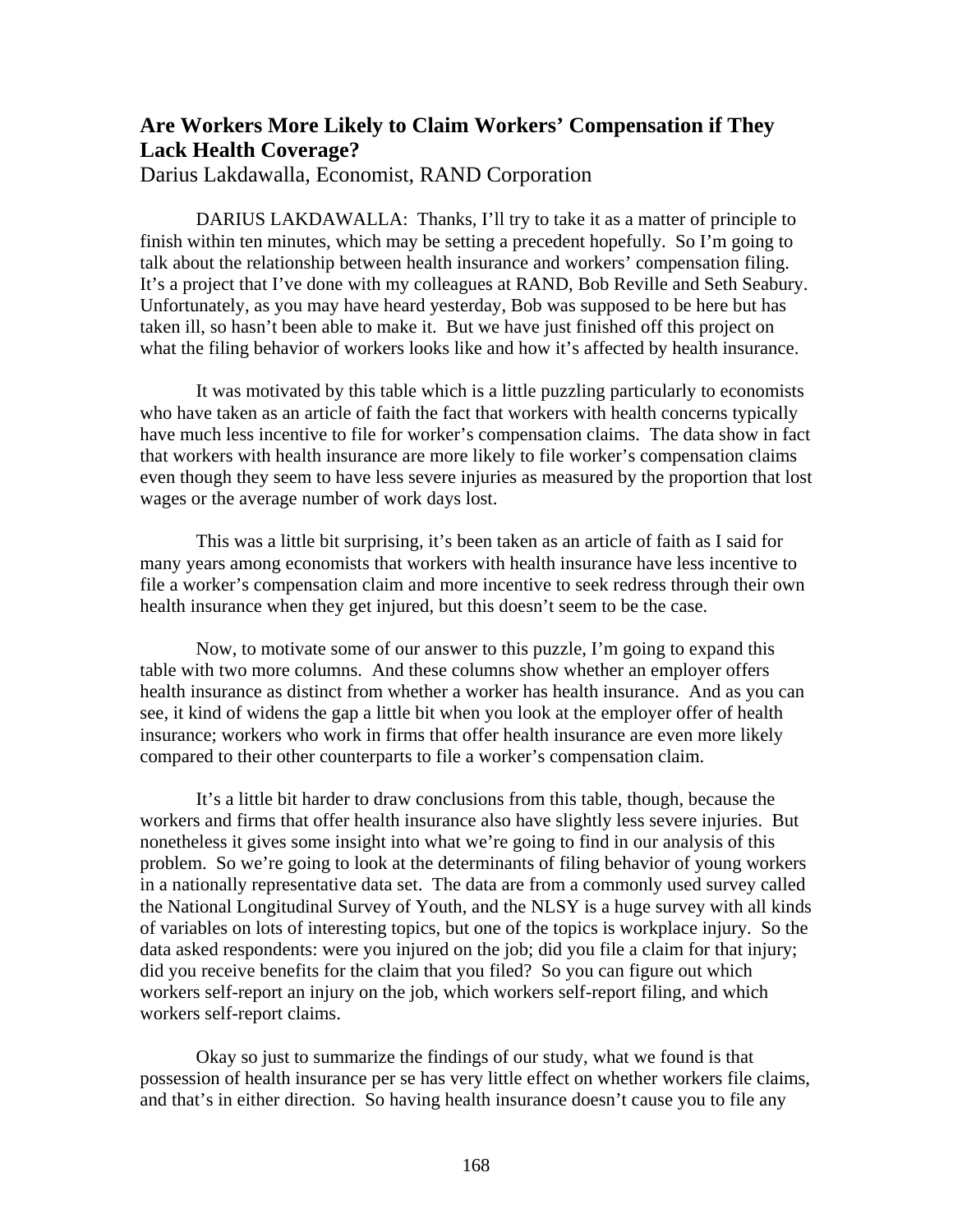## Are Workers More Likely to Claim Workers' Compensation if They Lack Health Coverage?

Darius Lakdawalla, Economist, RAND Corporation

DARIUS LAKDAWALLA: Thanks, I'll try to take it as a matter of principle to finish within ten minutes, which may be setting a precedent hopefully. So I'm going to talk about the relationship between health insurance and workers' compensation filing. It's a project that I've done with my colleagues at RAND, Bob Reville and Seth Seabury. Unfortunately, as you may have heard yesterday, Bob was supposed to be here but has taken ill, so hasn't been able to make it. But we have just finished off this project on what the filing behavior of workers looks like and how it's affected by health insurance.

It was motivated by this table which is a little puzzling particularly to economists who have taken as an article of faith the fact that workers with health concerns typically have much less incentive to file for worker's compensation claims. The data show in fact that workers with health insurance are more likely to file worker's compensation claims even though they seem to have less severe injuries as measured by the proportion that lost wages or the average number of work days lost.

This was a little bit surprising, it's been taken as an article of faith as I said for many years among economists that workers with health insurance have less incentive to file a worker's compensation claim and more incentive to seek redress through their own health insurance when they get injured, but this doesn't seem to be the case.

Now, to motivate some of our answer to this puzzle, I'm going to expand this table with two more columns. And these columns show whether an employer offers health insurance as distinct from whether a worker has health insurance. And as you can see, it kind of widens the gap a little bit when you look at the employer offer of health insurance; workers who work in firms that offer health insurance are even more likely compared to their other counterparts to file a worker's compensation claim.

It's a little bit harder to draw conclusions from this table, though, because the workers and firms that offer health insurance also have slightly less severe injuries. But nonetheless it gives some insight into what we're going to find in our analysis of this problem. So we're going to look at the determinants of filing behavior of young workers in a nationally representative data set. The data are from a commonly used survey called the National Longitudinal Survey of Youth, and the NLSY is a huge survey with all kinds of variables on lots of interesting topics, but one of the topics is workplace injury. So the data asked respondents: were you injured on the job; did you file a claim for that injury; did you receive benefits for the claim that you filed? So you can figure out which workers self-report an injury on the job, which workers self-report filing, and which workers self-report claims.

Okay so just to summarize the findings of our study, what we found is that possession of health insurance per se has very little effect on whether workers file claims, and that's in either direction. So having health insurance doesn't cause you to file any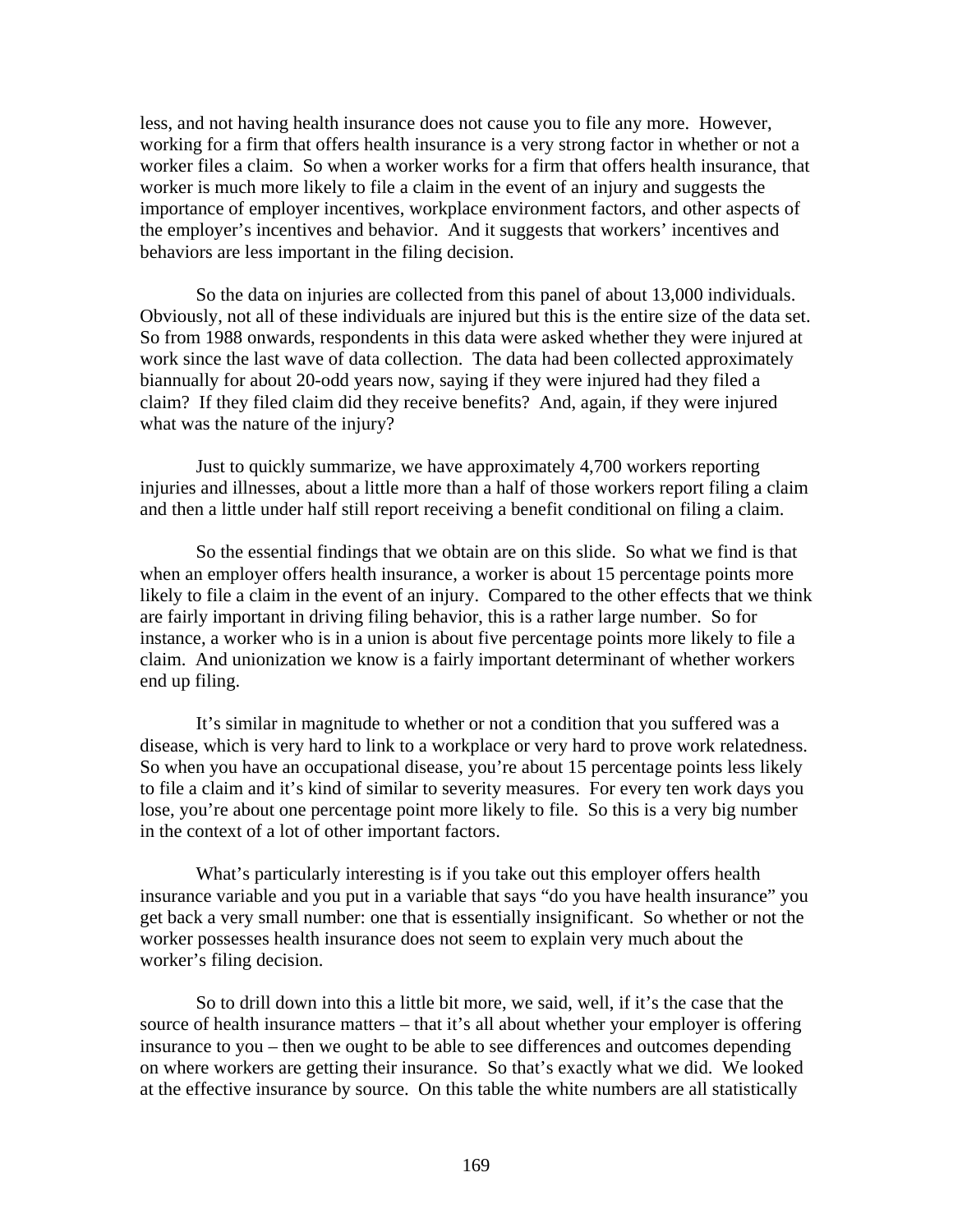less, and not having health insurance does not cause you to file any more. However, working for a firm that offers health insurance is a very strong factor in whether or not a worker files a claim. So when a worker works for a firm that offers health insurance, that worker is much more likely to file a claim in the event of an injury and suggests the importance of employer incentives, workplace environment factors, and other aspects of the employer's incentives and behavior. And it suggests that workers' incentives and behaviors are less important in the filing decision.

So the data on injuries are collected from this panel of about 13,000 individuals. Obviously, not all of these individuals are injured but this is the entire size of the data set. So from 1988 onwards, respondents in this data were asked whether they were injured at work since the last wave of data collection. The data had been collected approximately biannually for about 20-odd years now, saying if they were injured had they filed a claim? If they filed claim did they receive benefits? And, again, if they were injured what was the nature of the injury?

Just to quickly summarize, we have approximately 4,700 workers reporting injuries and illnesses, about a little more than a half of those workers report filing a claim and then a little under half still report receiving a benefit conditional on filing a claim.

So the essential findings that we obtain are on this slide. So what we find is that when an employer offers health insurance, a worker is about 15 percentage points more likely to file a claim in the event of an injury. Compared to the other effects that we think are fairly important in driving filing behavior, this is a rather large number. So for instance, a worker who is in a union is about five percentage points more likely to file a claim. And unionization we know is a fairly important determinant of whether workers end up filing.

It's similar in magnitude to whether or not a condition that you suffered was a disease, which is very hard to link to a workplace or very hard to prove work relatedness. So when you have an occupational disease, you're about 15 percentage points less likely to file a claim and it's kind of similar to severity measures. For every ten work days you lose, you're about one percentage point more likely to file. So this is a very big number in the context of a lot of other important factors.

What's particularly interesting is if you take out this employer offers health insurance variable and you put in a variable that says "do you have health insurance" you get back a very small number: one that is essentially insignificant. So whether or not the worker possesses health insurance does not seem to explain very much about the worker's filing decision.

So to drill down into this a little bit more, we said, well, if it's the case that the source of health insurance matters – that it's all about whether your employer is offering insurance to you – then we ought to be able to see differences and outcomes depending on where workers are getting their insurance. So that's exactly what we did. We looked at the effective insurance by source. On this table the white numbers are all statistically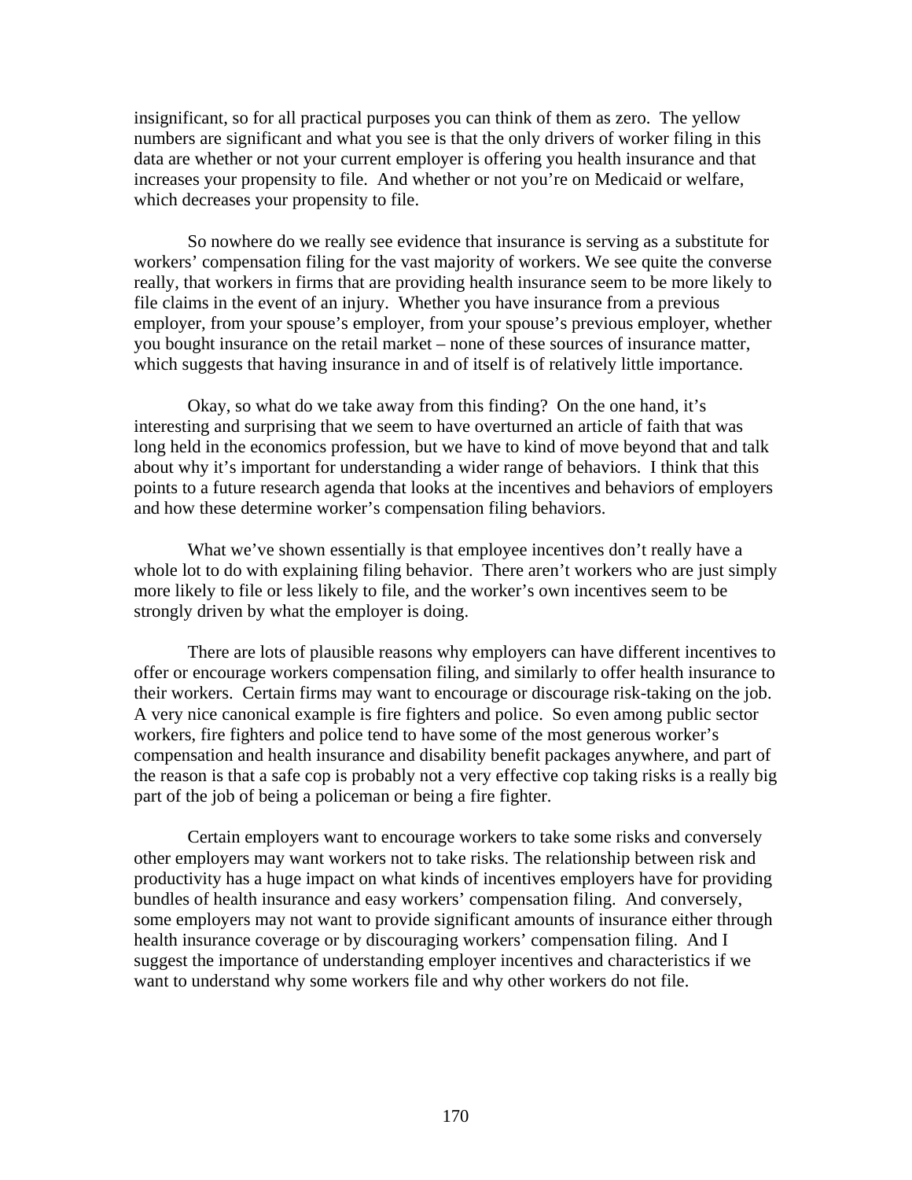insignificant, so for all practical purposes you can think of them as zero. The yellow numbers are significant and what you see is that the only drivers of worker filing in this data are whether or not your current employer is offering you health insurance and that increases your propensity to file. And whether or not you're on Medicaid or welfare, which decreases your propensity to file.

So nowhere do we really see evidence that insurance is serving as a substitute for workers' compensation filing for the vast majority of workers. We see quite the converse really, that workers in firms that are providing health insurance seem to be more likely to file claims in the event of an injury. Whether you have insurance from a previous employer, from your spouse's employer, from your spouse's previous employer, whether you bought insurance on the retail market – none of these sources of insurance matter, which suggests that having insurance in and of itself is of relatively little importance.

Okay, so what do we take away from this finding? On the one hand, it's interesting and surprising that we seem to have overturned an article of faith that was long held in the economics profession, but we have to kind of move beyond that and talk about why it's important for understanding a wider range of behaviors. I think that this points to a future research agenda that looks at the incentives and behaviors of employers and how these determine worker's compensation filing behaviors.

What we've shown essentially is that employee incentives don't really have a whole lot to do with explaining filing behavior. There aren't workers who are just simply more likely to file or less likely to file, and the worker's own incentives seem to be strongly driven by what the employer is doing.

There are lots of plausible reasons why employers can have different incentives to offer or encourage workers compensation filing, and similarly to offer health insurance to their workers. Certain firms may want to encourage or discourage risk-taking on the job. A very nice canonical example is fire fighters and police. So even among public sector workers, fire fighters and police tend to have some of the most generous worker's compensation and health insurance and disability benefit packages anywhere, and part of the reason is that a safe cop is probably not a very effective cop taking risks is a really big part of the job of being a policeman or being a fire fighter.

Certain employers want to encourage workers to take some risks and conversely other employers may want workers not to take risks. The relationship between risk and productivity has a huge impact on what kinds of incentives employers have for providing bundles of health insurance and easy workers' compensation filing. And conversely, some employers may not want to provide significant amounts of insurance either through health insurance coverage or by discouraging workers' compensation filing. And I suggest the importance of understanding employer incentives and characteristics if we want to understand why some workers file and why other workers do not file.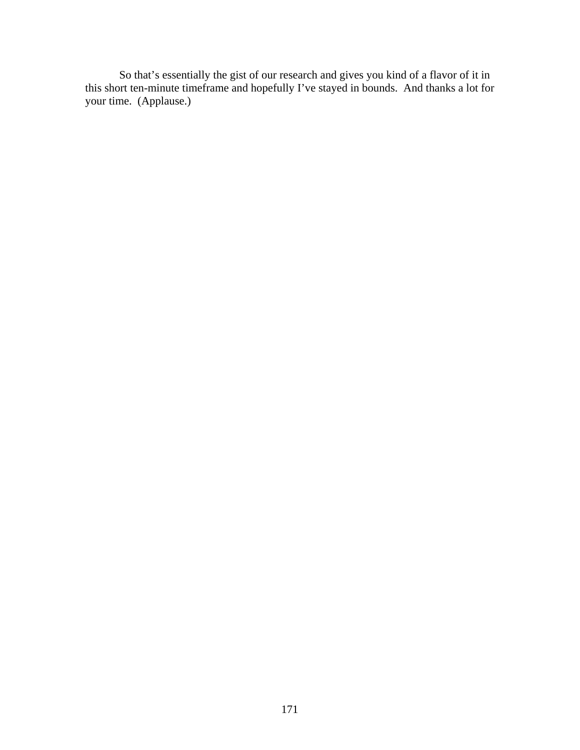So that's essentially the gist of our research and gives you kind of a flavor of it in this short ten-minute timeframe and hopefully I've stayed in bounds. And thanks a lot for your time. (Applause.)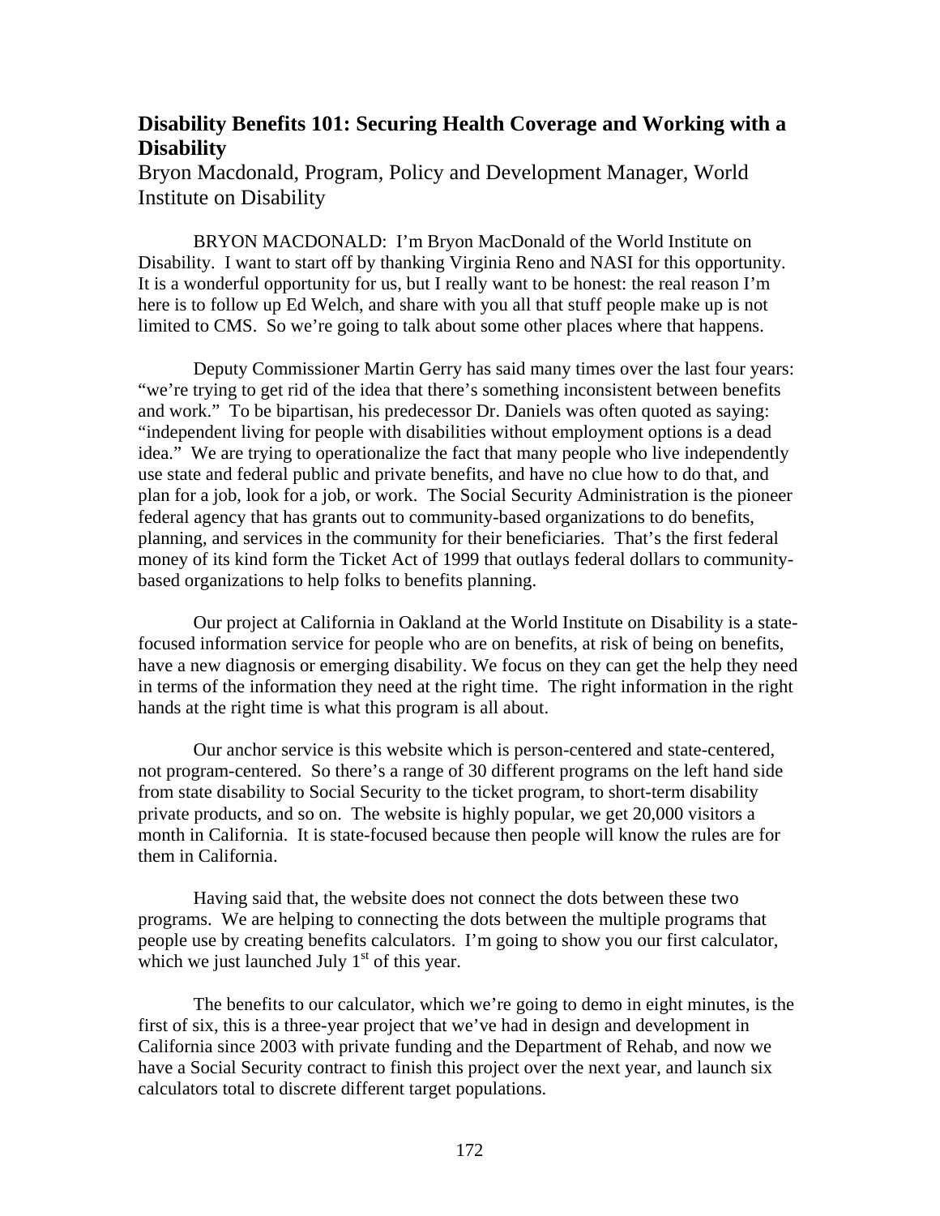## Disability Benefits 101: Securing Health Coverage and Working with a Disability

Bryon Macdonald, Program, Policy and Development Manager, World Institute on Disability

BRYON MACDONALD: I'm Bryon MacDonald of the World Institute on Disability. I want to start off by thanking Virginia Reno and NASI for this opportunity. It is a wonderful opportunity for us, but I really want to be honest: the real reason I'm here is to follow up Ed Welch, and share with you all that stuff people make up is not limited to CMS. So we're going to talk about some other places where that happens.

Deputy Commissioner Martin Gerry has said many times over the last four years: "we're trying to get rid of the idea that there's something inconsistent between benefits and work." To be bipartisan, his predecessor Dr. Daniels was often quoted as saying: "independent living for people with disabilities without employment options is a dead idea." We are trying to operationalize the fact that many people who live independently use state and federal public and private benefits, and have no clue how to do that, and plan for a job, look for a job, or work. The Social Security Administration is the pioneer federal agency that has grants out to community-based organizations to do benefits, planning, and services in the community for their beneficiaries. That's the first federal money of its kind form the Ticket Act of 1999 that outlays federal dollars to community-based organizations to help folks to benefits planning.

Our project at California in Oakland at the World Institute on Disability is a state-focused information service for people who are on benefits, at risk of being on benefits, have a new diagnosis or emerging disability. We focus on they can get the help they need in terms of the information they need at the right time. The right information in the right hands at the right time is what this program is all about.

Our anchor service is this website which is person-centered and state-centered, not program-centered. So there's a range of 30 different programs on the left hand side from state disability to Social Security to the ticket program, to short-term disability private products, and so on. The website is highly popular, we get 20,000 visitors a month in California. It is state-focused because then people will know the rules are for them in California.

Having said that, the website does not connect the dots between these two programs. We are helping to connecting the dots between the multiple programs that people use by creating benefits calculators. I'm going to show you our first calculator, which we just launched July 1st of this year.

The benefits to our calculator, which we're going to demo in eight minutes, is the first of six, this is a three-year project that we've had in design and development in California since 2003 with private funding and the Department of Rehab, and now we have a Social Security contract to finish this project over the next year, and launch six calculators total to discrete different target populations.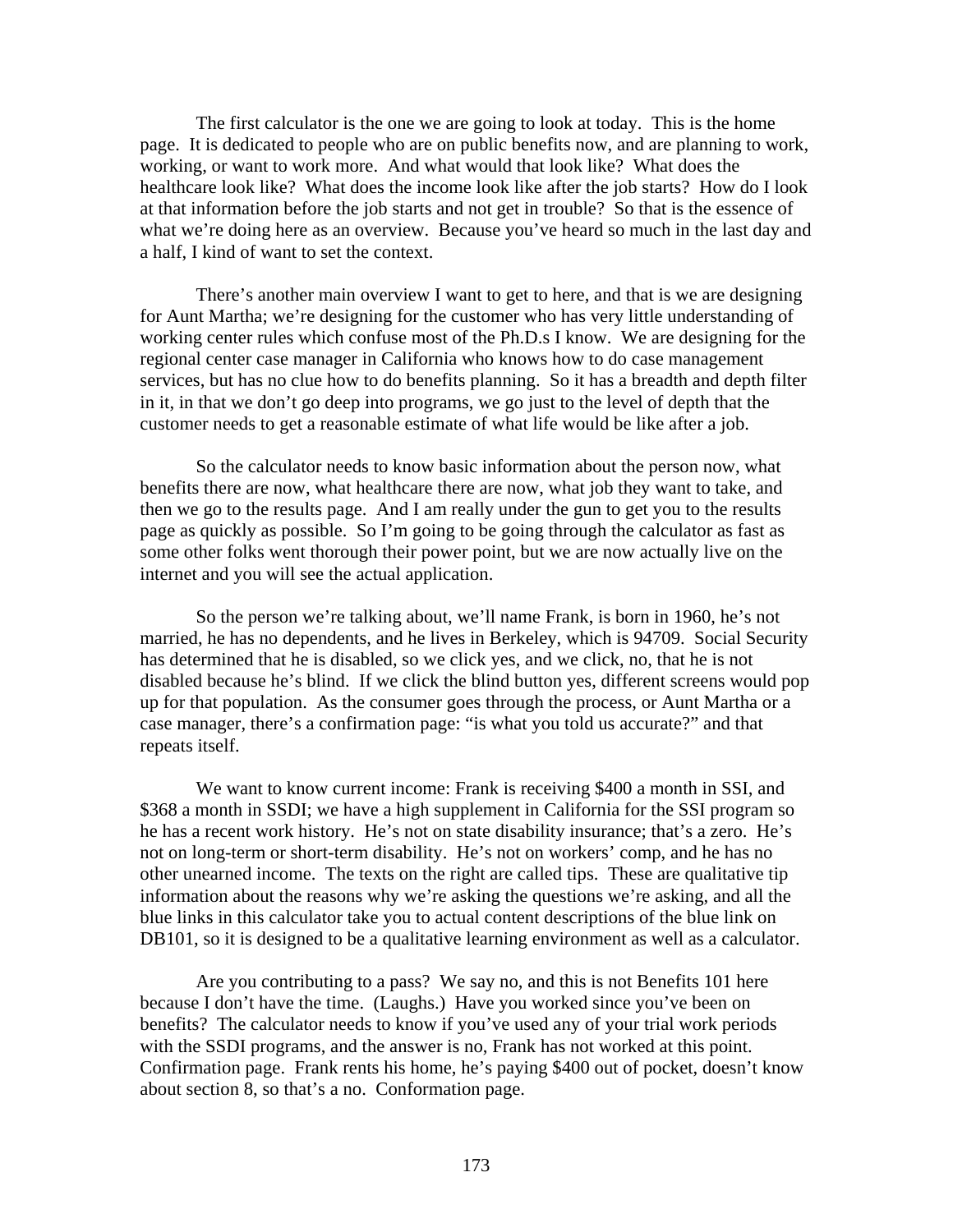The first calculator is the one we are going to look at today. This is the home page. It is dedicated to people who are on public benefits now, and are planning to work, working, or want to work more. And what would that look like? What does the healthcare look like? What does the income look like after the job starts? How do I look at that information before the job starts and not get in trouble? So that is the essence of what we're doing here as an overview. Because you've heard so much in the last day and a half, I kind of want to set the context.

There's another main overview I want to get to here, and that is we are designing for Aunt Martha; we're designing for the customer who has very little understanding of working center rules which confuse most of the Ph.D.s I know. We are designing for the regional center case manager in California who knows how to do case management services, but has no clue how to do benefits planning. So it has a breadth and depth filter in it, in that we don't go deep into programs, we go just to the level of depth that the customer needs to get a reasonable estimate of what life would be like after a job.

So the calculator needs to know basic information about the person now, what benefits there are now, what healthcare there are now, what job they want to take, and then we go to the results page. And I am really under the gun to get you to the results page as quickly as possible. So I'm going to be going through the calculator as fast as some other folks went thorough their power point, but we are now actually live on the internet and you will see the actual application.

So the person we're talking about, we'll name Frank, is born in 1960, he's not married, he has no dependents, and he lives in Berkeley, which is 94709. Social Security has determined that he is disabled, so we click yes, and we click, no, that he is not disabled because he's blind. If we click the blind button yes, different screens would pop up for that population. As the consumer goes through the process, or Aunt Martha or a case manager, there's a confirmation page: "is what you told us accurate?" and that repeats itself.

We want to know current income: Frank is receiving $400 a month in SSI, and $368 a month in SSDI; we have a high supplement in California for the SSI program so he has a recent work history. He's not on state disability insurance; that's a zero. He's not on long-term or short-term disability. He's not on workers' comp, and he has no other unearned income. The texts on the right are called tips. These are qualitative tip information about the reasons why we're asking the questions we're asking, and all the blue links in this calculator take you to actual content descriptions of the blue link on DB101, so it is designed to be a qualitative learning environment as well as a calculator.

Are you contributing to a pass? We say no, and this is not Benefits 101 here because I don't have the time. (Laughs.) Have you worked since you've been on benefits? The calculator needs to know if you've used any of your trial work periods with the SSDI programs, and the answer is no, Frank has not worked at this point. Confirmation page. Frank rents his home, he's paying $400 out of pocket, doesn't know about section 8, so that's a no. Conformation page.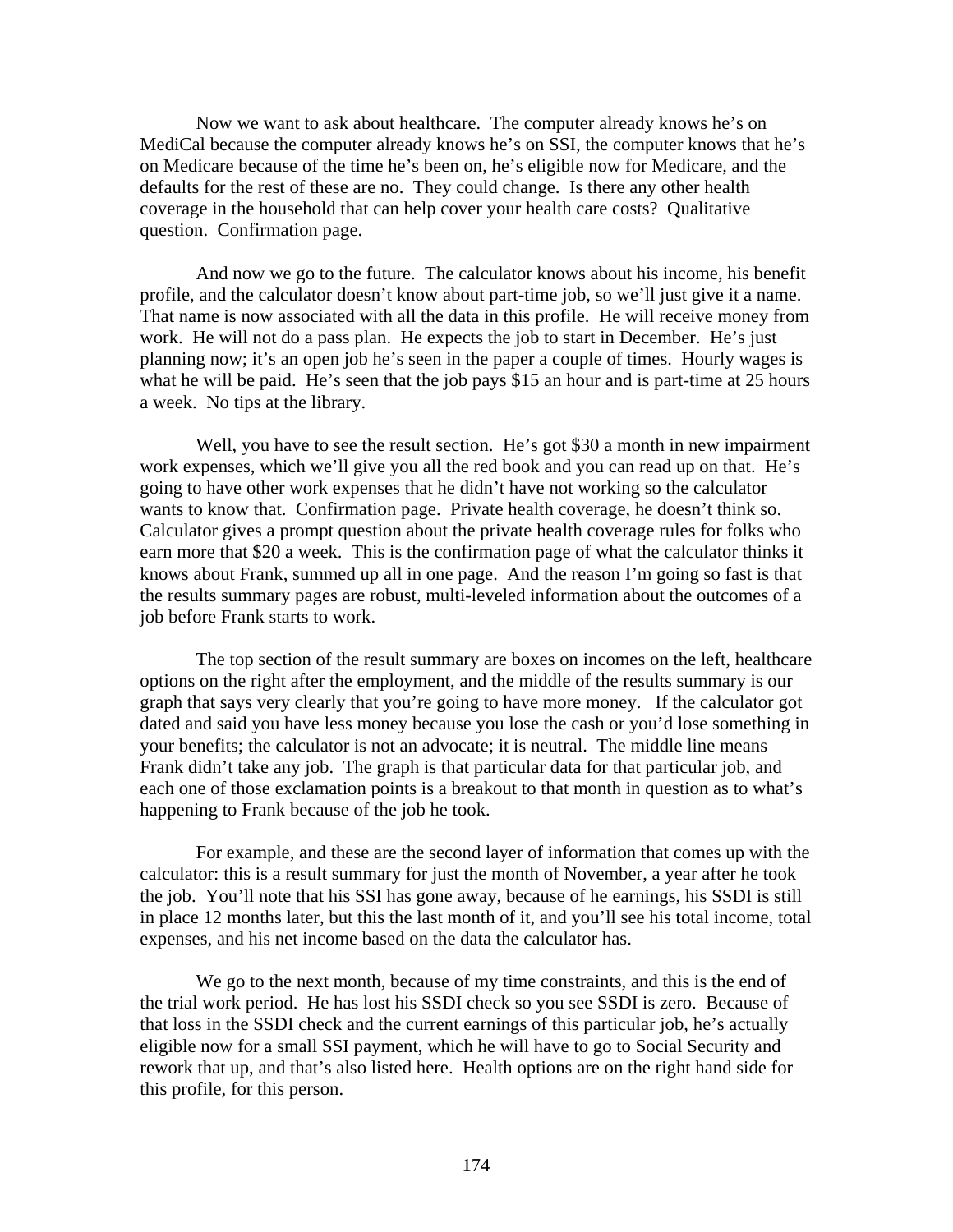Now we want to ask about healthcare. The computer already knows he's on MediCal because the computer already knows he's on SSI, the computer knows that he's on Medicare because of the time he's been on, he's eligible now for Medicare, and the defaults for the rest of these are no. They could change. Is there any other health coverage in the household that can help cover your health care costs? Qualitative question. Confirmation page.

And now we go to the future. The calculator knows about his income, his benefit profile, and the calculator doesn't know about part-time job, so we'll just give it a name. That name is now associated with all the data in this profile. He will receive money from work. He will not do a pass plan. He expects the job to start in December. He's just planning now; it's an open job he's seen in the paper a couple of times. Hourly wages is what he will be paid. He's seen that the job pays $15 an hour and is part-time at 25 hours a week. No tips at the library.

Well, you have to see the result section. He's got $30 a month in new impairment work expenses, which we'll give you all the red book and you can read up on that. He's going to have other work expenses that he didn't have not working so the calculator wants to know that. Confirmation page. Private health coverage, he doesn't think so. Calculator gives a prompt question about the private health coverage rules for folks who earn more that $20 a week. This is the confirmation page of what the calculator thinks it knows about Frank, summed up all in one page. And the reason I'm going so fast is that the results summary pages are robust, multi-leveled information about the outcomes of a job before Frank starts to work.

The top section of the result summary are boxes on incomes on the left, healthcare options on the right after the employment, and the middle of the results summary is our graph that says very clearly that you're going to have more money. If the calculator got dated and said you have less money because you lose the cash or you'd lose something in your benefits; the calculator is not an advocate; it is neutral. The middle line means Frank didn't take any job. The graph is that particular data for that particular job, and each one of those exclamation points is a breakout to that month in question as to what's happening to Frank because of the job he took.

For example, and these are the second layer of information that comes up with the calculator: this is a result summary for just the month of November, a year after he took the job. You'll note that his SSI has gone away, because of he earnings, his SSDI is still in place 12 months later, but this the last month of it, and you'll see his total income, total expenses, and his net income based on the data the calculator has.

We go to the next month, because of my time constraints, and this is the end of the trial work period. He has lost his SSDI check so you see SSDI is zero. Because of that loss in the SSDI check and the current earnings of this particular job, he's actually eligible now for a small SSI payment, which he will have to go to Social Security and rework that up, and that's also listed here. Health options are on the right hand side for this profile, for this person.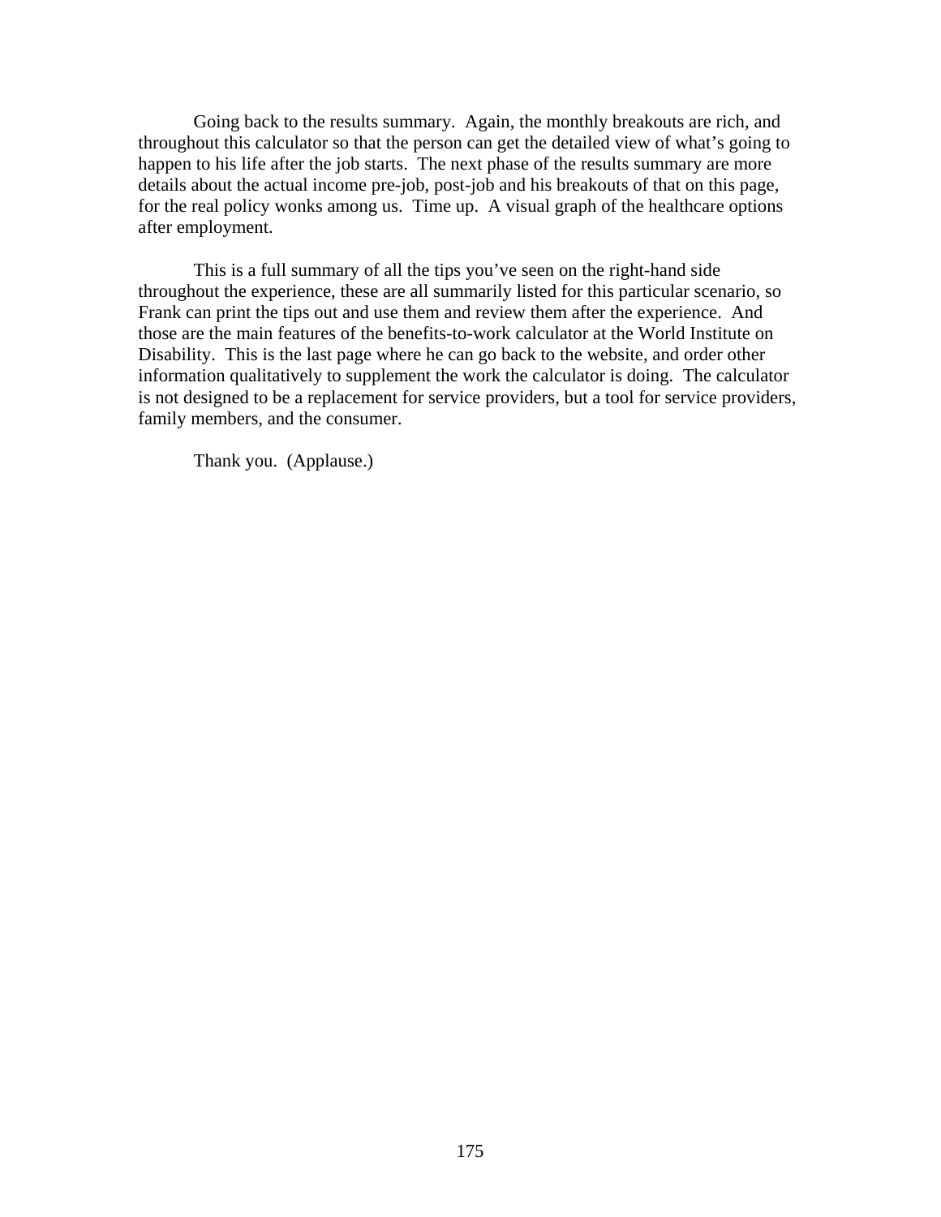Going back to the results summary. Again, the monthly breakouts are rich, and throughout this calculator so that the person can get the detailed view of what's going to happen to his life after the job starts. The next phase of the results summary are more details about the actual income pre-job, post-job and his breakouts of that on this page, for the real policy wonks among us. Time up. A visual graph of the healthcare options after employment.

This is a full summary of all the tips you've seen on the right-hand side throughout the experience, these are all summarily listed for this particular scenario, so Frank can print the tips out and use them and review them after the experience. And those are the main features of the benefits-to-work calculator at the World Institute on Disability. This is the last page where he can go back to the website, and order other information qualitatively to supplement the work the calculator is doing. The calculator is not designed to be a replacement for service providers, but a tool for service providers, family members, and the consumer.

Thank you. (Applause.)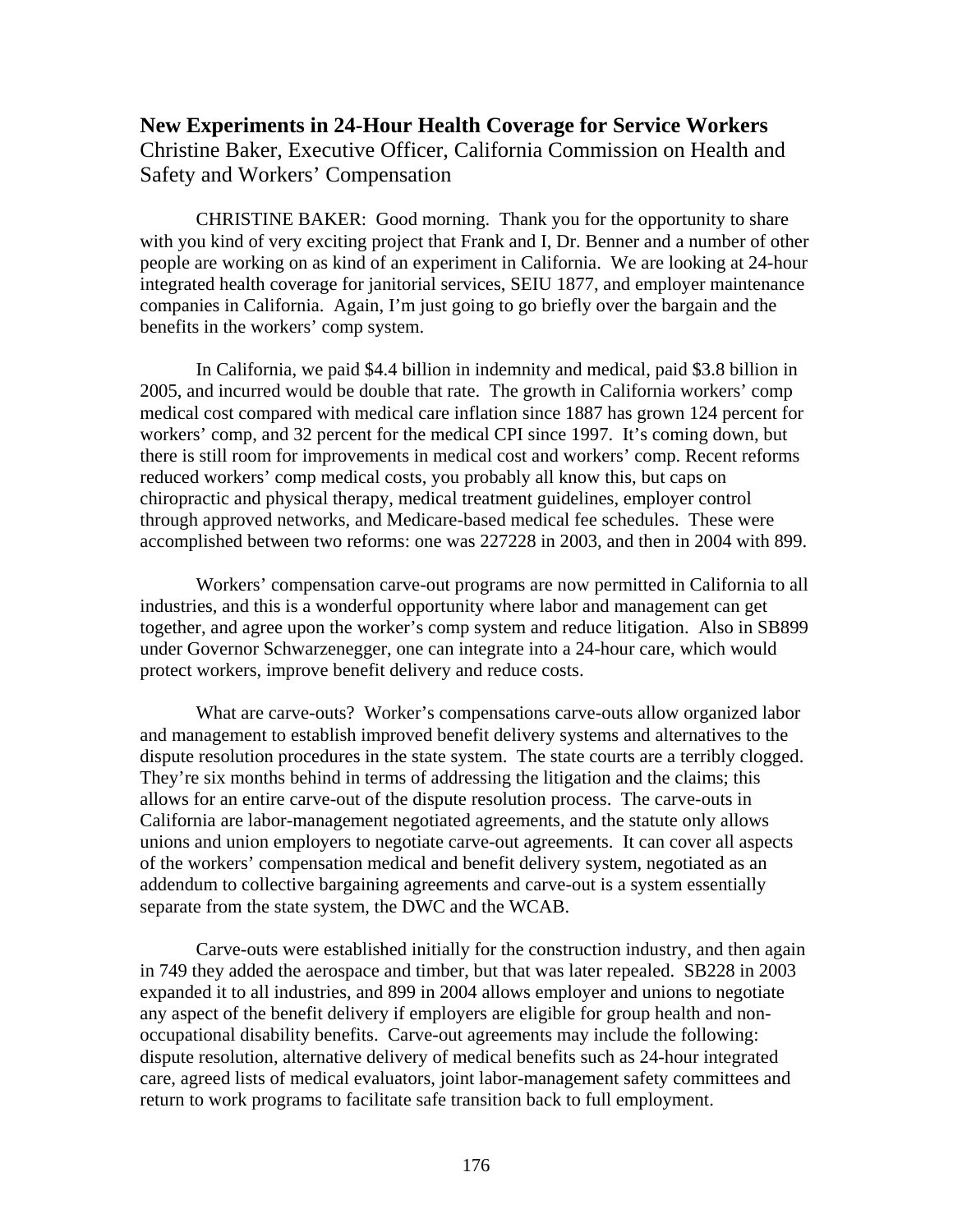## New Experiments in 24-Hour Health Coverage for Service Workers

Christine Baker, Executive Officer, California Commission on Health and Safety and Workers' Compensation

CHRISTINE BAKER: Good morning. Thank you for the opportunity to share with you kind of very exciting project that Frank and I, Dr. Benner and a number of other people are working on as kind of an experiment in California. We are looking at 24-hour integrated health coverage for janitorial services, SEIU 1877, and employer maintenance companies in California. Again, I'm just going to go briefly over the bargain and the benefits in the workers' comp system.

In California, we paid $4.4 billion in indemnity and medical, paid $3.8 billion in 2005, and incurred would be double that rate. The growth in California workers' comp medical cost compared with medical care inflation since 1887 has grown 124 percent for workers' comp, and 32 percent for the medical CPI since 1997. It's coming down, but there is still room for improvements in medical cost and workers' comp. Recent reforms reduced workers' comp medical costs, you probably all know this, but caps on chiropractic and physical therapy, medical treatment guidelines, employer control through approved networks, and Medicare-based medical fee schedules. These were accomplished between two reforms: one was 227228 in 2003, and then in 2004 with 899.

Workers' compensation carve-out programs are now permitted in California to all industries, and this is a wonderful opportunity where labor and management can get together, and agree upon the worker's comp system and reduce litigation. Also in SB899 under Governor Schwarzenegger, one can integrate into a 24-hour care, which would protect workers, improve benefit delivery and reduce costs.

What are carve-outs? Worker's compensations carve-outs allow organized labor and management to establish improved benefit delivery systems and alternatives to the dispute resolution procedures in the state system. The state courts are a terribly clogged. They're six months behind in terms of addressing the litigation and the claims; this allows for an entire carve-out of the dispute resolution process. The carve-outs in California are labor-management negotiated agreements, and the statute only allows unions and union employers to negotiate carve-out agreements. It can cover all aspects of the workers' compensation medical and benefit delivery system, negotiated as an addendum to collective bargaining agreements and carve-out is a system essentially separate from the state system, the DWC and the WCAB.

Carve-outs were established initially for the construction industry, and then again in 749 they added the aerospace and timber, but that was later repealed. SB228 in 2003 expanded it to all industries, and 899 in 2004 allows employer and unions to negotiate any aspect of the benefit delivery if employers are eligible for group health and non-occupational disability benefits. Carve-out agreements may include the following: dispute resolution, alternative delivery of medical benefits such as 24-hour integrated care, agreed lists of medical evaluators, joint labor-management safety committees and return to work programs to facilitate safe transition back to full employment.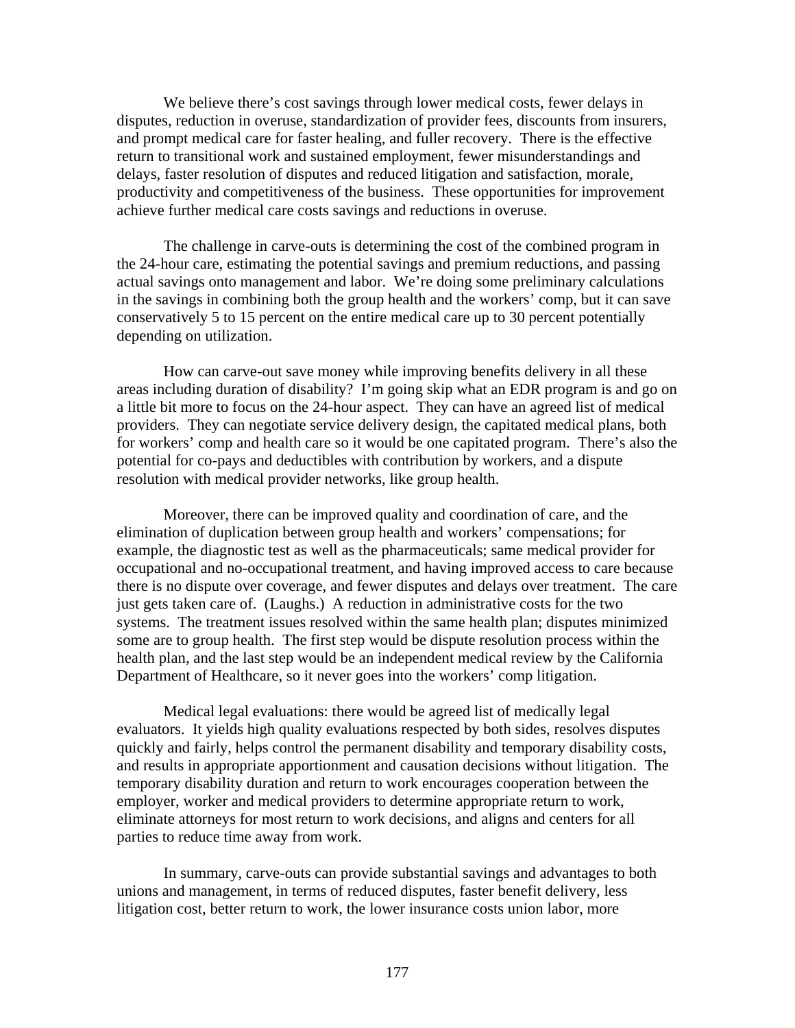We believe there's cost savings through lower medical costs, fewer delays in disputes, reduction in overuse, standardization of provider fees, discounts from insurers, and prompt medical care for faster healing, and fuller recovery. There is the effective return to transitional work and sustained employment, fewer misunderstandings and delays, faster resolution of disputes and reduced litigation and satisfaction, morale, productivity and competitiveness of the business. These opportunities for improvement achieve further medical care costs savings and reductions in overuse.

The challenge in carve-outs is determining the cost of the combined program in the 24-hour care, estimating the potential savings and premium reductions, and passing actual savings onto management and labor. We're doing some preliminary calculations in the savings in combining both the group health and the workers' comp, but it can save conservatively 5 to 15 percent on the entire medical care up to 30 percent potentially depending on utilization.

How can carve-out save money while improving benefits delivery in all these areas including duration of disability? I'm going skip what an EDR program is and go on a little bit more to focus on the 24-hour aspect. They can have an agreed list of medical providers. They can negotiate service delivery design, the capitated medical plans, both for workers' comp and health care so it would be one capitated program. There's also the potential for co-pays and deductibles with contribution by workers, and a dispute resolution with medical provider networks, like group health.

Moreover, there can be improved quality and coordination of care, and the elimination of duplication between group health and workers' compensations; for example, the diagnostic test as well as the pharmaceuticals; same medical provider for occupational and no-occupational treatment, and having improved access to care because there is no dispute over coverage, and fewer disputes and delays over treatment. The care just gets taken care of. (Laughs.) A reduction in administrative costs for the two systems. The treatment issues resolved within the same health plan; disputes minimized some are to group health. The first step would be dispute resolution process within the health plan, and the last step would be an independent medical review by the California Department of Healthcare, so it never goes into the workers' comp litigation.

Medical legal evaluations: there would be agreed list of medically legal evaluators. It yields high quality evaluations respected by both sides, resolves disputes quickly and fairly, helps control the permanent disability and temporary disability costs, and results in appropriate apportionment and causation decisions without litigation. The temporary disability duration and return to work encourages cooperation between the employer, worker and medical providers to determine appropriate return to work, eliminate attorneys for most return to work decisions, and aligns and centers for all parties to reduce time away from work.

In summary, carve-outs can provide substantial savings and advantages to both unions and management, in terms of reduced disputes, faster benefit delivery, less litigation cost, better return to work, the lower insurance costs union labor, more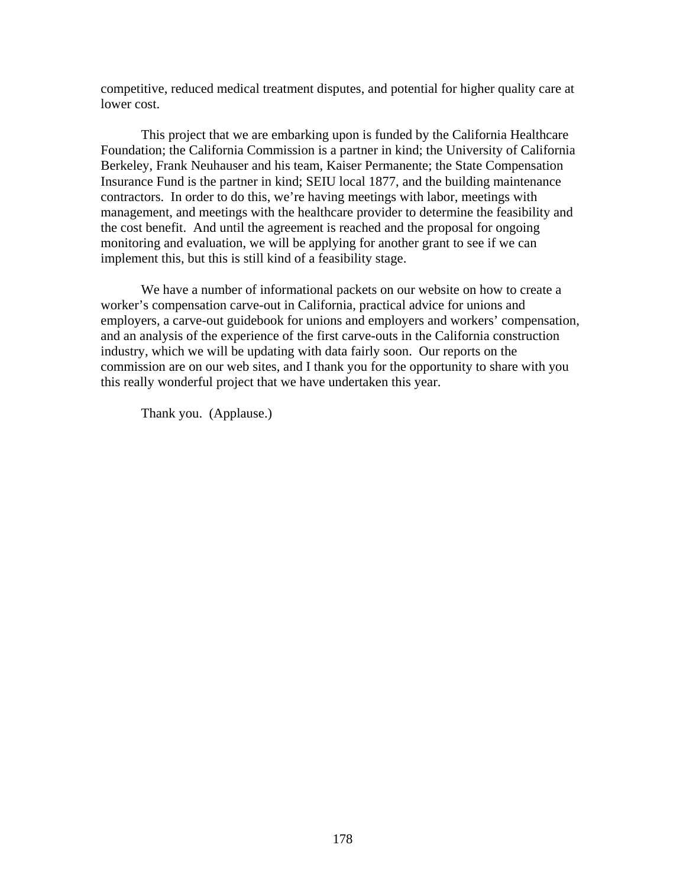competitive, reduced medical treatment disputes, and potential for higher quality care at lower cost.

This project that we are embarking upon is funded by the California Healthcare Foundation; the California Commission is a partner in kind; the University of California Berkeley, Frank Neuhauser and his team, Kaiser Permanente; the State Compensation Insurance Fund is the partner in kind; SEIU local 1877, and the building maintenance contractors. In order to do this, we're having meetings with labor, meetings with management, and meetings with the healthcare provider to determine the feasibility and the cost benefit. And until the agreement is reached and the proposal for ongoing monitoring and evaluation, we will be applying for another grant to see if we can implement this, but this is still kind of a feasibility stage.

We have a number of informational packets on our website on how to create a worker's compensation carve-out in California, practical advice for unions and employers, a carve-out guidebook for unions and employers and workers' compensation, and an analysis of the experience of the first carve-outs in the California construction industry, which we will be updating with data fairly soon. Our reports on the commission are on our web sites, and I thank you for the opportunity to share with you this really wonderful project that we have undertaken this year.

Thank you. (Applause.)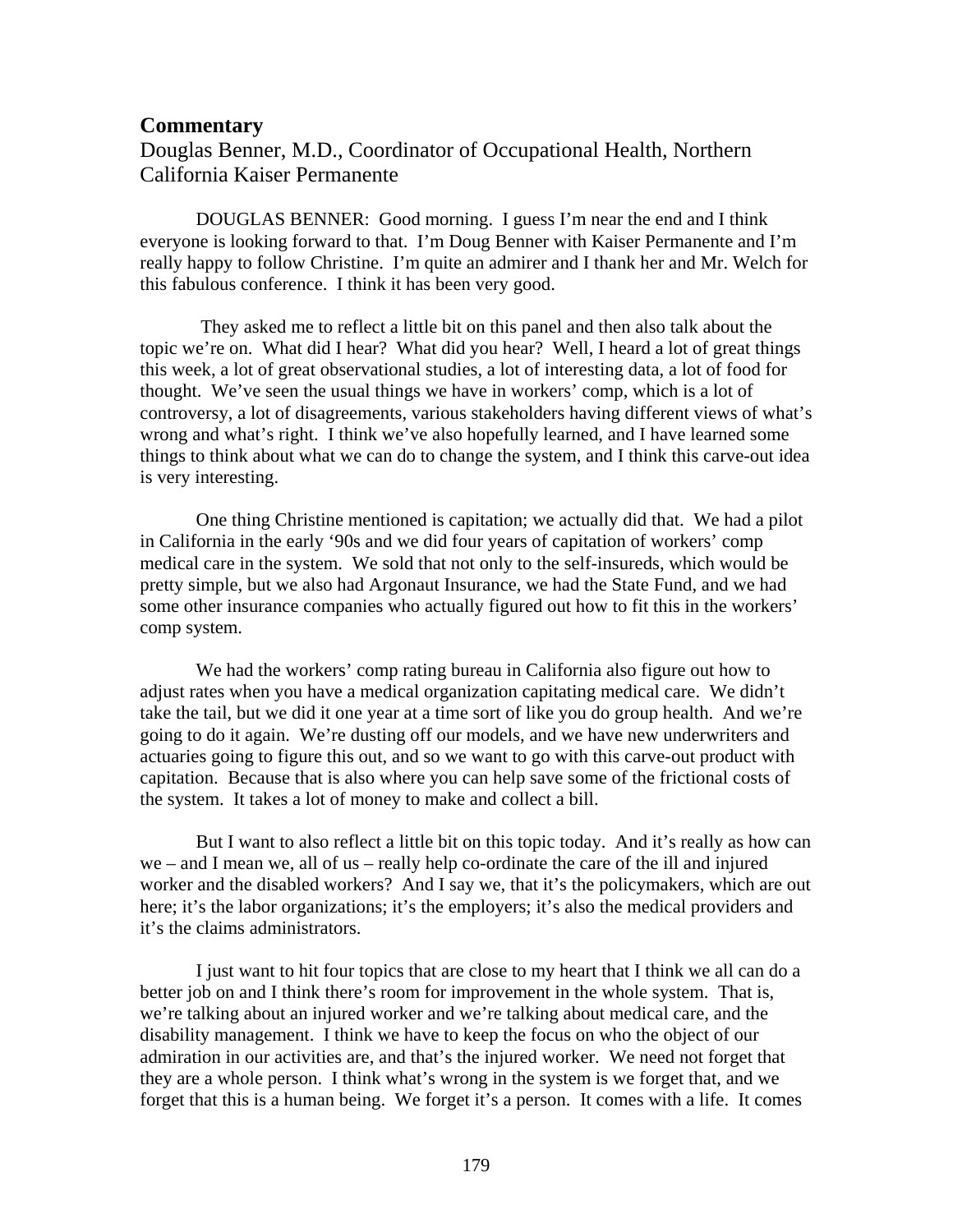## Commentary

Douglas Benner, M.D., Coordinator of Occupational Health, Northern California Kaiser Permanente

DOUGLAS BENNER: Good morning. I guess I'm near the end and I think everyone is looking forward to that. I'm Doug Benner with Kaiser Permanente and I'm really happy to follow Christine. I'm quite an admirer and I thank her and Mr. Welch for this fabulous conference. I think it has been very good.

They asked me to reflect a little bit on this panel and then also talk about the topic we're on. What did I hear? What did you hear? Well, I heard a lot of great things this week, a lot of great observational studies, a lot of interesting data, a lot of food for thought. We've seen the usual things we have in workers' comp, which is a lot of controversy, a lot of disagreements, various stakeholders having different views of what's wrong and what's right. I think we've also hopefully learned, and I have learned some things to think about what we can do to change the system, and I think this carve-out idea is very interesting.

One thing Christine mentioned is capitation; we actually did that. We had a pilot in California in the early '90s and we did four years of capitation of workers' comp medical care in the system. We sold that not only to the self-insureds, which would be pretty simple, but we also had Argonaut Insurance, we had the State Fund, and we had some other insurance companies who actually figured out how to fit this in the workers' comp system.

We had the workers' comp rating bureau in California also figure out how to adjust rates when you have a medical organization capitating medical care. We didn't take the tail, but we did it one year at a time sort of like you do group health. And we're going to do it again. We're dusting off our models, and we have new underwriters and actuaries going to figure this out, and so we want to go with this carve-out product with capitation. Because that is also where you can help save some of the frictional costs of the system. It takes a lot of money to make and collect a bill.

But I want to also reflect a little bit on this topic today. And it's really as how can we – and I mean we, all of us – really help co-ordinate the care of the ill and injured worker and the disabled workers? And I say we, that it's the policymakers, which are out here; it's the labor organizations; it's the employers; it's also the medical providers and it's the claims administrators.

I just want to hit four topics that are close to my heart that I think we all can do a better job on and I think there's room for improvement in the whole system. That is, we're talking about an injured worker and we're talking about medical care, and the disability management. I think we have to keep the focus on who the object of our admiration in our activities are, and that's the injured worker. We need not forget that they are a whole person. I think what's wrong in the system is we forget that, and we forget that this is a human being. We forget it's a person. It comes with a life. It comes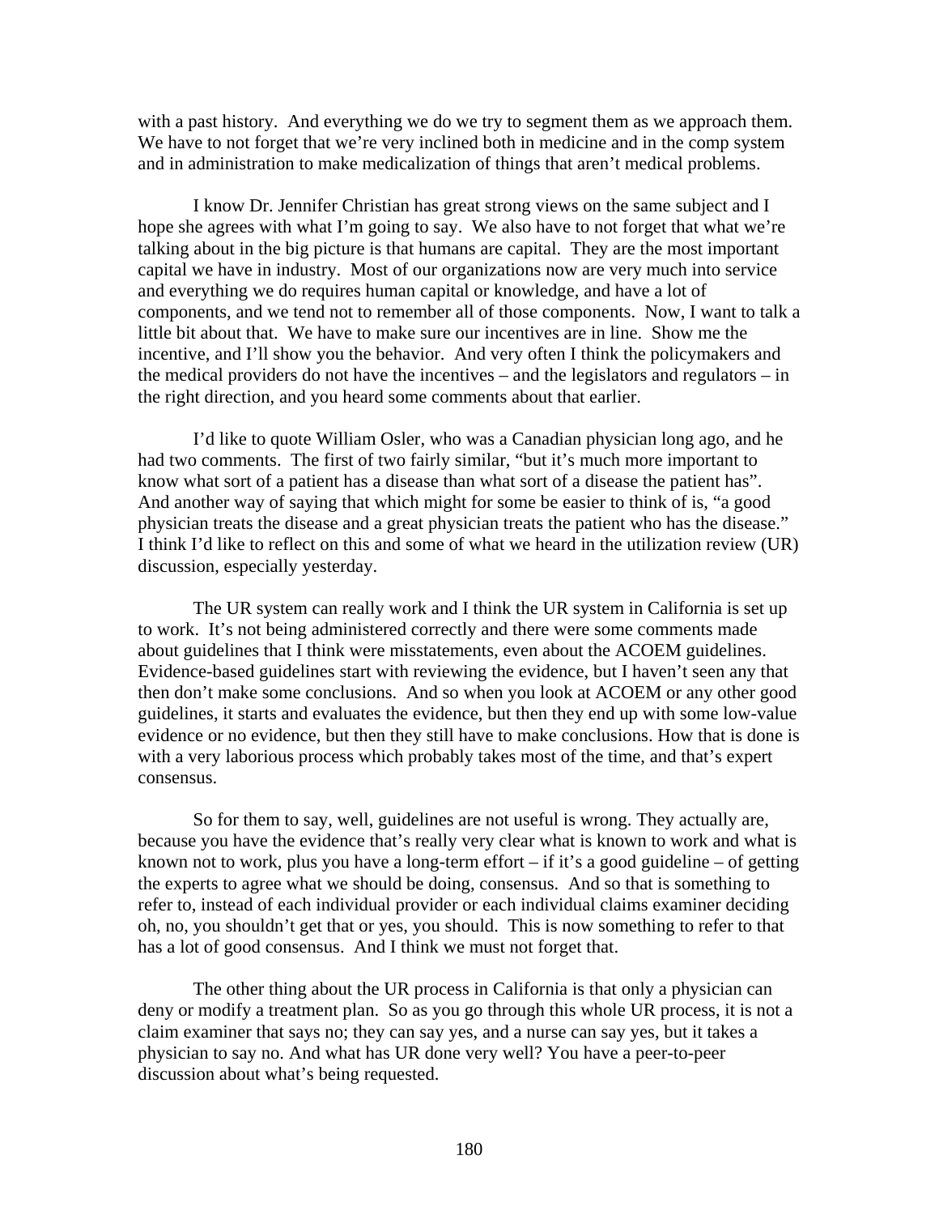with a past history. And everything we do we try to segment them as we approach them. We have to not forget that we're very inclined both in medicine and in the comp system and in administration to make medicalization of things that aren't medical problems.

I know Dr. Jennifer Christian has great strong views on the same subject and I hope she agrees with what I'm going to say. We also have to not forget that what we're talking about in the big picture is that humans are capital. They are the most important capital we have in industry. Most of our organizations now are very much into service and everything we do requires human capital or knowledge, and have a lot of components, and we tend not to remember all of those components. Now, I want to talk a little bit about that. We have to make sure our incentives are in line. Show me the incentive, and I'll show you the behavior. And very often I think the policymakers and the medical providers do not have the incentives – and the legislators and regulators – in the right direction, and you heard some comments about that earlier.

I'd like to quote William Osler, who was a Canadian physician long ago, and he had two comments. The first of two fairly similar, "but it's much more important to know what sort of a patient has a disease than what sort of a disease the patient has". And another way of saying that which might for some be easier to think of is, "a good physician treats the disease and a great physician treats the patient who has the disease." I think I'd like to reflect on this and some of what we heard in the utilization review (UR) discussion, especially yesterday.

The UR system can really work and I think the UR system in California is set up to work. It's not being administered correctly and there were some comments made about guidelines that I think were misstatements, even about the ACOEM guidelines. Evidence-based guidelines start with reviewing the evidence, but I haven't seen any that then don't make some conclusions. And so when you look at ACOEM or any other good guidelines, it starts and evaluates the evidence, but then they end up with some low-value evidence or no evidence, but then they still have to make conclusions. How that is done is with a very laborious process which probably takes most of the time, and that's expert consensus.

So for them to say, well, guidelines are not useful is wrong. They actually are, because you have the evidence that's really very clear what is known to work and what is known not to work, plus you have a long-term effort – if it's a good guideline – of getting the experts to agree what we should be doing, consensus. And so that is something to refer to, instead of each individual provider or each individual claims examiner deciding oh, no, you shouldn't get that or yes, you should. This is now something to refer to that has a lot of good consensus. And I think we must not forget that.

The other thing about the UR process in California is that only a physician can deny or modify a treatment plan. So as you go through this whole UR process, it is not a claim examiner that says no; they can say yes, and a nurse can say yes, but it takes a physician to say no. And what has UR done very well? You have a peer-to-peer discussion about what's being requested.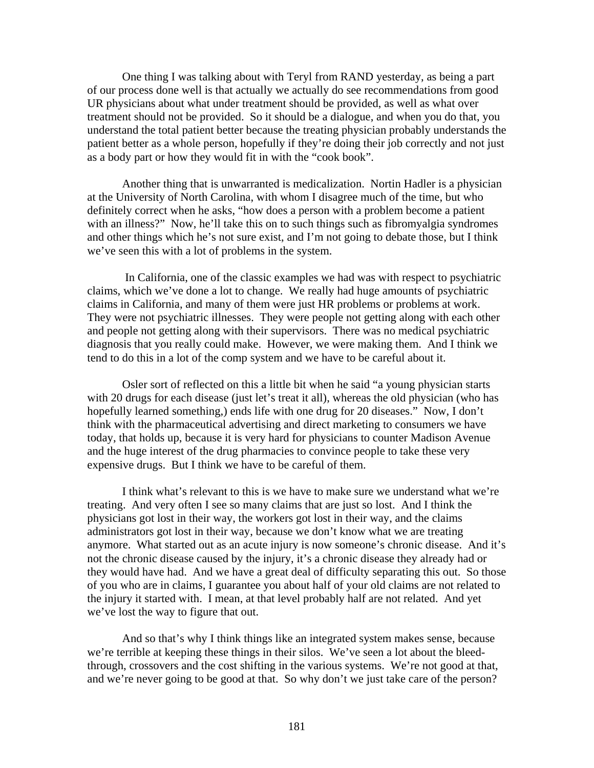One thing I was talking about with Teryl from RAND yesterday, as being a part of our process done well is that actually we actually do see recommendations from good UR physicians about what under treatment should be provided, as well as what over treatment should not be provided. So it should be a dialogue, and when you do that, you understand the total patient better because the treating physician probably understands the patient better as a whole person, hopefully if they're doing their job correctly and not just as a body part or how they would fit in with the "cook book".

Another thing that is unwarranted is medicalization. Nortin Hadler is a physician at the University of North Carolina, with whom I disagree much of the time, but who definitely correct when he asks, "how does a person with a problem become a patient with an illness?" Now, he'll take this on to such things such as fibromyalgia syndromes and other things which he's not sure exist, and I'm not going to debate those, but I think we've seen this with a lot of problems in the system.

In California, one of the classic examples we had was with respect to psychiatric claims, which we've done a lot to change. We really had huge amounts of psychiatric claims in California, and many of them were just HR problems or problems at work. They were not psychiatric illnesses. They were people not getting along with each other and people not getting along with their supervisors. There was no medical psychiatric diagnosis that you really could make. However, we were making them. And I think we tend to do this in a lot of the comp system and we have to be careful about it.

Osler sort of reflected on this a little bit when he said "a young physician starts with 20 drugs for each disease (just let's treat it all), whereas the old physician (who has hopefully learned something,) ends life with one drug for 20 diseases." Now, I don't think with the pharmaceutical advertising and direct marketing to consumers we have today, that holds up, because it is very hard for physicians to counter Madison Avenue and the huge interest of the drug pharmacies to convince people to take these very expensive drugs. But I think we have to be careful of them.

I think what's relevant to this is we have to make sure we understand what we're treating. And very often I see so many claims that are just so lost. And I think the physicians got lost in their way, the workers got lost in their way, and the claims administrators got lost in their way, because we don't know what we are treating anymore. What started out as an acute injury is now someone's chronic disease. And it's not the chronic disease caused by the injury, it's a chronic disease they already had or they would have had. And we have a great deal of difficulty separating this out. So those of you who are in claims, I guarantee you about half of your old claims are not related to the injury it started with. I mean, at that level probably half are not related. And yet we've lost the way to figure that out.

And so that's why I think things like an integrated system makes sense, because we're terrible at keeping these things in their silos. We've seen a lot about the bleed-through, crossovers and the cost shifting in the various systems. We're not good at that, and we're never going to be good at that. So why don't we just take care of the person?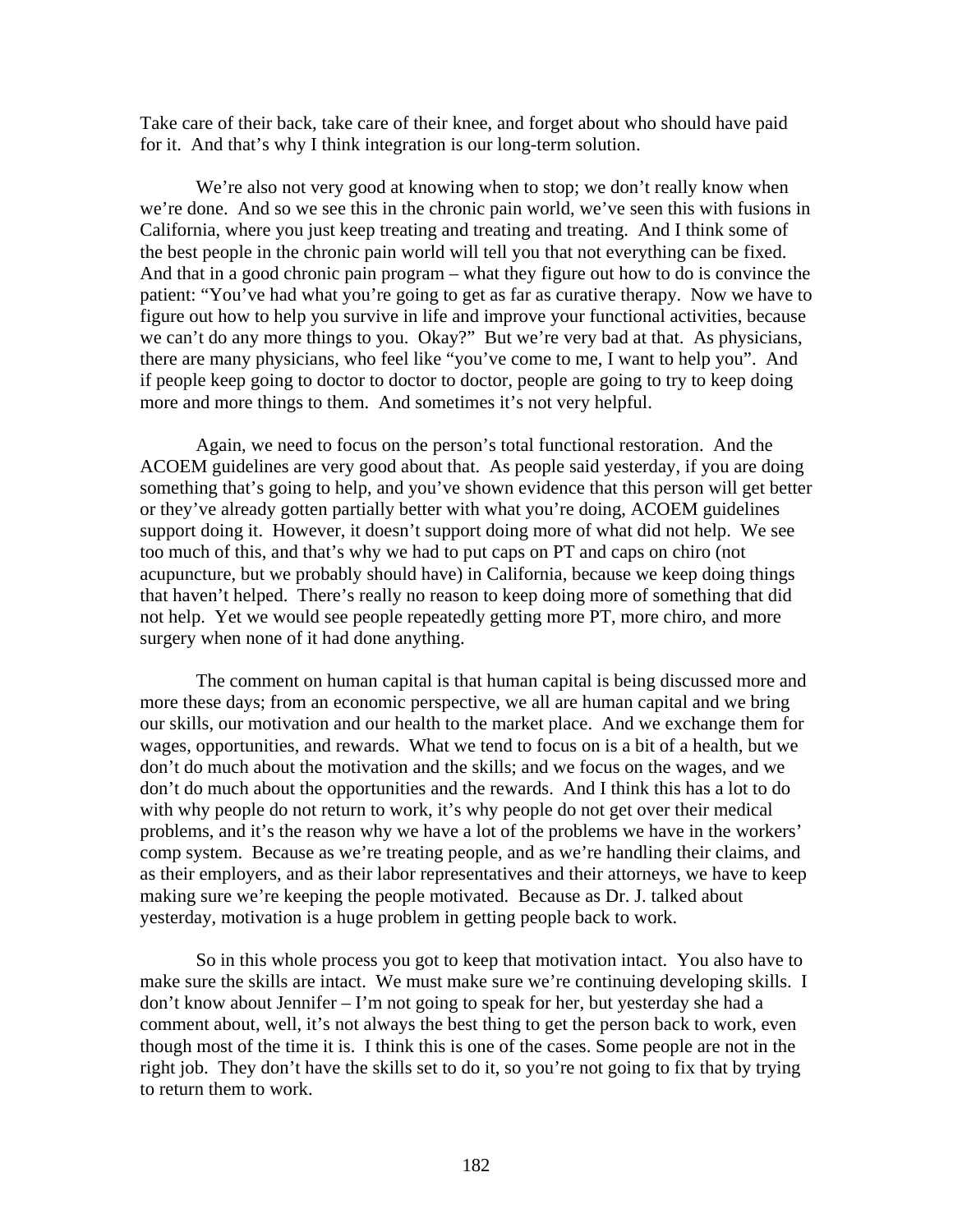Take care of their back, take care of their knee, and forget about who should have paid for it. And that's why I think integration is our long-term solution.

We're also not very good at knowing when to stop; we don't really know when we're done. And so we see this in the chronic pain world, we've seen this with fusions in California, where you just keep treating and treating and treating. And I think some of the best people in the chronic pain world will tell you that not everything can be fixed. And that in a good chronic pain program – what they figure out how to do is convince the patient: "You've had what you're going to get as far as curative therapy. Now we have to figure out how to help you survive in life and improve your functional activities, because we can't do any more things to you. Okay?" But we're very bad at that. As physicians, there are many physicians, who feel like "you've come to me, I want to help you". And if people keep going to doctor to doctor to doctor, people are going to try to keep doing more and more things to them. And sometimes it's not very helpful.

Again, we need to focus on the person's total functional restoration. And the ACOEM guidelines are very good about that. As people said yesterday, if you are doing something that's going to help, and you've shown evidence that this person will get better or they've already gotten partially better with what you're doing, ACOEM guidelines support doing it. However, it doesn't support doing more of what did not help. We see too much of this, and that's why we had to put caps on PT and caps on chiro (not acupuncture, but we probably should have) in California, because we keep doing things that haven't helped. There's really no reason to keep doing more of something that did not help. Yet we would see people repeatedly getting more PT, more chiro, and more surgery when none of it had done anything.

The comment on human capital is that human capital is being discussed more and more these days; from an economic perspective, we all are human capital and we bring our skills, our motivation and our health to the market place. And we exchange them for wages, opportunities, and rewards. What we tend to focus on is a bit of a health, but we don't do much about the motivation and the skills; and we focus on the wages, and we don't do much about the opportunities and the rewards. And I think this has a lot to do with why people do not return to work, it's why people do not get over their medical problems, and it's the reason why we have a lot of the problems we have in the workers' comp system. Because as we're treating people, and as we're handling their claims, and as their employers, and as their labor representatives and their attorneys, we have to keep making sure we're keeping the people motivated. Because as Dr. J. talked about yesterday, motivation is a huge problem in getting people back to work.

So in this whole process you got to keep that motivation intact. You also have to make sure the skills are intact. We must make sure we're continuing developing skills. I don't know about Jennifer – I'm not going to speak for her, but yesterday she had a comment about, well, it's not always the best thing to get the person back to work, even though most of the time it is. I think this is one of the cases. Some people are not in the right job. They don't have the skills set to do it, so you're not going to fix that by trying to return them to work.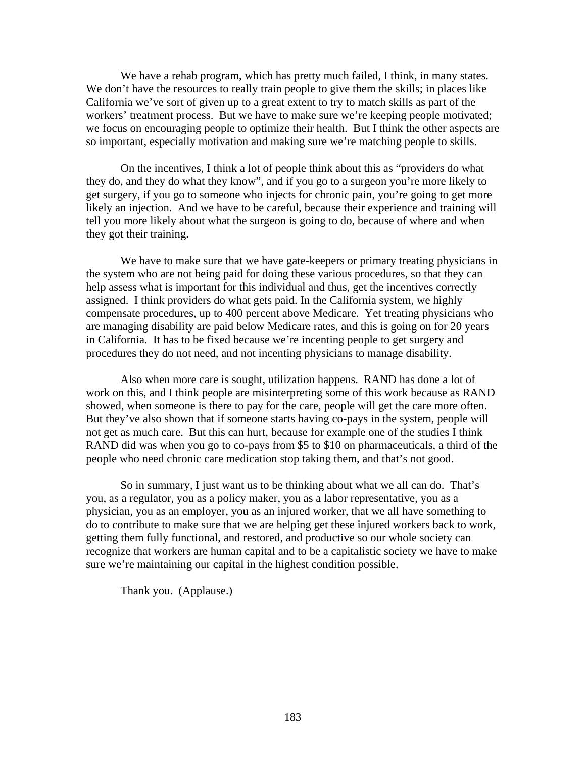We have a rehab program, which has pretty much failed, I think, in many states. We don't have the resources to really train people to give them the skills; in places like California we've sort of given up to a great extent to try to match skills as part of the workers' treatment process. But we have to make sure we're keeping people motivated; we focus on encouraging people to optimize their health. But I think the other aspects are so important, especially motivation and making sure we're matching people to skills.

On the incentives, I think a lot of people think about this as "providers do what they do, and they do what they know", and if you go to a surgeon you're more likely to get surgery, if you go to someone who injects for chronic pain, you're going to get more likely an injection. And we have to be careful, because their experience and training will tell you more likely about what the surgeon is going to do, because of where and when they got their training.

We have to make sure that we have gate-keepers or primary treating physicians in the system who are not being paid for doing these various procedures, so that they can help assess what is important for this individual and thus, get the incentives correctly assigned. I think providers do what gets paid. In the California system, we highly compensate procedures, up to 400 percent above Medicare. Yet treating physicians who are managing disability are paid below Medicare rates, and this is going on for 20 years in California. It has to be fixed because we're incenting people to get surgery and procedures they do not need, and not incenting physicians to manage disability.

Also when more care is sought, utilization happens. RAND has done a lot of work on this, and I think people are misinterpreting some of this work because as RAND showed, when someone is there to pay for the care, people will get the care more often. But they've also shown that if someone starts having co-pays in the system, people will not get as much care. But this can hurt, because for example one of the studies I think RAND did was when you go to co-pays from $5 to $10 on pharmaceuticals, a third of the people who need chronic care medication stop taking them, and that's not good.

So in summary, I just want us to be thinking about what we all can do. That's you, as a regulator, you as a policy maker, you as a labor representative, you as a physician, you as an employer, you as an injured worker, that we all have something to do to contribute to make sure that we are helping get these injured workers back to work, getting them fully functional, and restored, and productive so our whole society can recognize that workers are human capital and to be a capitalistic society we have to make sure we're maintaining our capital in the highest condition possible.

Thank you. (Applause.)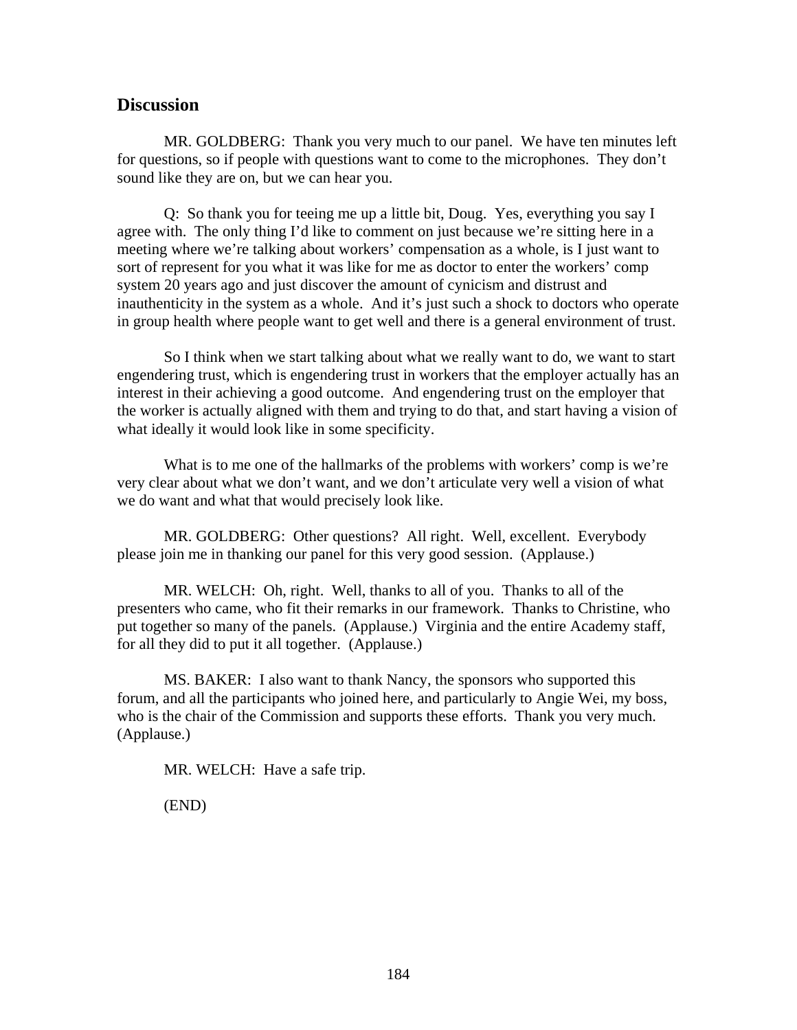## Discussion

MR. GOLDBERG: Thank you very much to our panel. We have ten minutes left for questions, so if people with questions want to come to the microphones. They don't sound like they are on, but we can hear you.

Q: So thank you for teeing me up a little bit, Doug. Yes, everything you say I agree with. The only thing I'd like to comment on just because we're sitting here in a meeting where we're talking about workers' compensation as a whole, is I just want to sort of represent for you what it was like for me as doctor to enter the workers' comp system 20 years ago and just discover the amount of cynicism and distrust and inauthenticity in the system as a whole. And it's just such a shock to doctors who operate in group health where people want to get well and there is a general environment of trust.

So I think when we start talking about what we really want to do, we want to start engendering trust, which is engendering trust in workers that the employer actually has an interest in their achieving a good outcome. And engendering trust on the employer that the worker is actually aligned with them and trying to do that, and start having a vision of what ideally it would look like in some specificity.

What is to me one of the hallmarks of the problems with workers' comp is we're very clear about what we don't want, and we don't articulate very well a vision of what we do want and what that would precisely look like.

MR. GOLDBERG: Other questions? All right. Well, excellent. Everybody please join me in thanking our panel for this very good session. (Applause.)

MR. WELCH: Oh, right. Well, thanks to all of you. Thanks to all of the presenters who came, who fit their remarks in our framework. Thanks to Christine, who put together so many of the panels. (Applause.) Virginia and the entire Academy staff, for all they did to put it all together. (Applause.)

MS. BAKER: I also want to thank Nancy, the sponsors who supported this forum, and all the participants who joined here, and particularly to Angie Wei, my boss, who is the chair of the Commission and supports these efforts. Thank you very much. (Applause.)

MR. WELCH: Have a safe trip.

(END)